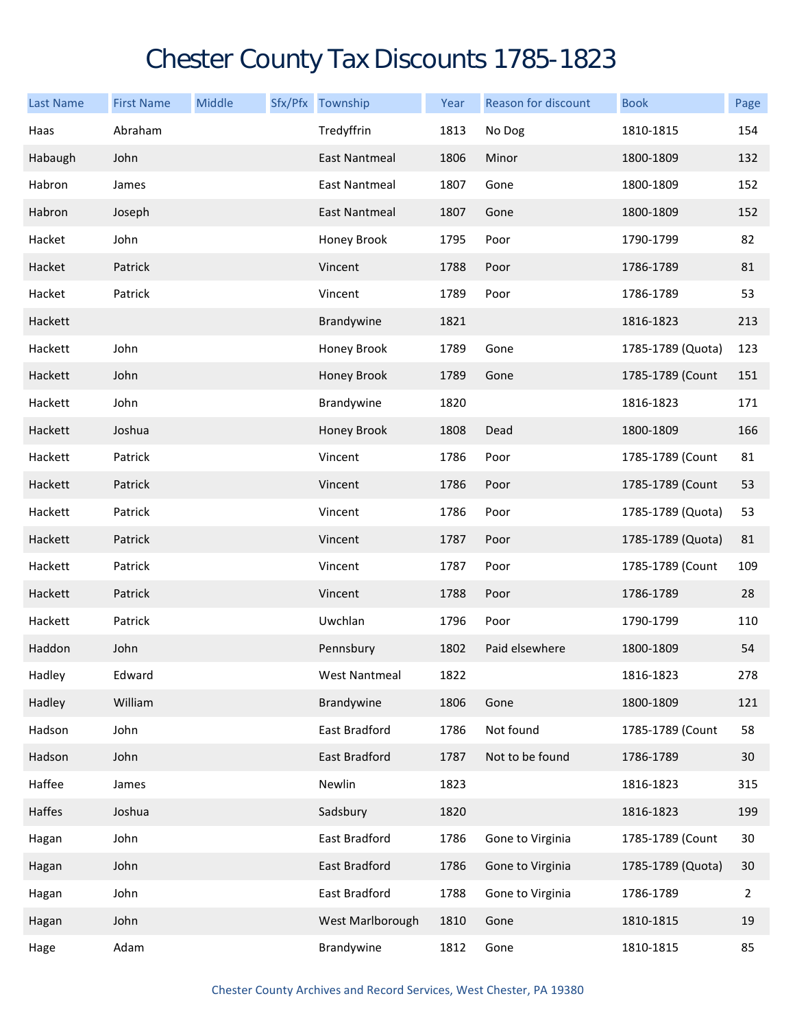# Chester County Tax Discounts 1785-1823

| Last Name | First Name | Middle | Sfx/Pfx | Township | Year | Reason for discount | Book | Page |
|---|---|---|---|---|---|---|---|---|
| Haas | Abraham | | | Tredyffrin | 1813 | No Dog | 1810-1815 | 154 |
| Habaugh | John | | | East Nantmeal | 1806 | Minor | 1800-1809 | 132 |
| Habron | James | | | East Nantmeal | 1807 | Gone | 1800-1809 | 152 |
| Habron | Joseph | | | East Nantmeal | 1807 | Gone | 1800-1809 | 152 |
| Hacket | John | | | Honey Brook | 1795 | Poor | 1790-1799 | 82 |
| Hacket | Patrick | | | Vincent | 1788 | Poor | 1786-1789 | 81 |
| Hacket | Patrick | | | Vincent | 1789 | Poor | 1786-1789 | 53 |
| Hackett | | | | Brandywine | 1821 | | 1816-1823 | 213 |
| Hackett | John | | | Honey Brook | 1789 | Gone | 1785-1789 (Quota) | 123 |
| Hackett | John | | | Honey Brook | 1789 | Gone | 1785-1789 (Count | 151 |
| Hackett | John | | | Brandywine | 1820 | | 1816-1823 | 171 |
| Hackett | Joshua | | | Honey Brook | 1808 | Dead | 1800-1809 | 166 |
| Hackett | Patrick | | | Vincent | 1786 | Poor | 1785-1789 (Count | 81 |
| Hackett | Patrick | | | Vincent | 1786 | Poor | 1785-1789 (Count | 53 |
| Hackett | Patrick | | | Vincent | 1786 | Poor | 1785-1789 (Quota) | 53 |
| Hackett | Patrick | | | Vincent | 1787 | Poor | 1785-1789 (Quota) | 81 |
| Hackett | Patrick | | | Vincent | 1787 | Poor | 1785-1789 (Count | 109 |
| Hackett | Patrick | | | Vincent | 1788 | Poor | 1786-1789 | 28 |
| Hackett | Patrick | | | Uwchlan | 1796 | Poor | 1790-1799 | 110 |
| Haddon | John | | | Pennsbury | 1802 | Paid elsewhere | 1800-1809 | 54 |
| Hadley | Edward | | | West Nantmeal | 1822 | | 1816-1823 | 278 |
| Hadley | William | | | Brandywine | 1806 | Gone | 1800-1809 | 121 |
| Hadson | John | | | East Bradford | 1786 | Not found | 1785-1789 (Count | 58 |
| Hadson | John | | | East Bradford | 1787 | Not to be found | 1786-1789 | 30 |
| Haffee | James | | | Newlin | 1823 | | 1816-1823 | 315 |
| Haffes | Joshua | | | Sadsbury | 1820 | | 1816-1823 | 199 |
| Hagan | John | | | East Bradford | 1786 | Gone to Virginia | 1785-1789 (Count | 30 |
| Hagan | John | | | East Bradford | 1786 | Gone to Virginia | 1785-1789 (Quota) | 30 |
| Hagan | John | | | East Bradford | 1788 | Gone to Virginia | 1786-1789 | 2 |
| Hagan | John | | | West Marlborough | 1810 | Gone | 1810-1815 | 19 |
| Hage | Adam | | | Brandywine | 1812 | Gone | 1810-1815 | 85 |

Chester County Archives and Record Services, West Chester, PA 19380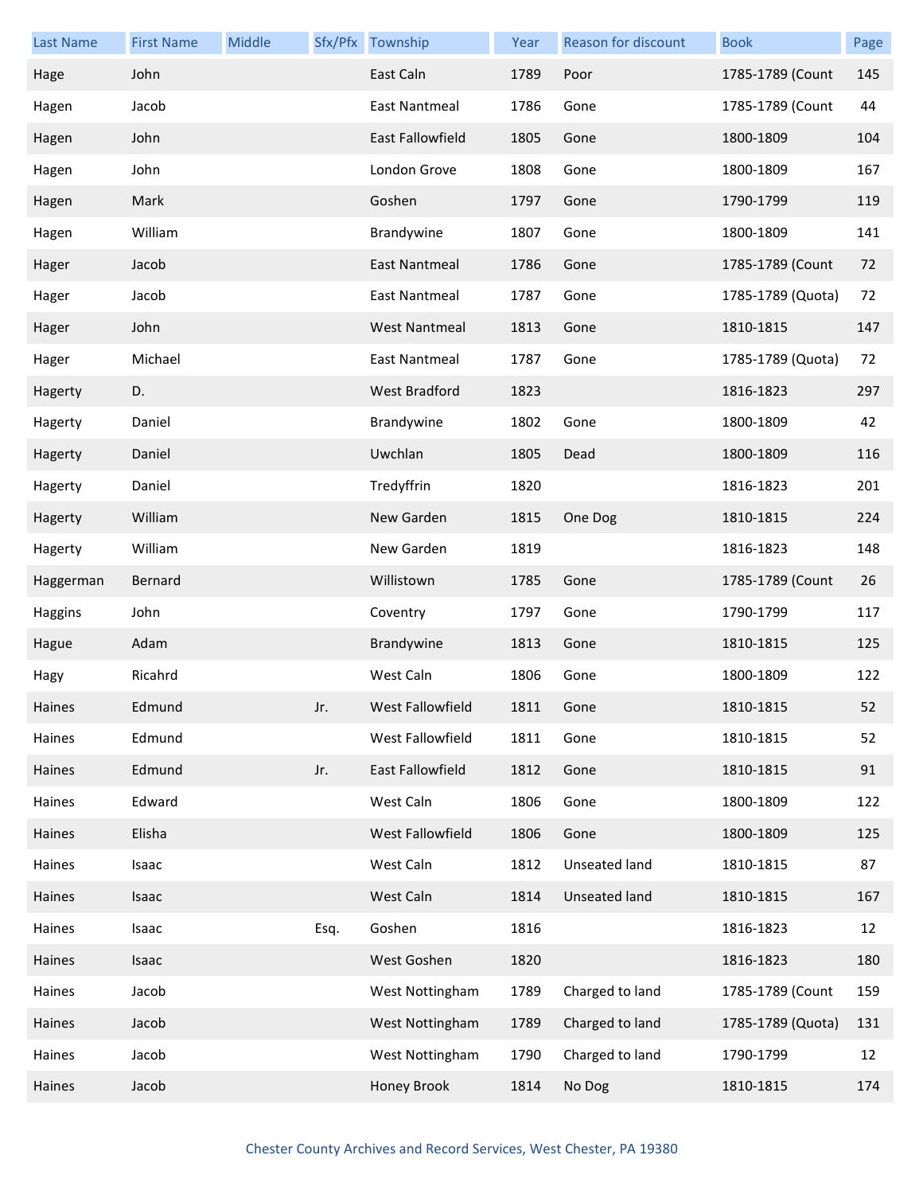| Last Name | First Name | Middle | Sfx/Pfx | Township | Year | Reason for discount | Book | Page |
|---|---|---|---|---|---|---|---|---|
| Hage | John | | | East Caln | 1789 | Poor | 1785-1789 (Count | 145 |
| Hagen | Jacob | | | East Nantmeal | 1786 | Gone | 1785-1789 (Count | 44 |
| Hagen | John | | | East Fallowfield | 1805 | Gone | 1800-1809 | 104 |
| Hagen | John | | | London Grove | 1808 | Gone | 1800-1809 | 167 |
| Hagen | Mark | | | Goshen | 1797 | Gone | 1790-1799 | 119 |
| Hagen | William | | | Brandywine | 1807 | Gone | 1800-1809 | 141 |
| Hager | Jacob | | | East Nantmeal | 1786 | Gone | 1785-1789 (Count | 72 |
| Hager | Jacob | | | East Nantmeal | 1787 | Gone | 1785-1789 (Quota) | 72 |
| Hager | John | | | West Nantmeal | 1813 | Gone | 1810-1815 | 147 |
| Hager | Michael | | | East Nantmeal | 1787 | Gone | 1785-1789 (Quota) | 72 |
| Hagerty | D. | | | West Bradford | 1823 | | 1816-1823 | 297 |
| Hagerty | Daniel | | | Brandywine | 1802 | Gone | 1800-1809 | 42 |
| Hagerty | Daniel | | | Uwchlan | 1805 | Dead | 1800-1809 | 116 |
| Hagerty | Daniel | | | Tredyffrin | 1820 | | 1816-1823 | 201 |
| Hagerty | William | | | New Garden | 1815 | One Dog | 1810-1815 | 224 |
| Hagerty | William | | | New Garden | 1819 | | 1816-1823 | 148 |
| Haggerman | Bernard | | | Willistown | 1785 | Gone | 1785-1789 (Count | 26 |
| Haggins | John | | | Coventry | 1797 | Gone | 1790-1799 | 117 |
| Hague | Adam | | | Brandywine | 1813 | Gone | 1810-1815 | 125 |
| Hagy | Ricahrd | | | West Caln | 1806 | Gone | 1800-1809 | 122 |
| Haines | Edmund | | Jr. | West Fallowfield | 1811 | Gone | 1810-1815 | 52 |
| Haines | Edmund | | | West Fallowfield | 1811 | Gone | 1810-1815 | 52 |
| Haines | Edmund | | Jr. | East Fallowfield | 1812 | Gone | 1810-1815 | 91 |
| Haines | Edward | | | West Caln | 1806 | Gone | 1800-1809 | 122 |
| Haines | Elisha | | | West Fallowfield | 1806 | Gone | 1800-1809 | 125 |
| Haines | Isaac | | | West Caln | 1812 | Unseated land | 1810-1815 | 87 |
| Haines | Isaac | | | West Caln | 1814 | Unseated land | 1810-1815 | 167 |
| Haines | Isaac | | Esq. | Goshen | 1816 | | 1816-1823 | 12 |
| Haines | Isaac | | | West Goshen | 1820 | | 1816-1823 | 180 |
| Haines | Jacob | | | West Nottingham | 1789 | Charged to land | 1785-1789 (Count | 159 |
| Haines | Jacob | | | West Nottingham | 1789 | Charged to land | 1785-1789 (Quota) | 131 |
| Haines | Jacob | | | West Nottingham | 1790 | Charged to land | 1790-1799 | 12 |
| Haines | Jacob | | | Honey Brook | 1814 | No Dog | 1810-1815 | 174 |

Chester County Archives and Record Services, West Chester, PA 19380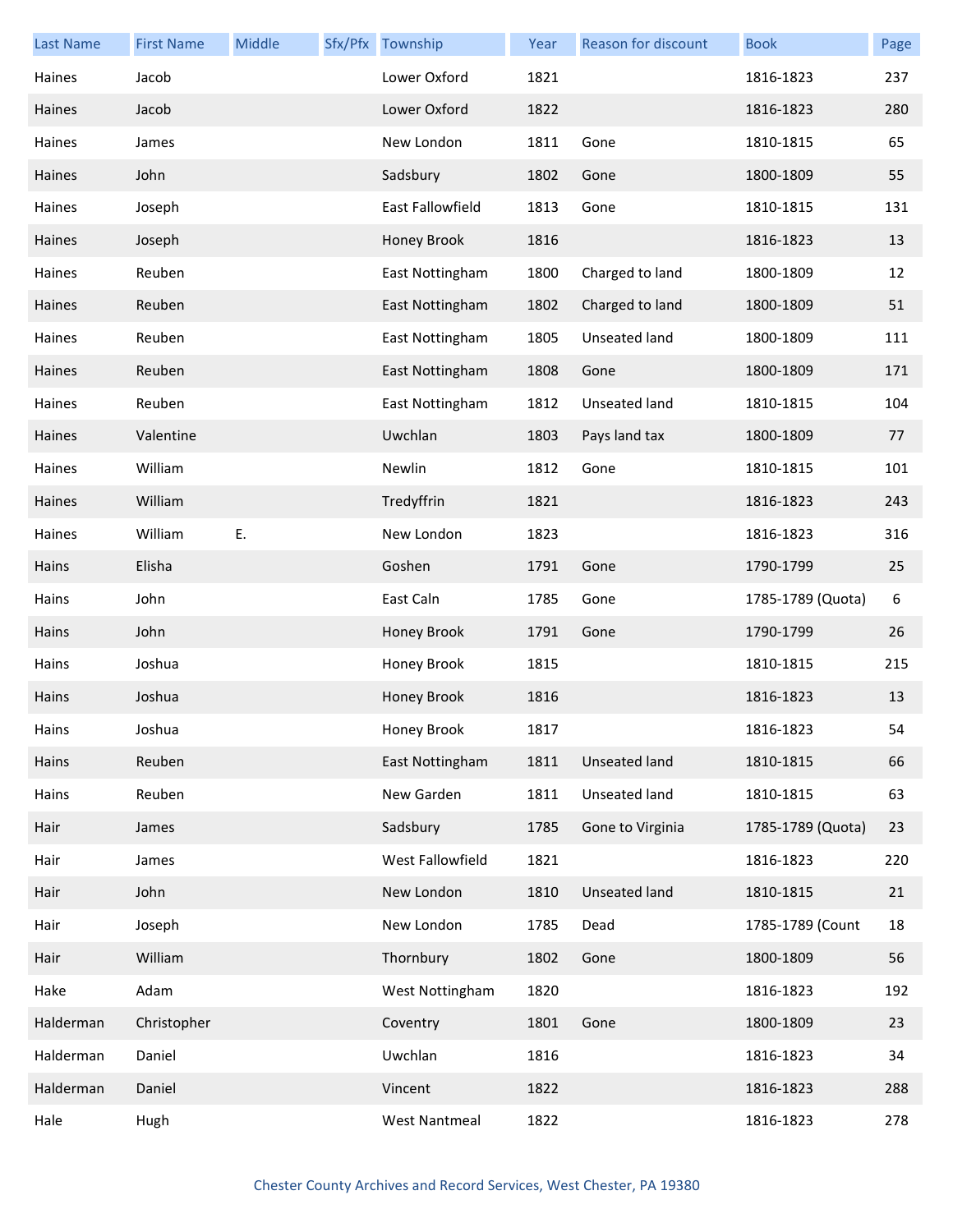| Last Name | First Name | Middle | Sfx/Pfx | Township | Year | Reason for discount | Book | Page |
|---|---|---|---|---|---|---|---|---|
| Haines | Jacob | | | Lower Oxford | 1821 | | 1816-1823 | 237 |
| Haines | Jacob | | | Lower Oxford | 1822 | | 1816-1823 | 280 |
| Haines | James | | | New London | 1811 | Gone | 1810-1815 | 65 |
| Haines | John | | | Sadsbury | 1802 | Gone | 1800-1809 | 55 |
| Haines | Joseph | | | East Fallowfield | 1813 | Gone | 1810-1815 | 131 |
| Haines | Joseph | | | Honey Brook | 1816 | | 1816-1823 | 13 |
| Haines | Reuben | | | East Nottingham | 1800 | Charged to land | 1800-1809 | 12 |
| Haines | Reuben | | | East Nottingham | 1802 | Charged to land | 1800-1809 | 51 |
| Haines | Reuben | | | East Nottingham | 1805 | Unseated land | 1800-1809 | 111 |
| Haines | Reuben | | | East Nottingham | 1808 | Gone | 1800-1809 | 171 |
| Haines | Reuben | | | East Nottingham | 1812 | Unseated land | 1810-1815 | 104 |
| Haines | Valentine | | | Uwchlan | 1803 | Pays land tax | 1800-1809 | 77 |
| Haines | William | | | Newlin | 1812 | Gone | 1810-1815 | 101 |
| Haines | William | | | Tredyffrin | 1821 | | 1816-1823 | 243 |
| Haines | William | E. | | New London | 1823 | | 1816-1823 | 316 |
| Hains | Elisha | | | Goshen | 1791 | Gone | 1790-1799 | 25 |
| Hains | John | | | East Caln | 1785 | Gone | 1785-1789 (Quota) | 6 |
| Hains | John | | | Honey Brook | 1791 | Gone | 1790-1799 | 26 |
| Hains | Joshua | | | Honey Brook | 1815 | | 1810-1815 | 215 |
| Hains | Joshua | | | Honey Brook | 1816 | | 1816-1823 | 13 |
| Hains | Joshua | | | Honey Brook | 1817 | | 1816-1823 | 54 |
| Hains | Reuben | | | East Nottingham | 1811 | Unseated land | 1810-1815 | 66 |
| Hains | Reuben | | | New Garden | 1811 | Unseated land | 1810-1815 | 63 |
| Hair | James | | | Sadsbury | 1785 | Gone to Virginia | 1785-1789 (Quota) | 23 |
| Hair | James | | | West Fallowfield | 1821 | | 1816-1823 | 220 |
| Hair | John | | | New London | 1810 | Unseated land | 1810-1815 | 21 |
| Hair | Joseph | | | New London | 1785 | Dead | 1785-1789 (Count | 18 |
| Hair | William | | | Thornbury | 1802 | Gone | 1800-1809 | 56 |
| Hake | Adam | | | West Nottingham | 1820 | | 1816-1823 | 192 |
| Halderman | Christopher | | | Coventry | 1801 | Gone | 1800-1809 | 23 |
| Halderman | Daniel | | | Uwchlan | 1816 | | 1816-1823 | 34 |
| Halderman | Daniel | | | Vincent | 1822 | | 1816-1823 | 288 |
| Hale | Hugh | | | West Nantmeal | 1822 | | 1816-1823 | 278 |

Chester County Archives and Record Services, West Chester, PA 19380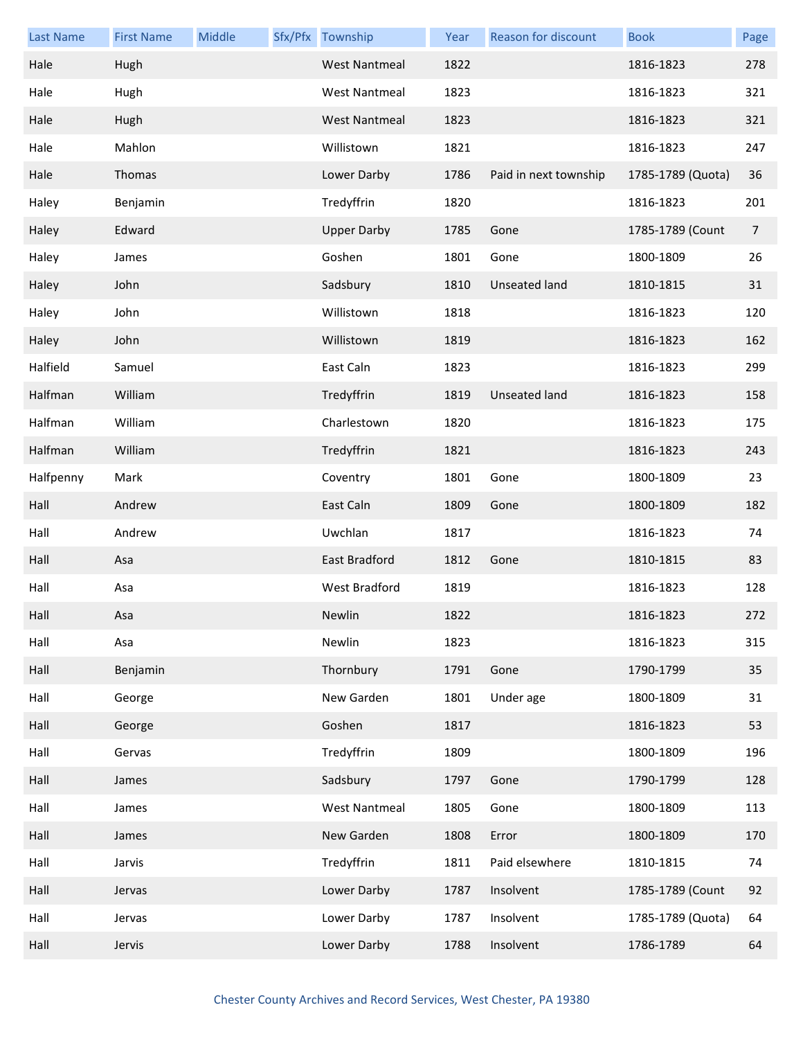| Last Name | First Name | Middle | Sfx/Pfx | Township | Year | Reason for discount | Book | Page |
|---|---|---|---|---|---|---|---|---|
| Hale | Hugh | | | West Nantmeal | 1822 | | 1816-1823 | 278 |
| Hale | Hugh | | | West Nantmeal | 1823 | | 1816-1823 | 321 |
| Hale | Hugh | | | West Nantmeal | 1823 | | 1816-1823 | 321 |
| Hale | Mahlon | | | Willistown | 1821 | | 1816-1823 | 247 |
| Hale | Thomas | | | Lower Darby | 1786 | Paid in next township | 1785-1789 (Quota) | 36 |
| Haley | Benjamin | | | Tredyffrin | 1820 | | 1816-1823 | 201 |
| Haley | Edward | | | Upper Darby | 1785 | Gone | 1785-1789 (Count | 7 |
| Haley | James | | | Goshen | 1801 | Gone | 1800-1809 | 26 |
| Haley | John | | | Sadsbury | 1810 | Unseated land | 1810-1815 | 31 |
| Haley | John | | | Willistown | 1818 | | 1816-1823 | 120 |
| Haley | John | | | Willistown | 1819 | | 1816-1823 | 162 |
| Halfield | Samuel | | | East Caln | 1823 | | 1816-1823 | 299 |
| Halfman | William | | | Tredyffrin | 1819 | Unseated land | 1816-1823 | 158 |
| Halfman | William | | | Charlestown | 1820 | | 1816-1823 | 175 |
| Halfman | William | | | Tredyffrin | 1821 | | 1816-1823 | 243 |
| Halfpenny | Mark | | | Coventry | 1801 | Gone | 1800-1809 | 23 |
| Hall | Andrew | | | East Caln | 1809 | Gone | 1800-1809 | 182 |
| Hall | Andrew | | | Uwchlan | 1817 | | 1816-1823 | 74 |
| Hall | Asa | | | East Bradford | 1812 | Gone | 1810-1815 | 83 |
| Hall | Asa | | | West Bradford | 1819 | | 1816-1823 | 128 |
| Hall | Asa | | | Newlin | 1822 | | 1816-1823 | 272 |
| Hall | Asa | | | Newlin | 1823 | | 1816-1823 | 315 |
| Hall | Benjamin | | | Thornbury | 1791 | Gone | 1790-1799 | 35 |
| Hall | George | | | New Garden | 1801 | Under age | 1800-1809 | 31 |
| Hall | George | | | Goshen | 1817 | | 1816-1823 | 53 |
| Hall | Gervas | | | Tredyffrin | 1809 | | 1800-1809 | 196 |
| Hall | James | | | Sadsbury | 1797 | Gone | 1790-1799 | 128 |
| Hall | James | | | West Nantmeal | 1805 | Gone | 1800-1809 | 113 |
| Hall | James | | | New Garden | 1808 | Error | 1800-1809 | 170 |
| Hall | Jarvis | | | Tredyffrin | 1811 | Paid elsewhere | 1810-1815 | 74 |
| Hall | Jervas | | | Lower Darby | 1787 | Insolvent | 1785-1789 (Count | 92 |
| Hall | Jervas | | | Lower Darby | 1787 | Insolvent | 1785-1789 (Quota) | 64 |
| Hall | Jervis | | | Lower Darby | 1788 | Insolvent | 1786-1789 | 64 |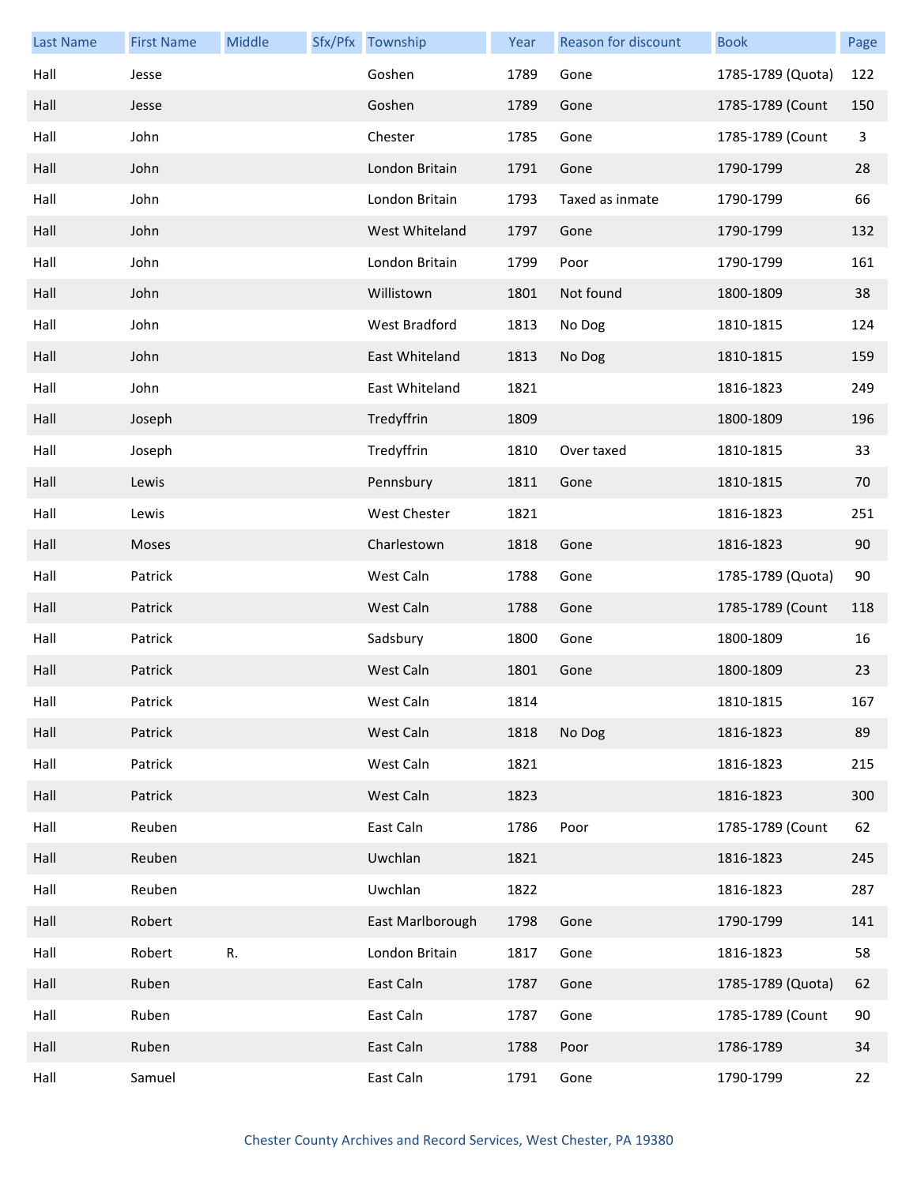| Last Name | First Name | Middle | Sfx/Pfx | Township | Year | Reason for discount | Book | Page |
|---|---|---|---|---|---|---|---|---|
| Hall | Jesse | | | Goshen | 1789 | Gone | 1785-1789 (Quota) | 122 |
| Hall | Jesse | | | Goshen | 1789 | Gone | 1785-1789 (Count | 150 |
| Hall | John | | | Chester | 1785 | Gone | 1785-1789 (Count | 3 |
| Hall | John | | | London Britain | 1791 | Gone | 1790-1799 | 28 |
| Hall | John | | | London Britain | 1793 | Taxed as inmate | 1790-1799 | 66 |
| Hall | John | | | West Whiteland | 1797 | Gone | 1790-1799 | 132 |
| Hall | John | | | London Britain | 1799 | Poor | 1790-1799 | 161 |
| Hall | John | | | Willistown | 1801 | Not found | 1800-1809 | 38 |
| Hall | John | | | West Bradford | 1813 | No Dog | 1810-1815 | 124 |
| Hall | John | | | East Whiteland | 1813 | No Dog | 1810-1815 | 159 |
| Hall | John | | | East Whiteland | 1821 | | 1816-1823 | 249 |
| Hall | Joseph | | | Tredyffrin | 1809 | | 1800-1809 | 196 |
| Hall | Joseph | | | Tredyffrin | 1810 | Over taxed | 1810-1815 | 33 |
| Hall | Lewis | | | Pennsbury | 1811 | Gone | 1810-1815 | 70 |
| Hall | Lewis | | | West Chester | 1821 | | 1816-1823 | 251 |
| Hall | Moses | | | Charlestown | 1818 | Gone | 1816-1823 | 90 |
| Hall | Patrick | | | West Caln | 1788 | Gone | 1785-1789 (Quota) | 90 |
| Hall | Patrick | | | West Caln | 1788 | Gone | 1785-1789 (Count | 118 |
| Hall | Patrick | | | Sadsbury | 1800 | Gone | 1800-1809 | 16 |
| Hall | Patrick | | | West Caln | 1801 | Gone | 1800-1809 | 23 |
| Hall | Patrick | | | West Caln | 1814 | | 1810-1815 | 167 |
| Hall | Patrick | | | West Caln | 1818 | No Dog | 1816-1823 | 89 |
| Hall | Patrick | | | West Caln | 1821 | | 1816-1823 | 215 |
| Hall | Patrick | | | West Caln | 1823 | | 1816-1823 | 300 |
| Hall | Reuben | | | East Caln | 1786 | Poor | 1785-1789 (Count | 62 |
| Hall | Reuben | | | Uwchlan | 1821 | | 1816-1823 | 245 |
| Hall | Reuben | | | Uwchlan | 1822 | | 1816-1823 | 287 |
| Hall | Robert | | | East Marlborough | 1798 | Gone | 1790-1799 | 141 |
| Hall | Robert | R. | | London Britain | 1817 | Gone | 1816-1823 | 58 |
| Hall | Ruben | | | East Caln | 1787 | Gone | 1785-1789 (Quota) | 62 |
| Hall | Ruben | | | East Caln | 1787 | Gone | 1785-1789 (Count | 90 |
| Hall | Ruben | | | East Caln | 1788 | Poor | 1786-1789 | 34 |
| Hall | Samuel | | | East Caln | 1791 | Gone | 1790-1799 | 22 |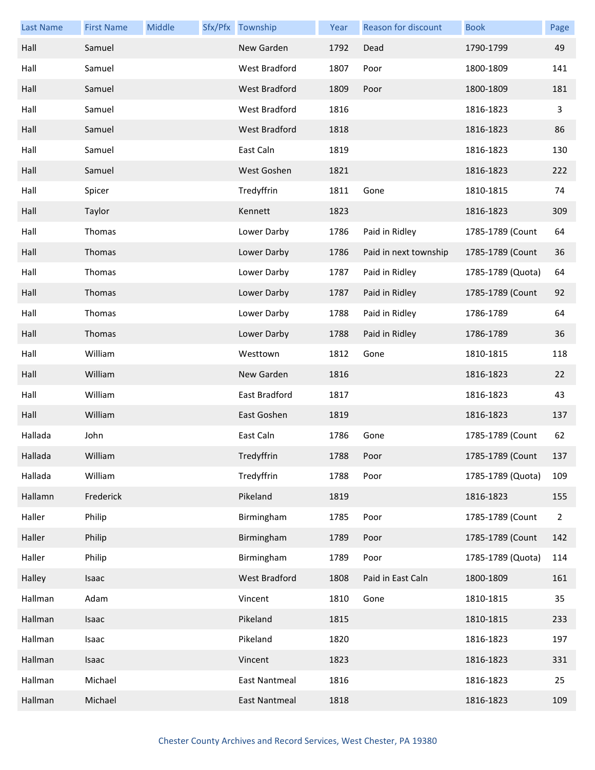| Last Name | First Name | Middle | Sfx/Pfx | Township | Year | Reason for discount | Book | Page |
|---|---|---|---|---|---|---|---|---|
| Hall | Samuel | | | New Garden | 1792 | Dead | 1790-1799 | 49 |
| Hall | Samuel | | | West Bradford | 1807 | Poor | 1800-1809 | 141 |
| Hall | Samuel | | | West Bradford | 1809 | Poor | 1800-1809 | 181 |
| Hall | Samuel | | | West Bradford | 1816 | | 1816-1823 | 3 |
| Hall | Samuel | | | West Bradford | 1818 | | 1816-1823 | 86 |
| Hall | Samuel | | | East Caln | 1819 | | 1816-1823 | 130 |
| Hall | Samuel | | | West Goshen | 1821 | | 1816-1823 | 222 |
| Hall | Spicer | | | Tredyffrin | 1811 | Gone | 1810-1815 | 74 |
| Hall | Taylor | | | Kennett | 1823 | | 1816-1823 | 309 |
| Hall | Thomas | | | Lower Darby | 1786 | Paid in Ridley | 1785-1789 (Count | 64 |
| Hall | Thomas | | | Lower Darby | 1786 | Paid in next township | 1785-1789 (Count | 36 |
| Hall | Thomas | | | Lower Darby | 1787 | Paid in Ridley | 1785-1789 (Quota) | 64 |
| Hall | Thomas | | | Lower Darby | 1787 | Paid in Ridley | 1785-1789 (Count | 92 |
| Hall | Thomas | | | Lower Darby | 1788 | Paid in Ridley | 1786-1789 | 64 |
| Hall | Thomas | | | Lower Darby | 1788 | Paid in Ridley | 1786-1789 | 36 |
| Hall | William | | | Westtown | 1812 | Gone | 1810-1815 | 118 |
| Hall | William | | | New Garden | 1816 | | 1816-1823 | 22 |
| Hall | William | | | East Bradford | 1817 | | 1816-1823 | 43 |
| Hall | William | | | East Goshen | 1819 | | 1816-1823 | 137 |
| Hallada | John | | | East Caln | 1786 | Gone | 1785-1789 (Count | 62 |
| Hallada | William | | | Tredyffrin | 1788 | Poor | 1785-1789 (Count | 137 |
| Hallada | William | | | Tredyffrin | 1788 | Poor | 1785-1789 (Quota) | 109 |
| Hallamn | Frederick | | | Pikeland | 1819 | | 1816-1823 | 155 |
| Haller | Philip | | | Birmingham | 1785 | Poor | 1785-1789 (Count | 2 |
| Haller | Philip | | | Birmingham | 1789 | Poor | 1785-1789 (Count | 142 |
| Haller | Philip | | | Birmingham | 1789 | Poor | 1785-1789 (Quota) | 114 |
| Halley | Isaac | | | West Bradford | 1808 | Paid in East Caln | 1800-1809 | 161 |
| Hallman | Adam | | | Vincent | 1810 | Gone | 1810-1815 | 35 |
| Hallman | Isaac | | | Pikeland | 1815 | | 1810-1815 | 233 |
| Hallman | Isaac | | | Pikeland | 1820 | | 1816-1823 | 197 |
| Hallman | Isaac | | | Vincent | 1823 | | 1816-1823 | 331 |
| Hallman | Michael | | | East Nantmeal | 1816 | | 1816-1823 | 25 |
| Hallman | Michael | | | East Nantmeal | 1818 | | 1816-1823 | 109 |

Chester County Archives and Record Services, West Chester, PA 19380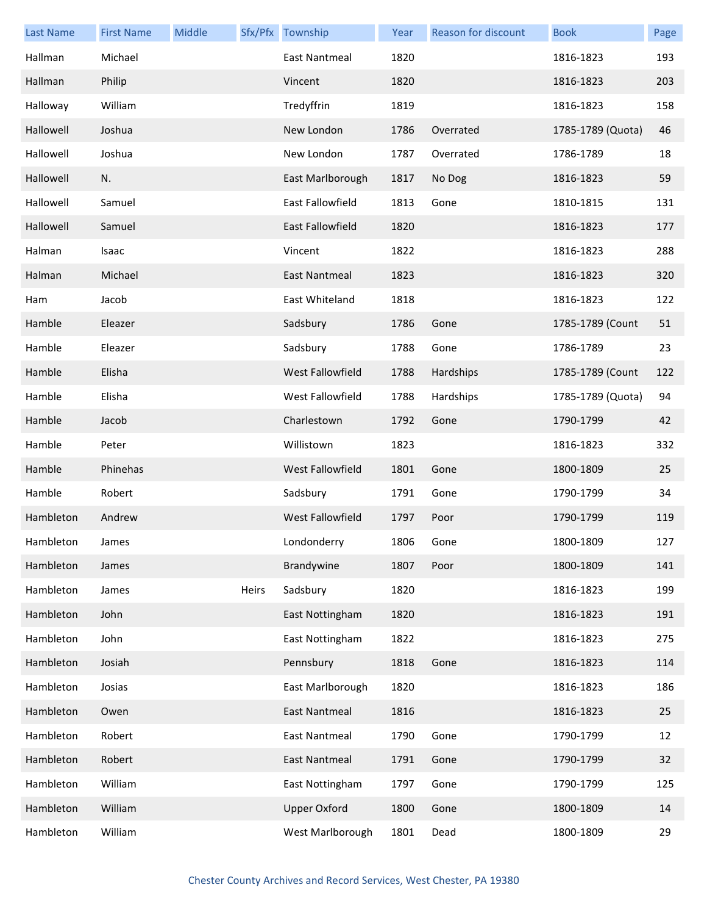| Last Name | First Name | Middle | Sfx/Pfx | Township | Year | Reason for discount | Book | Page |
|---|---|---|---|---|---|---|---|---|
| Hallman | Michael | | | East Nantmeal | 1820 | | 1816-1823 | 193 |
| Hallman | Philip | | | Vincent | 1820 | | 1816-1823 | 203 |
| Halloway | William | | | Tredyffrin | 1819 | | 1816-1823 | 158 |
| Hallowell | Joshua | | | New London | 1786 | Overrated | 1785-1789 (Quota) | 46 |
| Hallowell | Joshua | | | New London | 1787 | Overrated | 1786-1789 | 18 |
| Hallowell | N. | | | East Marlborough | 1817 | No Dog | 1816-1823 | 59 |
| Hallowell | Samuel | | | East Fallowfield | 1813 | Gone | 1810-1815 | 131 |
| Hallowell | Samuel | | | East Fallowfield | 1820 | | 1816-1823 | 177 |
| Halman | Isaac | | | Vincent | 1822 | | 1816-1823 | 288 |
| Halman | Michael | | | East Nantmeal | 1823 | | 1816-1823 | 320 |
| Ham | Jacob | | | East Whiteland | 1818 | | 1816-1823 | 122 |
| Hamble | Eleazer | | | Sadsbury | 1786 | Gone | 1785-1789 (Count | 51 |
| Hamble | Eleazer | | | Sadsbury | 1788 | Gone | 1786-1789 | 23 |
| Hamble | Elisha | | | West Fallowfield | 1788 | Hardships | 1785-1789 (Count | 122 |
| Hamble | Elisha | | | West Fallowfield | 1788 | Hardships | 1785-1789 (Quota) | 94 |
| Hamble | Jacob | | | Charlestown | 1792 | Gone | 1790-1799 | 42 |
| Hamble | Peter | | | Willistown | 1823 | | 1816-1823 | 332 |
| Hamble | Phinehas | | | West Fallowfield | 1801 | Gone | 1800-1809 | 25 |
| Hamble | Robert | | | Sadsbury | 1791 | Gone | 1790-1799 | 34 |
| Hambleton | Andrew | | | West Fallowfield | 1797 | Poor | 1790-1799 | 119 |
| Hambleton | James | | | Londonderry | 1806 | Gone | 1800-1809 | 127 |
| Hambleton | James | | | Brandywine | 1807 | Poor | 1800-1809 | 141 |
| Hambleton | James | | Heirs | Sadsbury | 1820 | | 1816-1823 | 199 |
| Hambleton | John | | | East Nottingham | 1820 | | 1816-1823 | 191 |
| Hambleton | John | | | East Nottingham | 1822 | | 1816-1823 | 275 |
| Hambleton | Josiah | | | Pennsbury | 1818 | Gone | 1816-1823 | 114 |
| Hambleton | Josias | | | East Marlborough | 1820 | | 1816-1823 | 186 |
| Hambleton | Owen | | | East Nantmeal | 1816 | | 1816-1823 | 25 |
| Hambleton | Robert | | | East Nantmeal | 1790 | Gone | 1790-1799 | 12 |
| Hambleton | Robert | | | East Nantmeal | 1791 | Gone | 1790-1799 | 32 |
| Hambleton | William | | | East Nottingham | 1797 | Gone | 1790-1799 | 125 |
| Hambleton | William | | | Upper Oxford | 1800 | Gone | 1800-1809 | 14 |
| Hambleton | William | | | West Marlborough | 1801 | Dead | 1800-1809 | 29 |

Chester County Archives and Record Services, West Chester, PA 19380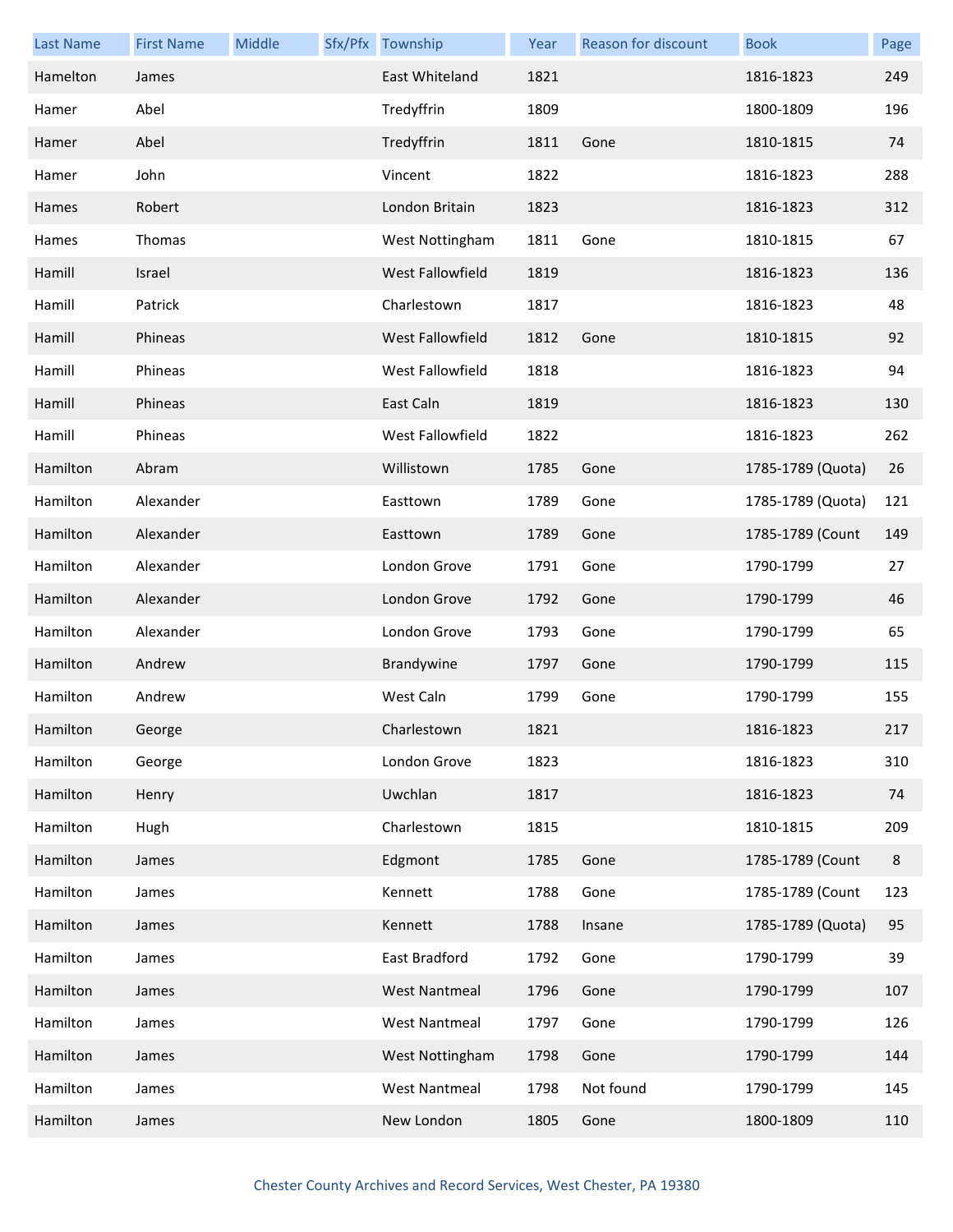| Last Name | First Name | Middle | Sfx/Pfx | Township | Year | Reason for discount | Book | Page |
|---|---|---|---|---|---|---|---|---|
| Hamelton | James | | | East Whiteland | 1821 | | 1816-1823 | 249 |
| Hamer | Abel | | | Tredyffrin | 1809 | | 1800-1809 | 196 |
| Hamer | Abel | | | Tredyffrin | 1811 | Gone | 1810-1815 | 74 |
| Hamer | John | | | Vincent | 1822 | | 1816-1823 | 288 |
| Hames | Robert | | | London Britain | 1823 | | 1816-1823 | 312 |
| Hames | Thomas | | | West Nottingham | 1811 | Gone | 1810-1815 | 67 |
| Hamill | Israel | | | West Fallowfield | 1819 | | 1816-1823 | 136 |
| Hamill | Patrick | | | Charlestown | 1817 | | 1816-1823 | 48 |
| Hamill | Phineas | | | West Fallowfield | 1812 | Gone | 1810-1815 | 92 |
| Hamill | Phineas | | | West Fallowfield | 1818 | | 1816-1823 | 94 |
| Hamill | Phineas | | | East Caln | 1819 | | 1816-1823 | 130 |
| Hamill | Phineas | | | West Fallowfield | 1822 | | 1816-1823 | 262 |
| Hamilton | Abram | | | Willistown | 1785 | Gone | 1785-1789 (Quota) | 26 |
| Hamilton | Alexander | | | Easttown | 1789 | Gone | 1785-1789 (Quota) | 121 |
| Hamilton | Alexander | | | Easttown | 1789 | Gone | 1785-1789 (Count | 149 |
| Hamilton | Alexander | | | London Grove | 1791 | Gone | 1790-1799 | 27 |
| Hamilton | Alexander | | | London Grove | 1792 | Gone | 1790-1799 | 46 |
| Hamilton | Alexander | | | London Grove | 1793 | Gone | 1790-1799 | 65 |
| Hamilton | Andrew | | | Brandywine | 1797 | Gone | 1790-1799 | 115 |
| Hamilton | Andrew | | | West Caln | 1799 | Gone | 1790-1799 | 155 |
| Hamilton | George | | | Charlestown | 1821 | | 1816-1823 | 217 |
| Hamilton | George | | | London Grove | 1823 | | 1816-1823 | 310 |
| Hamilton | Henry | | | Uwchlan | 1817 | | 1816-1823 | 74 |
| Hamilton | Hugh | | | Charlestown | 1815 | | 1810-1815 | 209 |
| Hamilton | James | | | Edgmont | 1785 | Gone | 1785-1789 (Count | 8 |
| Hamilton | James | | | Kennett | 1788 | Gone | 1785-1789 (Count | 123 |
| Hamilton | James | | | Kennett | 1788 | Insane | 1785-1789 (Quota) | 95 |
| Hamilton | James | | | East Bradford | 1792 | Gone | 1790-1799 | 39 |
| Hamilton | James | | | West Nantmeal | 1796 | Gone | 1790-1799 | 107 |
| Hamilton | James | | | West Nantmeal | 1797 | Gone | 1790-1799 | 126 |
| Hamilton | James | | | West Nottingham | 1798 | Gone | 1790-1799 | 144 |
| Hamilton | James | | | West Nantmeal | 1798 | Not found | 1790-1799 | 145 |
| Hamilton | James | | | New London | 1805 | Gone | 1800-1809 | 110 |

Chester County Archives and Record Services, West Chester, PA 19380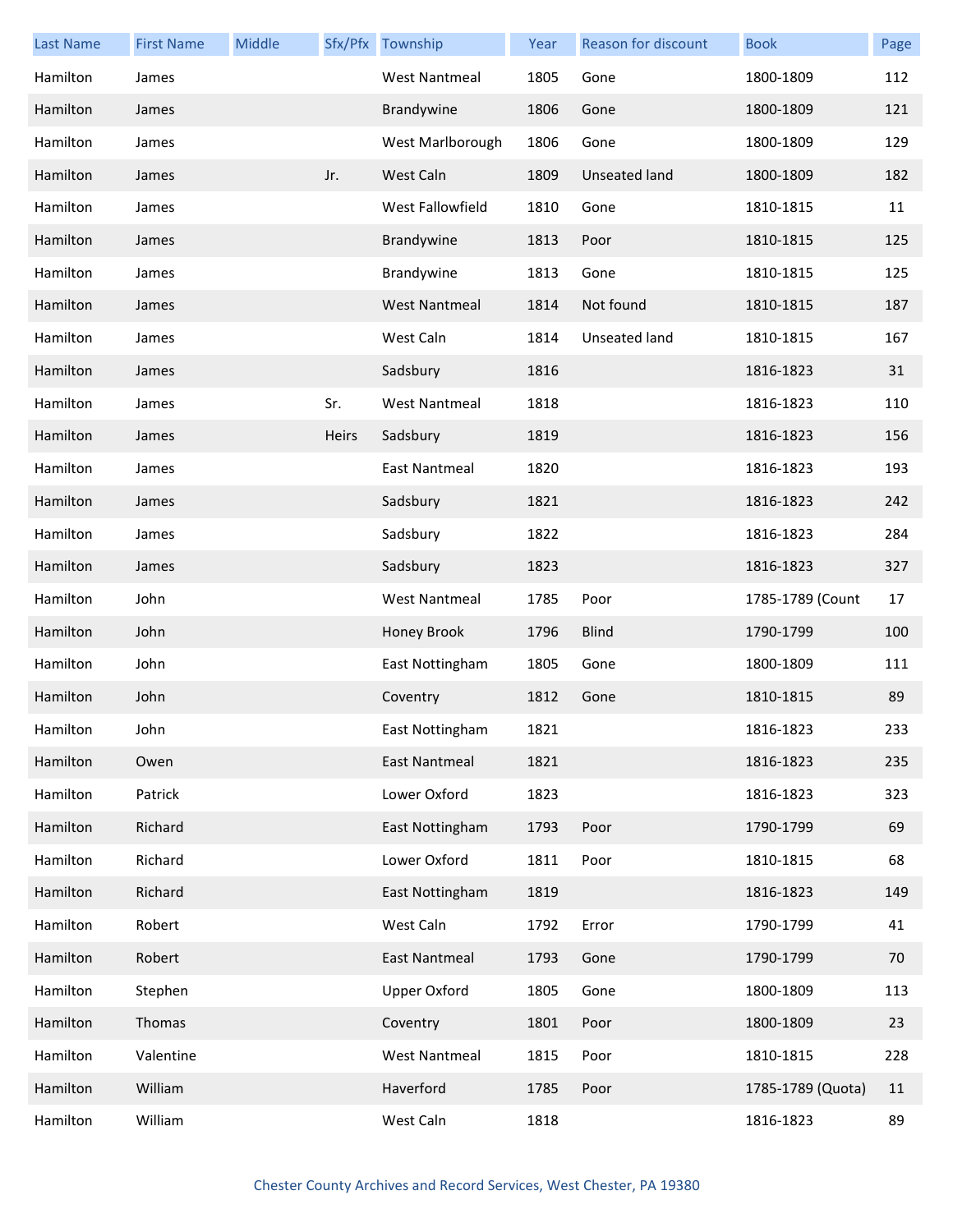| Last Name | First Name | Middle | Sfx/Pfx | Township | Year | Reason for discount | Book | Page |
|---|---|---|---|---|---|---|---|---|
| Hamilton | James | | | West Nantmeal | 1805 | Gone | 1800-1809 | 112 |
| Hamilton | James | | | Brandywine | 1806 | Gone | 1800-1809 | 121 |
| Hamilton | James | | | West Marlborough | 1806 | Gone | 1800-1809 | 129 |
| Hamilton | James | | Jr. | West Caln | 1809 | Unseated land | 1800-1809 | 182 |
| Hamilton | James | | | West Fallowfield | 1810 | Gone | 1810-1815 | 11 |
| Hamilton | James | | | Brandywine | 1813 | Poor | 1810-1815 | 125 |
| Hamilton | James | | | Brandywine | 1813 | Gone | 1810-1815 | 125 |
| Hamilton | James | | | West Nantmeal | 1814 | Not found | 1810-1815 | 187 |
| Hamilton | James | | | West Caln | 1814 | Unseated land | 1810-1815 | 167 |
| Hamilton | James | | | Sadsbury | 1816 | | 1816-1823 | 31 |
| Hamilton | James | | Sr. | West Nantmeal | 1818 | | 1816-1823 | 110 |
| Hamilton | James | | Heirs | Sadsbury | 1819 | | 1816-1823 | 156 |
| Hamilton | James | | | East Nantmeal | 1820 | | 1816-1823 | 193 |
| Hamilton | James | | | Sadsbury | 1821 | | 1816-1823 | 242 |
| Hamilton | James | | | Sadsbury | 1822 | | 1816-1823 | 284 |
| Hamilton | James | | | Sadsbury | 1823 | | 1816-1823 | 327 |
| Hamilton | John | | | West Nantmeal | 1785 | Poor | 1785-1789 (Count | 17 |
| Hamilton | John | | | Honey Brook | 1796 | Blind | 1790-1799 | 100 |
| Hamilton | John | | | East Nottingham | 1805 | Gone | 1800-1809 | 111 |
| Hamilton | John | | | Coventry | 1812 | Gone | 1810-1815 | 89 |
| Hamilton | John | | | East Nottingham | 1821 | | 1816-1823 | 233 |
| Hamilton | Owen | | | East Nantmeal | 1821 | | 1816-1823 | 235 |
| Hamilton | Patrick | | | Lower Oxford | 1823 | | 1816-1823 | 323 |
| Hamilton | Richard | | | East Nottingham | 1793 | Poor | 1790-1799 | 69 |
| Hamilton | Richard | | | Lower Oxford | 1811 | Poor | 1810-1815 | 68 |
| Hamilton | Richard | | | East Nottingham | 1819 | | 1816-1823 | 149 |
| Hamilton | Robert | | | West Caln | 1792 | Error | 1790-1799 | 41 |
| Hamilton | Robert | | | East Nantmeal | 1793 | Gone | 1790-1799 | 70 |
| Hamilton | Stephen | | | Upper Oxford | 1805 | Gone | 1800-1809 | 113 |
| Hamilton | Thomas | | | Coventry | 1801 | Poor | 1800-1809 | 23 |
| Hamilton | Valentine | | | West Nantmeal | 1815 | Poor | 1810-1815 | 228 |
| Hamilton | William | | | Haverford | 1785 | Poor | 1785-1789 (Quota) | 11 |
| Hamilton | William | | | West Caln | 1818 | | 1816-1823 | 89 |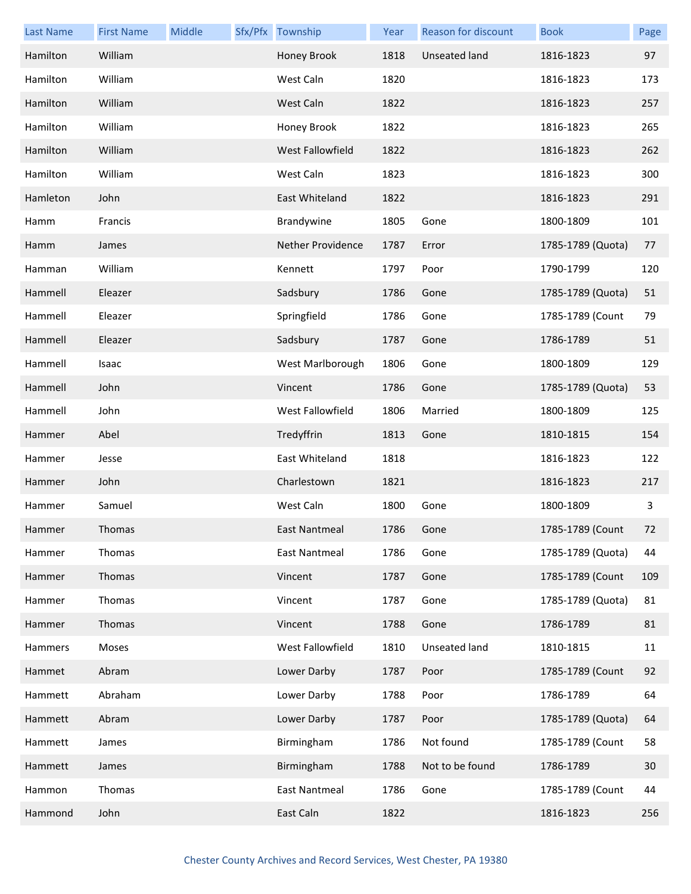| Last Name | First Name | Middle | Sfx/Pfx | Township | Year | Reason for discount | Book | Page |
|---|---|---|---|---|---|---|---|---|
| Hamilton | William | | | Honey Brook | 1818 | Unseated land | 1816-1823 | 97 |
| Hamilton | William | | | West Caln | 1820 | | 1816-1823 | 173 |
| Hamilton | William | | | West Caln | 1822 | | 1816-1823 | 257 |
| Hamilton | William | | | Honey Brook | 1822 | | 1816-1823 | 265 |
| Hamilton | William | | | West Fallowfield | 1822 | | 1816-1823 | 262 |
| Hamilton | William | | | West Caln | 1823 | | 1816-1823 | 300 |
| Hamleton | John | | | East Whiteland | 1822 | | 1816-1823 | 291 |
| Hamm | Francis | | | Brandywine | 1805 | Gone | 1800-1809 | 101 |
| Hamm | James | | | Nether Providence | 1787 | Error | 1785-1789 (Quota) | 77 |
| Hamman | William | | | Kennett | 1797 | Poor | 1790-1799 | 120 |
| Hammell | Eleazer | | | Sadsbury | 1786 | Gone | 1785-1789 (Quota) | 51 |
| Hammell | Eleazer | | | Springfield | 1786 | Gone | 1785-1789 (Count | 79 |
| Hammell | Eleazer | | | Sadsbury | 1787 | Gone | 1786-1789 | 51 |
| Hammell | Isaac | | | West Marlborough | 1806 | Gone | 1800-1809 | 129 |
| Hammell | John | | | Vincent | 1786 | Gone | 1785-1789 (Quota) | 53 |
| Hammell | John | | | West Fallowfield | 1806 | Married | 1800-1809 | 125 |
| Hammer | Abel | | | Tredyffrin | 1813 | Gone | 1810-1815 | 154 |
| Hammer | Jesse | | | East Whiteland | 1818 | | 1816-1823 | 122 |
| Hammer | John | | | Charlestown | 1821 | | 1816-1823 | 217 |
| Hammer | Samuel | | | West Caln | 1800 | Gone | 1800-1809 | 3 |
| Hammer | Thomas | | | East Nantmeal | 1786 | Gone | 1785-1789 (Count | 72 |
| Hammer | Thomas | | | East Nantmeal | 1786 | Gone | 1785-1789 (Quota) | 44 |
| Hammer | Thomas | | | Vincent | 1787 | Gone | 1785-1789 (Count | 109 |
| Hammer | Thomas | | | Vincent | 1787 | Gone | 1785-1789 (Quota) | 81 |
| Hammer | Thomas | | | Vincent | 1788 | Gone | 1786-1789 | 81 |
| Hammers | Moses | | | West Fallowfield | 1810 | Unseated land | 1810-1815 | 11 |
| Hammet | Abram | | | Lower Darby | 1787 | Poor | 1785-1789 (Count | 92 |
| Hammett | Abraham | | | Lower Darby | 1788 | Poor | 1786-1789 | 64 |
| Hammett | Abram | | | Lower Darby | 1787 | Poor | 1785-1789 (Quota) | 64 |
| Hammett | James | | | Birmingham | 1786 | Not found | 1785-1789 (Count | 58 |
| Hammett | James | | | Birmingham | 1788 | Not to be found | 1786-1789 | 30 |
| Hammon | Thomas | | | East Nantmeal | 1786 | Gone | 1785-1789 (Count | 44 |
| Hammond | John | | | East Caln | 1822 | | 1816-1823 | 256 |

Chester County Archives and Record Services, West Chester, PA 19380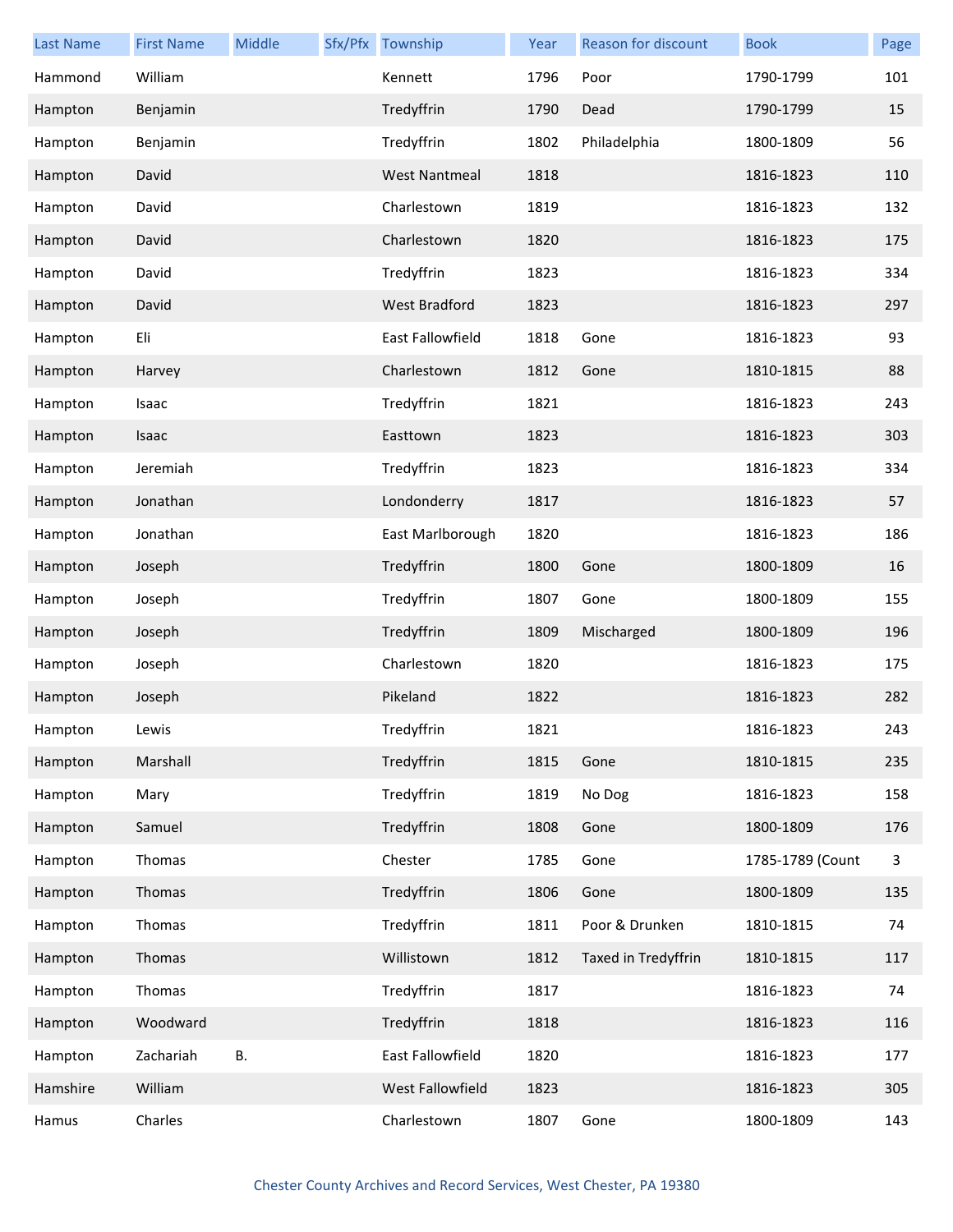| Last Name | First Name | Middle | Sfx/Pfx | Township | Year | Reason for discount | Book | Page |
|---|---|---|---|---|---|---|---|---|
| Hammond | William | | | Kennett | 1796 | Poor | 1790-1799 | 101 |
| Hampton | Benjamin | | | Tredyffrin | 1790 | Dead | 1790-1799 | 15 |
| Hampton | Benjamin | | | Tredyffrin | 1802 | Philadelphia | 1800-1809 | 56 |
| Hampton | David | | | West Nantmeal | 1818 | | 1816-1823 | 110 |
| Hampton | David | | | Charlestown | 1819 | | 1816-1823 | 132 |
| Hampton | David | | | Charlestown | 1820 | | 1816-1823 | 175 |
| Hampton | David | | | Tredyffrin | 1823 | | 1816-1823 | 334 |
| Hampton | David | | | West Bradford | 1823 | | 1816-1823 | 297 |
| Hampton | Eli | | | East Fallowfield | 1818 | Gone | 1816-1823 | 93 |
| Hampton | Harvey | | | Charlestown | 1812 | Gone | 1810-1815 | 88 |
| Hampton | Isaac | | | Tredyffrin | 1821 | | 1816-1823 | 243 |
| Hampton | Isaac | | | Easttown | 1823 | | 1816-1823 | 303 |
| Hampton | Jeremiah | | | Tredyffrin | 1823 | | 1816-1823 | 334 |
| Hampton | Jonathan | | | Londonderry | 1817 | | 1816-1823 | 57 |
| Hampton | Jonathan | | | East Marlborough | 1820 | | 1816-1823 | 186 |
| Hampton | Joseph | | | Tredyffrin | 1800 | Gone | 1800-1809 | 16 |
| Hampton | Joseph | | | Tredyffrin | 1807 | Gone | 1800-1809 | 155 |
| Hampton | Joseph | | | Tredyffrin | 1809 | Mischarged | 1800-1809 | 196 |
| Hampton | Joseph | | | Charlestown | 1820 | | 1816-1823 | 175 |
| Hampton | Joseph | | | Pikeland | 1822 | | 1816-1823 | 282 |
| Hampton | Lewis | | | Tredyffrin | 1821 | | 1816-1823 | 243 |
| Hampton | Marshall | | | Tredyffrin | 1815 | Gone | 1810-1815 | 235 |
| Hampton | Mary | | | Tredyffrin | 1819 | No Dog | 1816-1823 | 158 |
| Hampton | Samuel | | | Tredyffrin | 1808 | Gone | 1800-1809 | 176 |
| Hampton | Thomas | | | Chester | 1785 | Gone | 1785-1789 (Count | 3 |
| Hampton | Thomas | | | Tredyffrin | 1806 | Gone | 1800-1809 | 135 |
| Hampton | Thomas | | | Tredyffrin | 1811 | Poor & Drunken | 1810-1815 | 74 |
| Hampton | Thomas | | | Willistown | 1812 | Taxed in Tredyffrin | 1810-1815 | 117 |
| Hampton | Thomas | | | Tredyffrin | 1817 | | 1816-1823 | 74 |
| Hampton | Woodward | | | Tredyffrin | 1818 | | 1816-1823 | 116 |
| Hampton | Zachariah | B. | | East Fallowfield | 1820 | | 1816-1823 | 177 |
| Hamshire | William | | | West Fallowfield | 1823 | | 1816-1823 | 305 |
| Hamus | Charles | | | Charlestown | 1807 | Gone | 1800-1809 | 143 |

Chester County Archives and Record Services, West Chester, PA 19380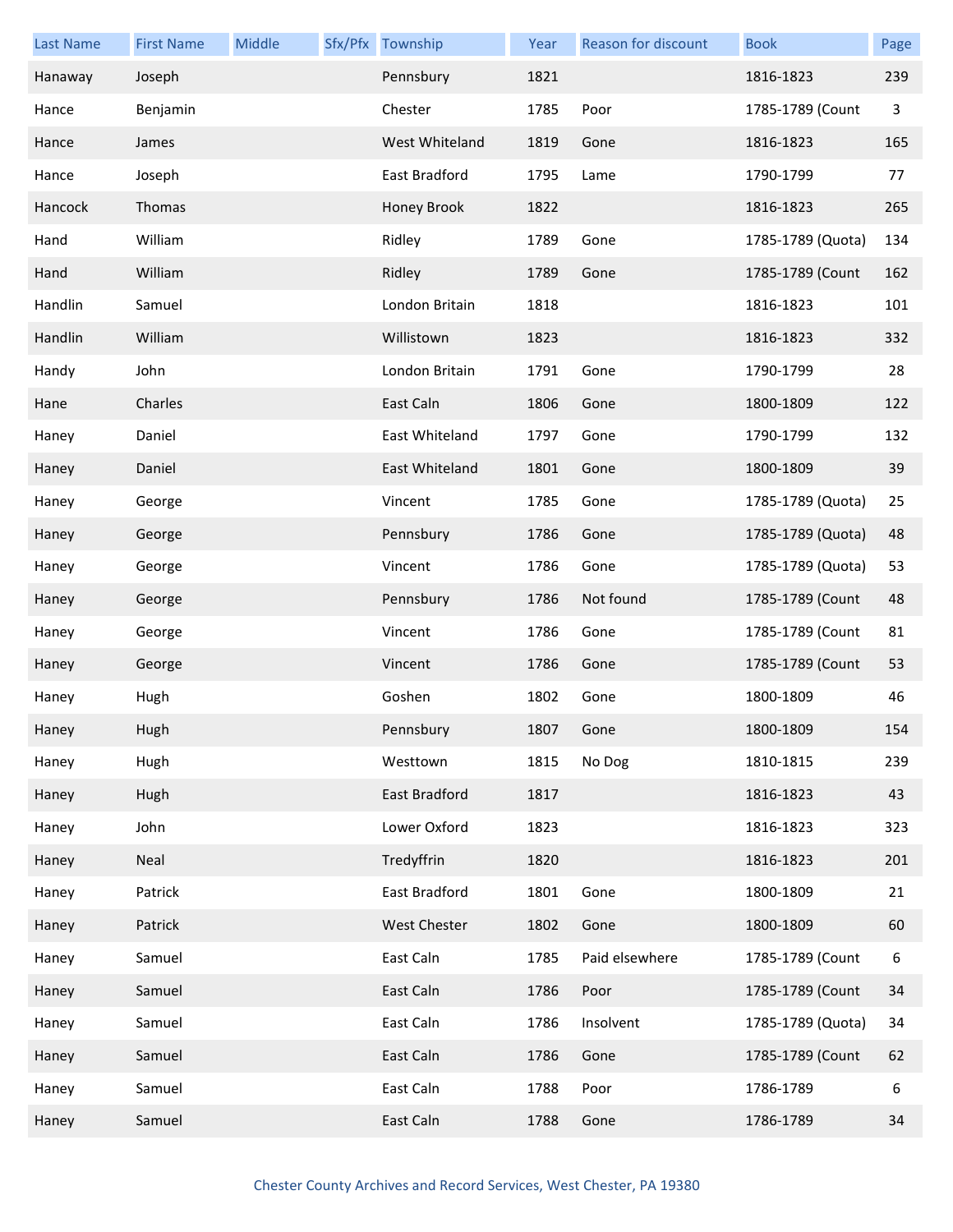| Last Name | First Name | Middle | Sfx/Pfx | Township | Year | Reason for discount | Book | Page |
|---|---|---|---|---|---|---|---|---|
| Hanaway | Joseph | | | Pennsbury | 1821 | | 1816-1823 | 239 |
| Hance | Benjamin | | | Chester | 1785 | Poor | 1785-1789 (Count | 3 |
| Hance | James | | | West Whiteland | 1819 | Gone | 1816-1823 | 165 |
| Hance | Joseph | | | East Bradford | 1795 | Lame | 1790-1799 | 77 |
| Hancock | Thomas | | | Honey Brook | 1822 | | 1816-1823 | 265 |
| Hand | William | | | Ridley | 1789 | Gone | 1785-1789 (Quota) | 134 |
| Hand | William | | | Ridley | 1789 | Gone | 1785-1789 (Count | 162 |
| Handlin | Samuel | | | London Britain | 1818 | | 1816-1823 | 101 |
| Handlin | William | | | Willistown | 1823 | | 1816-1823 | 332 |
| Handy | John | | | London Britain | 1791 | Gone | 1790-1799 | 28 |
| Hane | Charles | | | East Caln | 1806 | Gone | 1800-1809 | 122 |
| Haney | Daniel | | | East Whiteland | 1797 | Gone | 1790-1799 | 132 |
| Haney | Daniel | | | East Whiteland | 1801 | Gone | 1800-1809 | 39 |
| Haney | George | | | Vincent | 1785 | Gone | 1785-1789 (Quota) | 25 |
| Haney | George | | | Pennsbury | 1786 | Gone | 1785-1789 (Quota) | 48 |
| Haney | George | | | Vincent | 1786 | Gone | 1785-1789 (Quota) | 53 |
| Haney | George | | | Pennsbury | 1786 | Not found | 1785-1789 (Count | 48 |
| Haney | George | | | Vincent | 1786 | Gone | 1785-1789 (Count | 81 |
| Haney | George | | | Vincent | 1786 | Gone | 1785-1789 (Count | 53 |
| Haney | Hugh | | | Goshen | 1802 | Gone | 1800-1809 | 46 |
| Haney | Hugh | | | Pennsbury | 1807 | Gone | 1800-1809 | 154 |
| Haney | Hugh | | | Westtown | 1815 | No Dog | 1810-1815 | 239 |
| Haney | Hugh | | | East Bradford | 1817 | | 1816-1823 | 43 |
| Haney | John | | | Lower Oxford | 1823 | | 1816-1823 | 323 |
| Haney | Neal | | | Tredyffrin | 1820 | | 1816-1823 | 201 |
| Haney | Patrick | | | East Bradford | 1801 | Gone | 1800-1809 | 21 |
| Haney | Patrick | | | West Chester | 1802 | Gone | 1800-1809 | 60 |
| Haney | Samuel | | | East Caln | 1785 | Paid elsewhere | 1785-1789 (Count | 6 |
| Haney | Samuel | | | East Caln | 1786 | Poor | 1785-1789 (Count | 34 |
| Haney | Samuel | | | East Caln | 1786 | Insolvent | 1785-1789 (Quota) | 34 |
| Haney | Samuel | | | East Caln | 1786 | Gone | 1785-1789 (Count | 62 |
| Haney | Samuel | | | East Caln | 1788 | Poor | 1786-1789 | 6 |
| Haney | Samuel | | | East Caln | 1788 | Gone | 1786-1789 | 34 |

Chester County Archives and Record Services, West Chester, PA 19380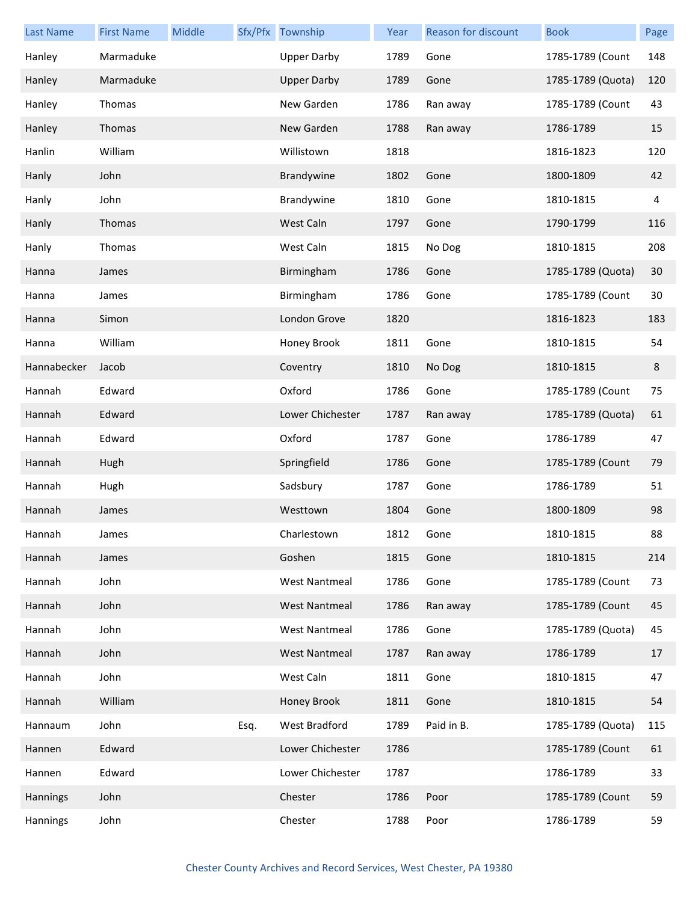| Last Name | First Name | Middle | Sfx/Pfx | Township | Year | Reason for discount | Book | Page |
|---|---|---|---|---|---|---|---|---|
| Hanley | Marmaduke | | | Upper Darby | 1789 | Gone | 1785-1789 (Count | 148 |
| Hanley | Marmaduke | | | Upper Darby | 1789 | Gone | 1785-1789 (Quota) | 120 |
| Hanley | Thomas | | | New Garden | 1786 | Ran away | 1785-1789 (Count | 43 |
| Hanley | Thomas | | | New Garden | 1788 | Ran away | 1786-1789 | 15 |
| Hanlin | William | | | Willistown | 1818 | | 1816-1823 | 120 |
| Hanly | John | | | Brandywine | 1802 | Gone | 1800-1809 | 42 |
| Hanly | John | | | Brandywine | 1810 | Gone | 1810-1815 | 4 |
| Hanly | Thomas | | | West Caln | 1797 | Gone | 1790-1799 | 116 |
| Hanly | Thomas | | | West Caln | 1815 | No Dog | 1810-1815 | 208 |
| Hanna | James | | | Birmingham | 1786 | Gone | 1785-1789 (Quota) | 30 |
| Hanna | James | | | Birmingham | 1786 | Gone | 1785-1789 (Count | 30 |
| Hanna | Simon | | | London Grove | 1820 | | 1816-1823 | 183 |
| Hanna | William | | | Honey Brook | 1811 | Gone | 1810-1815 | 54 |
| Hannabecker | Jacob | | | Coventry | 1810 | No Dog | 1810-1815 | 8 |
| Hannah | Edward | | | Oxford | 1786 | Gone | 1785-1789 (Count | 75 |
| Hannah | Edward | | | Lower Chichester | 1787 | Ran away | 1785-1789 (Quota) | 61 |
| Hannah | Edward | | | Oxford | 1787 | Gone | 1786-1789 | 47 |
| Hannah | Hugh | | | Springfield | 1786 | Gone | 1785-1789 (Count | 79 |
| Hannah | Hugh | | | Sadsbury | 1787 | Gone | 1786-1789 | 51 |
| Hannah | James | | | Westtown | 1804 | Gone | 1800-1809 | 98 |
| Hannah | James | | | Charlestown | 1812 | Gone | 1810-1815 | 88 |
| Hannah | James | | | Goshen | 1815 | Gone | 1810-1815 | 214 |
| Hannah | John | | | West Nantmeal | 1786 | Gone | 1785-1789 (Count | 73 |
| Hannah | John | | | West Nantmeal | 1786 | Ran away | 1785-1789 (Count | 45 |
| Hannah | John | | | West Nantmeal | 1786 | Gone | 1785-1789 (Quota) | 45 |
| Hannah | John | | | West Nantmeal | 1787 | Ran away | 1786-1789 | 17 |
| Hannah | John | | | West Caln | 1811 | Gone | 1810-1815 | 47 |
| Hannah | William | | | Honey Brook | 1811 | Gone | 1810-1815 | 54 |
| Hannaum | John | | Esq. | West Bradford | 1789 | Paid in B. | 1785-1789 (Quota) | 115 |
| Hannen | Edward | | | Lower Chichester | 1786 | | 1785-1789 (Count | 61 |
| Hannen | Edward | | | Lower Chichester | 1787 | | 1786-1789 | 33 |
| Hannings | John | | | Chester | 1786 | Poor | 1785-1789 (Count | 59 |
| Hannings | John | | | Chester | 1788 | Poor | 1786-1789 | 59 |

Chester County Archives and Record Services, West Chester, PA 19380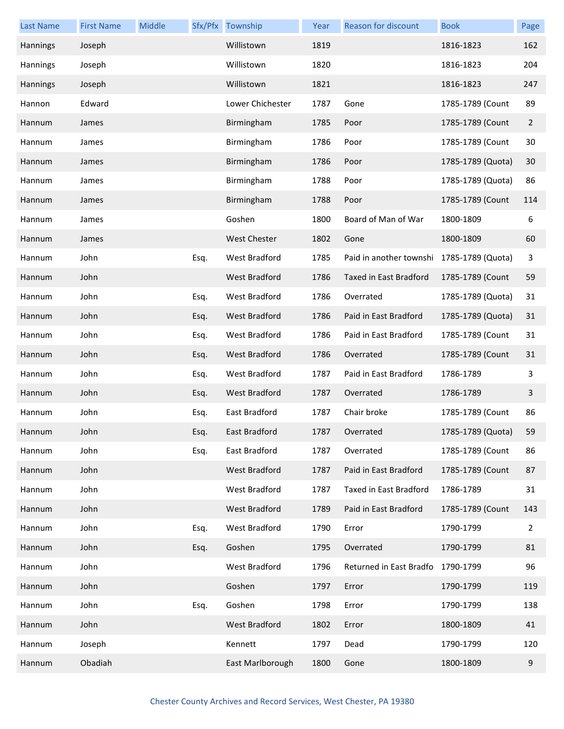| Last Name | First Name | Middle | Sfx/Pfx | Township | Year | Reason for discount | Book | Page |
|---|---|---|---|---|---|---|---|---|
| Hannings | Joseph | | | Willistown | 1819 | | 1816-1823 | 162 |
| Hannings | Joseph | | | Willistown | 1820 | | 1816-1823 | 204 |
| Hannings | Joseph | | | Willistown | 1821 | | 1816-1823 | 247 |
| Hannon | Edward | | | Lower Chichester | 1787 | Gone | 1785-1789 (Count | 89 |
| Hannum | James | | | Birmingham | 1785 | Poor | 1785-1789 (Count | 2 |
| Hannum | James | | | Birmingham | 1786 | Poor | 1785-1789 (Count | 30 |
| Hannum | James | | | Birmingham | 1786 | Poor | 1785-1789 (Quota) | 30 |
| Hannum | James | | | Birmingham | 1788 | Poor | 1785-1789 (Quota) | 86 |
| Hannum | James | | | Birmingham | 1788 | Poor | 1785-1789 (Count | 114 |
| Hannum | James | | | Goshen | 1800 | Board of Man of War | 1800-1809 | 6 |
| Hannum | James | | | West Chester | 1802 | Gone | 1800-1809 | 60 |
| Hannum | John | | Esq. | West Bradford | 1785 | Paid in another townshi | 1785-1789 (Quota) | 3 |
| Hannum | John | | | West Bradford | 1786 | Taxed in East Bradford | 1785-1789 (Count | 59 |
| Hannum | John | | Esq. | West Bradford | 1786 | Overrated | 1785-1789 (Quota) | 31 |
| Hannum | John | | Esq. | West Bradford | 1786 | Paid in East Bradford | 1785-1789 (Quota) | 31 |
| Hannum | John | | Esq. | West Bradford | 1786 | Paid in East Bradford | 1785-1789 (Count | 31 |
| Hannum | John | | Esq. | West Bradford | 1786 | Overrated | 1785-1789 (Count | 31 |
| Hannum | John | | Esq. | West Bradford | 1787 | Paid in East Bradford | 1786-1789 | 3 |
| Hannum | John | | Esq. | West Bradford | 1787 | Overrated | 1786-1789 | 3 |
| Hannum | John | | Esq. | East Bradford | 1787 | Chair broke | 1785-1789 (Count | 86 |
| Hannum | John | | Esq. | East Bradford | 1787 | Overrated | 1785-1789 (Quota) | 59 |
| Hannum | John | | Esq. | East Bradford | 1787 | Overrated | 1785-1789 (Count | 86 |
| Hannum | John | | | West Bradford | 1787 | Paid in East Bradford | 1785-1789 (Count | 87 |
| Hannum | John | | | West Bradford | 1787 | Taxed in East Bradford | 1786-1789 | 31 |
| Hannum | John | | | West Bradford | 1789 | Paid in East Bradford | 1785-1789 (Count | 143 |
| Hannum | John | | Esq. | West Bradford | 1790 | Error | 1790-1799 | 2 |
| Hannum | John | | Esq. | Goshen | 1795 | Overrated | 1790-1799 | 81 |
| Hannum | John | | | West Bradford | 1796 | Returned in East Bradfo | 1790-1799 | 96 |
| Hannum | John | | | Goshen | 1797 | Error | 1790-1799 | 119 |
| Hannum | John | | Esq. | Goshen | 1798 | Error | 1790-1799 | 138 |
| Hannum | John | | | West Bradford | 1802 | Error | 1800-1809 | 41 |
| Hannum | Joseph | | | Kennett | 1797 | Dead | 1790-1799 | 120 |
| Hannum | Obadiah | | | East Marlborough | 1800 | Gone | 1800-1809 | 9 |

Chester County Archives and Record Services, West Chester, PA 19380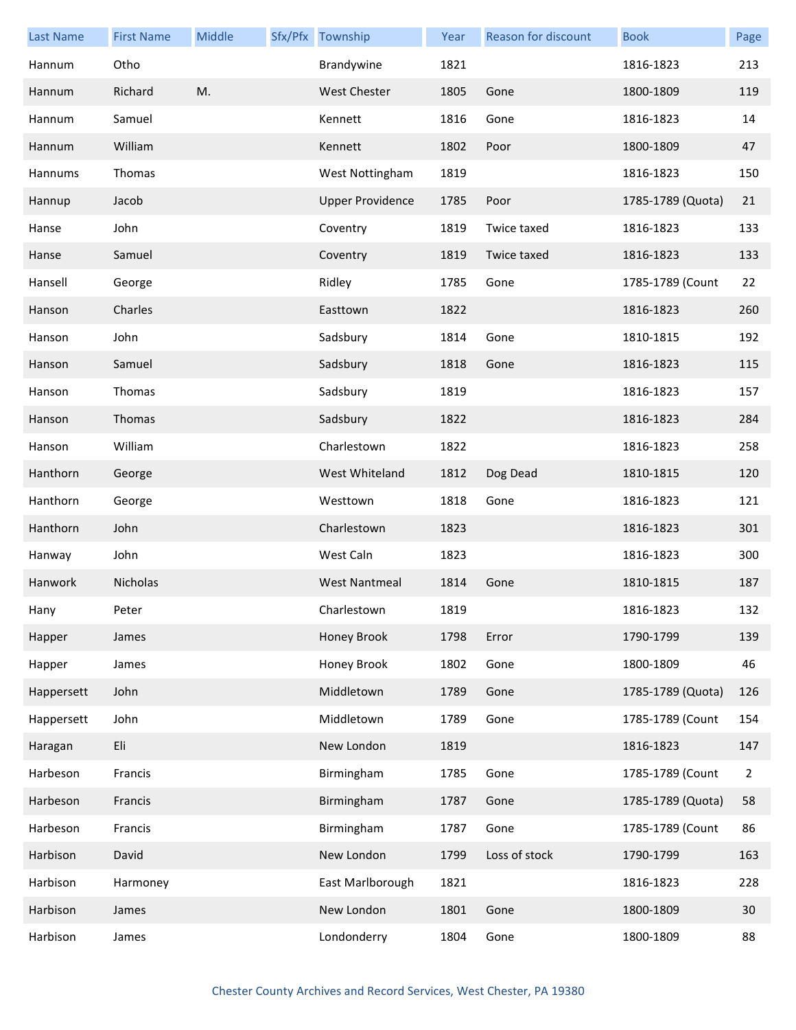| Last Name | First Name | Middle | Sfx/Pfx | Township | Year | Reason for discount | Book | Page |
|---|---|---|---|---|---|---|---|---|
| Hannum | Otho | | | Brandywine | 1821 | | 1816-1823 | 213 |
| Hannum | Richard | M. | | West Chester | 1805 | Gone | 1800-1809 | 119 |
| Hannum | Samuel | | | Kennett | 1816 | Gone | 1816-1823 | 14 |
| Hannum | William | | | Kennett | 1802 | Poor | 1800-1809 | 47 |
| Hannums | Thomas | | | West Nottingham | 1819 | | 1816-1823 | 150 |
| Hannup | Jacob | | | Upper Providence | 1785 | Poor | 1785-1789 (Quota) | 21 |
| Hanse | John | | | Coventry | 1819 | Twice taxed | 1816-1823 | 133 |
| Hanse | Samuel | | | Coventry | 1819 | Twice taxed | 1816-1823 | 133 |
| Hansell | George | | | Ridley | 1785 | Gone | 1785-1789 (Count | 22 |
| Hanson | Charles | | | Easttown | 1822 | | 1816-1823 | 260 |
| Hanson | John | | | Sadsbury | 1814 | Gone | 1810-1815 | 192 |
| Hanson | Samuel | | | Sadsbury | 1818 | Gone | 1816-1823 | 115 |
| Hanson | Thomas | | | Sadsbury | 1819 | | 1816-1823 | 157 |
| Hanson | Thomas | | | Sadsbury | 1822 | | 1816-1823 | 284 |
| Hanson | William | | | Charlestown | 1822 | | 1816-1823 | 258 |
| Hanthorn | George | | | West Whiteland | 1812 | Dog Dead | 1810-1815 | 120 |
| Hanthorn | George | | | Westtown | 1818 | Gone | 1816-1823 | 121 |
| Hanthorn | John | | | Charlestown | 1823 | | 1816-1823 | 301 |
| Hanway | John | | | West Caln | 1823 | | 1816-1823 | 300 |
| Hanwork | Nicholas | | | West Nantmeal | 1814 | Gone | 1810-1815 | 187 |
| Hany | Peter | | | Charlestown | 1819 | | 1816-1823 | 132 |
| Happer | James | | | Honey Brook | 1798 | Error | 1790-1799 | 139 |
| Happer | James | | | Honey Brook | 1802 | Gone | 1800-1809 | 46 |
| Happersett | John | | | Middletown | 1789 | Gone | 1785-1789 (Quota) | 126 |
| Happersett | John | | | Middletown | 1789 | Gone | 1785-1789 (Count | 154 |
| Haragan | Eli | | | New London | 1819 | | 1816-1823 | 147 |
| Harbeson | Francis | | | Birmingham | 1785 | Gone | 1785-1789 (Count | 2 |
| Harbeson | Francis | | | Birmingham | 1787 | Gone | 1785-1789 (Quota) | 58 |
| Harbeson | Francis | | | Birmingham | 1787 | Gone | 1785-1789 (Count | 86 |
| Harbison | David | | | New London | 1799 | Loss of stock | 1790-1799 | 163 |
| Harbison | Harmoney | | | East Marlborough | 1821 | | 1816-1823 | 228 |
| Harbison | James | | | New London | 1801 | Gone | 1800-1809 | 30 |
| Harbison | James | | | Londonderry | 1804 | Gone | 1800-1809 | 88 |

Chester County Archives and Record Services, West Chester, PA 19380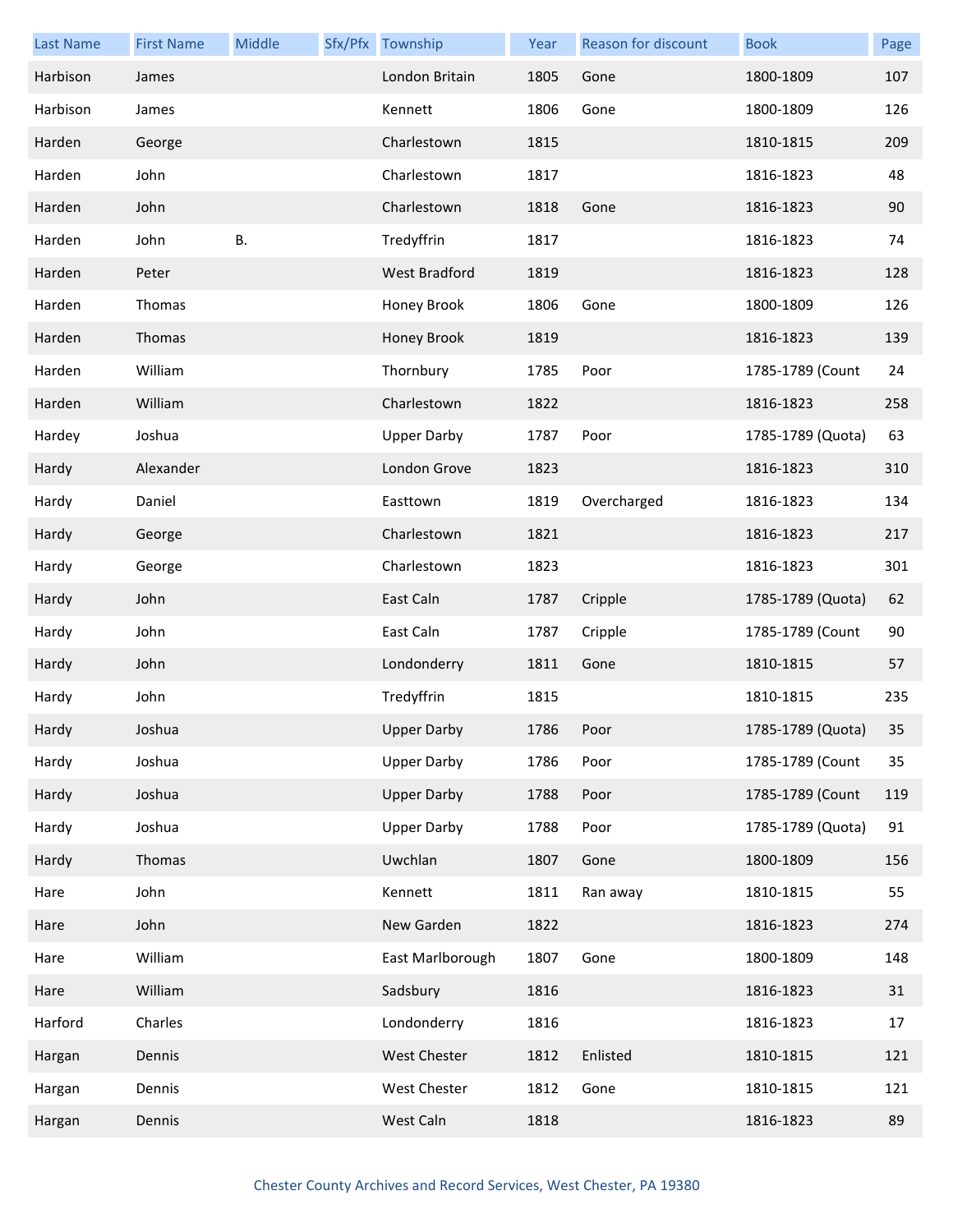| Last Name | First Name | Middle | Sfx/Pfx | Township | Year | Reason for discount | Book | Page |
|---|---|---|---|---|---|---|---|---|
| Harbison | James | | | London Britain | 1805 | Gone | 1800-1809 | 107 |
| Harbison | James | | | Kennett | 1806 | Gone | 1800-1809 | 126 |
| Harden | George | | | Charlestown | 1815 | | 1810-1815 | 209 |
| Harden | John | | | Charlestown | 1817 | | 1816-1823 | 48 |
| Harden | John | | | Charlestown | 1818 | Gone | 1816-1823 | 90 |
| Harden | John | B. | | Tredyffrin | 1817 | | 1816-1823 | 74 |
| Harden | Peter | | | West Bradford | 1819 | | 1816-1823 | 128 |
| Harden | Thomas | | | Honey Brook | 1806 | Gone | 1800-1809 | 126 |
| Harden | Thomas | | | Honey Brook | 1819 | | 1816-1823 | 139 |
| Harden | William | | | Thornbury | 1785 | Poor | 1785-1789 (Count | 24 |
| Harden | William | | | Charlestown | 1822 | | 1816-1823 | 258 |
| Hardey | Joshua | | | Upper Darby | 1787 | Poor | 1785-1789 (Quota) | 63 |
| Hardy | Alexander | | | London Grove | 1823 | | 1816-1823 | 310 |
| Hardy | Daniel | | | Easttown | 1819 | Overcharged | 1816-1823 | 134 |
| Hardy | George | | | Charlestown | 1821 | | 1816-1823 | 217 |
| Hardy | George | | | Charlestown | 1823 | | 1816-1823 | 301 |
| Hardy | John | | | East Caln | 1787 | Cripple | 1785-1789 (Quota) | 62 |
| Hardy | John | | | East Caln | 1787 | Cripple | 1785-1789 (Count | 90 |
| Hardy | John | | | Londonderry | 1811 | Gone | 1810-1815 | 57 |
| Hardy | John | | | Tredyffrin | 1815 | | 1810-1815 | 235 |
| Hardy | Joshua | | | Upper Darby | 1786 | Poor | 1785-1789 (Quota) | 35 |
| Hardy | Joshua | | | Upper Darby | 1786 | Poor | 1785-1789 (Count | 35 |
| Hardy | Joshua | | | Upper Darby | 1788 | Poor | 1785-1789 (Count | 119 |
| Hardy | Joshua | | | Upper Darby | 1788 | Poor | 1785-1789 (Quota) | 91 |
| Hardy | Thomas | | | Uwchlan | 1807 | Gone | 1800-1809 | 156 |
| Hare | John | | | Kennett | 1811 | Ran away | 1810-1815 | 55 |
| Hare | John | | | New Garden | 1822 | | 1816-1823 | 274 |
| Hare | William | | | East Marlborough | 1807 | Gone | 1800-1809 | 148 |
| Hare | William | | | Sadsbury | 1816 | | 1816-1823 | 31 |
| Harford | Charles | | | Londonderry | 1816 | | 1816-1823 | 17 |
| Hargan | Dennis | | | West Chester | 1812 | Enlisted | 1810-1815 | 121 |
| Hargan | Dennis | | | West Chester | 1812 | Gone | 1810-1815 | 121 |
| Hargan | Dennis | | | West Caln | 1818 | | 1816-1823 | 89 |

Chester County Archives and Record Services, West Chester, PA 19380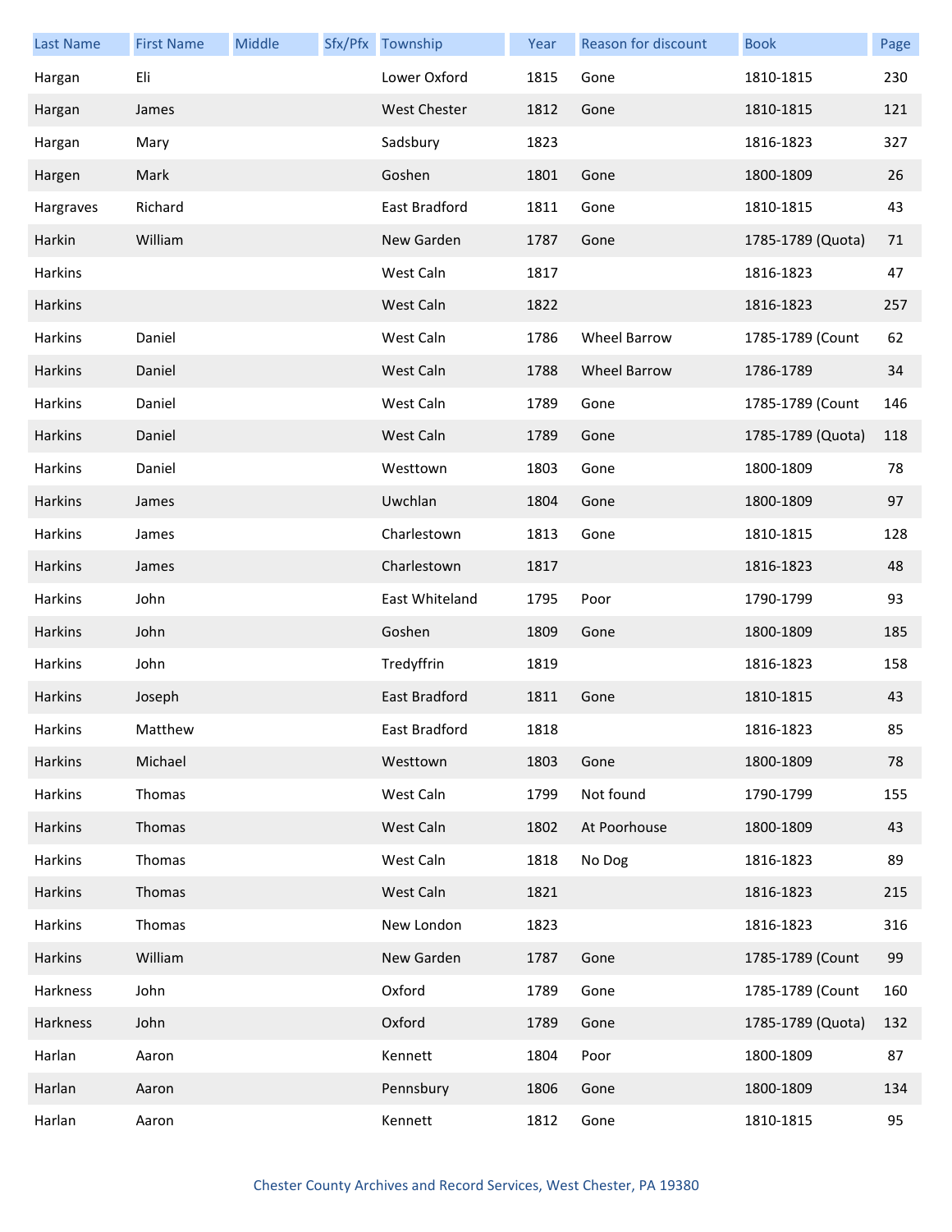| Last Name | First Name | Middle | Sfx/Pfx | Township | Year | Reason for discount | Book | Page |
|---|---|---|---|---|---|---|---|---|
| Hargan | Eli | | | Lower Oxford | 1815 | Gone | 1810-1815 | 230 |
| Hargan | James | | | West Chester | 1812 | Gone | 1810-1815 | 121 |
| Hargan | Mary | | | Sadsbury | 1823 | | 1816-1823 | 327 |
| Hargen | Mark | | | Goshen | 1801 | Gone | 1800-1809 | 26 |
| Hargraves | Richard | | | East Bradford | 1811 | Gone | 1810-1815 | 43 |
| Harkin | William | | | New Garden | 1787 | Gone | 1785-1789 (Quota) | 71 |
| Harkins | | | | West Caln | 1817 | | 1816-1823 | 47 |
| Harkins | | | | West Caln | 1822 | | 1816-1823 | 257 |
| Harkins | Daniel | | | West Caln | 1786 | Wheel Barrow | 1785-1789 (Count | 62 |
| Harkins | Daniel | | | West Caln | 1788 | Wheel Barrow | 1786-1789 | 34 |
| Harkins | Daniel | | | West Caln | 1789 | Gone | 1785-1789 (Count | 146 |
| Harkins | Daniel | | | West Caln | 1789 | Gone | 1785-1789 (Quota) | 118 |
| Harkins | Daniel | | | Westtown | 1803 | Gone | 1800-1809 | 78 |
| Harkins | James | | | Uwchlan | 1804 | Gone | 1800-1809 | 97 |
| Harkins | James | | | Charlestown | 1813 | Gone | 1810-1815 | 128 |
| Harkins | James | | | Charlestown | 1817 | | 1816-1823 | 48 |
| Harkins | John | | | East Whiteland | 1795 | Poor | 1790-1799 | 93 |
| Harkins | John | | | Goshen | 1809 | Gone | 1800-1809 | 185 |
| Harkins | John | | | Tredyffrin | 1819 | | 1816-1823 | 158 |
| Harkins | Joseph | | | East Bradford | 1811 | Gone | 1810-1815 | 43 |
| Harkins | Matthew | | | East Bradford | 1818 | | 1816-1823 | 85 |
| Harkins | Michael | | | Westtown | 1803 | Gone | 1800-1809 | 78 |
| Harkins | Thomas | | | West Caln | 1799 | Not found | 1790-1799 | 155 |
| Harkins | Thomas | | | West Caln | 1802 | At Poorhouse | 1800-1809 | 43 |
| Harkins | Thomas | | | West Caln | 1818 | No Dog | 1816-1823 | 89 |
| Harkins | Thomas | | | West Caln | 1821 | | 1816-1823 | 215 |
| Harkins | Thomas | | | New London | 1823 | | 1816-1823 | 316 |
| Harkins | William | | | New Garden | 1787 | Gone | 1785-1789 (Count | 99 |
| Harkness | John | | | Oxford | 1789 | Gone | 1785-1789 (Count | 160 |
| Harkness | John | | | Oxford | 1789 | Gone | 1785-1789 (Quota) | 132 |
| Harlan | Aaron | | | Kennett | 1804 | Poor | 1800-1809 | 87 |
| Harlan | Aaron | | | Pennsbury | 1806 | Gone | 1800-1809 | 134 |
| Harlan | Aaron | | | Kennett | 1812 | Gone | 1810-1815 | 95 |

Chester County Archives and Record Services, West Chester, PA 19380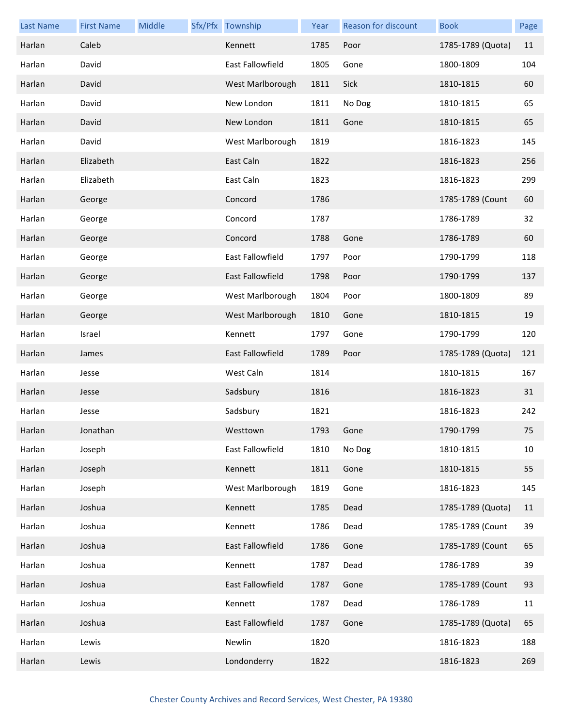| Last Name | First Name | Middle | Sfx/Pfx | Township | Year | Reason for discount | Book | Page |
|---|---|---|---|---|---|---|---|---|
| Harlan | Caleb | | | Kennett | 1785 | Poor | 1785-1789 (Quota) | 11 |
| Harlan | David | | | East Fallowfield | 1805 | Gone | 1800-1809 | 104 |
| Harlan | David | | | West Marlborough | 1811 | Sick | 1810-1815 | 60 |
| Harlan | David | | | New London | 1811 | No Dog | 1810-1815 | 65 |
| Harlan | David | | | New London | 1811 | Gone | 1810-1815 | 65 |
| Harlan | David | | | West Marlborough | 1819 | | 1816-1823 | 145 |
| Harlan | Elizabeth | | | East Caln | 1822 | | 1816-1823 | 256 |
| Harlan | Elizabeth | | | East Caln | 1823 | | 1816-1823 | 299 |
| Harlan | George | | | Concord | 1786 | | 1785-1789 (Count | 60 |
| Harlan | George | | | Concord | 1787 | | 1786-1789 | 32 |
| Harlan | George | | | Concord | 1788 | Gone | 1786-1789 | 60 |
| Harlan | George | | | East Fallowfield | 1797 | Poor | 1790-1799 | 118 |
| Harlan | George | | | East Fallowfield | 1798 | Poor | 1790-1799 | 137 |
| Harlan | George | | | West Marlborough | 1804 | Poor | 1800-1809 | 89 |
| Harlan | George | | | West Marlborough | 1810 | Gone | 1810-1815 | 19 |
| Harlan | Israel | | | Kennett | 1797 | Gone | 1790-1799 | 120 |
| Harlan | James | | | East Fallowfield | 1789 | Poor | 1785-1789 (Quota) | 121 |
| Harlan | Jesse | | | West Caln | 1814 | | 1810-1815 | 167 |
| Harlan | Jesse | | | Sadsbury | 1816 | | 1816-1823 | 31 |
| Harlan | Jesse | | | Sadsbury | 1821 | | 1816-1823 | 242 |
| Harlan | Jonathan | | | Westtown | 1793 | Gone | 1790-1799 | 75 |
| Harlan | Joseph | | | East Fallowfield | 1810 | No Dog | 1810-1815 | 10 |
| Harlan | Joseph | | | Kennett | 1811 | Gone | 1810-1815 | 55 |
| Harlan | Joseph | | | West Marlborough | 1819 | Gone | 1816-1823 | 145 |
| Harlan | Joshua | | | Kennett | 1785 | Dead | 1785-1789 (Quota) | 11 |
| Harlan | Joshua | | | Kennett | 1786 | Dead | 1785-1789 (Count | 39 |
| Harlan | Joshua | | | East Fallowfield | 1786 | Gone | 1785-1789 (Count | 65 |
| Harlan | Joshua | | | Kennett | 1787 | Dead | 1786-1789 | 39 |
| Harlan | Joshua | | | East Fallowfield | 1787 | Gone | 1785-1789 (Count | 93 |
| Harlan | Joshua | | | Kennett | 1787 | Dead | 1786-1789 | 11 |
| Harlan | Joshua | | | East Fallowfield | 1787 | Gone | 1785-1789 (Quota) | 65 |
| Harlan | Lewis | | | Newlin | 1820 | | 1816-1823 | 188 |
| Harlan | Lewis | | | Londonderry | 1822 | | 1816-1823 | 269 |

Chester County Archives and Record Services, West Chester, PA 19380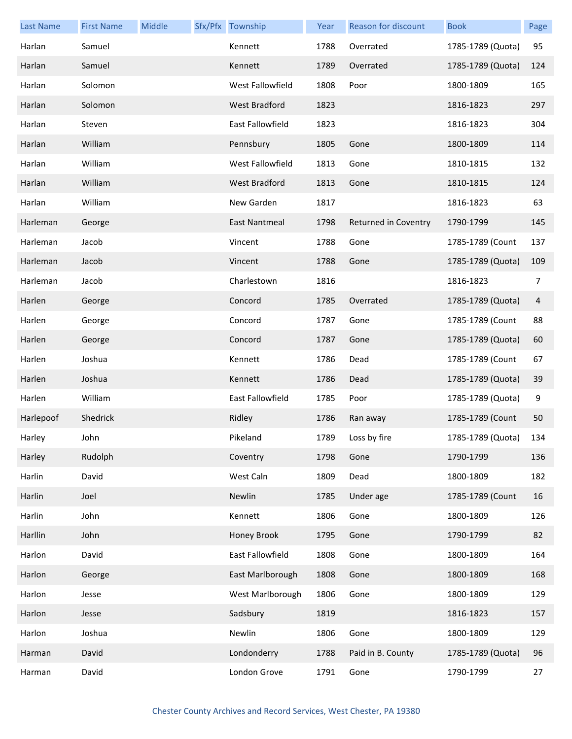| Last Name | First Name | Middle | Sfx/Pfx | Township | Year | Reason for discount | Book | Page |
|---|---|---|---|---|---|---|---|---|
| Harlan | Samuel | | | Kennett | 1788 | Overrated | 1785-1789 (Quota) | 95 |
| Harlan | Samuel | | | Kennett | 1789 | Overrated | 1785-1789 (Quota) | 124 |
| Harlan | Solomon | | | West Fallowfield | 1808 | Poor | 1800-1809 | 165 |
| Harlan | Solomon | | | West Bradford | 1823 | | 1816-1823 | 297 |
| Harlan | Steven | | | East Fallowfield | 1823 | | 1816-1823 | 304 |
| Harlan | William | | | Pennsbury | 1805 | Gone | 1800-1809 | 114 |
| Harlan | William | | | West Fallowfield | 1813 | Gone | 1810-1815 | 132 |
| Harlan | William | | | West Bradford | 1813 | Gone | 1810-1815 | 124 |
| Harlan | William | | | New Garden | 1817 | | 1816-1823 | 63 |
| Harleman | George | | | East Nantmeal | 1798 | Returned in Coventry | 1790-1799 | 145 |
| Harleman | Jacob | | | Vincent | 1788 | Gone | 1785-1789 (Count | 137 |
| Harleman | Jacob | | | Vincent | 1788 | Gone | 1785-1789 (Quota) | 109 |
| Harleman | Jacob | | | Charlestown | 1816 | | 1816-1823 | 7 |
| Harlen | George | | | Concord | 1785 | Overrated | 1785-1789 (Quota) | 4 |
| Harlen | George | | | Concord | 1787 | Gone | 1785-1789 (Count | 88 |
| Harlen | George | | | Concord | 1787 | Gone | 1785-1789 (Quota) | 60 |
| Harlen | Joshua | | | Kennett | 1786 | Dead | 1785-1789 (Count | 67 |
| Harlen | Joshua | | | Kennett | 1786 | Dead | 1785-1789 (Quota) | 39 |
| Harlen | William | | | East Fallowfield | 1785 | Poor | 1785-1789 (Quota) | 9 |
| Harlepoof | Shedrick | | | Ridley | 1786 | Ran away | 1785-1789 (Count | 50 |
| Harley | John | | | Pikeland | 1789 | Loss by fire | 1785-1789 (Quota) | 134 |
| Harley | Rudolph | | | Coventry | 1798 | Gone | 1790-1799 | 136 |
| Harlin | David | | | West Caln | 1809 | Dead | 1800-1809 | 182 |
| Harlin | Joel | | | Newlin | 1785 | Under age | 1785-1789 (Count | 16 |
| Harlin | John | | | Kennett | 1806 | Gone | 1800-1809 | 126 |
| Harllin | John | | | Honey Brook | 1795 | Gone | 1790-1799 | 82 |
| Harlon | David | | | East Fallowfield | 1808 | Gone | 1800-1809 | 164 |
| Harlon | George | | | East Marlborough | 1808 | Gone | 1800-1809 | 168 |
| Harlon | Jesse | | | West Marlborough | 1806 | Gone | 1800-1809 | 129 |
| Harlon | Jesse | | | Sadsbury | 1819 | | 1816-1823 | 157 |
| Harlon | Joshua | | | Newlin | 1806 | Gone | 1800-1809 | 129 |
| Harman | David | | | Londonderry | 1788 | Paid in B. County | 1785-1789 (Quota) | 96 |
| Harman | David | | | London Grove | 1791 | Gone | 1790-1799 | 27 |

Chester County Archives and Record Services, West Chester, PA 19380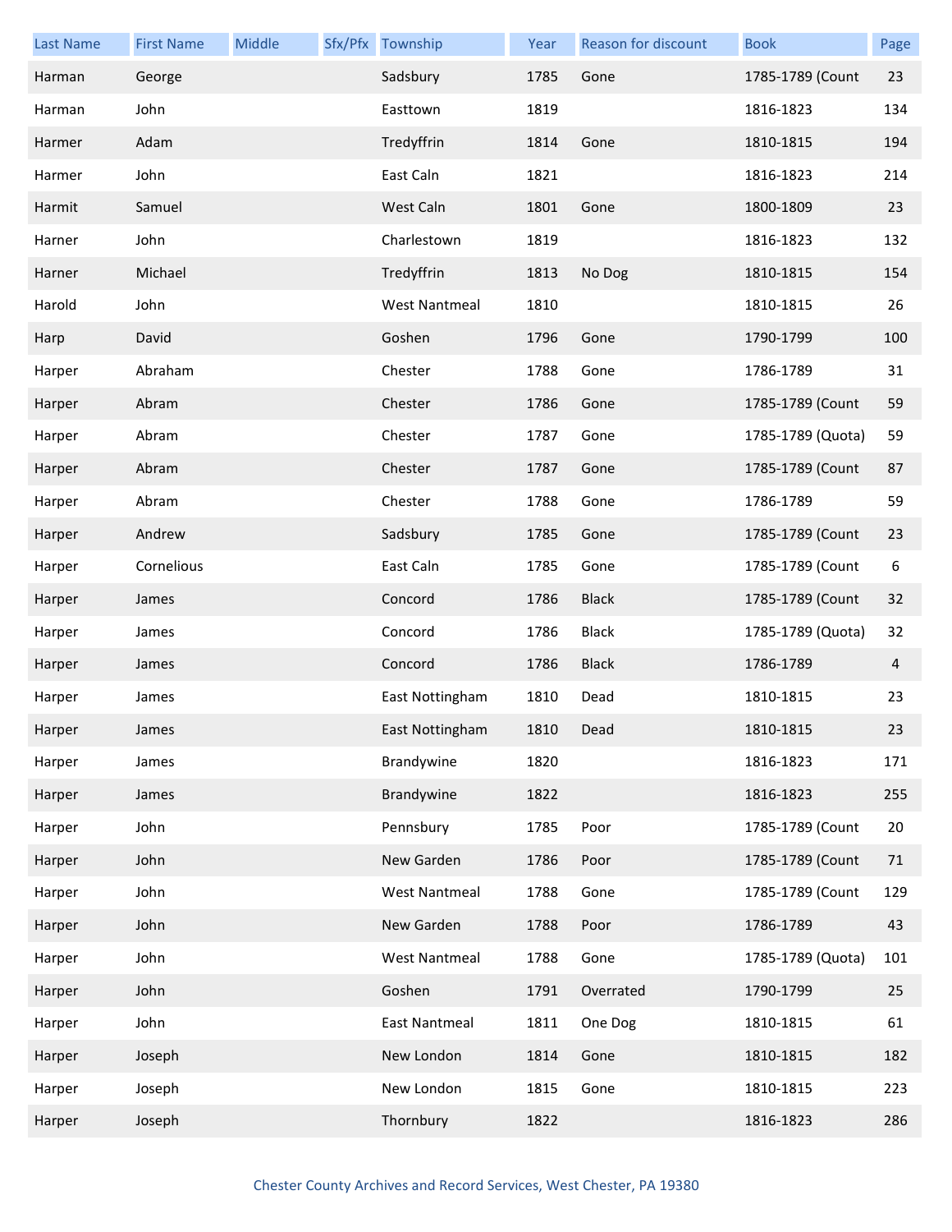| Last Name | First Name | Middle | Sfx/Pfx | Township | Year | Reason for discount | Book | Page |
|---|---|---|---|---|---|---|---|---|
| Harman | George | | | Sadsbury | 1785 | Gone | 1785-1789 (Count | 23 |
| Harman | John | | | Easttown | 1819 | | 1816-1823 | 134 |
| Harmer | Adam | | | Tredyffrin | 1814 | Gone | 1810-1815 | 194 |
| Harmer | John | | | East Caln | 1821 | | 1816-1823 | 214 |
| Harmit | Samuel | | | West Caln | 1801 | Gone | 1800-1809 | 23 |
| Harner | John | | | Charlestown | 1819 | | 1816-1823 | 132 |
| Harner | Michael | | | Tredyffrin | 1813 | No Dog | 1810-1815 | 154 |
| Harold | John | | | West Nantmeal | 1810 | | 1810-1815 | 26 |
| Harp | David | | | Goshen | 1796 | Gone | 1790-1799 | 100 |
| Harper | Abraham | | | Chester | 1788 | Gone | 1786-1789 | 31 |
| Harper | Abram | | | Chester | 1786 | Gone | 1785-1789 (Count | 59 |
| Harper | Abram | | | Chester | 1787 | Gone | 1785-1789 (Quota) | 59 |
| Harper | Abram | | | Chester | 1787 | Gone | 1785-1789 (Count | 87 |
| Harper | Abram | | | Chester | 1788 | Gone | 1786-1789 | 59 |
| Harper | Andrew | | | Sadsbury | 1785 | Gone | 1785-1789 (Count | 23 |
| Harper | Cornelious | | | East Caln | 1785 | Gone | 1785-1789 (Count | 6 |
| Harper | James | | | Concord | 1786 | Black | 1785-1789 (Count | 32 |
| Harper | James | | | Concord | 1786 | Black | 1785-1789 (Quota) | 32 |
| Harper | James | | | Concord | 1786 | Black | 1786-1789 | 4 |
| Harper | James | | | East Nottingham | 1810 | Dead | 1810-1815 | 23 |
| Harper | James | | | East Nottingham | 1810 | Dead | 1810-1815 | 23 |
| Harper | James | | | Brandywine | 1820 | | 1816-1823 | 171 |
| Harper | James | | | Brandywine | 1822 | | 1816-1823 | 255 |
| Harper | John | | | Pennsbury | 1785 | Poor | 1785-1789 (Count | 20 |
| Harper | John | | | New Garden | 1786 | Poor | 1785-1789 (Count | 71 |
| Harper | John | | | West Nantmeal | 1788 | Gone | 1785-1789 (Count | 129 |
| Harper | John | | | New Garden | 1788 | Poor | 1786-1789 | 43 |
| Harper | John | | | West Nantmeal | 1788 | Gone | 1785-1789 (Quota) | 101 |
| Harper | John | | | Goshen | 1791 | Overrated | 1790-1799 | 25 |
| Harper | John | | | East Nantmeal | 1811 | One Dog | 1810-1815 | 61 |
| Harper | Joseph | | | New London | 1814 | Gone | 1810-1815 | 182 |
| Harper | Joseph | | | New London | 1815 | Gone | 1810-1815 | 223 |
| Harper | Joseph | | | Thornbury | 1822 | | 1816-1823 | 286 |

Chester County Archives and Record Services, West Chester, PA 19380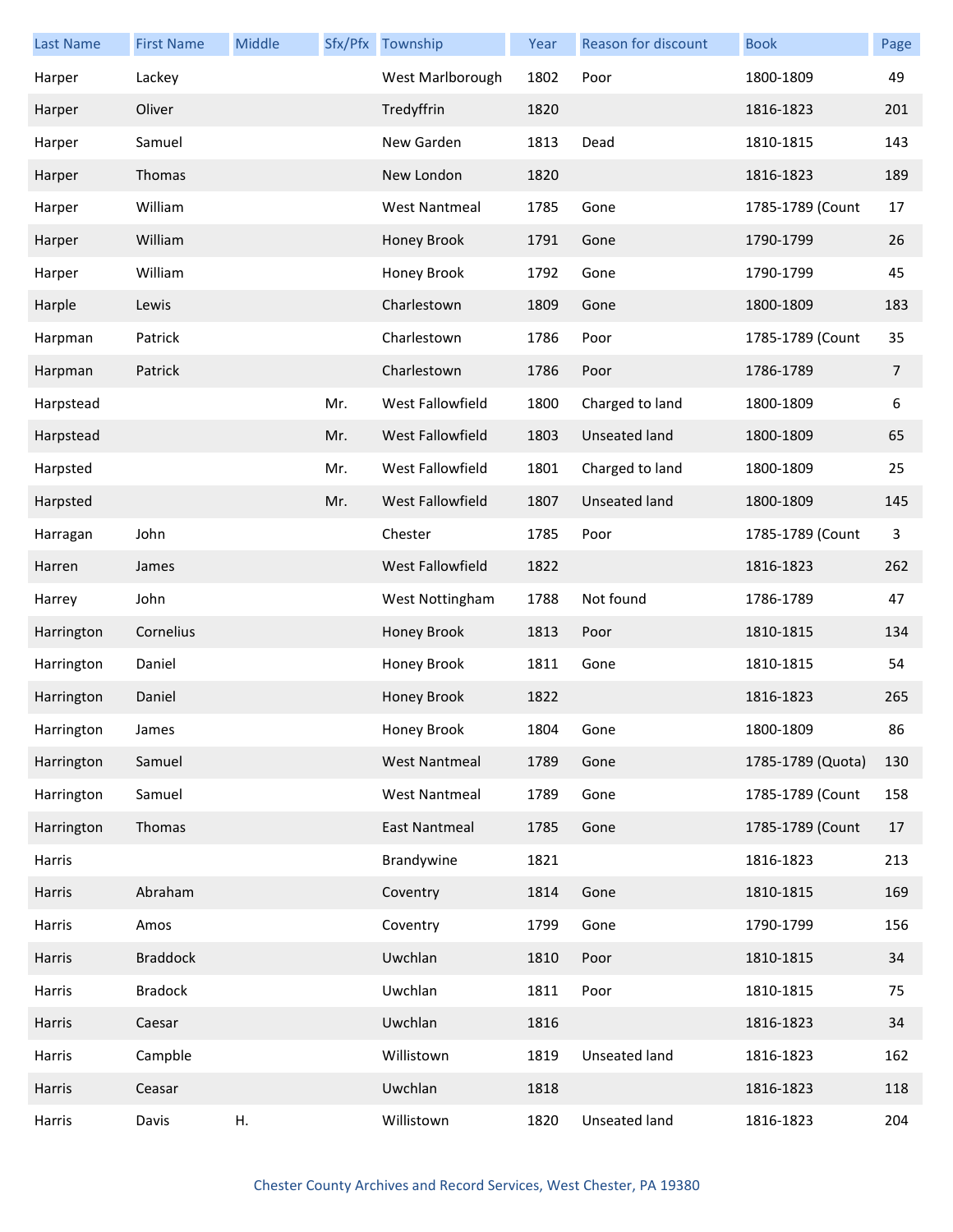| Last Name | First Name | Middle | Sfx/Pfx | Township | Year | Reason for discount | Book | Page |
|---|---|---|---|---|---|---|---|---|
| Harper | Lackey | | | West Marlborough | 1802 | Poor | 1800-1809 | 49 |
| Harper | Oliver | | | Tredyffrin | 1820 | | 1816-1823 | 201 |
| Harper | Samuel | | | New Garden | 1813 | Dead | 1810-1815 | 143 |
| Harper | Thomas | | | New London | 1820 | | 1816-1823 | 189 |
| Harper | William | | | West Nantmeal | 1785 | Gone | 1785-1789 (Count | 17 |
| Harper | William | | | Honey Brook | 1791 | Gone | 1790-1799 | 26 |
| Harper | William | | | Honey Brook | 1792 | Gone | 1790-1799 | 45 |
| Harple | Lewis | | | Charlestown | 1809 | Gone | 1800-1809 | 183 |
| Harpman | Patrick | | | Charlestown | 1786 | Poor | 1785-1789 (Count | 35 |
| Harpman | Patrick | | | Charlestown | 1786 | Poor | 1786-1789 | 7 |
| Harpstead | | | Mr. | West Fallowfield | 1800 | Charged to land | 1800-1809 | 6 |
| Harpstead | | | Mr. | West Fallowfield | 1803 | Unseated land | 1800-1809 | 65 |
| Harpsted | | | Mr. | West Fallowfield | 1801 | Charged to land | 1800-1809 | 25 |
| Harpsted | | | Mr. | West Fallowfield | 1807 | Unseated land | 1800-1809 | 145 |
| Harragan | John | | | Chester | 1785 | Poor | 1785-1789 (Count | 3 |
| Harren | James | | | West Fallowfield | 1822 | | 1816-1823 | 262 |
| Harrey | John | | | West Nottingham | 1788 | Not found | 1786-1789 | 47 |
| Harrington | Cornelius | | | Honey Brook | 1813 | Poor | 1810-1815 | 134 |
| Harrington | Daniel | | | Honey Brook | 1811 | Gone | 1810-1815 | 54 |
| Harrington | Daniel | | | Honey Brook | 1822 | | 1816-1823 | 265 |
| Harrington | James | | | Honey Brook | 1804 | Gone | 1800-1809 | 86 |
| Harrington | Samuel | | | West Nantmeal | 1789 | Gone | 1785-1789 (Quota) | 130 |
| Harrington | Samuel | | | West Nantmeal | 1789 | Gone | 1785-1789 (Count | 158 |
| Harrington | Thomas | | | East Nantmeal | 1785 | Gone | 1785-1789 (Count | 17 |
| Harris | | | | Brandywine | 1821 | | 1816-1823 | 213 |
| Harris | Abraham | | | Coventry | 1814 | Gone | 1810-1815 | 169 |
| Harris | Amos | | | Coventry | 1799 | Gone | 1790-1799 | 156 |
| Harris | Braddock | | | Uwchlan | 1810 | Poor | 1810-1815 | 34 |
| Harris | Bradock | | | Uwchlan | 1811 | Poor | 1810-1815 | 75 |
| Harris | Caesar | | | Uwchlan | 1816 | | 1816-1823 | 34 |
| Harris | Campble | | | Willistown | 1819 | Unseated land | 1816-1823 | 162 |
| Harris | Ceasar | | | Uwchlan | 1818 | | 1816-1823 | 118 |
| Harris | Davis | H. | | Willistown | 1820 | Unseated land | 1816-1823 | 204 |

Chester County Archives and Record Services, West Chester, PA 19380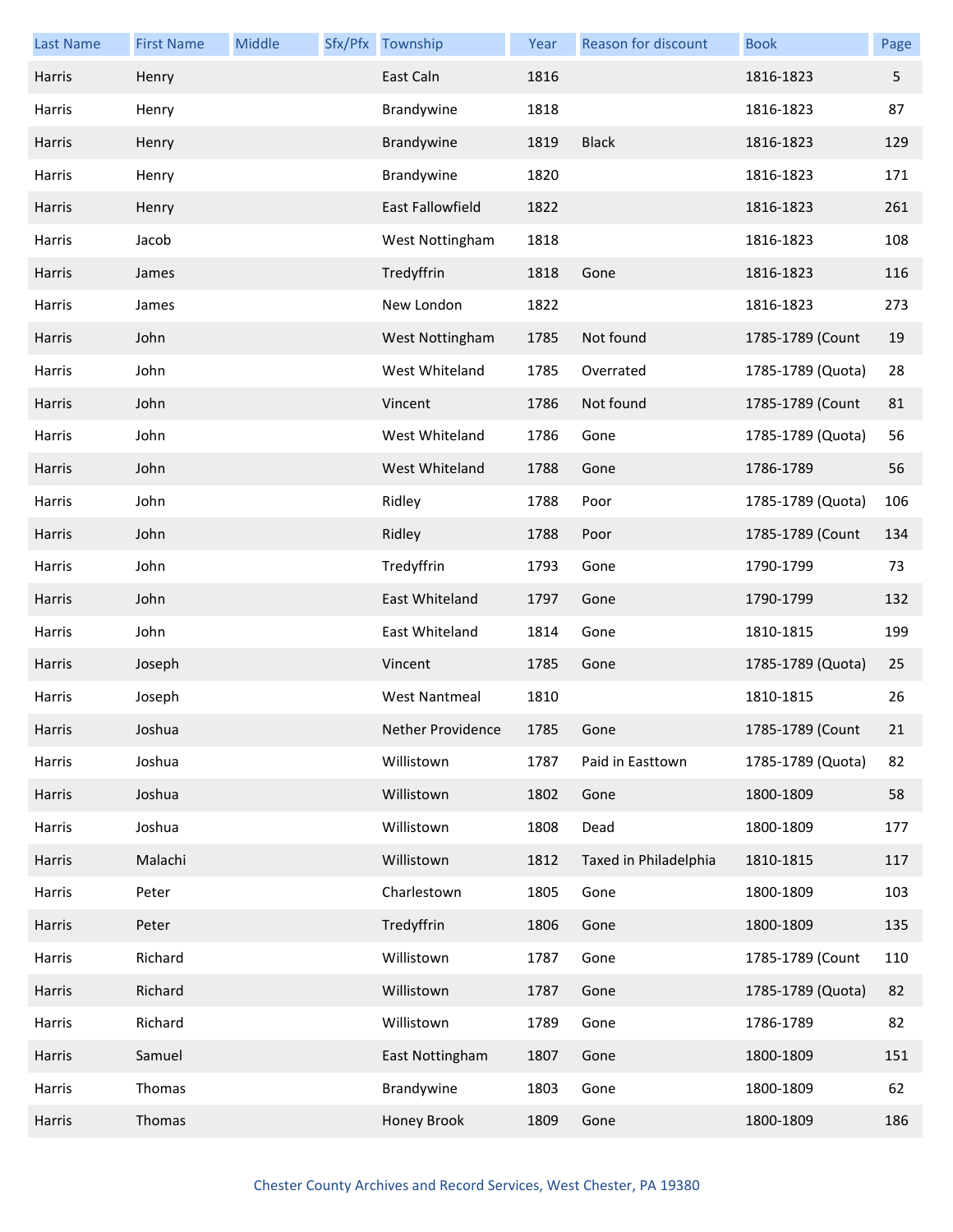| Last Name | First Name | Middle | Sfx/Pfx | Township | Year | Reason for discount | Book | Page |
|---|---|---|---|---|---|---|---|---|
| Harris | Henry | | | East Caln | 1816 | | 1816-1823 | 5 |
| Harris | Henry | | | Brandywine | 1818 | | 1816-1823 | 87 |
| Harris | Henry | | | Brandywine | 1819 | Black | 1816-1823 | 129 |
| Harris | Henry | | | Brandywine | 1820 | | 1816-1823 | 171 |
| Harris | Henry | | | East Fallowfield | 1822 | | 1816-1823 | 261 |
| Harris | Jacob | | | West Nottingham | 1818 | | 1816-1823 | 108 |
| Harris | James | | | Tredyffrin | 1818 | Gone | 1816-1823 | 116 |
| Harris | James | | | New London | 1822 | | 1816-1823 | 273 |
| Harris | John | | | West Nottingham | 1785 | Not found | 1785-1789 (Count | 19 |
| Harris | John | | | West Whiteland | 1785 | Overrated | 1785-1789 (Quota) | 28 |
| Harris | John | | | Vincent | 1786 | Not found | 1785-1789 (Count | 81 |
| Harris | John | | | West Whiteland | 1786 | Gone | 1785-1789 (Quota) | 56 |
| Harris | John | | | West Whiteland | 1788 | Gone | 1786-1789 | 56 |
| Harris | John | | | Ridley | 1788 | Poor | 1785-1789 (Quota) | 106 |
| Harris | John | | | Ridley | 1788 | Poor | 1785-1789 (Count | 134 |
| Harris | John | | | Tredyffrin | 1793 | Gone | 1790-1799 | 73 |
| Harris | John | | | East Whiteland | 1797 | Gone | 1790-1799 | 132 |
| Harris | John | | | East Whiteland | 1814 | Gone | 1810-1815 | 199 |
| Harris | Joseph | | | Vincent | 1785 | Gone | 1785-1789 (Quota) | 25 |
| Harris | Joseph | | | West Nantmeal | 1810 | | 1810-1815 | 26 |
| Harris | Joshua | | | Nether Providence | 1785 | Gone | 1785-1789 (Count | 21 |
| Harris | Joshua | | | Willistown | 1787 | Paid in Easttown | 1785-1789 (Quota) | 82 |
| Harris | Joshua | | | Willistown | 1802 | Gone | 1800-1809 | 58 |
| Harris | Joshua | | | Willistown | 1808 | Dead | 1800-1809 | 177 |
| Harris | Malachi | | | Willistown | 1812 | Taxed in Philadelphia | 1810-1815 | 117 |
| Harris | Peter | | | Charlestown | 1805 | Gone | 1800-1809 | 103 |
| Harris | Peter | | | Tredyffrin | 1806 | Gone | 1800-1809 | 135 |
| Harris | Richard | | | Willistown | 1787 | Gone | 1785-1789 (Count | 110 |
| Harris | Richard | | | Willistown | 1787 | Gone | 1785-1789 (Quota) | 82 |
| Harris | Richard | | | Willistown | 1789 | Gone | 1786-1789 | 82 |
| Harris | Samuel | | | East Nottingham | 1807 | Gone | 1800-1809 | 151 |
| Harris | Thomas | | | Brandywine | 1803 | Gone | 1800-1809 | 62 |
| Harris | Thomas | | | Honey Brook | 1809 | Gone | 1800-1809 | 186 |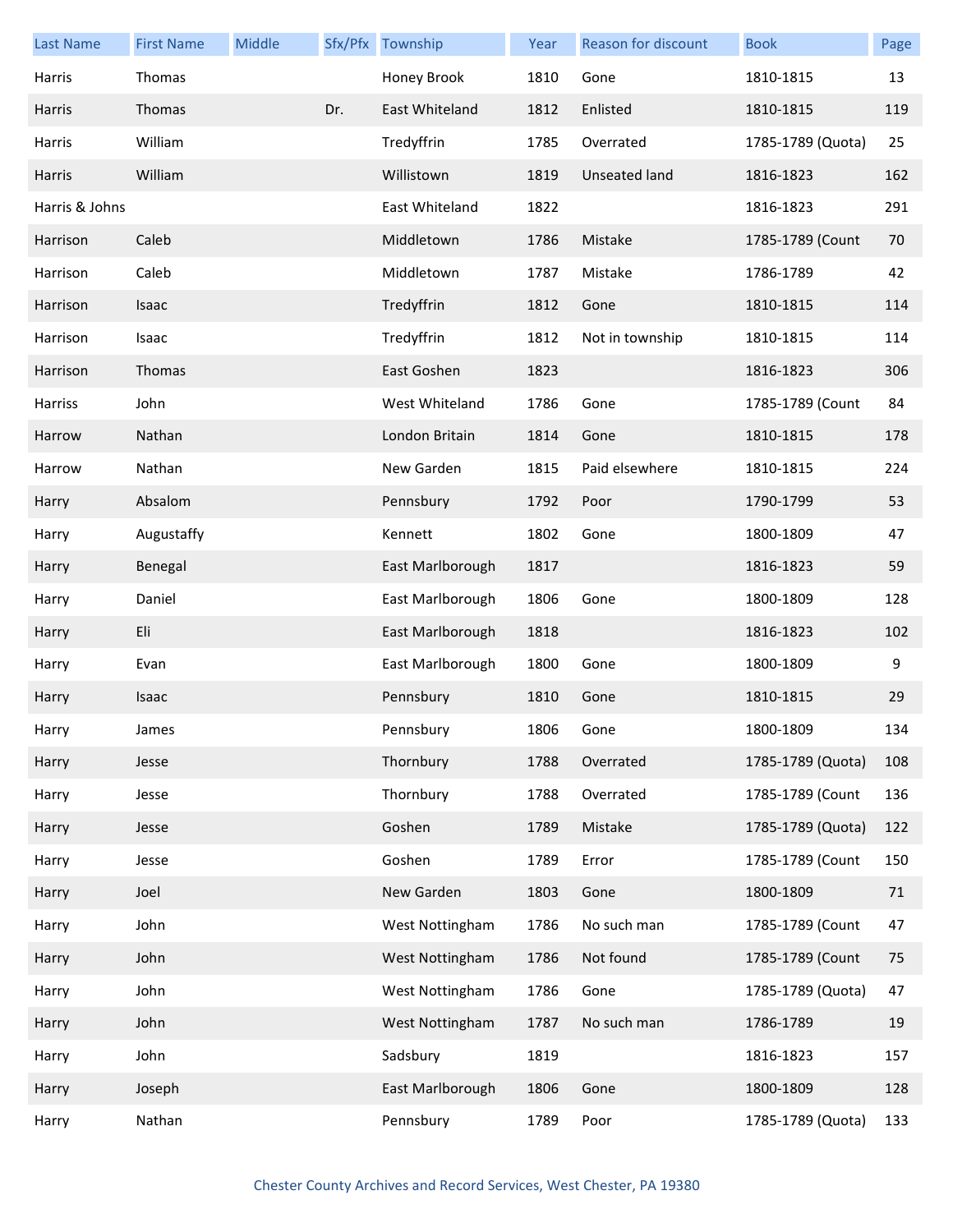| Last Name | First Name | Middle | Sfx/Pfx | Township | Year | Reason for discount | Book | Page |
|---|---|---|---|---|---|---|---|---|
| Harris | Thomas | | | Honey Brook | 1810 | Gone | 1810-1815 | 13 |
| Harris | Thomas | | Dr. | East Whiteland | 1812 | Enlisted | 1810-1815 | 119 |
| Harris | William | | | Tredyffrin | 1785 | Overrated | 1785-1789 (Quota) | 25 |
| Harris | William | | | Willistown | 1819 | Unseated land | 1816-1823 | 162 |
| Harris & Johns | | | | East Whiteland | 1822 | | 1816-1823 | 291 |
| Harrison | Caleb | | | Middletown | 1786 | Mistake | 1785-1789 (Count | 70 |
| Harrison | Caleb | | | Middletown | 1787 | Mistake | 1786-1789 | 42 |
| Harrison | Isaac | | | Tredyffrin | 1812 | Gone | 1810-1815 | 114 |
| Harrison | Isaac | | | Tredyffrin | 1812 | Not in township | 1810-1815 | 114 |
| Harrison | Thomas | | | East Goshen | 1823 | | 1816-1823 | 306 |
| Harriss | John | | | West Whiteland | 1786 | Gone | 1785-1789 (Count | 84 |
| Harrow | Nathan | | | London Britain | 1814 | Gone | 1810-1815 | 178 |
| Harrow | Nathan | | | New Garden | 1815 | Paid elsewhere | 1810-1815 | 224 |
| Harry | Absalom | | | Pennsbury | 1792 | Poor | 1790-1799 | 53 |
| Harry | Augustaffy | | | Kennett | 1802 | Gone | 1800-1809 | 47 |
| Harry | Benegal | | | East Marlborough | 1817 | | 1816-1823 | 59 |
| Harry | Daniel | | | East Marlborough | 1806 | Gone | 1800-1809 | 128 |
| Harry | Eli | | | East Marlborough | 1818 | | 1816-1823 | 102 |
| Harry | Evan | | | East Marlborough | 1800 | Gone | 1800-1809 | 9 |
| Harry | Isaac | | | Pennsbury | 1810 | Gone | 1810-1815 | 29 |
| Harry | James | | | Pennsbury | 1806 | Gone | 1800-1809 | 134 |
| Harry | Jesse | | | Thornbury | 1788 | Overrated | 1785-1789 (Quota) | 108 |
| Harry | Jesse | | | Thornbury | 1788 | Overrated | 1785-1789 (Count | 136 |
| Harry | Jesse | | | Goshen | 1789 | Mistake | 1785-1789 (Quota) | 122 |
| Harry | Jesse | | | Goshen | 1789 | Error | 1785-1789 (Count | 150 |
| Harry | Joel | | | New Garden | 1803 | Gone | 1800-1809 | 71 |
| Harry | John | | | West Nottingham | 1786 | No such man | 1785-1789 (Count | 47 |
| Harry | John | | | West Nottingham | 1786 | Not found | 1785-1789 (Count | 75 |
| Harry | John | | | West Nottingham | 1786 | Gone | 1785-1789 (Quota) | 47 |
| Harry | John | | | West Nottingham | 1787 | No such man | 1786-1789 | 19 |
| Harry | John | | | Sadsbury | 1819 | | 1816-1823 | 157 |
| Harry | Joseph | | | East Marlborough | 1806 | Gone | 1800-1809 | 128 |
| Harry | Nathan | | | Pennsbury | 1789 | Poor | 1785-1789 (Quota) | 133 |

Chester County Archives and Record Services, West Chester, PA 19380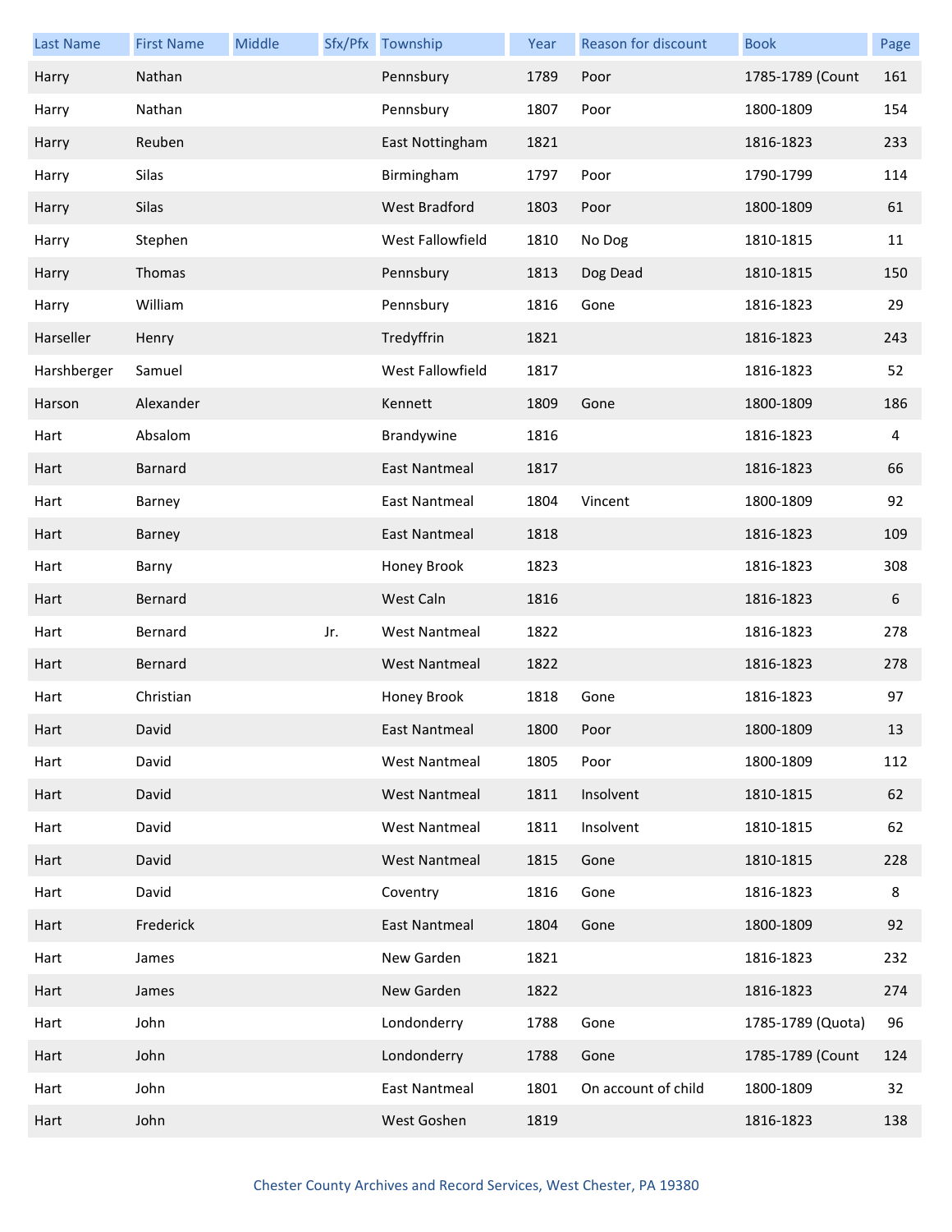| Last Name | First Name | Middle | Sfx/Pfx | Township | Year | Reason for discount | Book | Page |
|---|---|---|---|---|---|---|---|---|
| Harry | Nathan | | | Pennsbury | 1789 | Poor | 1785-1789 (Count | 161 |
| Harry | Nathan | | | Pennsbury | 1807 | Poor | 1800-1809 | 154 |
| Harry | Reuben | | | East Nottingham | 1821 | | 1816-1823 | 233 |
| Harry | Silas | | | Birmingham | 1797 | Poor | 1790-1799 | 114 |
| Harry | Silas | | | West Bradford | 1803 | Poor | 1800-1809 | 61 |
| Harry | Stephen | | | West Fallowfield | 1810 | No Dog | 1810-1815 | 11 |
| Harry | Thomas | | | Pennsbury | 1813 | Dog Dead | 1810-1815 | 150 |
| Harry | William | | | Pennsbury | 1816 | Gone | 1816-1823 | 29 |
| Harseller | Henry | | | Tredyffrin | 1821 | | 1816-1823 | 243 |
| Harshberger | Samuel | | | West Fallowfield | 1817 | | 1816-1823 | 52 |
| Harson | Alexander | | | Kennett | 1809 | Gone | 1800-1809 | 186 |
| Hart | Absalom | | | Brandywine | 1816 | | 1816-1823 | 4 |
| Hart | Barnard | | | East Nantmeal | 1817 | | 1816-1823 | 66 |
| Hart | Barney | | | East Nantmeal | 1804 | Vincent | 1800-1809 | 92 |
| Hart | Barney | | | East Nantmeal | 1818 | | 1816-1823 | 109 |
| Hart | Barny | | | Honey Brook | 1823 | | 1816-1823 | 308 |
| Hart | Bernard | | | West Caln | 1816 | | 1816-1823 | 6 |
| Hart | Bernard | | Jr. | West Nantmeal | 1822 | | 1816-1823 | 278 |
| Hart | Bernard | | | West Nantmeal | 1822 | | 1816-1823 | 278 |
| Hart | Christian | | | Honey Brook | 1818 | Gone | 1816-1823 | 97 |
| Hart | David | | | East Nantmeal | 1800 | Poor | 1800-1809 | 13 |
| Hart | David | | | West Nantmeal | 1805 | Poor | 1800-1809 | 112 |
| Hart | David | | | West Nantmeal | 1811 | Insolvent | 1810-1815 | 62 |
| Hart | David | | | West Nantmeal | 1811 | Insolvent | 1810-1815 | 62 |
| Hart | David | | | West Nantmeal | 1815 | Gone | 1810-1815 | 228 |
| Hart | David | | | Coventry | 1816 | Gone | 1816-1823 | 8 |
| Hart | Frederick | | | East Nantmeal | 1804 | Gone | 1800-1809 | 92 |
| Hart | James | | | New Garden | 1821 | | 1816-1823 | 232 |
| Hart | James | | | New Garden | 1822 | | 1816-1823 | 274 |
| Hart | John | | | Londonderry | 1788 | Gone | 1785-1789 (Quota) | 96 |
| Hart | John | | | Londonderry | 1788 | Gone | 1785-1789 (Count | 124 |
| Hart | John | | | East Nantmeal | 1801 | On account of child | 1800-1809 | 32 |
| Hart | John | | | West Goshen | 1819 | | 1816-1823 | 138 |

Chester County Archives and Record Services, West Chester, PA 19380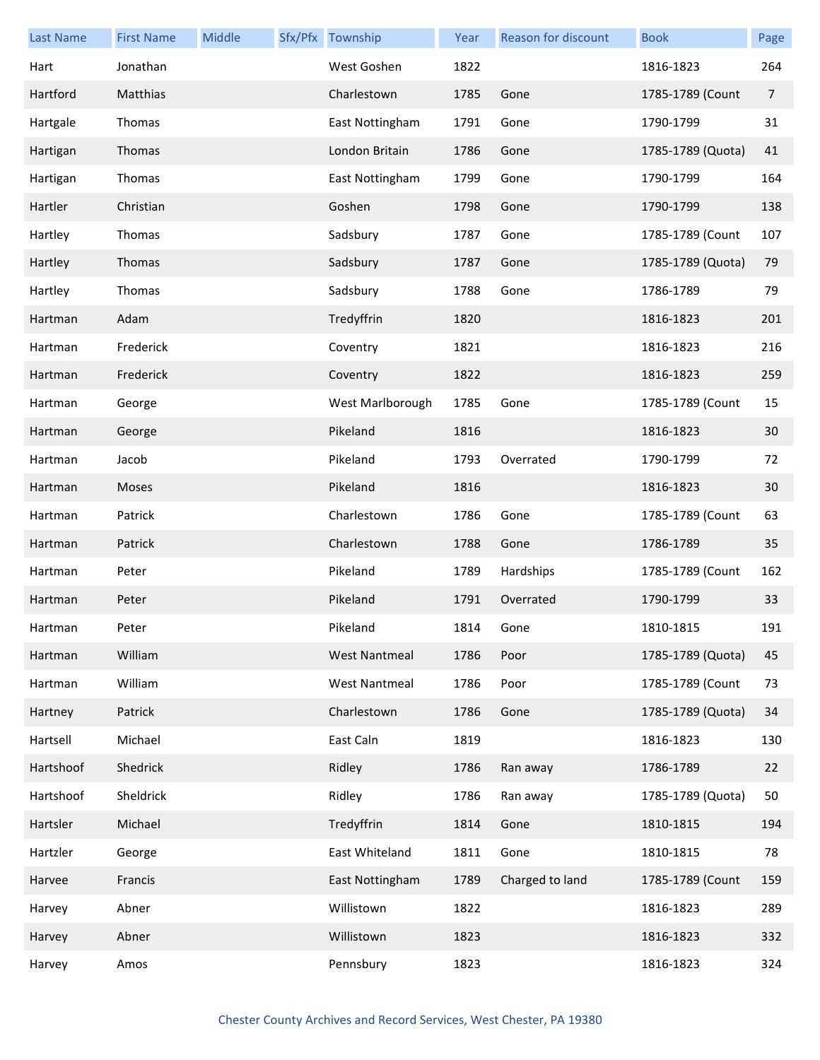| Last Name | First Name | Middle | Sfx/Pfx | Township | Year | Reason for discount | Book | Page |
|---|---|---|---|---|---|---|---|---|
| Hart | Jonathan | | | West Goshen | 1822 | | 1816-1823 | 264 |
| Hartford | Matthias | | | Charlestown | 1785 | Gone | 1785-1789 (Count | 7 |
| Hartgale | Thomas | | | East Nottingham | 1791 | Gone | 1790-1799 | 31 |
| Hartigan | Thomas | | | London Britain | 1786 | Gone | 1785-1789 (Quota) | 41 |
| Hartigan | Thomas | | | East Nottingham | 1799 | Gone | 1790-1799 | 164 |
| Hartler | Christian | | | Goshen | 1798 | Gone | 1790-1799 | 138 |
| Hartley | Thomas | | | Sadsbury | 1787 | Gone | 1785-1789 (Count | 107 |
| Hartley | Thomas | | | Sadsbury | 1787 | Gone | 1785-1789 (Quota) | 79 |
| Hartley | Thomas | | | Sadsbury | 1788 | Gone | 1786-1789 | 79 |
| Hartman | Adam | | | Tredyffrin | 1820 | | 1816-1823 | 201 |
| Hartman | Frederick | | | Coventry | 1821 | | 1816-1823 | 216 |
| Hartman | Frederick | | | Coventry | 1822 | | 1816-1823 | 259 |
| Hartman | George | | | West Marlborough | 1785 | Gone | 1785-1789 (Count | 15 |
| Hartman | George | | | Pikeland | 1816 | | 1816-1823 | 30 |
| Hartman | Jacob | | | Pikeland | 1793 | Overrated | 1790-1799 | 72 |
| Hartman | Moses | | | Pikeland | 1816 | | 1816-1823 | 30 |
| Hartman | Patrick | | | Charlestown | 1786 | Gone | 1785-1789 (Count | 63 |
| Hartman | Patrick | | | Charlestown | 1788 | Gone | 1786-1789 | 35 |
| Hartman | Peter | | | Pikeland | 1789 | Hardships | 1785-1789 (Count | 162 |
| Hartman | Peter | | | Pikeland | 1791 | Overrated | 1790-1799 | 33 |
| Hartman | Peter | | | Pikeland | 1814 | Gone | 1810-1815 | 191 |
| Hartman | William | | | West Nantmeal | 1786 | Poor | 1785-1789 (Quota) | 45 |
| Hartman | William | | | West Nantmeal | 1786 | Poor | 1785-1789 (Count | 73 |
| Hartney | Patrick | | | Charlestown | 1786 | Gone | 1785-1789 (Quota) | 34 |
| Hartsell | Michael | | | East Caln | 1819 | | 1816-1823 | 130 |
| Hartshoof | Shedrick | | | Ridley | 1786 | Ran away | 1786-1789 | 22 |
| Hartshoof | Sheldrick | | | Ridley | 1786 | Ran away | 1785-1789 (Quota) | 50 |
| Hartsler | Michael | | | Tredyffrin | 1814 | Gone | 1810-1815 | 194 |
| Hartzler | George | | | East Whiteland | 1811 | Gone | 1810-1815 | 78 |
| Harvee | Francis | | | East Nottingham | 1789 | Charged to land | 1785-1789 (Count | 159 |
| Harvey | Abner | | | Willistown | 1822 | | 1816-1823 | 289 |
| Harvey | Abner | | | Willistown | 1823 | | 1816-1823 | 332 |
| Harvey | Amos | | | Pennsbury | 1823 | | 1816-1823 | 324 |

Chester County Archives and Record Services, West Chester, PA 19380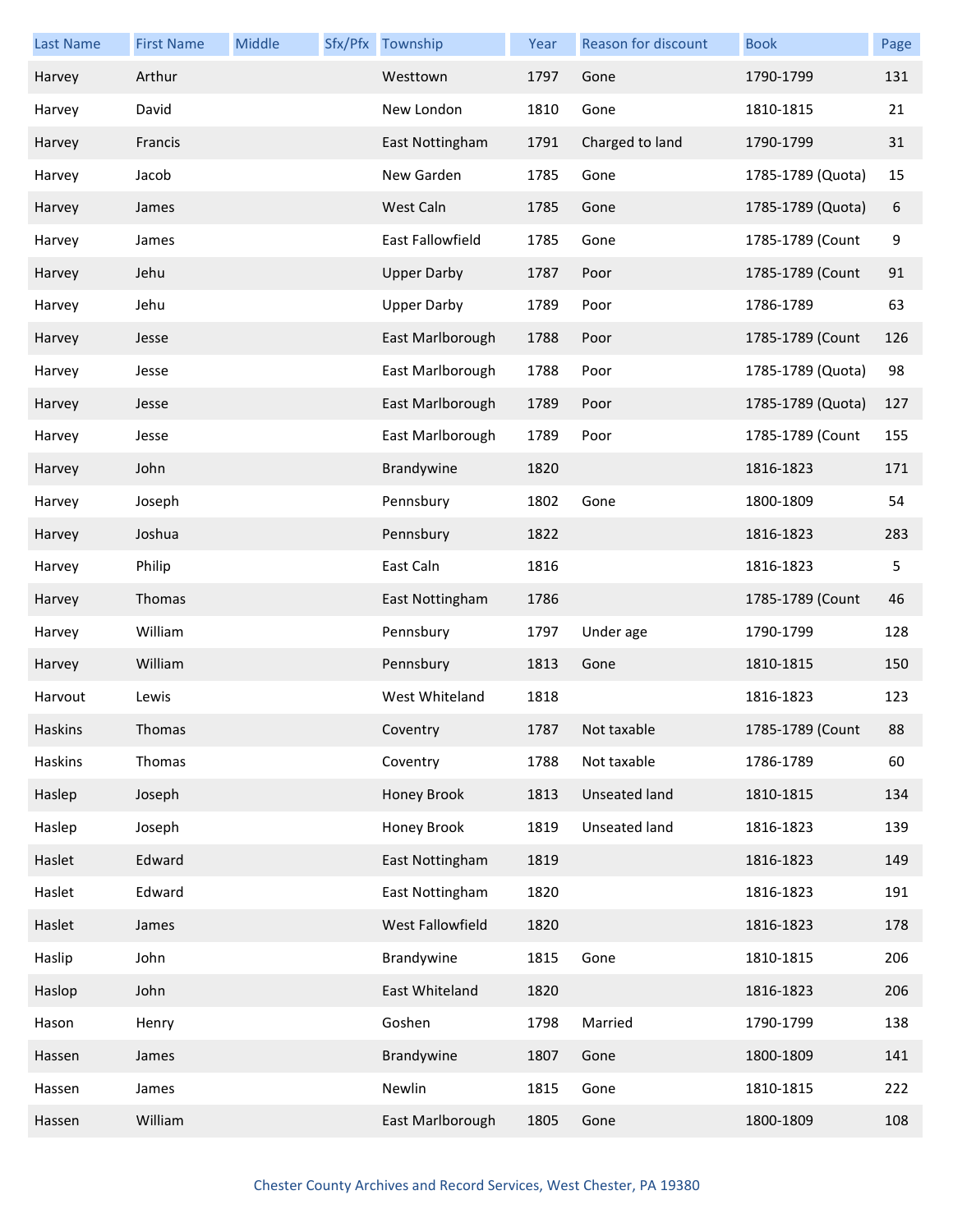| Last Name | First Name | Middle | Sfx/Pfx | Township | Year | Reason for discount | Book | Page |
|---|---|---|---|---|---|---|---|---|
| Harvey | Arthur | | | Westtown | 1797 | Gone | 1790-1799 | 131 |
| Harvey | David | | | New London | 1810 | Gone | 1810-1815 | 21 |
| Harvey | Francis | | | East Nottingham | 1791 | Charged to land | 1790-1799 | 31 |
| Harvey | Jacob | | | New Garden | 1785 | Gone | 1785-1789 (Quota) | 15 |
| Harvey | James | | | West Caln | 1785 | Gone | 1785-1789 (Quota) | 6 |
| Harvey | James | | | East Fallowfield | 1785 | Gone | 1785-1789 (Count | 9 |
| Harvey | Jehu | | | Upper Darby | 1787 | Poor | 1785-1789 (Count | 91 |
| Harvey | Jehu | | | Upper Darby | 1789 | Poor | 1786-1789 | 63 |
| Harvey | Jesse | | | East Marlborough | 1788 | Poor | 1785-1789 (Count | 126 |
| Harvey | Jesse | | | East Marlborough | 1788 | Poor | 1785-1789 (Quota) | 98 |
| Harvey | Jesse | | | East Marlborough | 1789 | Poor | 1785-1789 (Quota) | 127 |
| Harvey | Jesse | | | East Marlborough | 1789 | Poor | 1785-1789 (Count | 155 |
| Harvey | John | | | Brandywine | 1820 | | 1816-1823 | 171 |
| Harvey | Joseph | | | Pennsbury | 1802 | Gone | 1800-1809 | 54 |
| Harvey | Joshua | | | Pennsbury | 1822 | | 1816-1823 | 283 |
| Harvey | Philip | | | East Caln | 1816 | | 1816-1823 | 5 |
| Harvey | Thomas | | | East Nottingham | 1786 | | 1785-1789 (Count | 46 |
| Harvey | William | | | Pennsbury | 1797 | Under age | 1790-1799 | 128 |
| Harvey | William | | | Pennsbury | 1813 | Gone | 1810-1815 | 150 |
| Harvout | Lewis | | | West Whiteland | 1818 | | 1816-1823 | 123 |
| Haskins | Thomas | | | Coventry | 1787 | Not taxable | 1785-1789 (Count | 88 |
| Haskins | Thomas | | | Coventry | 1788 | Not taxable | 1786-1789 | 60 |
| Haslep | Joseph | | | Honey Brook | 1813 | Unseated land | 1810-1815 | 134 |
| Haslep | Joseph | | | Honey Brook | 1819 | Unseated land | 1816-1823 | 139 |
| Haslet | Edward | | | East Nottingham | 1819 | | 1816-1823 | 149 |
| Haslet | Edward | | | East Nottingham | 1820 | | 1816-1823 | 191 |
| Haslet | James | | | West Fallowfield | 1820 | | 1816-1823 | 178 |
| Haslip | John | | | Brandywine | 1815 | Gone | 1810-1815 | 206 |
| Haslop | John | | | East Whiteland | 1820 | | 1816-1823 | 206 |
| Hason | Henry | | | Goshen | 1798 | Married | 1790-1799 | 138 |
| Hassen | James | | | Brandywine | 1807 | Gone | 1800-1809 | 141 |
| Hassen | James | | | Newlin | 1815 | Gone | 1810-1815 | 222 |
| Hassen | William | | | East Marlborough | 1805 | Gone | 1800-1809 | 108 |

Chester County Archives and Record Services, West Chester, PA 19380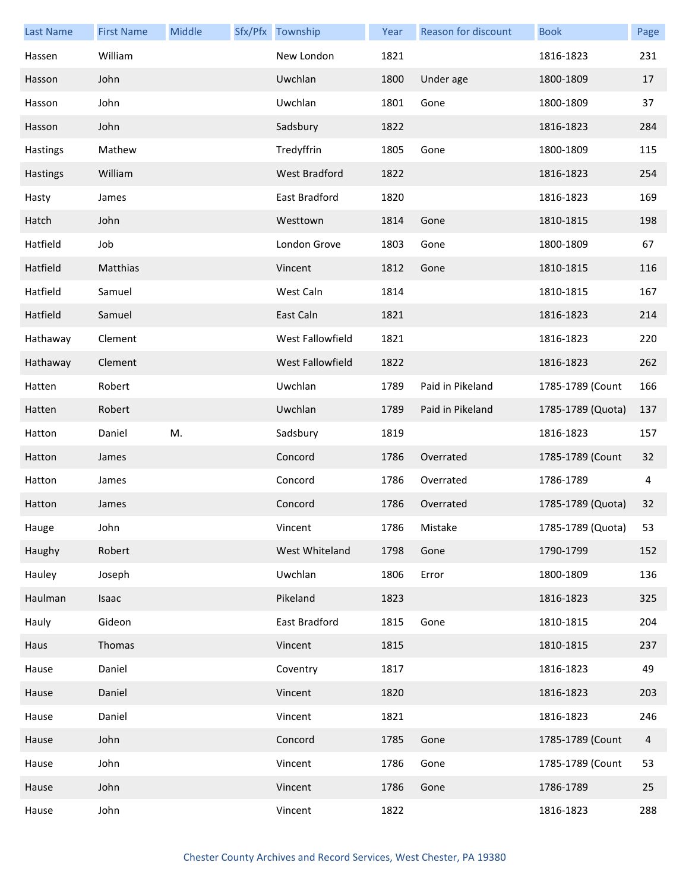| Last Name | First Name | Middle | Sfx/Pfx | Township | Year | Reason for discount | Book | Page |
|---|---|---|---|---|---|---|---|---|
| Hassen | William | | | New London | 1821 | | 1816-1823 | 231 |
| Hasson | John | | | Uwchlan | 1800 | Under age | 1800-1809 | 17 |
| Hasson | John | | | Uwchlan | 1801 | Gone | 1800-1809 | 37 |
| Hasson | John | | | Sadsbury | 1822 | | 1816-1823 | 284 |
| Hastings | Mathew | | | Tredyffrin | 1805 | Gone | 1800-1809 | 115 |
| Hastings | William | | | West Bradford | 1822 | | 1816-1823 | 254 |
| Hasty | James | | | East Bradford | 1820 | | 1816-1823 | 169 |
| Hatch | John | | | Westtown | 1814 | Gone | 1810-1815 | 198 |
| Hatfield | Job | | | London Grove | 1803 | Gone | 1800-1809 | 67 |
| Hatfield | Matthias | | | Vincent | 1812 | Gone | 1810-1815 | 116 |
| Hatfield | Samuel | | | West Caln | 1814 | | 1810-1815 | 167 |
| Hatfield | Samuel | | | East Caln | 1821 | | 1816-1823 | 214 |
| Hathaway | Clement | | | West Fallowfield | 1821 | | 1816-1823 | 220 |
| Hathaway | Clement | | | West Fallowfield | 1822 | | 1816-1823 | 262 |
| Hatten | Robert | | | Uwchlan | 1789 | Paid in Pikeland | 1785-1789 (Count | 166 |
| Hatten | Robert | | | Uwchlan | 1789 | Paid in Pikeland | 1785-1789 (Quota) | 137 |
| Hatton | Daniel | M. | | Sadsbury | 1819 | | 1816-1823 | 157 |
| Hatton | James | | | Concord | 1786 | Overrated | 1785-1789 (Count | 32 |
| Hatton | James | | | Concord | 1786 | Overrated | 1786-1789 | 4 |
| Hatton | James | | | Concord | 1786 | Overrated | 1785-1789 (Quota) | 32 |
| Hauge | John | | | Vincent | 1786 | Mistake | 1785-1789 (Quota) | 53 |
| Haughy | Robert | | | West Whiteland | 1798 | Gone | 1790-1799 | 152 |
| Hauley | Joseph | | | Uwchlan | 1806 | Error | 1800-1809 | 136 |
| Haulman | Isaac | | | Pikeland | 1823 | | 1816-1823 | 325 |
| Hauly | Gideon | | | East Bradford | 1815 | Gone | 1810-1815 | 204 |
| Haus | Thomas | | | Vincent | 1815 | | 1810-1815 | 237 |
| Hause | Daniel | | | Coventry | 1817 | | 1816-1823 | 49 |
| Hause | Daniel | | | Vincent | 1820 | | 1816-1823 | 203 |
| Hause | Daniel | | | Vincent | 1821 | | 1816-1823 | 246 |
| Hause | John | | | Concord | 1785 | Gone | 1785-1789 (Count | 4 |
| Hause | John | | | Vincent | 1786 | Gone | 1785-1789 (Count | 53 |
| Hause | John | | | Vincent | 1786 | Gone | 1786-1789 | 25 |
| Hause | John | | | Vincent | 1822 | | 1816-1823 | 288 |

Chester County Archives and Record Services, West Chester, PA 19380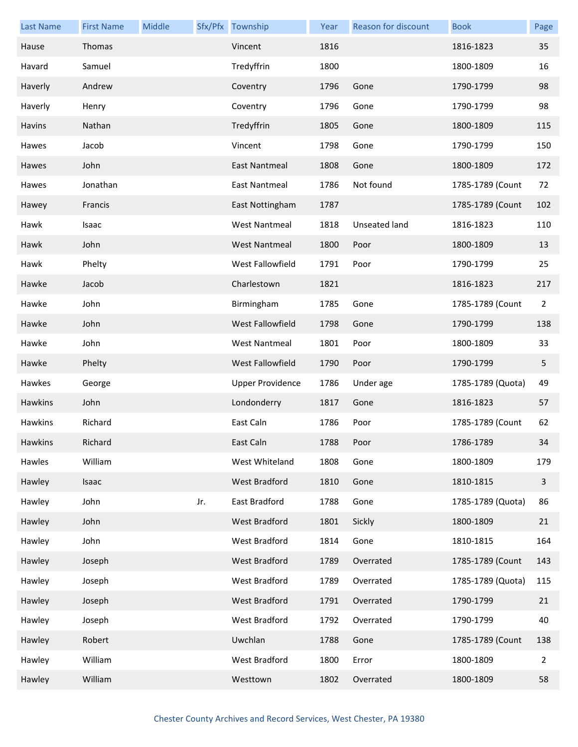| Last Name | First Name | Middle | Sfx/Pfx | Township | Year | Reason for discount | Book | Page |
|---|---|---|---|---|---|---|---|---|
| Hause | Thomas | | | Vincent | 1816 | | 1816-1823 | 35 |
| Havard | Samuel | | | Tredyffrin | 1800 | | 1800-1809 | 16 |
| Haverly | Andrew | | | Coventry | 1796 | Gone | 1790-1799 | 98 |
| Haverly | Henry | | | Coventry | 1796 | Gone | 1790-1799 | 98 |
| Havins | Nathan | | | Tredyffrin | 1805 | Gone | 1800-1809 | 115 |
| Hawes | Jacob | | | Vincent | 1798 | Gone | 1790-1799 | 150 |
| Hawes | John | | | East Nantmeal | 1808 | Gone | 1800-1809 | 172 |
| Hawes | Jonathan | | | East Nantmeal | 1786 | Not found | 1785-1789 (Count | 72 |
| Hawey | Francis | | | East Nottingham | 1787 | | 1785-1789 (Count | 102 |
| Hawk | Isaac | | | West Nantmeal | 1818 | Unseated land | 1816-1823 | 110 |
| Hawk | John | | | West Nantmeal | 1800 | Poor | 1800-1809 | 13 |
| Hawk | Phelty | | | West Fallowfield | 1791 | Poor | 1790-1799 | 25 |
| Hawke | Jacob | | | Charlestown | 1821 | | 1816-1823 | 217 |
| Hawke | John | | | Birmingham | 1785 | Gone | 1785-1789 (Count | 2 |
| Hawke | John | | | West Fallowfield | 1798 | Gone | 1790-1799 | 138 |
| Hawke | John | | | West Nantmeal | 1801 | Poor | 1800-1809 | 33 |
| Hawke | Phelty | | | West Fallowfield | 1790 | Poor | 1790-1799 | 5 |
| Hawkes | George | | | Upper Providence | 1786 | Under age | 1785-1789 (Quota) | 49 |
| Hawkins | John | | | Londonderry | 1817 | Gone | 1816-1823 | 57 |
| Hawkins | Richard | | | East Caln | 1786 | Poor | 1785-1789 (Count | 62 |
| Hawkins | Richard | | | East Caln | 1788 | Poor | 1786-1789 | 34 |
| Hawles | William | | | West Whiteland | 1808 | Gone | 1800-1809 | 179 |
| Hawley | Isaac | | | West Bradford | 1810 | Gone | 1810-1815 | 3 |
| Hawley | John | | Jr. | East Bradford | 1788 | Gone | 1785-1789 (Quota) | 86 |
| Hawley | John | | | West Bradford | 1801 | Sickly | 1800-1809 | 21 |
| Hawley | John | | | West Bradford | 1814 | Gone | 1810-1815 | 164 |
| Hawley | Joseph | | | West Bradford | 1789 | Overrated | 1785-1789 (Count | 143 |
| Hawley | Joseph | | | West Bradford | 1789 | Overrated | 1785-1789 (Quota) | 115 |
| Hawley | Joseph | | | West Bradford | 1791 | Overrated | 1790-1799 | 21 |
| Hawley | Joseph | | | West Bradford | 1792 | Overrated | 1790-1799 | 40 |
| Hawley | Robert | | | Uwchlan | 1788 | Gone | 1785-1789 (Count | 138 |
| Hawley | William | | | West Bradford | 1800 | Error | 1800-1809 | 2 |
| Hawley | William | | | Westtown | 1802 | Overrated | 1800-1809 | 58 |

Chester County Archives and Record Services, West Chester, PA 19380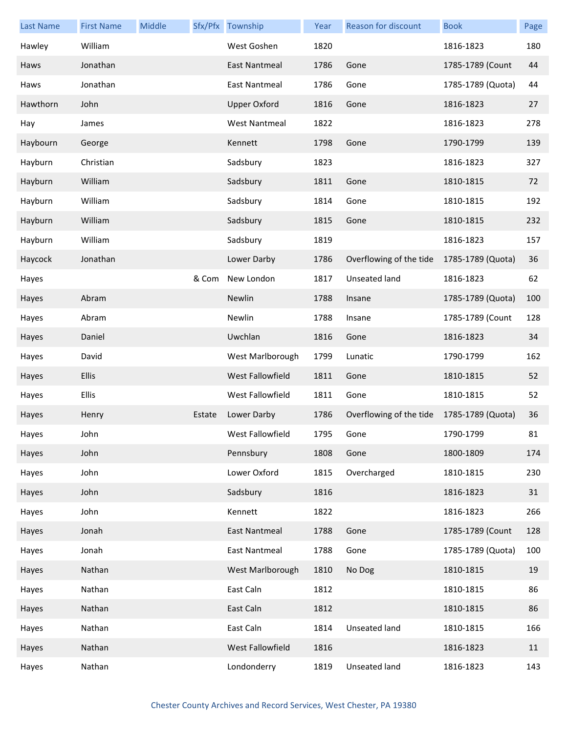| Last Name | First Name | Middle | Sfx/Pfx | Township | Year | Reason for discount | Book | Page |
|---|---|---|---|---|---|---|---|---|
| Hawley | William | | | West Goshen | 1820 | | 1816-1823 | 180 |
| Haws | Jonathan | | | East Nantmeal | 1786 | Gone | 1785-1789 (Count | 44 |
| Haws | Jonathan | | | East Nantmeal | 1786 | Gone | 1785-1789 (Quota) | 44 |
| Hawthorn | John | | | Upper Oxford | 1816 | Gone | 1816-1823 | 27 |
| Hay | James | | | West Nantmeal | 1822 | | 1816-1823 | 278 |
| Haybourn | George | | | Kennett | 1798 | Gone | 1790-1799 | 139 |
| Hayburn | Christian | | | Sadsbury | 1823 | | 1816-1823 | 327 |
| Hayburn | William | | | Sadsbury | 1811 | Gone | 1810-1815 | 72 |
| Hayburn | William | | | Sadsbury | 1814 | Gone | 1810-1815 | 192 |
| Hayburn | William | | | Sadsbury | 1815 | Gone | 1810-1815 | 232 |
| Hayburn | William | | | Sadsbury | 1819 | | 1816-1823 | 157 |
| Haycock | Jonathan | | | Lower Darby | 1786 | Overflowing of the tide | 1785-1789 (Quota) | 36 |
| Hayes | | | & Com | New London | 1817 | Unseated land | 1816-1823 | 62 |
| Hayes | Abram | | | Newlin | 1788 | Insane | 1785-1789 (Quota) | 100 |
| Hayes | Abram | | | Newlin | 1788 | Insane | 1785-1789 (Count | 128 |
| Hayes | Daniel | | | Uwchlan | 1816 | Gone | 1816-1823 | 34 |
| Hayes | David | | | West Marlborough | 1799 | Lunatic | 1790-1799 | 162 |
| Hayes | Ellis | | | West Fallowfield | 1811 | Gone | 1810-1815 | 52 |
| Hayes | Ellis | | | West Fallowfield | 1811 | Gone | 1810-1815 | 52 |
| Hayes | Henry | | Estate | Lower Darby | 1786 | Overflowing of the tide | 1785-1789 (Quota) | 36 |
| Hayes | John | | | West Fallowfield | 1795 | Gone | 1790-1799 | 81 |
| Hayes | John | | | Pennsbury | 1808 | Gone | 1800-1809 | 174 |
| Hayes | John | | | Lower Oxford | 1815 | Overcharged | 1810-1815 | 230 |
| Hayes | John | | | Sadsbury | 1816 | | 1816-1823 | 31 |
| Hayes | John | | | Kennett | 1822 | | 1816-1823 | 266 |
| Hayes | Jonah | | | East Nantmeal | 1788 | Gone | 1785-1789 (Count | 128 |
| Hayes | Jonah | | | East Nantmeal | 1788 | Gone | 1785-1789 (Quota) | 100 |
| Hayes | Nathan | | | West Marlborough | 1810 | No Dog | 1810-1815 | 19 |
| Hayes | Nathan | | | East Caln | 1812 | | 1810-1815 | 86 |
| Hayes | Nathan | | | East Caln | 1812 | | 1810-1815 | 86 |
| Hayes | Nathan | | | East Caln | 1814 | Unseated land | 1810-1815 | 166 |
| Hayes | Nathan | | | West Fallowfield | 1816 | | 1816-1823 | 11 |
| Hayes | Nathan | | | Londonderry | 1819 | Unseated land | 1816-1823 | 143 |

Chester County Archives and Record Services, West Chester, PA 19380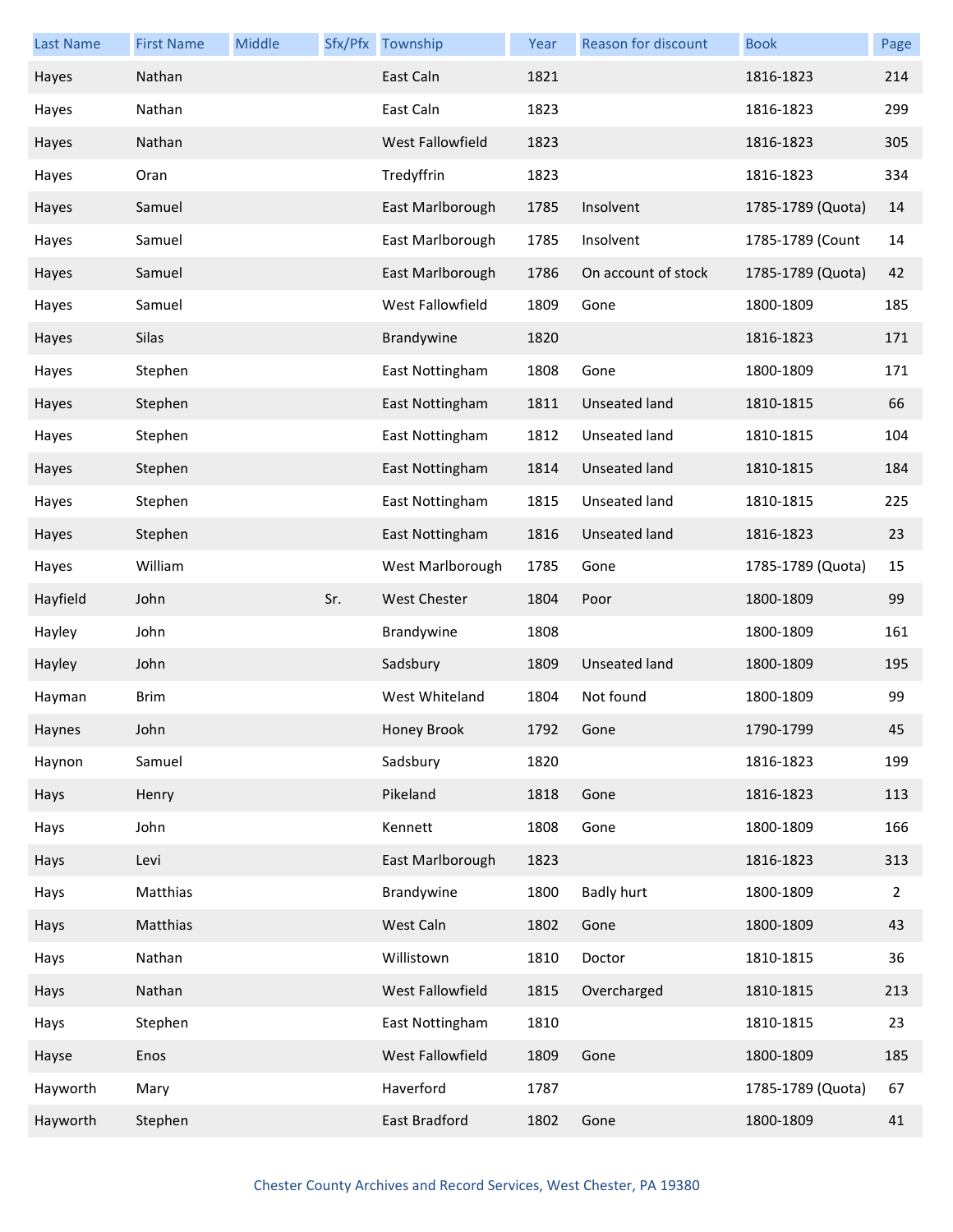| Last Name | First Name | Middle | Sfx/Pfx | Township | Year | Reason for discount | Book | Page |
|---|---|---|---|---|---|---|---|---|
| Hayes | Nathan | | | East Caln | 1821 | | 1816-1823 | 214 |
| Hayes | Nathan | | | East Caln | 1823 | | 1816-1823 | 299 |
| Hayes | Nathan | | | West Fallowfield | 1823 | | 1816-1823 | 305 |
| Hayes | Oran | | | Tredyffrin | 1823 | | 1816-1823 | 334 |
| Hayes | Samuel | | | East Marlborough | 1785 | Insolvent | 1785-1789 (Quota) | 14 |
| Hayes | Samuel | | | East Marlborough | 1785 | Insolvent | 1785-1789 (Count | 14 |
| Hayes | Samuel | | | East Marlborough | 1786 | On account of stock | 1785-1789 (Quota) | 42 |
| Hayes | Samuel | | | West Fallowfield | 1809 | Gone | 1800-1809 | 185 |
| Hayes | Silas | | | Brandywine | 1820 | | 1816-1823 | 171 |
| Hayes | Stephen | | | East Nottingham | 1808 | Gone | 1800-1809 | 171 |
| Hayes | Stephen | | | East Nottingham | 1811 | Unseated land | 1810-1815 | 66 |
| Hayes | Stephen | | | East Nottingham | 1812 | Unseated land | 1810-1815 | 104 |
| Hayes | Stephen | | | East Nottingham | 1814 | Unseated land | 1810-1815 | 184 |
| Hayes | Stephen | | | East Nottingham | 1815 | Unseated land | 1810-1815 | 225 |
| Hayes | Stephen | | | East Nottingham | 1816 | Unseated land | 1816-1823 | 23 |
| Hayes | William | | | West Marlborough | 1785 | Gone | 1785-1789 (Quota) | 15 |
| Hayfield | John | | Sr. | West Chester | 1804 | Poor | 1800-1809 | 99 |
| Hayley | John | | | Brandywine | 1808 | | 1800-1809 | 161 |
| Hayley | John | | | Sadsbury | 1809 | Unseated land | 1800-1809 | 195 |
| Hayman | Brim | | | West Whiteland | 1804 | Not found | 1800-1809 | 99 |
| Haynes | John | | | Honey Brook | 1792 | Gone | 1790-1799 | 45 |
| Haynon | Samuel | | | Sadsbury | 1820 | | 1816-1823 | 199 |
| Hays | Henry | | | Pikeland | 1818 | Gone | 1816-1823 | 113 |
| Hays | John | | | Kennett | 1808 | Gone | 1800-1809 | 166 |
| Hays | Levi | | | East Marlborough | 1823 | | 1816-1823 | 313 |
| Hays | Matthias | | | Brandywine | 1800 | Badly hurt | 1800-1809 | 2 |
| Hays | Matthias | | | West Caln | 1802 | Gone | 1800-1809 | 43 |
| Hays | Nathan | | | Willistown | 1810 | Doctor | 1810-1815 | 36 |
| Hays | Nathan | | | West Fallowfield | 1815 | Overcharged | 1810-1815 | 213 |
| Hays | Stephen | | | East Nottingham | 1810 | | 1810-1815 | 23 |
| Hayse | Enos | | | West Fallowfield | 1809 | Gone | 1800-1809 | 185 |
| Hayworth | Mary | | | Haverford | 1787 | | 1785-1789 (Quota) | 67 |
| Hayworth | Stephen | | | East Bradford | 1802 | Gone | 1800-1809 | 41 |

Chester County Archives and Record Services, West Chester, PA 19380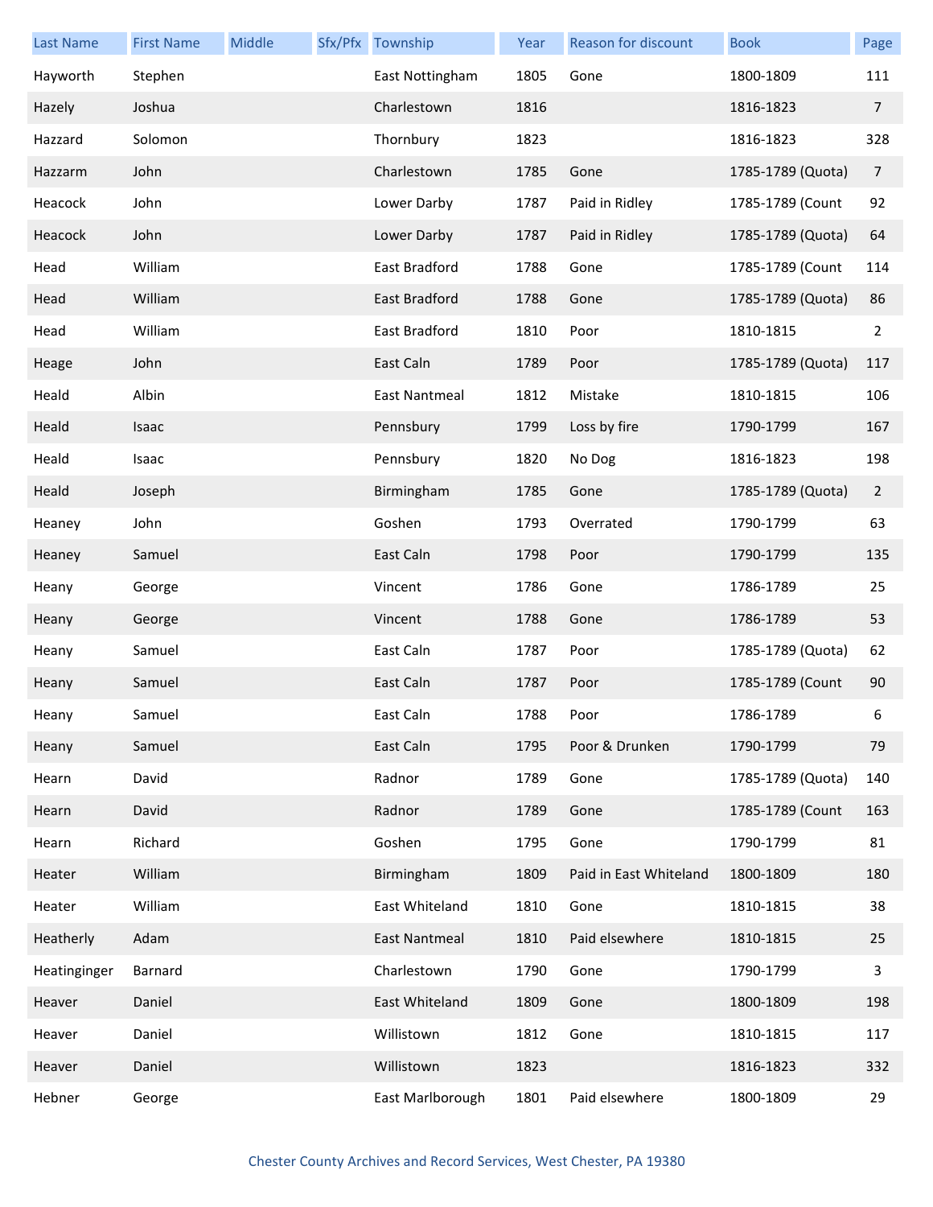| Last Name | First Name | Middle | Sfx/Pfx | Township | Year | Reason for discount | Book | Page |
|---|---|---|---|---|---|---|---|---|
| Hayworth | Stephen | | | East Nottingham | 1805 | Gone | 1800-1809 | 111 |
| Hazely | Joshua | | | Charlestown | 1816 | | 1816-1823 | 7 |
| Hazzard | Solomon | | | Thornbury | 1823 | | 1816-1823 | 328 |
| Hazzarm | John | | | Charlestown | 1785 | Gone | 1785-1789 (Quota) | 7 |
| Heacock | John | | | Lower Darby | 1787 | Paid in Ridley | 1785-1789 (Count | 92 |
| Heacock | John | | | Lower Darby | 1787 | Paid in Ridley | 1785-1789 (Quota) | 64 |
| Head | William | | | East Bradford | 1788 | Gone | 1785-1789 (Count | 114 |
| Head | William | | | East Bradford | 1788 | Gone | 1785-1789 (Quota) | 86 |
| Head | William | | | East Bradford | 1810 | Poor | 1810-1815 | 2 |
| Heage | John | | | East Caln | 1789 | Poor | 1785-1789 (Quota) | 117 |
| Heald | Albin | | | East Nantmeal | 1812 | Mistake | 1810-1815 | 106 |
| Heald | Isaac | | | Pennsbury | 1799 | Loss by fire | 1790-1799 | 167 |
| Heald | Isaac | | | Pennsbury | 1820 | No Dog | 1816-1823 | 198 |
| Heald | Joseph | | | Birmingham | 1785 | Gone | 1785-1789 (Quota) | 2 |
| Heaney | John | | | Goshen | 1793 | Overrated | 1790-1799 | 63 |
| Heaney | Samuel | | | East Caln | 1798 | Poor | 1790-1799 | 135 |
| Heany | George | | | Vincent | 1786 | Gone | 1786-1789 | 25 |
| Heany | George | | | Vincent | 1788 | Gone | 1786-1789 | 53 |
| Heany | Samuel | | | East Caln | 1787 | Poor | 1785-1789 (Quota) | 62 |
| Heany | Samuel | | | East Caln | 1787 | Poor | 1785-1789 (Count | 90 |
| Heany | Samuel | | | East Caln | 1788 | Poor | 1786-1789 | 6 |
| Heany | Samuel | | | East Caln | 1795 | Poor & Drunken | 1790-1799 | 79 |
| Hearn | David | | | Radnor | 1789 | Gone | 1785-1789 (Quota) | 140 |
| Hearn | David | | | Radnor | 1789 | Gone | 1785-1789 (Count | 163 |
| Hearn | Richard | | | Goshen | 1795 | Gone | 1790-1799 | 81 |
| Heater | William | | | Birmingham | 1809 | Paid in East Whiteland | 1800-1809 | 180 |
| Heater | William | | | East Whiteland | 1810 | Gone | 1810-1815 | 38 |
| Heatherly | Adam | | | East Nantmeal | 1810 | Paid elsewhere | 1810-1815 | 25 |
| Heatinginger | Barnard | | | Charlestown | 1790 | Gone | 1790-1799 | 3 |
| Heaver | Daniel | | | East Whiteland | 1809 | Gone | 1800-1809 | 198 |
| Heaver | Daniel | | | Willistown | 1812 | Gone | 1810-1815 | 117 |
| Heaver | Daniel | | | Willistown | 1823 | | 1816-1823 | 332 |
| Hebner | George | | | East Marlborough | 1801 | Paid elsewhere | 1800-1809 | 29 |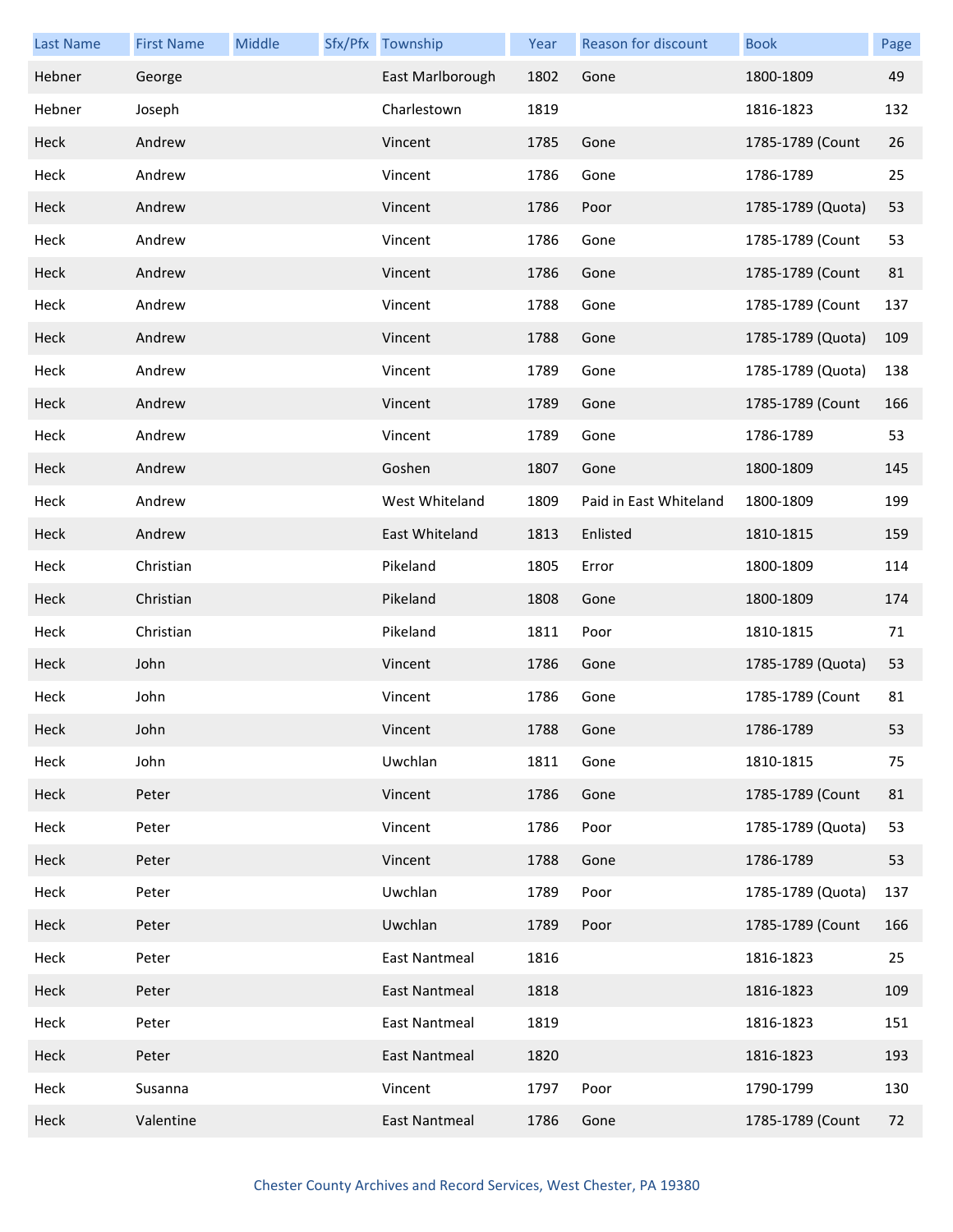| Last Name | First Name | Middle | Sfx/Pfx | Township | Year | Reason for discount | Book | Page |
|---|---|---|---|---|---|---|---|---|
| Hebner | George | | | East Marlborough | 1802 | Gone | 1800-1809 | 49 |
| Hebner | Joseph | | | Charlestown | 1819 | | 1816-1823 | 132 |
| Heck | Andrew | | | Vincent | 1785 | Gone | 1785-1789 (Count | 26 |
| Heck | Andrew | | | Vincent | 1786 | Gone | 1786-1789 | 25 |
| Heck | Andrew | | | Vincent | 1786 | Poor | 1785-1789 (Quota) | 53 |
| Heck | Andrew | | | Vincent | 1786 | Gone | 1785-1789 (Count | 53 |
| Heck | Andrew | | | Vincent | 1786 | Gone | 1785-1789 (Count | 81 |
| Heck | Andrew | | | Vincent | 1788 | Gone | 1785-1789 (Count | 137 |
| Heck | Andrew | | | Vincent | 1788 | Gone | 1785-1789 (Quota) | 109 |
| Heck | Andrew | | | Vincent | 1789 | Gone | 1785-1789 (Quota) | 138 |
| Heck | Andrew | | | Vincent | 1789 | Gone | 1785-1789 (Count | 166 |
| Heck | Andrew | | | Vincent | 1789 | Gone | 1786-1789 | 53 |
| Heck | Andrew | | | Goshen | 1807 | Gone | 1800-1809 | 145 |
| Heck | Andrew | | | West Whiteland | 1809 | Paid in East Whiteland | 1800-1809 | 199 |
| Heck | Andrew | | | East Whiteland | 1813 | Enlisted | 1810-1815 | 159 |
| Heck | Christian | | | Pikeland | 1805 | Error | 1800-1809 | 114 |
| Heck | Christian | | | Pikeland | 1808 | Gone | 1800-1809 | 174 |
| Heck | Christian | | | Pikeland | 1811 | Poor | 1810-1815 | 71 |
| Heck | John | | | Vincent | 1786 | Gone | 1785-1789 (Quota) | 53 |
| Heck | John | | | Vincent | 1786 | Gone | 1785-1789 (Count | 81 |
| Heck | John | | | Vincent | 1788 | Gone | 1786-1789 | 53 |
| Heck | John | | | Uwchlan | 1811 | Gone | 1810-1815 | 75 |
| Heck | Peter | | | Vincent | 1786 | Gone | 1785-1789 (Count | 81 |
| Heck | Peter | | | Vincent | 1786 | Poor | 1785-1789 (Quota) | 53 |
| Heck | Peter | | | Vincent | 1788 | Gone | 1786-1789 | 53 |
| Heck | Peter | | | Uwchlan | 1789 | Poor | 1785-1789 (Quota) | 137 |
| Heck | Peter | | | Uwchlan | 1789 | Poor | 1785-1789 (Count | 166 |
| Heck | Peter | | | East Nantmeal | 1816 | | 1816-1823 | 25 |
| Heck | Peter | | | East Nantmeal | 1818 | | 1816-1823 | 109 |
| Heck | Peter | | | East Nantmeal | 1819 | | 1816-1823 | 151 |
| Heck | Peter | | | East Nantmeal | 1820 | | 1816-1823 | 193 |
| Heck | Susanna | | | Vincent | 1797 | Poor | 1790-1799 | 130 |
| Heck | Valentine | | | East Nantmeal | 1786 | Gone | 1785-1789 (Count | 72 |

Chester County Archives and Record Services, West Chester, PA 19380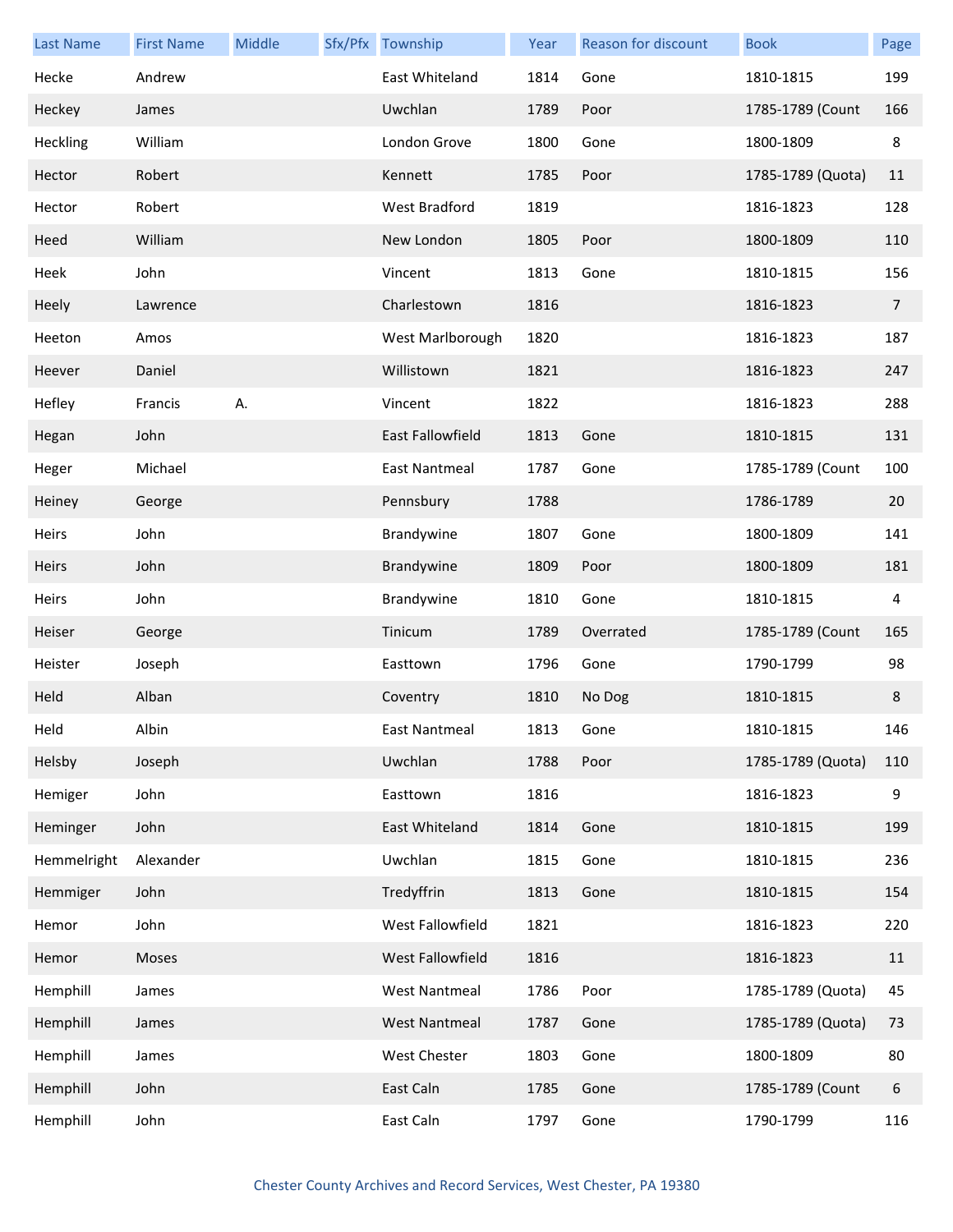| Last Name | First Name | Middle | Sfx/Pfx | Township | Year | Reason for discount | Book | Page |
|---|---|---|---|---|---|---|---|---|
| Hecke | Andrew | | | East Whiteland | 1814 | Gone | 1810-1815 | 199 |
| Heckey | James | | | Uwchlan | 1789 | Poor | 1785-1789 (Count | 166 |
| Heckling | William | | | London Grove | 1800 | Gone | 1800-1809 | 8 |
| Hector | Robert | | | Kennett | 1785 | Poor | 1785-1789 (Quota) | 11 |
| Hector | Robert | | | West Bradford | 1819 | | 1816-1823 | 128 |
| Heed | William | | | New London | 1805 | Poor | 1800-1809 | 110 |
| Heek | John | | | Vincent | 1813 | Gone | 1810-1815 | 156 |
| Heely | Lawrence | | | Charlestown | 1816 | | 1816-1823 | 7 |
| Heeton | Amos | | | West Marlborough | 1820 | | 1816-1823 | 187 |
| Heever | Daniel | | | Willistown | 1821 | | 1816-1823 | 247 |
| Hefley | Francis | A. | | Vincent | 1822 | | 1816-1823 | 288 |
| Hegan | John | | | East Fallowfield | 1813 | Gone | 1810-1815 | 131 |
| Heger | Michael | | | East Nantmeal | 1787 | Gone | 1785-1789 (Count | 100 |
| Heiney | George | | | Pennsbury | 1788 | | 1786-1789 | 20 |
| Heirs | John | | | Brandywine | 1807 | Gone | 1800-1809 | 141 |
| Heirs | John | | | Brandywine | 1809 | Poor | 1800-1809 | 181 |
| Heirs | John | | | Brandywine | 1810 | Gone | 1810-1815 | 4 |
| Heiser | George | | | Tinicum | 1789 | Overrated | 1785-1789 (Count | 165 |
| Heister | Joseph | | | Easttown | 1796 | Gone | 1790-1799 | 98 |
| Held | Alban | | | Coventry | 1810 | No Dog | 1810-1815 | 8 |
| Held | Albin | | | East Nantmeal | 1813 | Gone | 1810-1815 | 146 |
| Helsby | Joseph | | | Uwchlan | 1788 | Poor | 1785-1789 (Quota) | 110 |
| Hemiger | John | | | Easttown | 1816 | | 1816-1823 | 9 |
| Heminger | John | | | East Whiteland | 1814 | Gone | 1810-1815 | 199 |
| Hemmelright | Alexander | | | Uwchlan | 1815 | Gone | 1810-1815 | 236 |
| Hemmiger | John | | | Tredyffrin | 1813 | Gone | 1810-1815 | 154 |
| Hemor | John | | | West Fallowfield | 1821 | | 1816-1823 | 220 |
| Hemor | Moses | | | West Fallowfield | 1816 | | 1816-1823 | 11 |
| Hemphill | James | | | West Nantmeal | 1786 | Poor | 1785-1789 (Quota) | 45 |
| Hemphill | James | | | West Nantmeal | 1787 | Gone | 1785-1789 (Quota) | 73 |
| Hemphill | James | | | West Chester | 1803 | Gone | 1800-1809 | 80 |
| Hemphill | John | | | East Caln | 1785 | Gone | 1785-1789 (Count | 6 |
| Hemphill | John | | | East Caln | 1797 | Gone | 1790-1799 | 116 |

Chester County Archives and Record Services, West Chester, PA 19380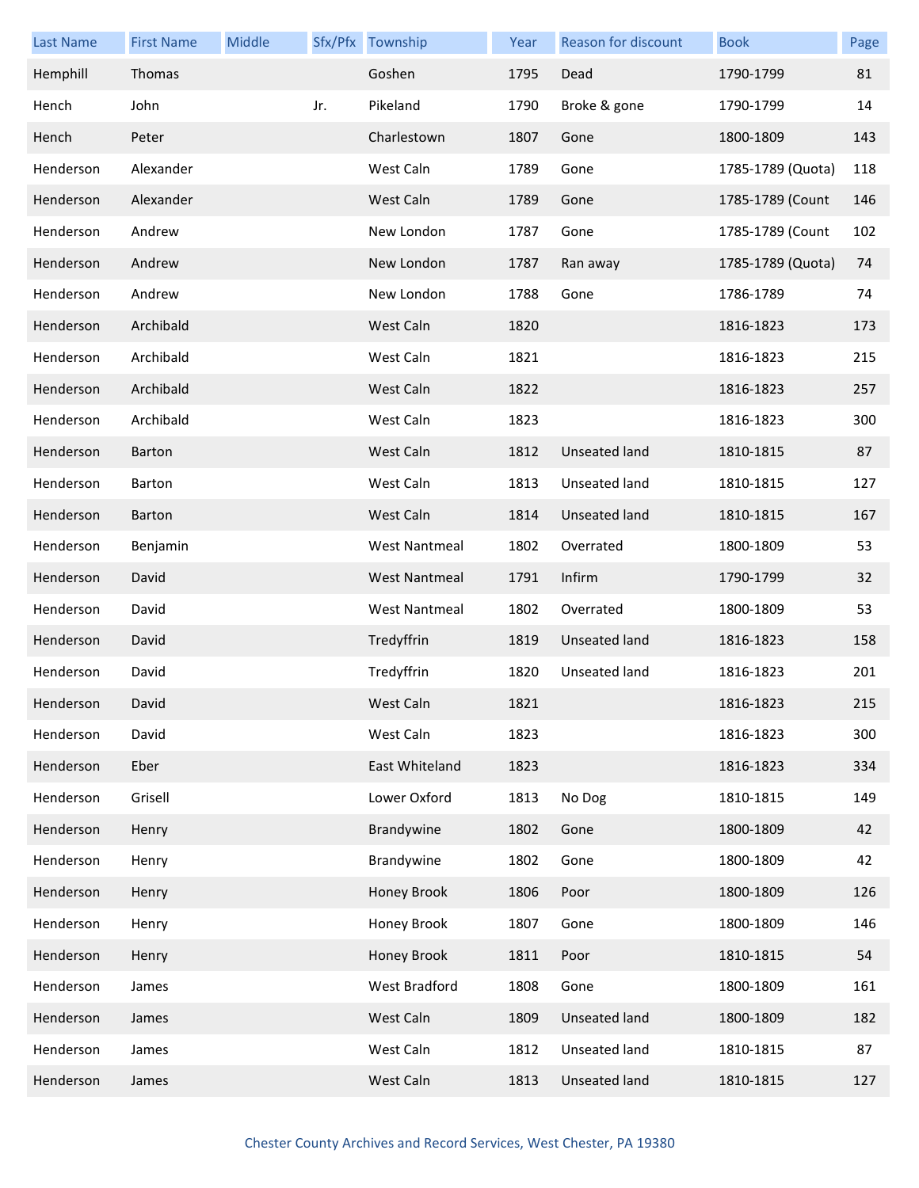| Last Name | First Name | Middle | Sfx/Pfx | Township | Year | Reason for discount | Book | Page |
|---|---|---|---|---|---|---|---|---|
| Hemphill | Thomas | | | Goshen | 1795 | Dead | 1790-1799 | 81 |
| Hench | John | | Jr. | Pikeland | 1790 | Broke & gone | 1790-1799 | 14 |
| Hench | Peter | | | Charlestown | 1807 | Gone | 1800-1809 | 143 |
| Henderson | Alexander | | | West Caln | 1789 | Gone | 1785-1789 (Quota) | 118 |
| Henderson | Alexander | | | West Caln | 1789 | Gone | 1785-1789 (Count | 146 |
| Henderson | Andrew | | | New London | 1787 | Gone | 1785-1789 (Count | 102 |
| Henderson | Andrew | | | New London | 1787 | Ran away | 1785-1789 (Quota) | 74 |
| Henderson | Andrew | | | New London | 1788 | Gone | 1786-1789 | 74 |
| Henderson | Archibald | | | West Caln | 1820 | | 1816-1823 | 173 |
| Henderson | Archibald | | | West Caln | 1821 | | 1816-1823 | 215 |
| Henderson | Archibald | | | West Caln | 1822 | | 1816-1823 | 257 |
| Henderson | Archibald | | | West Caln | 1823 | | 1816-1823 | 300 |
| Henderson | Barton | | | West Caln | 1812 | Unseated land | 1810-1815 | 87 |
| Henderson | Barton | | | West Caln | 1813 | Unseated land | 1810-1815 | 127 |
| Henderson | Barton | | | West Caln | 1814 | Unseated land | 1810-1815 | 167 |
| Henderson | Benjamin | | | West Nantmeal | 1802 | Overrated | 1800-1809 | 53 |
| Henderson | David | | | West Nantmeal | 1791 | Infirm | 1790-1799 | 32 |
| Henderson | David | | | West Nantmeal | 1802 | Overrated | 1800-1809 | 53 |
| Henderson | David | | | Tredyffrin | 1819 | Unseated land | 1816-1823 | 158 |
| Henderson | David | | | Tredyffrin | 1820 | Unseated land | 1816-1823 | 201 |
| Henderson | David | | | West Caln | 1821 | | 1816-1823 | 215 |
| Henderson | David | | | West Caln | 1823 | | 1816-1823 | 300 |
| Henderson | Eber | | | East Whiteland | 1823 | | 1816-1823 | 334 |
| Henderson | Grisell | | | Lower Oxford | 1813 | No Dog | 1810-1815 | 149 |
| Henderson | Henry | | | Brandywine | 1802 | Gone | 1800-1809 | 42 |
| Henderson | Henry | | | Brandywine | 1802 | Gone | 1800-1809 | 42 |
| Henderson | Henry | | | Honey Brook | 1806 | Poor | 1800-1809 | 126 |
| Henderson | Henry | | | Honey Brook | 1807 | Gone | 1800-1809 | 146 |
| Henderson | Henry | | | Honey Brook | 1811 | Poor | 1810-1815 | 54 |
| Henderson | James | | | West Bradford | 1808 | Gone | 1800-1809 | 161 |
| Henderson | James | | | West Caln | 1809 | Unseated land | 1800-1809 | 182 |
| Henderson | James | | | West Caln | 1812 | Unseated land | 1810-1815 | 87 |
| Henderson | James | | | West Caln | 1813 | Unseated land | 1810-1815 | 127 |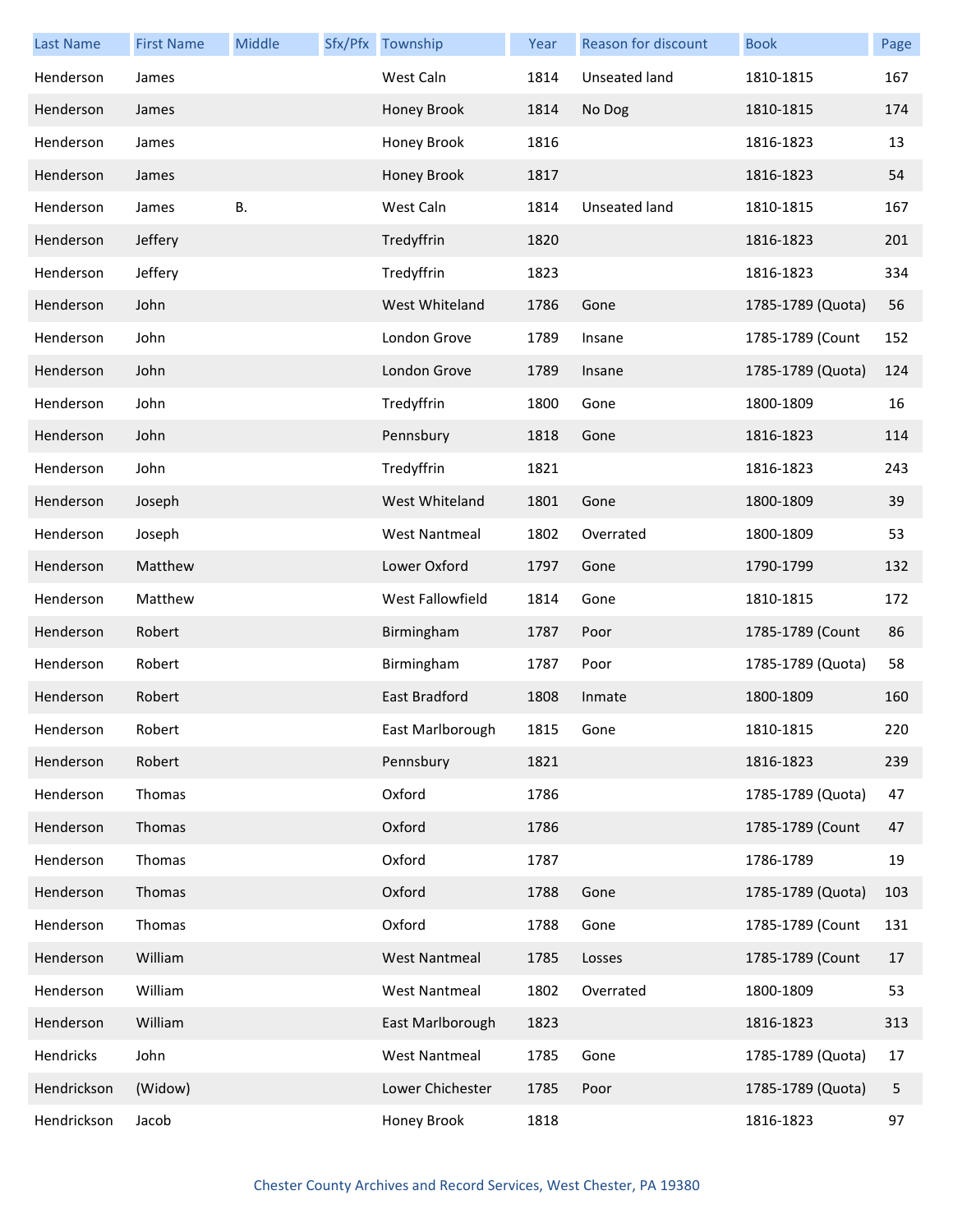| Last Name | First Name | Middle | Sfx/Pfx | Township | Year | Reason for discount | Book | Page |
|---|---|---|---|---|---|---|---|---|
| Henderson | James | | | West Caln | 1814 | Unseated land | 1810-1815 | 167 |
| Henderson | James | | | Honey Brook | 1814 | No Dog | 1810-1815 | 174 |
| Henderson | James | | | Honey Brook | 1816 | | 1816-1823 | 13 |
| Henderson | James | | | Honey Brook | 1817 | | 1816-1823 | 54 |
| Henderson | James | B. | | West Caln | 1814 | Unseated land | 1810-1815 | 167 |
| Henderson | Jeffery | | | Tredyffrin | 1820 | | 1816-1823 | 201 |
| Henderson | Jeffery | | | Tredyffrin | 1823 | | 1816-1823 | 334 |
| Henderson | John | | | West Whiteland | 1786 | Gone | 1785-1789 (Quota) | 56 |
| Henderson | John | | | London Grove | 1789 | Insane | 1785-1789 (Count | 152 |
| Henderson | John | | | London Grove | 1789 | Insane | 1785-1789 (Quota) | 124 |
| Henderson | John | | | Tredyffrin | 1800 | Gone | 1800-1809 | 16 |
| Henderson | John | | | Pennsbury | 1818 | Gone | 1816-1823 | 114 |
| Henderson | John | | | Tredyffrin | 1821 | | 1816-1823 | 243 |
| Henderson | Joseph | | | West Whiteland | 1801 | Gone | 1800-1809 | 39 |
| Henderson | Joseph | | | West Nantmeal | 1802 | Overrated | 1800-1809 | 53 |
| Henderson | Matthew | | | Lower Oxford | 1797 | Gone | 1790-1799 | 132 |
| Henderson | Matthew | | | West Fallowfield | 1814 | Gone | 1810-1815 | 172 |
| Henderson | Robert | | | Birmingham | 1787 | Poor | 1785-1789 (Count | 86 |
| Henderson | Robert | | | Birmingham | 1787 | Poor | 1785-1789 (Quota) | 58 |
| Henderson | Robert | | | East Bradford | 1808 | Inmate | 1800-1809 | 160 |
| Henderson | Robert | | | East Marlborough | 1815 | Gone | 1810-1815 | 220 |
| Henderson | Robert | | | Pennsbury | 1821 | | 1816-1823 | 239 |
| Henderson | Thomas | | | Oxford | 1786 | | 1785-1789 (Quota) | 47 |
| Henderson | Thomas | | | Oxford | 1786 | | 1785-1789 (Count | 47 |
| Henderson | Thomas | | | Oxford | 1787 | | 1786-1789 | 19 |
| Henderson | Thomas | | | Oxford | 1788 | Gone | 1785-1789 (Quota) | 103 |
| Henderson | Thomas | | | Oxford | 1788 | Gone | 1785-1789 (Count | 131 |
| Henderson | William | | | West Nantmeal | 1785 | Losses | 1785-1789 (Count | 17 |
| Henderson | William | | | West Nantmeal | 1802 | Overrated | 1800-1809 | 53 |
| Henderson | William | | | East Marlborough | 1823 | | 1816-1823 | 313 |
| Hendricks | John | | | West Nantmeal | 1785 | Gone | 1785-1789 (Quota) | 17 |
| Hendrickson | (Widow) | | | Lower Chichester | 1785 | Poor | 1785-1789 (Quota) | 5 |
| Hendrickson | Jacob | | | Honey Brook | 1818 | | 1816-1823 | 97 |

Chester County Archives and Record Services, West Chester, PA 19380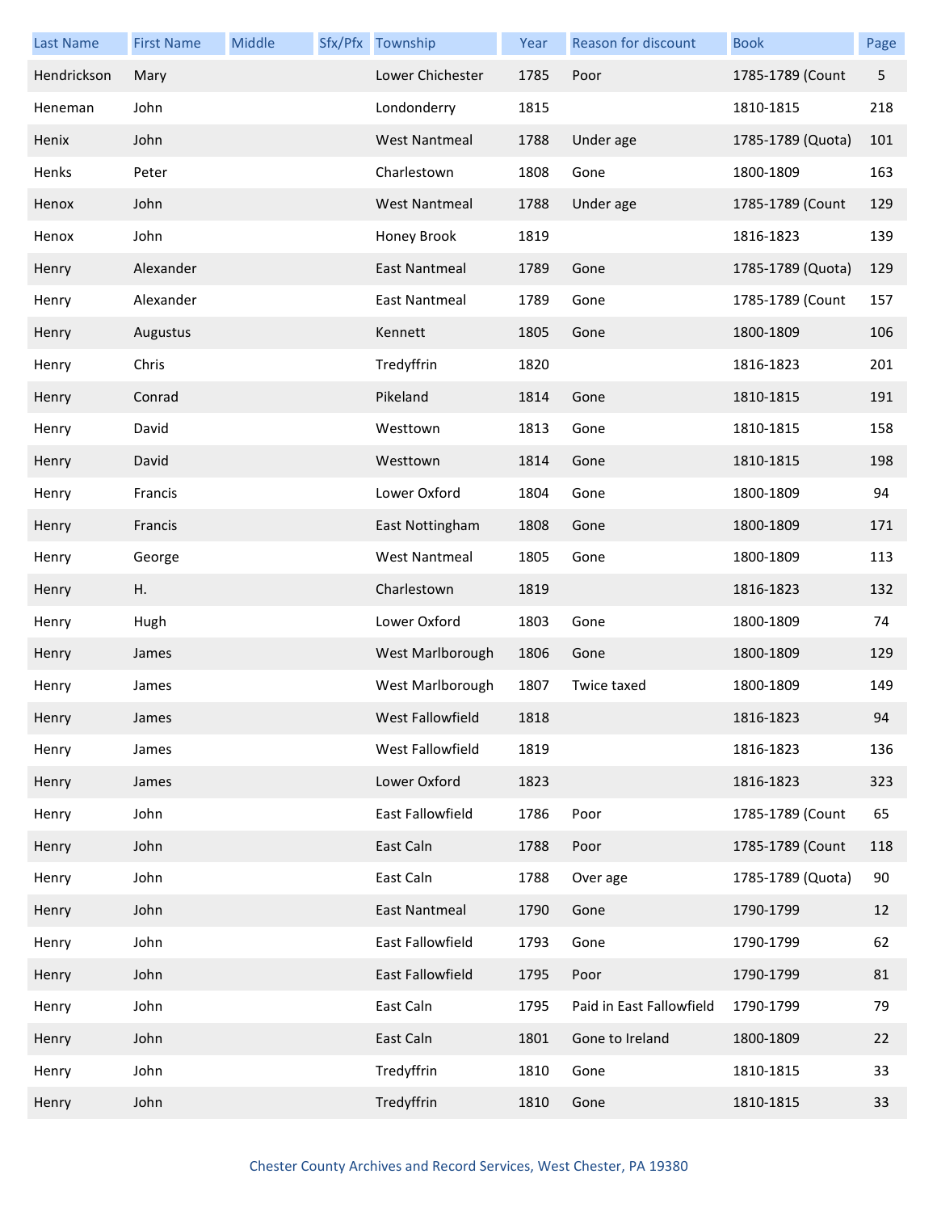| Last Name | First Name | Middle | Sfx/Pfx | Township | Year | Reason for discount | Book | Page |
|---|---|---|---|---|---|---|---|---|
| Hendrickson | Mary | | | Lower Chichester | 1785 | Poor | 1785-1789 (Count | 5 |
| Heneman | John | | | Londonderry | 1815 | | 1810-1815 | 218 |
| Henix | John | | | West Nantmeal | 1788 | Under age | 1785-1789 (Quota) | 101 |
| Henks | Peter | | | Charlestown | 1808 | Gone | 1800-1809 | 163 |
| Henox | John | | | West Nantmeal | 1788 | Under age | 1785-1789 (Count | 129 |
| Henox | John | | | Honey Brook | 1819 | | 1816-1823 | 139 |
| Henry | Alexander | | | East Nantmeal | 1789 | Gone | 1785-1789 (Quota) | 129 |
| Henry | Alexander | | | East Nantmeal | 1789 | Gone | 1785-1789 (Count | 157 |
| Henry | Augustus | | | Kennett | 1805 | Gone | 1800-1809 | 106 |
| Henry | Chris | | | Tredyffrin | 1820 | | 1816-1823 | 201 |
| Henry | Conrad | | | Pikeland | 1814 | Gone | 1810-1815 | 191 |
| Henry | David | | | Westtown | 1813 | Gone | 1810-1815 | 158 |
| Henry | David | | | Westtown | 1814 | Gone | 1810-1815 | 198 |
| Henry | Francis | | | Lower Oxford | 1804 | Gone | 1800-1809 | 94 |
| Henry | Francis | | | East Nottingham | 1808 | Gone | 1800-1809 | 171 |
| Henry | George | | | West Nantmeal | 1805 | Gone | 1800-1809 | 113 |
| Henry | H. | | | Charlestown | 1819 | | 1816-1823 | 132 |
| Henry | Hugh | | | Lower Oxford | 1803 | Gone | 1800-1809 | 74 |
| Henry | James | | | West Marlborough | 1806 | Gone | 1800-1809 | 129 |
| Henry | James | | | West Marlborough | 1807 | Twice taxed | 1800-1809 | 149 |
| Henry | James | | | West Fallowfield | 1818 | | 1816-1823 | 94 |
| Henry | James | | | West Fallowfield | 1819 | | 1816-1823 | 136 |
| Henry | James | | | Lower Oxford | 1823 | | 1816-1823 | 323 |
| Henry | John | | | East Fallowfield | 1786 | Poor | 1785-1789 (Count | 65 |
| Henry | John | | | East Caln | 1788 | Poor | 1785-1789 (Count | 118 |
| Henry | John | | | East Caln | 1788 | Over age | 1785-1789 (Quota) | 90 |
| Henry | John | | | East Nantmeal | 1790 | Gone | 1790-1799 | 12 |
| Henry | John | | | East Fallowfield | 1793 | Gone | 1790-1799 | 62 |
| Henry | John | | | East Fallowfield | 1795 | Poor | 1790-1799 | 81 |
| Henry | John | | | East Caln | 1795 | Paid in East Fallowfield | 1790-1799 | 79 |
| Henry | John | | | East Caln | 1801 | Gone to Ireland | 1800-1809 | 22 |
| Henry | John | | | Tredyffrin | 1810 | Gone | 1810-1815 | 33 |
| Henry | John | | | Tredyffrin | 1810 | Gone | 1810-1815 | 33 |

Chester County Archives and Record Services, West Chester, PA 19380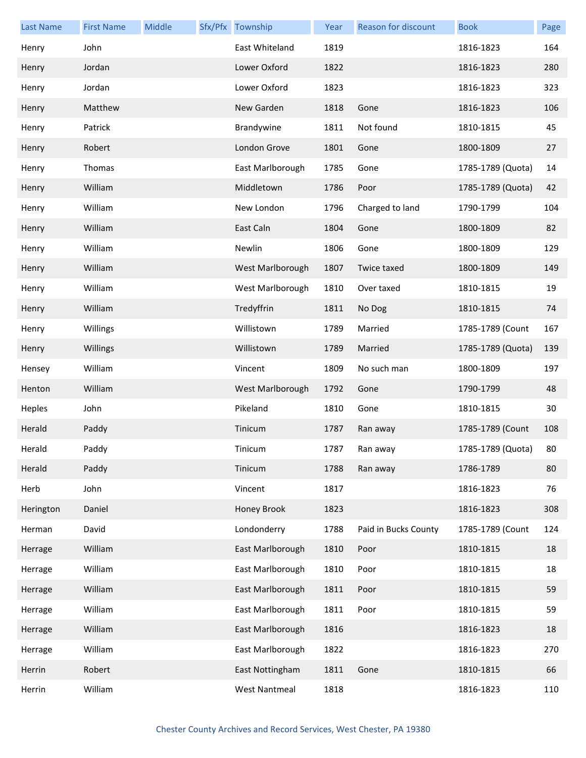| Last Name | First Name | Middle | Sfx/Pfx | Township | Year | Reason for discount | Book | Page |
|---|---|---|---|---|---|---|---|---|
| Henry | John | | | East Whiteland | 1819 | | 1816-1823 | 164 |
| Henry | Jordan | | | Lower Oxford | 1822 | | 1816-1823 | 280 |
| Henry | Jordan | | | Lower Oxford | 1823 | | 1816-1823 | 323 |
| Henry | Matthew | | | New Garden | 1818 | Gone | 1816-1823 | 106 |
| Henry | Patrick | | | Brandywine | 1811 | Not found | 1810-1815 | 45 |
| Henry | Robert | | | London Grove | 1801 | Gone | 1800-1809 | 27 |
| Henry | Thomas | | | East Marlborough | 1785 | Gone | 1785-1789 (Quota) | 14 |
| Henry | William | | | Middletown | 1786 | Poor | 1785-1789 (Quota) | 42 |
| Henry | William | | | New London | 1796 | Charged to land | 1790-1799 | 104 |
| Henry | William | | | East Caln | 1804 | Gone | 1800-1809 | 82 |
| Henry | William | | | Newlin | 1806 | Gone | 1800-1809 | 129 |
| Henry | William | | | West Marlborough | 1807 | Twice taxed | 1800-1809 | 149 |
| Henry | William | | | West Marlborough | 1810 | Over taxed | 1810-1815 | 19 |
| Henry | William | | | Tredyffrin | 1811 | No Dog | 1810-1815 | 74 |
| Henry | Willings | | | Willistown | 1789 | Married | 1785-1789 (Count | 167 |
| Henry | Willings | | | Willistown | 1789 | Married | 1785-1789 (Quota) | 139 |
| Hensey | William | | | Vincent | 1809 | No such man | 1800-1809 | 197 |
| Henton | William | | | West Marlborough | 1792 | Gone | 1790-1799 | 48 |
| Heples | John | | | Pikeland | 1810 | Gone | 1810-1815 | 30 |
| Herald | Paddy | | | Tinicum | 1787 | Ran away | 1785-1789 (Count | 108 |
| Herald | Paddy | | | Tinicum | 1787 | Ran away | 1785-1789 (Quota) | 80 |
| Herald | Paddy | | | Tinicum | 1788 | Ran away | 1786-1789 | 80 |
| Herb | John | | | Vincent | 1817 | | 1816-1823 | 76 |
| Herington | Daniel | | | Honey Brook | 1823 | | 1816-1823 | 308 |
| Herman | David | | | Londonderry | 1788 | Paid in Bucks County | 1785-1789 (Count | 124 |
| Herrage | William | | | East Marlborough | 1810 | Poor | 1810-1815 | 18 |
| Herrage | William | | | East Marlborough | 1810 | Poor | 1810-1815 | 18 |
| Herrage | William | | | East Marlborough | 1811 | Poor | 1810-1815 | 59 |
| Herrage | William | | | East Marlborough | 1811 | Poor | 1810-1815 | 59 |
| Herrage | William | | | East Marlborough | 1816 | | 1816-1823 | 18 |
| Herrage | William | | | East Marlborough | 1822 | | 1816-1823 | 270 |
| Herrin | Robert | | | East Nottingham | 1811 | Gone | 1810-1815 | 66 |
| Herrin | William | | | West Nantmeal | 1818 | | 1816-1823 | 110 |

Chester County Archives and Record Services, West Chester, PA 19380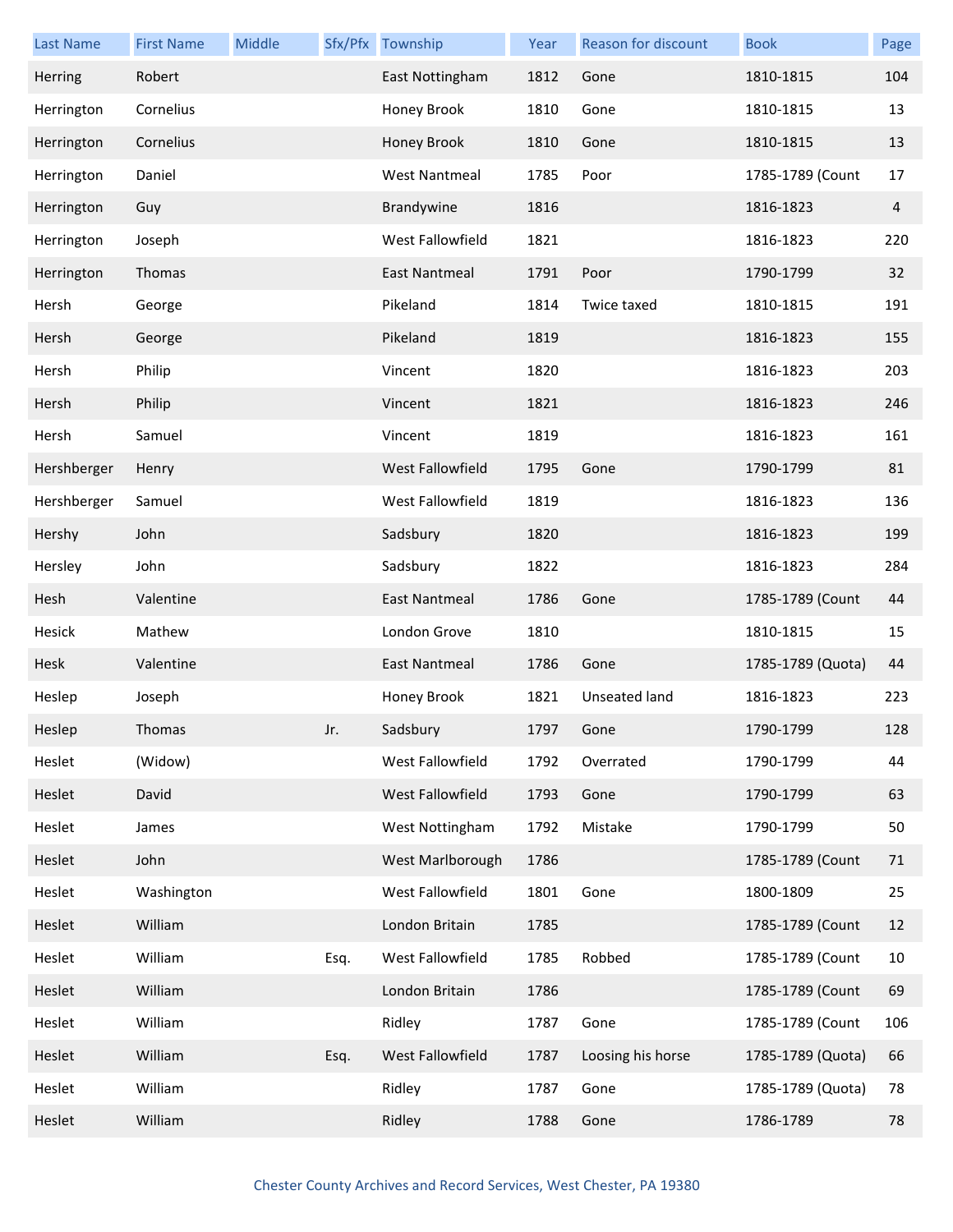| Last Name | First Name | Middle | Sfx/Pfx | Township | Year | Reason for discount | Book | Page |
|---|---|---|---|---|---|---|---|---|
| Herring | Robert | | | East Nottingham | 1812 | Gone | 1810-1815 | 104 |
| Herrington | Cornelius | | | Honey Brook | 1810 | Gone | 1810-1815 | 13 |
| Herrington | Cornelius | | | Honey Brook | 1810 | Gone | 1810-1815 | 13 |
| Herrington | Daniel | | | West Nantmeal | 1785 | Poor | 1785-1789 (Count | 17 |
| Herrington | Guy | | | Brandywine | 1816 | | 1816-1823 | 4 |
| Herrington | Joseph | | | West Fallowfield | 1821 | | 1816-1823 | 220 |
| Herrington | Thomas | | | East Nantmeal | 1791 | Poor | 1790-1799 | 32 |
| Hersh | George | | | Pikeland | 1814 | Twice taxed | 1810-1815 | 191 |
| Hersh | George | | | Pikeland | 1819 | | 1816-1823 | 155 |
| Hersh | Philip | | | Vincent | 1820 | | 1816-1823 | 203 |
| Hersh | Philip | | | Vincent | 1821 | | 1816-1823 | 246 |
| Hersh | Samuel | | | Vincent | 1819 | | 1816-1823 | 161 |
| Hershberger | Henry | | | West Fallowfield | 1795 | Gone | 1790-1799 | 81 |
| Hershberger | Samuel | | | West Fallowfield | 1819 | | 1816-1823 | 136 |
| Hershy | John | | | Sadsbury | 1820 | | 1816-1823 | 199 |
| Hersley | John | | | Sadsbury | 1822 | | 1816-1823 | 284 |
| Hesh | Valentine | | | East Nantmeal | 1786 | Gone | 1785-1789 (Count | 44 |
| Hesick | Mathew | | | London Grove | 1810 | | 1810-1815 | 15 |
| Hesk | Valentine | | | East Nantmeal | 1786 | Gone | 1785-1789 (Quota) | 44 |
| Heslep | Joseph | | | Honey Brook | 1821 | Unseated land | 1816-1823 | 223 |
| Heslep | Thomas | | Jr. | Sadsbury | 1797 | Gone | 1790-1799 | 128 |
| Heslet | (Widow) | | | West Fallowfield | 1792 | Overrated | 1790-1799 | 44 |
| Heslet | David | | | West Fallowfield | 1793 | Gone | 1790-1799 | 63 |
| Heslet | James | | | West Nottingham | 1792 | Mistake | 1790-1799 | 50 |
| Heslet | John | | | West Marlborough | 1786 | | 1785-1789 (Count | 71 |
| Heslet | Washington | | | West Fallowfield | 1801 | Gone | 1800-1809 | 25 |
| Heslet | William | | | London Britain | 1785 | | 1785-1789 (Count | 12 |
| Heslet | William | | Esq. | West Fallowfield | 1785 | Robbed | 1785-1789 (Count | 10 |
| Heslet | William | | | London Britain | 1786 | | 1785-1789 (Count | 69 |
| Heslet | William | | | Ridley | 1787 | Gone | 1785-1789 (Count | 106 |
| Heslet | William | | Esq. | West Fallowfield | 1787 | Loosing his horse | 1785-1789 (Quota) | 66 |
| Heslet | William | | | Ridley | 1787 | Gone | 1785-1789 (Quota) | 78 |
| Heslet | William | | | Ridley | 1788 | Gone | 1786-1789 | 78 |

Chester County Archives and Record Services, West Chester, PA 19380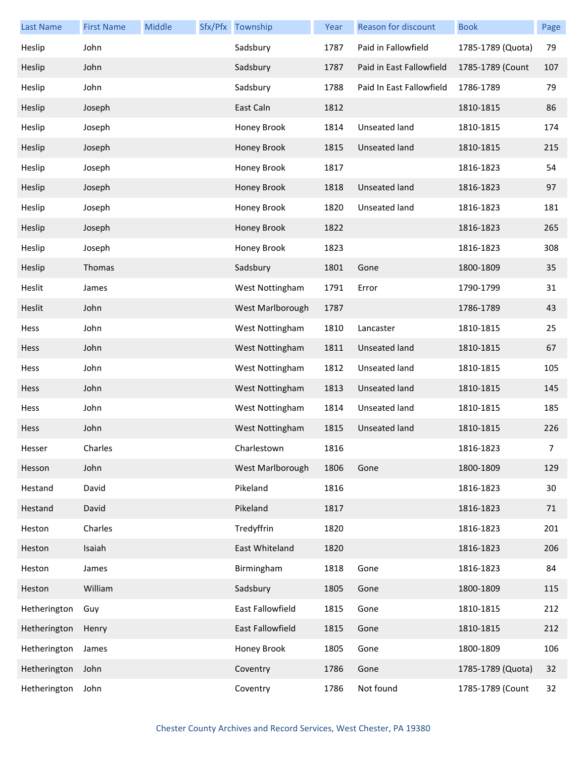| Last Name | First Name | Middle | Sfx/Pfx | Township | Year | Reason for discount | Book | Page |
|---|---|---|---|---|---|---|---|---|
| Heslip | John | | | Sadsbury | 1787 | Paid in Fallowfield | 1785-1789 (Quota) | 79 |
| Heslip | John | | | Sadsbury | 1787 | Paid in East Fallowfield | 1785-1789 (Count | 107 |
| Heslip | John | | | Sadsbury | 1788 | Paid In East Fallowfield | 1786-1789 | 79 |
| Heslip | Joseph | | | East Caln | 1812 | | 1810-1815 | 86 |
| Heslip | Joseph | | | Honey Brook | 1814 | Unseated land | 1810-1815 | 174 |
| Heslip | Joseph | | | Honey Brook | 1815 | Unseated land | 1810-1815 | 215 |
| Heslip | Joseph | | | Honey Brook | 1817 | | 1816-1823 | 54 |
| Heslip | Joseph | | | Honey Brook | 1818 | Unseated land | 1816-1823 | 97 |
| Heslip | Joseph | | | Honey Brook | 1820 | Unseated land | 1816-1823 | 181 |
| Heslip | Joseph | | | Honey Brook | 1822 | | 1816-1823 | 265 |
| Heslip | Joseph | | | Honey Brook | 1823 | | 1816-1823 | 308 |
| Heslip | Thomas | | | Sadsbury | 1801 | Gone | 1800-1809 | 35 |
| Heslit | James | | | West Nottingham | 1791 | Error | 1790-1799 | 31 |
| Heslit | John | | | West Marlborough | 1787 | | 1786-1789 | 43 |
| Hess | John | | | West Nottingham | 1810 | Lancaster | 1810-1815 | 25 |
| Hess | John | | | West Nottingham | 1811 | Unseated land | 1810-1815 | 67 |
| Hess | John | | | West Nottingham | 1812 | Unseated land | 1810-1815 | 105 |
| Hess | John | | | West Nottingham | 1813 | Unseated land | 1810-1815 | 145 |
| Hess | John | | | West Nottingham | 1814 | Unseated land | 1810-1815 | 185 |
| Hess | John | | | West Nottingham | 1815 | Unseated land | 1810-1815 | 226 |
| Hesser | Charles | | | Charlestown | 1816 | | 1816-1823 | 7 |
| Hesson | John | | | West Marlborough | 1806 | Gone | 1800-1809 | 129 |
| Hestand | David | | | Pikeland | 1816 | | 1816-1823 | 30 |
| Hestand | David | | | Pikeland | 1817 | | 1816-1823 | 71 |
| Heston | Charles | | | Tredyffrin | 1820 | | 1816-1823 | 201 |
| Heston | Isaiah | | | East Whiteland | 1820 | | 1816-1823 | 206 |
| Heston | James | | | Birmingham | 1818 | Gone | 1816-1823 | 84 |
| Heston | William | | | Sadsbury | 1805 | Gone | 1800-1809 | 115 |
| Hetherington | Guy | | | East Fallowfield | 1815 | Gone | 1810-1815 | 212 |
| Hetherington | Henry | | | East Fallowfield | 1815 | Gone | 1810-1815 | 212 |
| Hetherington | James | | | Honey Brook | 1805 | Gone | 1800-1809 | 106 |
| Hetherington | John | | | Coventry | 1786 | Gone | 1785-1789 (Quota) | 32 |
| Hetherington | John | | | Coventry | 1786 | Not found | 1785-1789 (Count | 32 |

Chester County Archives and Record Services, West Chester, PA 19380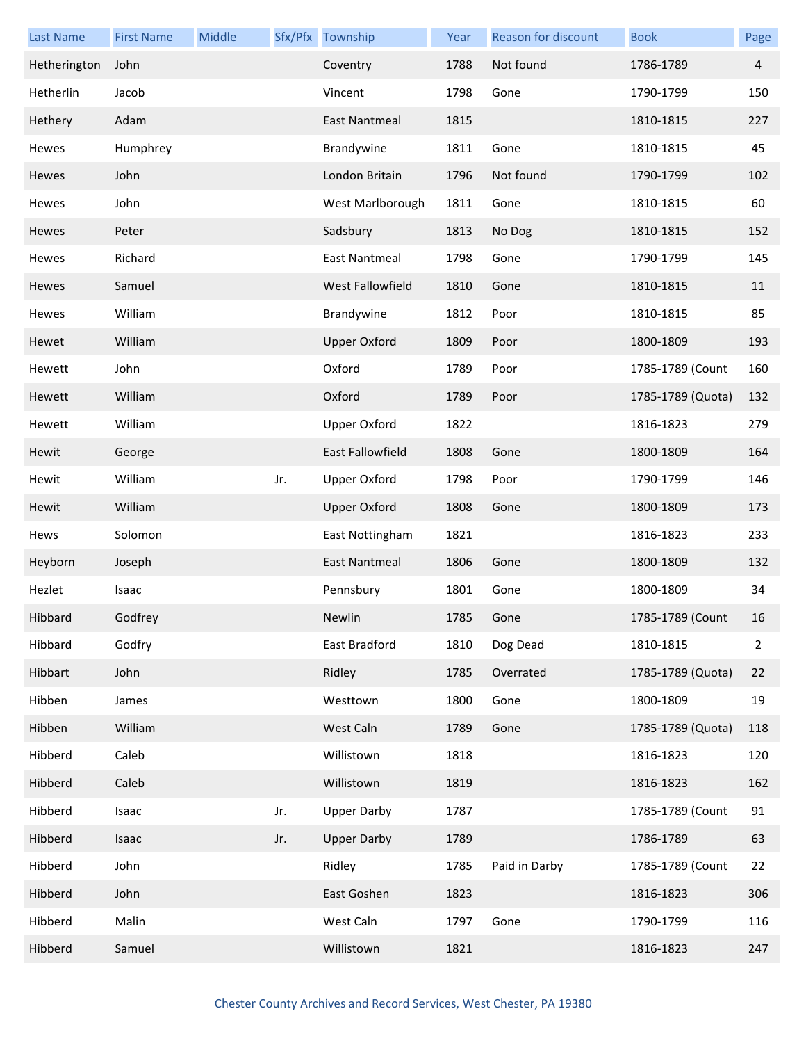| Last Name | First Name | Middle | Sfx/Pfx | Township | Year | Reason for discount | Book | Page |
|---|---|---|---|---|---|---|---|---|
| Hetherington | John | | | Coventry | 1788 | Not found | 1786-1789 | 4 |
| Hetherlin | Jacob | | | Vincent | 1798 | Gone | 1790-1799 | 150 |
| Hethery | Adam | | | East Nantmeal | 1815 | | 1810-1815 | 227 |
| Hewes | Humphrey | | | Brandywine | 1811 | Gone | 1810-1815 | 45 |
| Hewes | John | | | London Britain | 1796 | Not found | 1790-1799 | 102 |
| Hewes | John | | | West Marlborough | 1811 | Gone | 1810-1815 | 60 |
| Hewes | Peter | | | Sadsbury | 1813 | No Dog | 1810-1815 | 152 |
| Hewes | Richard | | | East Nantmeal | 1798 | Gone | 1790-1799 | 145 |
| Hewes | Samuel | | | West Fallowfield | 1810 | Gone | 1810-1815 | 11 |
| Hewes | William | | | Brandywine | 1812 | Poor | 1810-1815 | 85 |
| Hewet | William | | | Upper Oxford | 1809 | Poor | 1800-1809 | 193 |
| Hewett | John | | | Oxford | 1789 | Poor | 1785-1789 (Count | 160 |
| Hewett | William | | | Oxford | 1789 | Poor | 1785-1789 (Quota) | 132 |
| Hewett | William | | | Upper Oxford | 1822 | | 1816-1823 | 279 |
| Hewit | George | | | East Fallowfield | 1808 | Gone | 1800-1809 | 164 |
| Hewit | William | | Jr. | Upper Oxford | 1798 | Poor | 1790-1799 | 146 |
| Hewit | William | | | Upper Oxford | 1808 | Gone | 1800-1809 | 173 |
| Hews | Solomon | | | East Nottingham | 1821 | | 1816-1823 | 233 |
| Heyborn | Joseph | | | East Nantmeal | 1806 | Gone | 1800-1809 | 132 |
| Hezlet | Isaac | | | Pennsbury | 1801 | Gone | 1800-1809 | 34 |
| Hibbard | Godfrey | | | Newlin | 1785 | Gone | 1785-1789 (Count | 16 |
| Hibbard | Godfry | | | East Bradford | 1810 | Dog Dead | 1810-1815 | 2 |
| Hibbart | John | | | Ridley | 1785 | Overrated | 1785-1789 (Quota) | 22 |
| Hibben | James | | | Westtown | 1800 | Gone | 1800-1809 | 19 |
| Hibben | William | | | West Caln | 1789 | Gone | 1785-1789 (Quota) | 118 |
| Hibberd | Caleb | | | Willistown | 1818 | | 1816-1823 | 120 |
| Hibberd | Caleb | | | Willistown | 1819 | | 1816-1823 | 162 |
| Hibberd | Isaac | | Jr. | Upper Darby | 1787 | | 1785-1789 (Count | 91 |
| Hibberd | Isaac | | Jr. | Upper Darby | 1789 | | 1786-1789 | 63 |
| Hibberd | John | | | Ridley | 1785 | Paid in Darby | 1785-1789 (Count | 22 |
| Hibberd | John | | | East Goshen | 1823 | | 1816-1823 | 306 |
| Hibberd | Malin | | | West Caln | 1797 | Gone | 1790-1799 | 116 |
| Hibberd | Samuel | | | Willistown | 1821 | | 1816-1823 | 247 |

Chester County Archives and Record Services, West Chester, PA 19380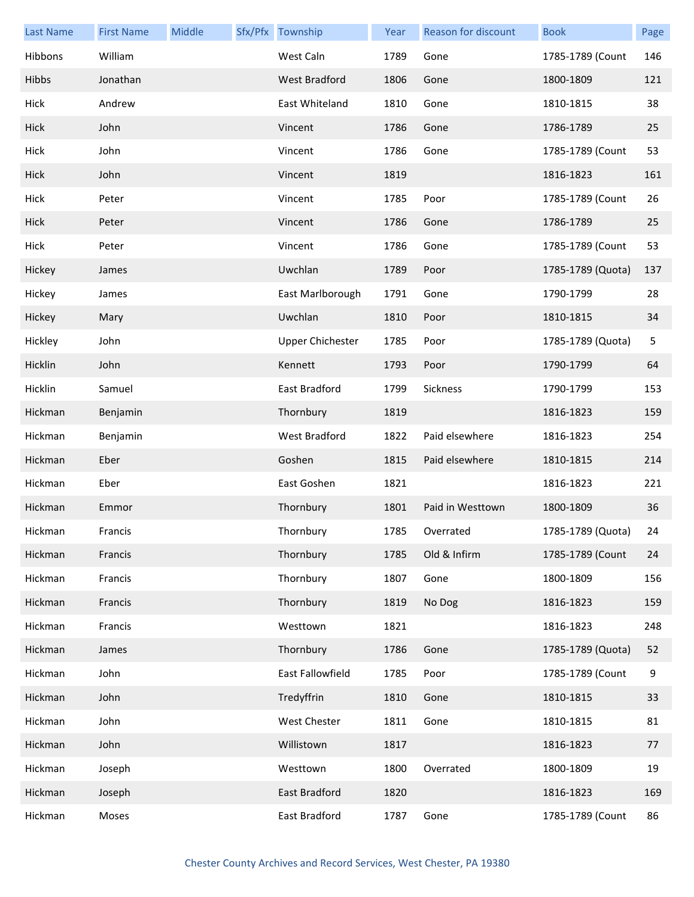| Last Name | First Name | Middle | Sfx/Pfx | Township | Year | Reason for discount | Book | Page |
|---|---|---|---|---|---|---|---|---|
| Hibbons | William | | | West Caln | 1789 | Gone | 1785-1789 (Count | 146 |
| Hibbs | Jonathan | | | West Bradford | 1806 | Gone | 1800-1809 | 121 |
| Hick | Andrew | | | East Whiteland | 1810 | Gone | 1810-1815 | 38 |
| Hick | John | | | Vincent | 1786 | Gone | 1786-1789 | 25 |
| Hick | John | | | Vincent | 1786 | Gone | 1785-1789 (Count | 53 |
| Hick | John | | | Vincent | 1819 | | 1816-1823 | 161 |
| Hick | Peter | | | Vincent | 1785 | Poor | 1785-1789 (Count | 26 |
| Hick | Peter | | | Vincent | 1786 | Gone | 1786-1789 | 25 |
| Hick | Peter | | | Vincent | 1786 | Gone | 1785-1789 (Count | 53 |
| Hickey | James | | | Uwchlan | 1789 | Poor | 1785-1789 (Quota) | 137 |
| Hickey | James | | | East Marlborough | 1791 | Gone | 1790-1799 | 28 |
| Hickey | Mary | | | Uwchlan | 1810 | Poor | 1810-1815 | 34 |
| Hickley | John | | | Upper Chichester | 1785 | Poor | 1785-1789 (Quota) | 5 |
| Hicklin | John | | | Kennett | 1793 | Poor | 1790-1799 | 64 |
| Hicklin | Samuel | | | East Bradford | 1799 | Sickness | 1790-1799 | 153 |
| Hickman | Benjamin | | | Thornbury | 1819 | | 1816-1823 | 159 |
| Hickman | Benjamin | | | West Bradford | 1822 | Paid elsewhere | 1816-1823 | 254 |
| Hickman | Eber | | | Goshen | 1815 | Paid elsewhere | 1810-1815 | 214 |
| Hickman | Eber | | | East Goshen | 1821 | | 1816-1823 | 221 |
| Hickman | Emmor | | | Thornbury | 1801 | Paid in Westtown | 1800-1809 | 36 |
| Hickman | Francis | | | Thornbury | 1785 | Overrated | 1785-1789 (Quota) | 24 |
| Hickman | Francis | | | Thornbury | 1785 | Old & Infirm | 1785-1789 (Count | 24 |
| Hickman | Francis | | | Thornbury | 1807 | Gone | 1800-1809 | 156 |
| Hickman | Francis | | | Thornbury | 1819 | No Dog | 1816-1823 | 159 |
| Hickman | Francis | | | Westtown | 1821 | | 1816-1823 | 248 |
| Hickman | James | | | Thornbury | 1786 | Gone | 1785-1789 (Quota) | 52 |
| Hickman | John | | | East Fallowfield | 1785 | Poor | 1785-1789 (Count | 9 |
| Hickman | John | | | Tredyffrin | 1810 | Gone | 1810-1815 | 33 |
| Hickman | John | | | West Chester | 1811 | Gone | 1810-1815 | 81 |
| Hickman | John | | | Willistown | 1817 | | 1816-1823 | 77 |
| Hickman | Joseph | | | Westtown | 1800 | Overrated | 1800-1809 | 19 |
| Hickman | Joseph | | | East Bradford | 1820 | | 1816-1823 | 169 |
| Hickman | Moses | | | East Bradford | 1787 | Gone | 1785-1789 (Count | 86 |

Chester County Archives and Record Services, West Chester, PA 19380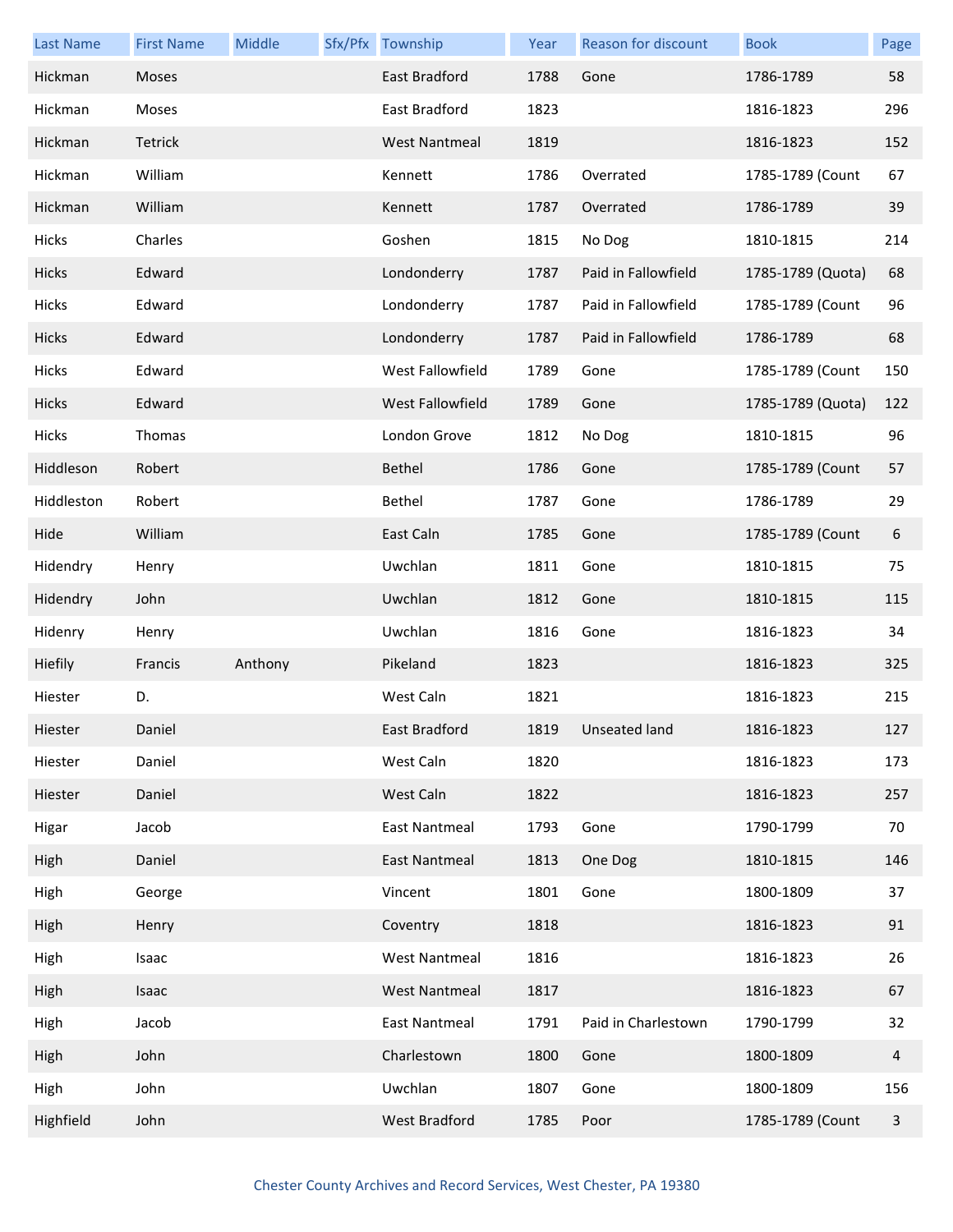| Last Name | First Name | Middle | Sfx/Pfx | Township | Year | Reason for discount | Book | Page |
|---|---|---|---|---|---|---|---|---|
| Hickman | Moses | | | East Bradford | 1788 | Gone | 1786-1789 | 58 |
| Hickman | Moses | | | East Bradford | 1823 | | 1816-1823 | 296 |
| Hickman | Tetrick | | | West Nantmeal | 1819 | | 1816-1823 | 152 |
| Hickman | William | | | Kennett | 1786 | Overrated | 1785-1789 (Count | 67 |
| Hickman | William | | | Kennett | 1787 | Overrated | 1786-1789 | 39 |
| Hicks | Charles | | | Goshen | 1815 | No Dog | 1810-1815 | 214 |
| Hicks | Edward | | | Londonderry | 1787 | Paid in Fallowfield | 1785-1789 (Quota) | 68 |
| Hicks | Edward | | | Londonderry | 1787 | Paid in Fallowfield | 1785-1789 (Count | 96 |
| Hicks | Edward | | | Londonderry | 1787 | Paid in Fallowfield | 1786-1789 | 68 |
| Hicks | Edward | | | West Fallowfield | 1789 | Gone | 1785-1789 (Count | 150 |
| Hicks | Edward | | | West Fallowfield | 1789 | Gone | 1785-1789 (Quota) | 122 |
| Hicks | Thomas | | | London Grove | 1812 | No Dog | 1810-1815 | 96 |
| Hiddleson | Robert | | | Bethel | 1786 | Gone | 1785-1789 (Count | 57 |
| Hiddleston | Robert | | | Bethel | 1787 | Gone | 1786-1789 | 29 |
| Hide | William | | | East Caln | 1785 | Gone | 1785-1789 (Count | 6 |
| Hidendry | Henry | | | Uwchlan | 1811 | Gone | 1810-1815 | 75 |
| Hidendry | John | | | Uwchlan | 1812 | Gone | 1810-1815 | 115 |
| Hidenry | Henry | | | Uwchlan | 1816 | Gone | 1816-1823 | 34 |
| Hiefily | Francis | Anthony | | Pikeland | 1823 | | 1816-1823 | 325 |
| Hiester | D. | | | West Caln | 1821 | | 1816-1823 | 215 |
| Hiester | Daniel | | | East Bradford | 1819 | Unseated land | 1816-1823 | 127 |
| Hiester | Daniel | | | West Caln | 1820 | | 1816-1823 | 173 |
| Hiester | Daniel | | | West Caln | 1822 | | 1816-1823 | 257 |
| Higar | Jacob | | | East Nantmeal | 1793 | Gone | 1790-1799 | 70 |
| High | Daniel | | | East Nantmeal | 1813 | One Dog | 1810-1815 | 146 |
| High | George | | | Vincent | 1801 | Gone | 1800-1809 | 37 |
| High | Henry | | | Coventry | 1818 | | 1816-1823 | 91 |
| High | Isaac | | | West Nantmeal | 1816 | | 1816-1823 | 26 |
| High | Isaac | | | West Nantmeal | 1817 | | 1816-1823 | 67 |
| High | Jacob | | | East Nantmeal | 1791 | Paid in Charlestown | 1790-1799 | 32 |
| High | John | | | Charlestown | 1800 | Gone | 1800-1809 | 4 |
| High | John | | | Uwchlan | 1807 | Gone | 1800-1809 | 156 |
| Highfield | John | | | West Bradford | 1785 | Poor | 1785-1789 (Count | 3 |

Chester County Archives and Record Services, West Chester, PA 19380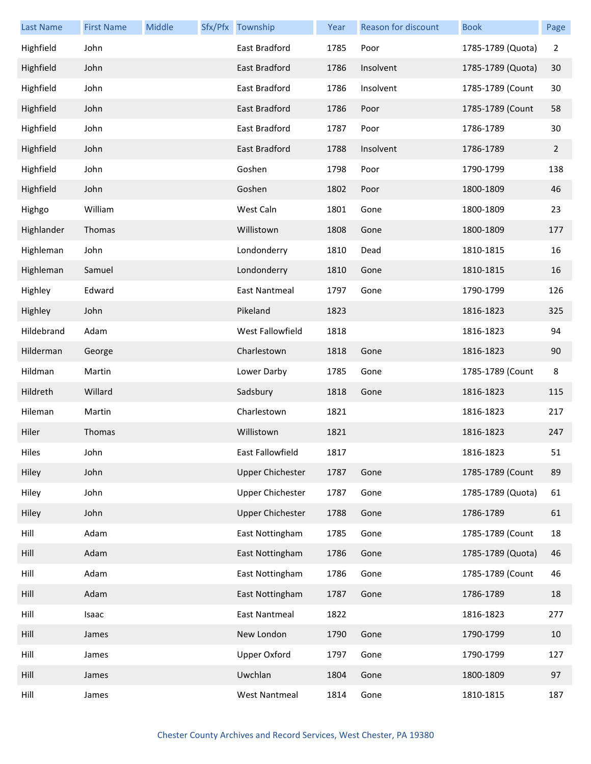| Last Name | First Name | Middle | Sfx/Pfx | Township | Year | Reason for discount | Book | Page |
|---|---|---|---|---|---|---|---|---|
| Highfield | John | | | East Bradford | 1785 | Poor | 1785-1789 (Quota) | 2 |
| Highfield | John | | | East Bradford | 1786 | Insolvent | 1785-1789 (Quota) | 30 |
| Highfield | John | | | East Bradford | 1786 | Insolvent | 1785-1789 (Count | 30 |
| Highfield | John | | | East Bradford | 1786 | Poor | 1785-1789 (Count | 58 |
| Highfield | John | | | East Bradford | 1787 | Poor | 1786-1789 | 30 |
| Highfield | John | | | East Bradford | 1788 | Insolvent | 1786-1789 | 2 |
| Highfield | John | | | Goshen | 1798 | Poor | 1790-1799 | 138 |
| Highfield | John | | | Goshen | 1802 | Poor | 1800-1809 | 46 |
| Highgo | William | | | West Caln | 1801 | Gone | 1800-1809 | 23 |
| Highlander | Thomas | | | Willistown | 1808 | Gone | 1800-1809 | 177 |
| Highleman | John | | | Londonderry | 1810 | Dead | 1810-1815 | 16 |
| Highleman | Samuel | | | Londonderry | 1810 | Gone | 1810-1815 | 16 |
| Highley | Edward | | | East Nantmeal | 1797 | Gone | 1790-1799 | 126 |
| Highley | John | | | Pikeland | 1823 | | 1816-1823 | 325 |
| Hildebrand | Adam | | | West Fallowfield | 1818 | | 1816-1823 | 94 |
| Hilderman | George | | | Charlestown | 1818 | Gone | 1816-1823 | 90 |
| Hildman | Martin | | | Lower Darby | 1785 | Gone | 1785-1789 (Count | 8 |
| Hildreth | Willard | | | Sadsbury | 1818 | Gone | 1816-1823 | 115 |
| Hileman | Martin | | | Charlestown | 1821 | | 1816-1823 | 217 |
| Hiler | Thomas | | | Willistown | 1821 | | 1816-1823 | 247 |
| Hiles | John | | | East Fallowfield | 1817 | | 1816-1823 | 51 |
| Hiley | John | | | Upper Chichester | 1787 | Gone | 1785-1789 (Count | 89 |
| Hiley | John | | | Upper Chichester | 1787 | Gone | 1785-1789 (Quota) | 61 |
| Hiley | John | | | Upper Chichester | 1788 | Gone | 1786-1789 | 61 |
| Hill | Adam | | | East Nottingham | 1785 | Gone | 1785-1789 (Count | 18 |
| Hill | Adam | | | East Nottingham | 1786 | Gone | 1785-1789 (Quota) | 46 |
| Hill | Adam | | | East Nottingham | 1786 | Gone | 1785-1789 (Count | 46 |
| Hill | Adam | | | East Nottingham | 1787 | Gone | 1786-1789 | 18 |
| Hill | Isaac | | | East Nantmeal | 1822 | | 1816-1823 | 277 |
| Hill | James | | | New London | 1790 | Gone | 1790-1799 | 10 |
| Hill | James | | | Upper Oxford | 1797 | Gone | 1790-1799 | 127 |
| Hill | James | | | Uwchlan | 1804 | Gone | 1800-1809 | 97 |
| Hill | James | | | West Nantmeal | 1814 | Gone | 1810-1815 | 187 |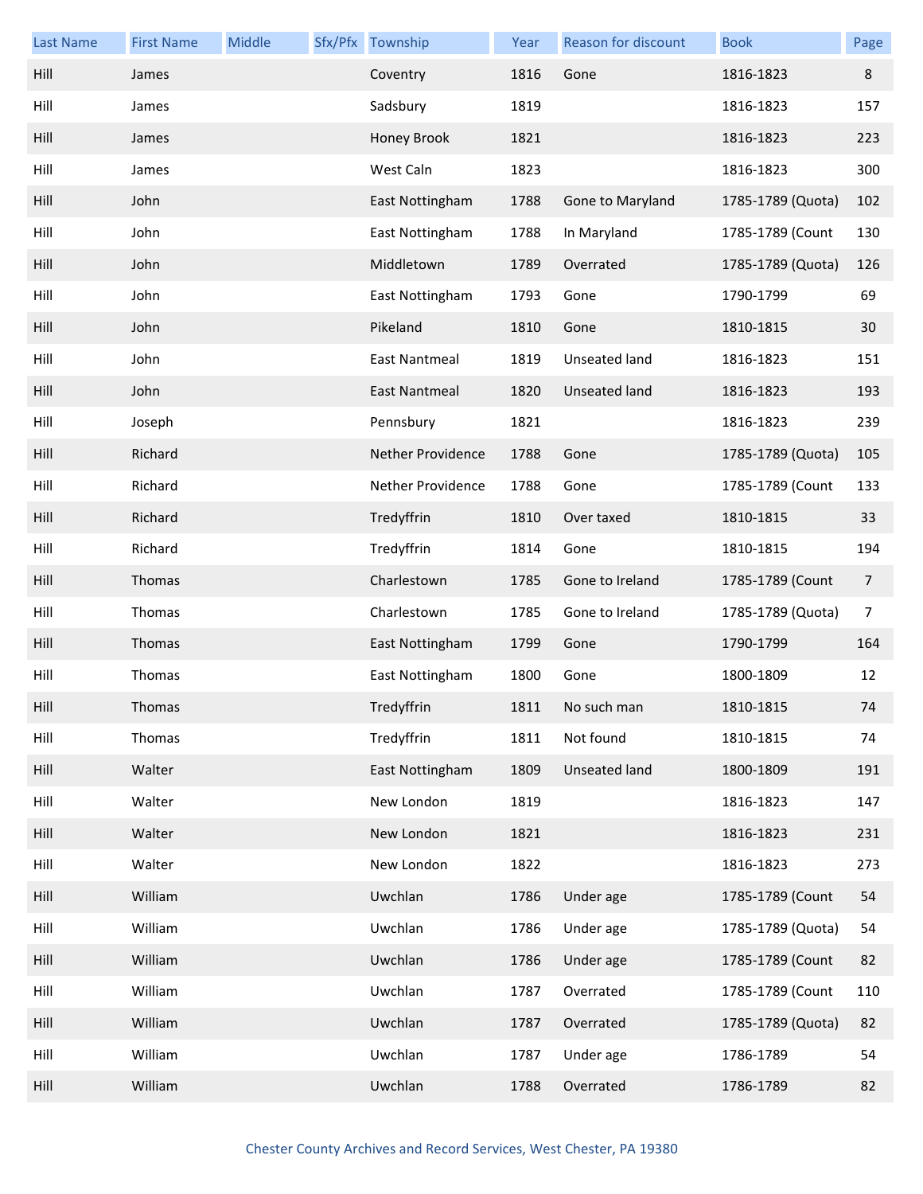| Last Name | First Name | Middle | Sfx/Pfx | Township | Year | Reason for discount | Book | Page |
|---|---|---|---|---|---|---|---|---|
| Hill | James | | | Coventry | 1816 | Gone | 1816-1823 | 8 |
| Hill | James | | | Sadsbury | 1819 | | 1816-1823 | 157 |
| Hill | James | | | Honey Brook | 1821 | | 1816-1823 | 223 |
| Hill | James | | | West Caln | 1823 | | 1816-1823 | 300 |
| Hill | John | | | East Nottingham | 1788 | Gone to Maryland | 1785-1789 (Quota) | 102 |
| Hill | John | | | East Nottingham | 1788 | In Maryland | 1785-1789 (Count | 130 |
| Hill | John | | | Middletown | 1789 | Overrated | 1785-1789 (Quota) | 126 |
| Hill | John | | | East Nottingham | 1793 | Gone | 1790-1799 | 69 |
| Hill | John | | | Pikeland | 1810 | Gone | 1810-1815 | 30 |
| Hill | John | | | East Nantmeal | 1819 | Unseated land | 1816-1823 | 151 |
| Hill | John | | | East Nantmeal | 1820 | Unseated land | 1816-1823 | 193 |
| Hill | Joseph | | | Pennsbury | 1821 | | 1816-1823 | 239 |
| Hill | Richard | | | Nether Providence | 1788 | Gone | 1785-1789 (Quota) | 105 |
| Hill | Richard | | | Nether Providence | 1788 | Gone | 1785-1789 (Count | 133 |
| Hill | Richard | | | Tredyffrin | 1810 | Over taxed | 1810-1815 | 33 |
| Hill | Richard | | | Tredyffrin | 1814 | Gone | 1810-1815 | 194 |
| Hill | Thomas | | | Charlestown | 1785 | Gone to Ireland | 1785-1789 (Count | 7 |
| Hill | Thomas | | | Charlestown | 1785 | Gone to Ireland | 1785-1789 (Quota) | 7 |
| Hill | Thomas | | | East Nottingham | 1799 | Gone | 1790-1799 | 164 |
| Hill | Thomas | | | East Nottingham | 1800 | Gone | 1800-1809 | 12 |
| Hill | Thomas | | | Tredyffrin | 1811 | No such man | 1810-1815 | 74 |
| Hill | Thomas | | | Tredyffrin | 1811 | Not found | 1810-1815 | 74 |
| Hill | Walter | | | East Nottingham | 1809 | Unseated land | 1800-1809 | 191 |
| Hill | Walter | | | New London | 1819 | | 1816-1823 | 147 |
| Hill | Walter | | | New London | 1821 | | 1816-1823 | 231 |
| Hill | Walter | | | New London | 1822 | | 1816-1823 | 273 |
| Hill | William | | | Uwchlan | 1786 | Under age | 1785-1789 (Count | 54 |
| Hill | William | | | Uwchlan | 1786 | Under age | 1785-1789 (Quota) | 54 |
| Hill | William | | | Uwchlan | 1786 | Under age | 1785-1789 (Count | 82 |
| Hill | William | | | Uwchlan | 1787 | Overrated | 1785-1789 (Count | 110 |
| Hill | William | | | Uwchlan | 1787 | Overrated | 1785-1789 (Quota) | 82 |
| Hill | William | | | Uwchlan | 1787 | Under age | 1786-1789 | 54 |
| Hill | William | | | Uwchlan | 1788 | Overrated | 1786-1789 | 82 |

Chester County Archives and Record Services, West Chester, PA 19380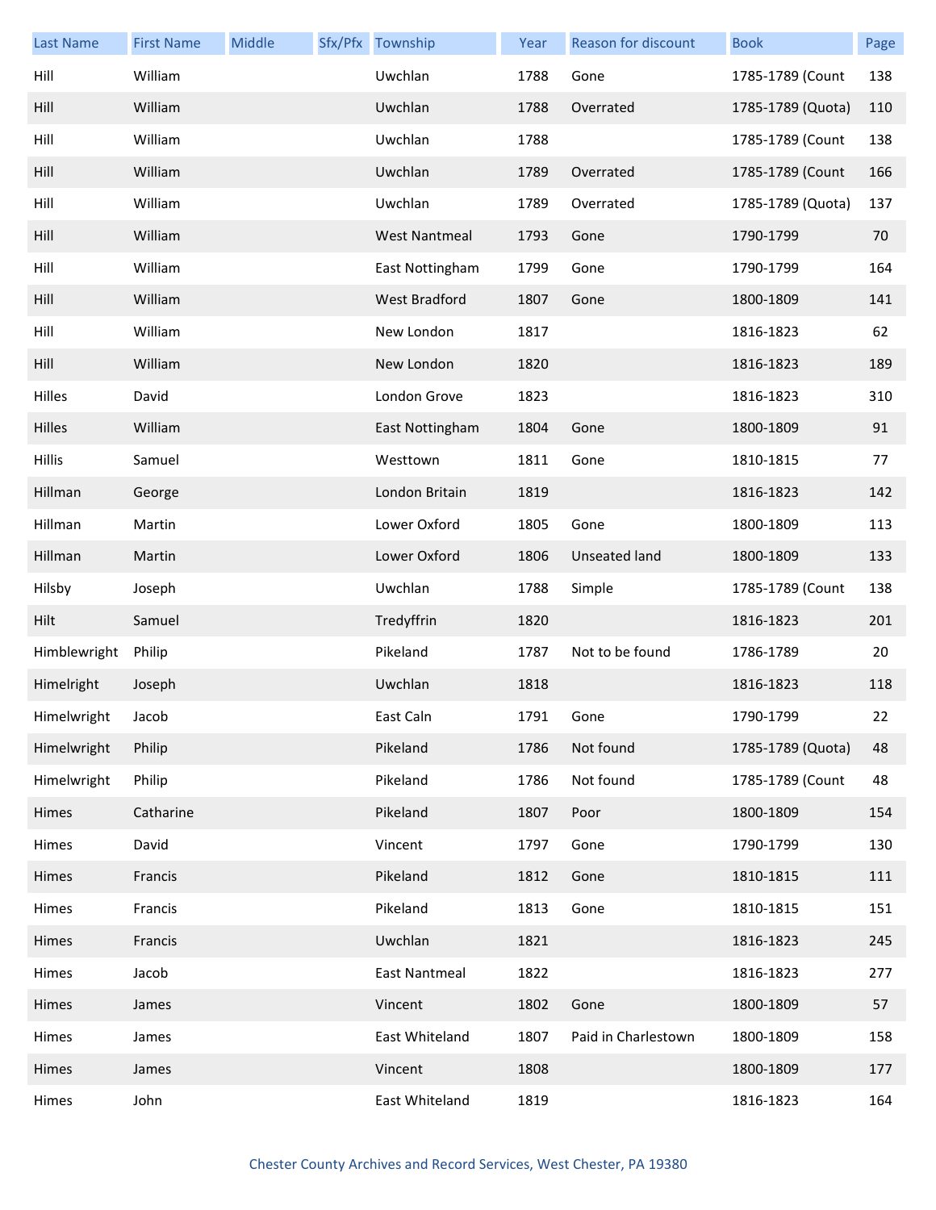| Last Name | First Name | Middle | Sfx/Pfx | Township | Year | Reason for discount | Book | Page |
|---|---|---|---|---|---|---|---|---|
| Hill | William | | | Uwchlan | 1788 | Gone | 1785-1789 (Count | 138 |
| Hill | William | | | Uwchlan | 1788 | Overrated | 1785-1789 (Quota) | 110 |
| Hill | William | | | Uwchlan | 1788 | | 1785-1789 (Count | 138 |
| Hill | William | | | Uwchlan | 1789 | Overrated | 1785-1789 (Count | 166 |
| Hill | William | | | Uwchlan | 1789 | Overrated | 1785-1789 (Quota) | 137 |
| Hill | William | | | West Nantmeal | 1793 | Gone | 1790-1799 | 70 |
| Hill | William | | | East Nottingham | 1799 | Gone | 1790-1799 | 164 |
| Hill | William | | | West Bradford | 1807 | Gone | 1800-1809 | 141 |
| Hill | William | | | New London | 1817 | | 1816-1823 | 62 |
| Hill | William | | | New London | 1820 | | 1816-1823 | 189 |
| Hilles | David | | | London Grove | 1823 | | 1816-1823 | 310 |
| Hilles | William | | | East Nottingham | 1804 | Gone | 1800-1809 | 91 |
| Hillis | Samuel | | | Westtown | 1811 | Gone | 1810-1815 | 77 |
| Hillman | George | | | London Britain | 1819 | | 1816-1823 | 142 |
| Hillman | Martin | | | Lower Oxford | 1805 | Gone | 1800-1809 | 113 |
| Hillman | Martin | | | Lower Oxford | 1806 | Unseated land | 1800-1809 | 133 |
| Hilsby | Joseph | | | Uwchlan | 1788 | Simple | 1785-1789 (Count | 138 |
| Hilt | Samuel | | | Tredyffrin | 1820 | | 1816-1823 | 201 |
| Himblewright | Philip | | | Pikeland | 1787 | Not to be found | 1786-1789 | 20 |
| Himelright | Joseph | | | Uwchlan | 1818 | | 1816-1823 | 118 |
| Himelwright | Jacob | | | East Caln | 1791 | Gone | 1790-1799 | 22 |
| Himelwright | Philip | | | Pikeland | 1786 | Not found | 1785-1789 (Quota) | 48 |
| Himelwright | Philip | | | Pikeland | 1786 | Not found | 1785-1789 (Count | 48 |
| Himes | Catharine | | | Pikeland | 1807 | Poor | 1800-1809 | 154 |
| Himes | David | | | Vincent | 1797 | Gone | 1790-1799 | 130 |
| Himes | Francis | | | Pikeland | 1812 | Gone | 1810-1815 | 111 |
| Himes | Francis | | | Pikeland | 1813 | Gone | 1810-1815 | 151 |
| Himes | Francis | | | Uwchlan | 1821 | | 1816-1823 | 245 |
| Himes | Jacob | | | East Nantmeal | 1822 | | 1816-1823 | 277 |
| Himes | James | | | Vincent | 1802 | Gone | 1800-1809 | 57 |
| Himes | James | | | East Whiteland | 1807 | Paid in Charlestown | 1800-1809 | 158 |
| Himes | James | | | Vincent | 1808 | | 1800-1809 | 177 |
| Himes | John | | | East Whiteland | 1819 | | 1816-1823 | 164 |

Chester County Archives and Record Services, West Chester, PA 19380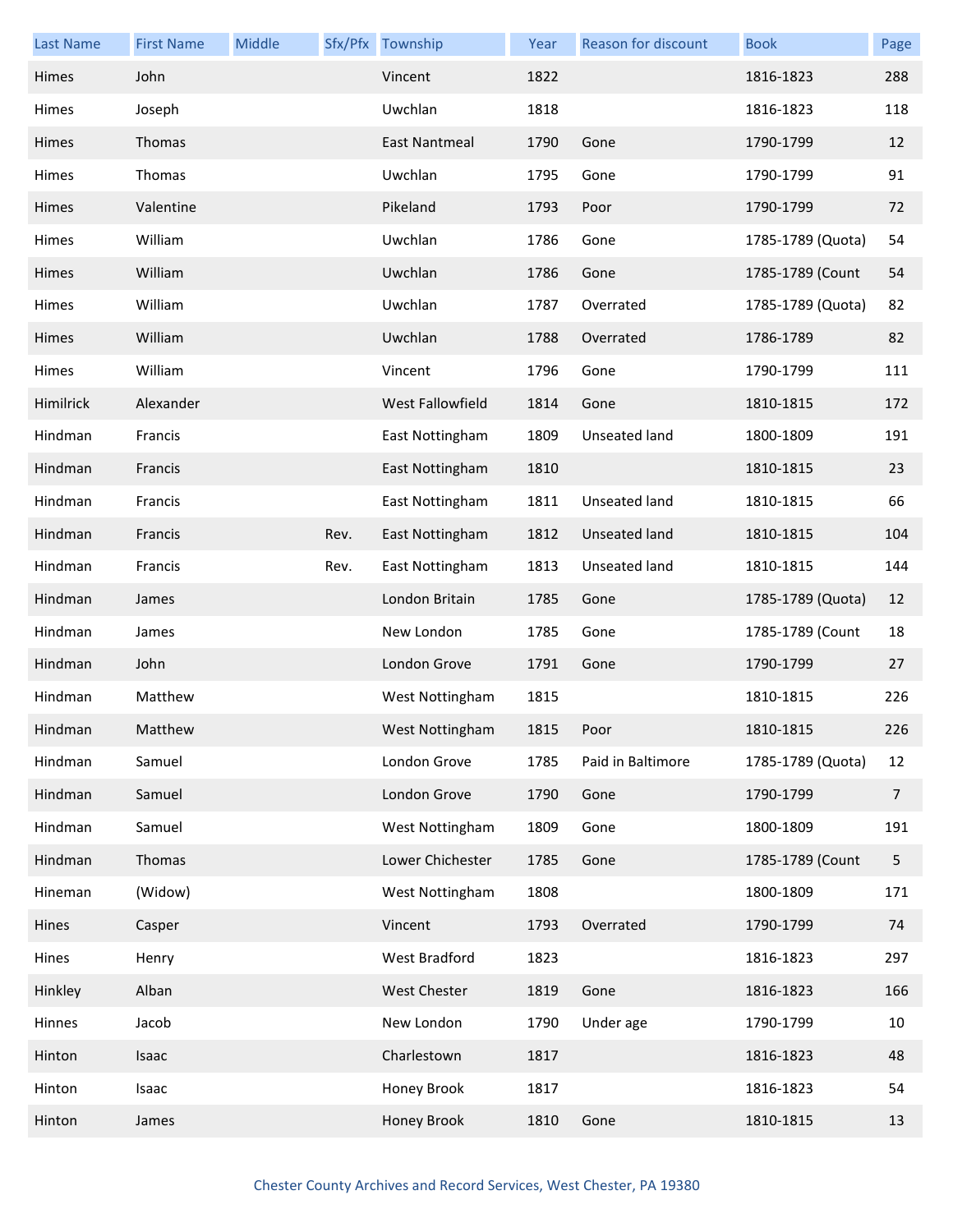| Last Name | First Name | Middle | Sfx/Pfx | Township | Year | Reason for discount | Book | Page |
|---|---|---|---|---|---|---|---|---|
| Himes | John | | | Vincent | 1822 | | 1816-1823 | 288 |
| Himes | Joseph | | | Uwchlan | 1818 | | 1816-1823 | 118 |
| Himes | Thomas | | | East Nantmeal | 1790 | Gone | 1790-1799 | 12 |
| Himes | Thomas | | | Uwchlan | 1795 | Gone | 1790-1799 | 91 |
| Himes | Valentine | | | Pikeland | 1793 | Poor | 1790-1799 | 72 |
| Himes | William | | | Uwchlan | 1786 | Gone | 1785-1789 (Quota) | 54 |
| Himes | William | | | Uwchlan | 1786 | Gone | 1785-1789 (Count | 54 |
| Himes | William | | | Uwchlan | 1787 | Overrated | 1785-1789 (Quota) | 82 |
| Himes | William | | | Uwchlan | 1788 | Overrated | 1786-1789 | 82 |
| Himes | William | | | Vincent | 1796 | Gone | 1790-1799 | 111 |
| Himilrick | Alexander | | | West Fallowfield | 1814 | Gone | 1810-1815 | 172 |
| Hindman | Francis | | | East Nottingham | 1809 | Unseated land | 1800-1809 | 191 |
| Hindman | Francis | | | East Nottingham | 1810 | | 1810-1815 | 23 |
| Hindman | Francis | | | East Nottingham | 1811 | Unseated land | 1810-1815 | 66 |
| Hindman | Francis | | Rev. | East Nottingham | 1812 | Unseated land | 1810-1815 | 104 |
| Hindman | Francis | | Rev. | East Nottingham | 1813 | Unseated land | 1810-1815 | 144 |
| Hindman | James | | | London Britain | 1785 | Gone | 1785-1789 (Quota) | 12 |
| Hindman | James | | | New London | 1785 | Gone | 1785-1789 (Count | 18 |
| Hindman | John | | | London Grove | 1791 | Gone | 1790-1799 | 27 |
| Hindman | Matthew | | | West Nottingham | 1815 | | 1810-1815 | 226 |
| Hindman | Matthew | | | West Nottingham | 1815 | Poor | 1810-1815 | 226 |
| Hindman | Samuel | | | London Grove | 1785 | Paid in Baltimore | 1785-1789 (Quota) | 12 |
| Hindman | Samuel | | | London Grove | 1790 | Gone | 1790-1799 | 7 |
| Hindman | Samuel | | | West Nottingham | 1809 | Gone | 1800-1809 | 191 |
| Hindman | Thomas | | | Lower Chichester | 1785 | Gone | 1785-1789 (Count | 5 |
| Hineman | (Widow) | | | West Nottingham | 1808 | | 1800-1809 | 171 |
| Hines | Casper | | | Vincent | 1793 | Overrated | 1790-1799 | 74 |
| Hines | Henry | | | West Bradford | 1823 | | 1816-1823 | 297 |
| Hinkley | Alban | | | West Chester | 1819 | Gone | 1816-1823 | 166 |
| Hinnes | Jacob | | | New London | 1790 | Under age | 1790-1799 | 10 |
| Hinton | Isaac | | | Charlestown | 1817 | | 1816-1823 | 48 |
| Hinton | Isaac | | | Honey Brook | 1817 | | 1816-1823 | 54 |
| Hinton | James | | | Honey Brook | 1810 | Gone | 1810-1815 | 13 |

Chester County Archives and Record Services, West Chester, PA 19380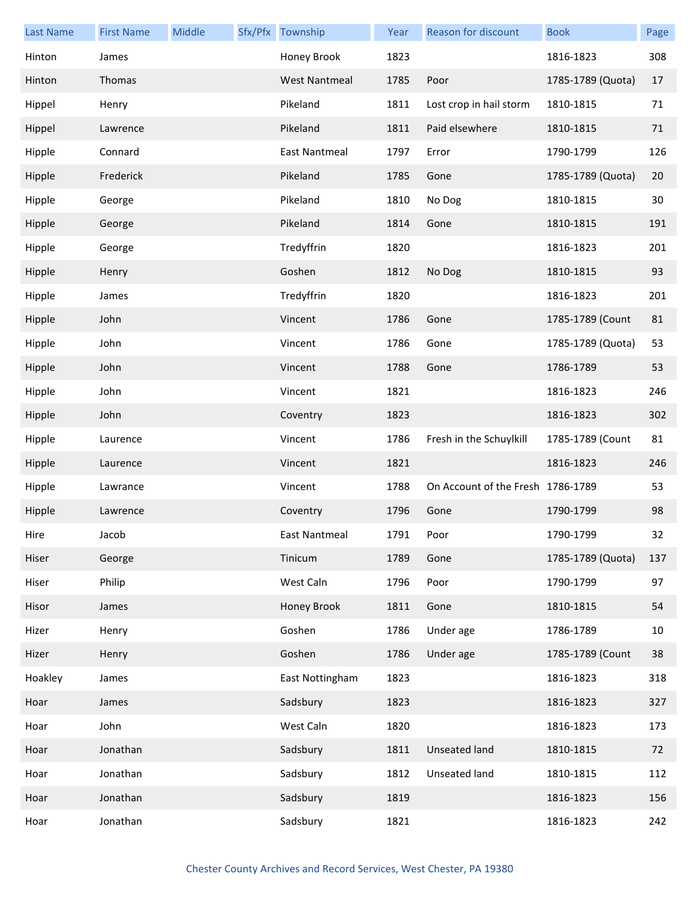| Last Name | First Name | Middle | Sfx/Pfx | Township | Year | Reason for discount | Book | Page |
| --- | --- | --- | --- | --- | --- | --- | --- | --- |
| Hinton | James | | | Honey Brook | 1823 | | 1816-1823 | 308 |
| Hinton | Thomas | | | West Nantmeal | 1785 | Poor | 1785-1789 (Quota) | 17 |
| Hippel | Henry | | | Pikeland | 1811 | Lost crop in hail storm | 1810-1815 | 71 |
| Hippel | Lawrence | | | Pikeland | 1811 | Paid elsewhere | 1810-1815 | 71 |
| Hipple | Connard | | | East Nantmeal | 1797 | Error | 1790-1799 | 126 |
| Hipple | Frederick | | | Pikeland | 1785 | Gone | 1785-1789 (Quota) | 20 |
| Hipple | George | | | Pikeland | 1810 | No Dog | 1810-1815 | 30 |
| Hipple | George | | | Pikeland | 1814 | Gone | 1810-1815 | 191 |
| Hipple | George | | | Tredyffrin | 1820 | | 1816-1823 | 201 |
| Hipple | Henry | | | Goshen | 1812 | No Dog | 1810-1815 | 93 |
| Hipple | James | | | Tredyffrin | 1820 | | 1816-1823 | 201 |
| Hipple | John | | | Vincent | 1786 | Gone | 1785-1789 (Count | 81 |
| Hipple | John | | | Vincent | 1786 | Gone | 1785-1789 (Quota) | 53 |
| Hipple | John | | | Vincent | 1788 | Gone | 1786-1789 | 53 |
| Hipple | John | | | Vincent | 1821 | | 1816-1823 | 246 |
| Hipple | John | | | Coventry | 1823 | | 1816-1823 | 302 |
| Hipple | Laurence | | | Vincent | 1786 | Fresh in the Schuylkill | 1785-1789 (Count | 81 |
| Hipple | Laurence | | | Vincent | 1821 | | 1816-1823 | 246 |
| Hipple | Lawrance | | | Vincent | 1788 | On Account of the Fresh | 1786-1789 | 53 |
| Hipple | Lawrence | | | Coventry | 1796 | Gone | 1790-1799 | 98 |
| Hire | Jacob | | | East Nantmeal | 1791 | Poor | 1790-1799 | 32 |
| Hiser | George | | | Tinicum | 1789 | Gone | 1785-1789 (Quota) | 137 |
| Hiser | Philip | | | West Caln | 1796 | Poor | 1790-1799 | 97 |
| Hisor | James | | | Honey Brook | 1811 | Gone | 1810-1815 | 54 |
| Hizer | Henry | | | Goshen | 1786 | Under age | 1786-1789 | 10 |
| Hizer | Henry | | | Goshen | 1786 | Under age | 1785-1789 (Count | 38 |
| Hoakley | James | | | East Nottingham | 1823 | | 1816-1823 | 318 |
| Hoar | James | | | Sadsbury | 1823 | | 1816-1823 | 327 |
| Hoar | John | | | West Caln | 1820 | | 1816-1823 | 173 |
| Hoar | Jonathan | | | Sadsbury | 1811 | Unseated land | 1810-1815 | 72 |
| Hoar | Jonathan | | | Sadsbury | 1812 | Unseated land | 1810-1815 | 112 |
| Hoar | Jonathan | | | Sadsbury | 1819 | | 1816-1823 | 156 |
| Hoar | Jonathan | | | Sadsbury | 1821 | | 1816-1823 | 242 |

Chester County Archives and Record Services, West Chester, PA 19380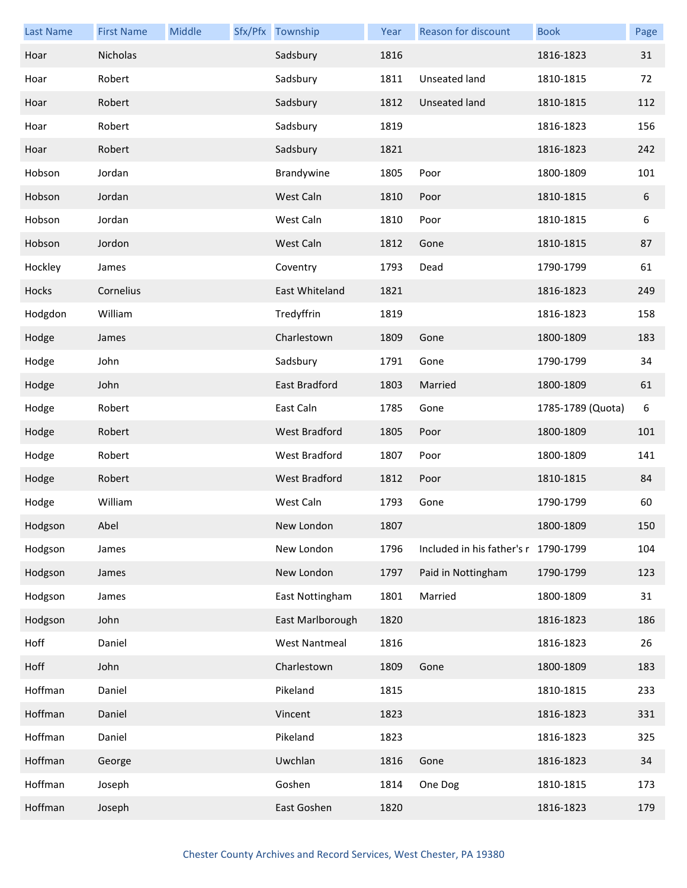| Last Name | First Name | Middle | Sfx/Pfx | Township | Year | Reason for discount | Book | Page |
|---|---|---|---|---|---|---|---|---|
| Hoar | Nicholas | | | Sadsbury | 1816 | | 1816-1823 | 31 |
| Hoar | Robert | | | Sadsbury | 1811 | Unseated land | 1810-1815 | 72 |
| Hoar | Robert | | | Sadsbury | 1812 | Unseated land | 1810-1815 | 112 |
| Hoar | Robert | | | Sadsbury | 1819 | | 1816-1823 | 156 |
| Hoar | Robert | | | Sadsbury | 1821 | | 1816-1823 | 242 |
| Hobson | Jordan | | | Brandywine | 1805 | Poor | 1800-1809 | 101 |
| Hobson | Jordan | | | West Caln | 1810 | Poor | 1810-1815 | 6 |
| Hobson | Jordan | | | West Caln | 1810 | Poor | 1810-1815 | 6 |
| Hobson | Jordon | | | West Caln | 1812 | Gone | 1810-1815 | 87 |
| Hockley | James | | | Coventry | 1793 | Dead | 1790-1799 | 61 |
| Hocks | Cornelius | | | East Whiteland | 1821 | | 1816-1823 | 249 |
| Hodgdon | William | | | Tredyffrin | 1819 | | 1816-1823 | 158 |
| Hodge | James | | | Charlestown | 1809 | Gone | 1800-1809 | 183 |
| Hodge | John | | | Sadsbury | 1791 | Gone | 1790-1799 | 34 |
| Hodge | John | | | East Bradford | 1803 | Married | 1800-1809 | 61 |
| Hodge | Robert | | | East Caln | 1785 | Gone | 1785-1789 (Quota) | 6 |
| Hodge | Robert | | | West Bradford | 1805 | Poor | 1800-1809 | 101 |
| Hodge | Robert | | | West Bradford | 1807 | Poor | 1800-1809 | 141 |
| Hodge | Robert | | | West Bradford | 1812 | Poor | 1810-1815 | 84 |
| Hodge | William | | | West Caln | 1793 | Gone | 1790-1799 | 60 |
| Hodgson | Abel | | | New London | 1807 | | 1800-1809 | 150 |
| Hodgson | James | | | New London | 1796 | Included in his father's r | 1790-1799 | 104 |
| Hodgson | James | | | New London | 1797 | Paid in Nottingham | 1790-1799 | 123 |
| Hodgson | James | | | East Nottingham | 1801 | Married | 1800-1809 | 31 |
| Hodgson | John | | | East Marlborough | 1820 | | 1816-1823 | 186 |
| Hoff | Daniel | | | West Nantmeal | 1816 | | 1816-1823 | 26 |
| Hoff | John | | | Charlestown | 1809 | Gone | 1800-1809 | 183 |
| Hoffman | Daniel | | | Pikeland | 1815 | | 1810-1815 | 233 |
| Hoffman | Daniel | | | Vincent | 1823 | | 1816-1823 | 331 |
| Hoffman | Daniel | | | Pikeland | 1823 | | 1816-1823 | 325 |
| Hoffman | George | | | Uwchlan | 1816 | Gone | 1816-1823 | 34 |
| Hoffman | Joseph | | | Goshen | 1814 | One Dog | 1810-1815 | 173 |
| Hoffman | Joseph | | | East Goshen | 1820 | | 1816-1823 | 179 |

Chester County Archives and Record Services, West Chester, PA 19380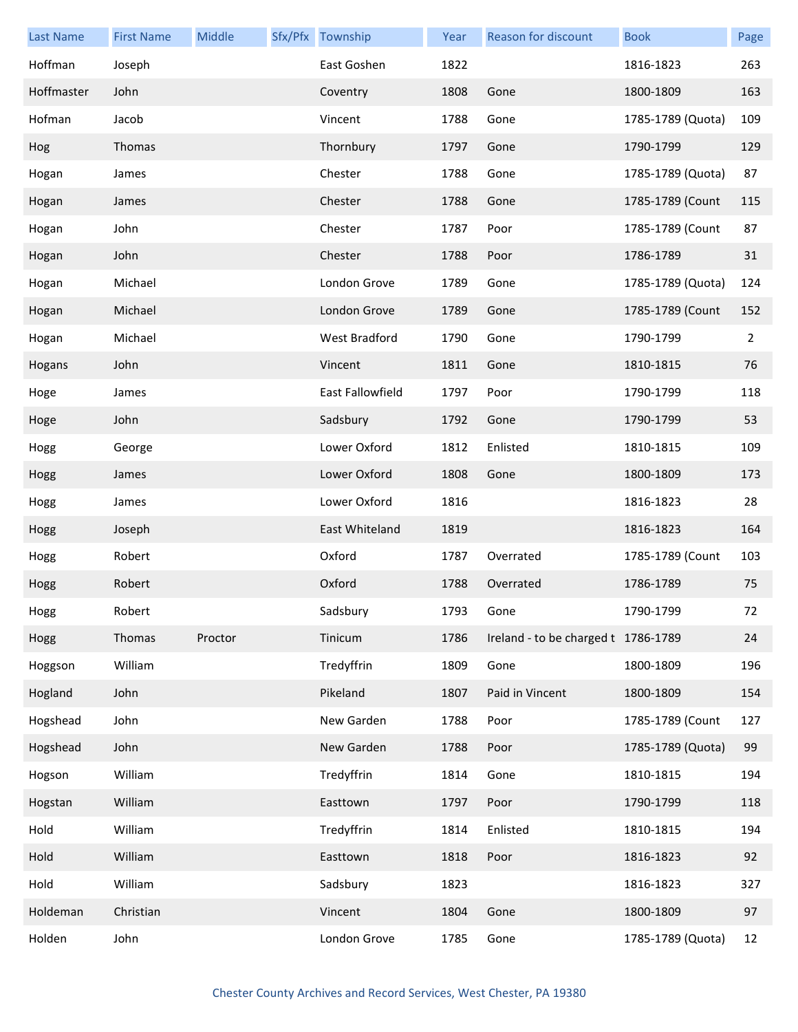| Last Name | First Name | Middle | Sfx/Pfx | Township | Year | Reason for discount | Book | Page |
|---|---|---|---|---|---|---|---|---|
| Hoffman | Joseph | | | East Goshen | 1822 | | 1816-1823 | 263 |
| Hoffmaster | John | | | Coventry | 1808 | Gone | 1800-1809 | 163 |
| Hofman | Jacob | | | Vincent | 1788 | Gone | 1785-1789 (Quota) | 109 |
| Hog | Thomas | | | Thornbury | 1797 | Gone | 1790-1799 | 129 |
| Hogan | James | | | Chester | 1788 | Gone | 1785-1789 (Quota) | 87 |
| Hogan | James | | | Chester | 1788 | Gone | 1785-1789 (Count | 115 |
| Hogan | John | | | Chester | 1787 | Poor | 1785-1789 (Count | 87 |
| Hogan | John | | | Chester | 1788 | Poor | 1786-1789 | 31 |
| Hogan | Michael | | | London Grove | 1789 | Gone | 1785-1789 (Quota) | 124 |
| Hogan | Michael | | | London Grove | 1789 | Gone | 1785-1789 (Count | 152 |
| Hogan | Michael | | | West Bradford | 1790 | Gone | 1790-1799 | 2 |
| Hogans | John | | | Vincent | 1811 | Gone | 1810-1815 | 76 |
| Hoge | James | | | East Fallowfield | 1797 | Poor | 1790-1799 | 118 |
| Hoge | John | | | Sadsbury | 1792 | Gone | 1790-1799 | 53 |
| Hogg | George | | | Lower Oxford | 1812 | Enlisted | 1810-1815 | 109 |
| Hogg | James | | | Lower Oxford | 1808 | Gone | 1800-1809 | 173 |
| Hogg | James | | | Lower Oxford | 1816 | | 1816-1823 | 28 |
| Hogg | Joseph | | | East Whiteland | 1819 | | 1816-1823 | 164 |
| Hogg | Robert | | | Oxford | 1787 | Overrated | 1785-1789 (Count | 103 |
| Hogg | Robert | | | Oxford | 1788 | Overrated | 1786-1789 | 75 |
| Hogg | Robert | | | Sadsbury | 1793 | Gone | 1790-1799 | 72 |
| Hogg | Thomas | Proctor | | Tinicum | 1786 | Ireland - to be charged t | 1786-1789 | 24 |
| Hoggson | William | | | Tredyffrin | 1809 | Gone | 1800-1809 | 196 |
| Hogland | John | | | Pikeland | 1807 | Paid in Vincent | 1800-1809 | 154 |
| Hogshead | John | | | New Garden | 1788 | Poor | 1785-1789 (Count | 127 |
| Hogshead | John | | | New Garden | 1788 | Poor | 1785-1789 (Quota) | 99 |
| Hogson | William | | | Tredyffrin | 1814 | Gone | 1810-1815 | 194 |
| Hogstan | William | | | Easttown | 1797 | Poor | 1790-1799 | 118 |
| Hold | William | | | Tredyffrin | 1814 | Enlisted | 1810-1815 | 194 |
| Hold | William | | | Easttown | 1818 | Poor | 1816-1823 | 92 |
| Hold | William | | | Sadsbury | 1823 | | 1816-1823 | 327 |
| Holdeman | Christian | | | Vincent | 1804 | Gone | 1800-1809 | 97 |
| Holden | John | | | London Grove | 1785 | Gone | 1785-1789 (Quota) | 12 |

Chester County Archives and Record Services, West Chester, PA 19380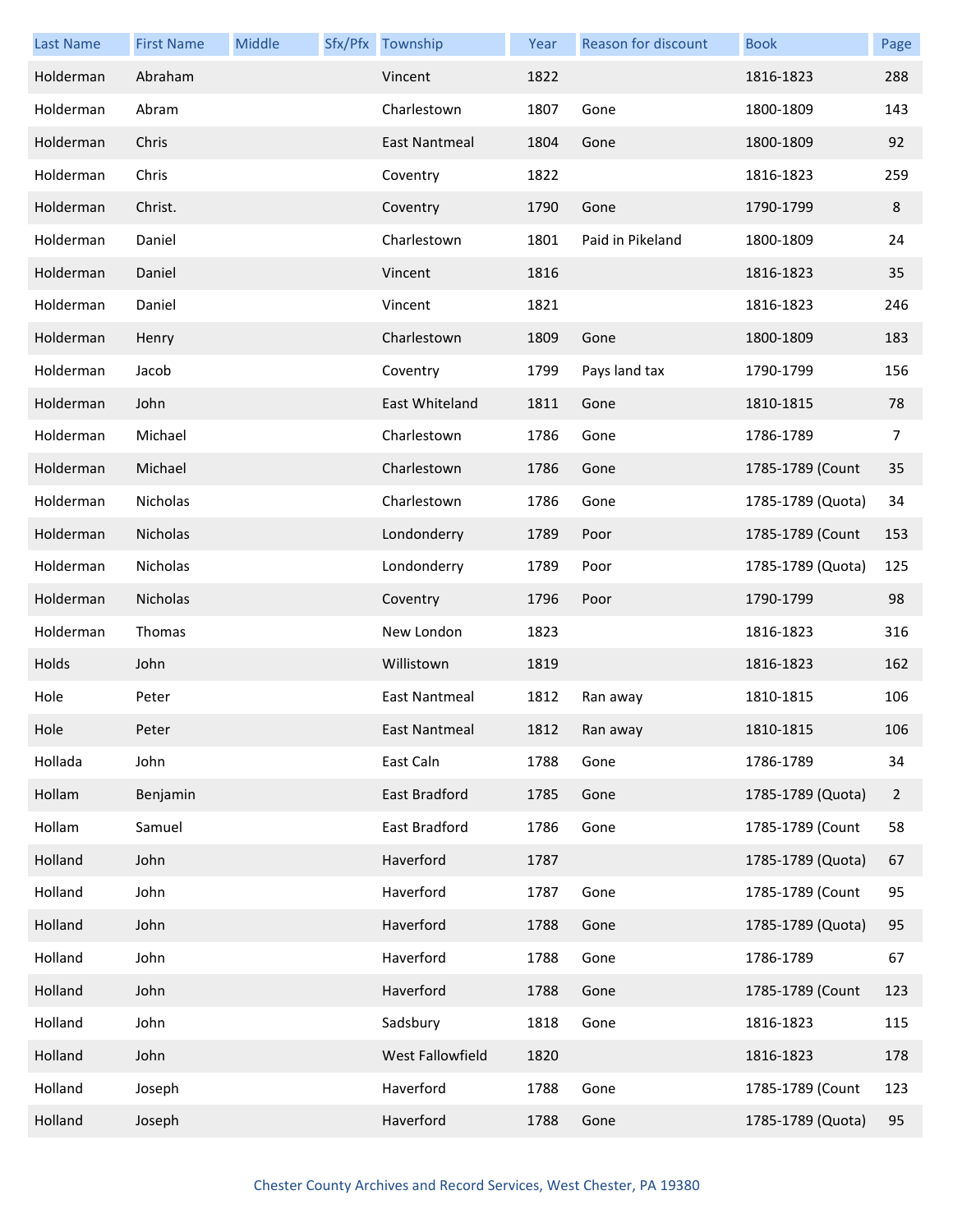| Last Name | First Name | Middle | Sfx/Pfx | Township | Year | Reason for discount | Book | Page |
|---|---|---|---|---|---|---|---|---|
| Holderman | Abraham | | | Vincent | 1822 | | 1816-1823 | 288 |
| Holderman | Abram | | | Charlestown | 1807 | Gone | 1800-1809 | 143 |
| Holderman | Chris | | | East Nantmeal | 1804 | Gone | 1800-1809 | 92 |
| Holderman | Chris | | | Coventry | 1822 | | 1816-1823 | 259 |
| Holderman | Christ. | | | Coventry | 1790 | Gone | 1790-1799 | 8 |
| Holderman | Daniel | | | Charlestown | 1801 | Paid in Pikeland | 1800-1809 | 24 |
| Holderman | Daniel | | | Vincent | 1816 | | 1816-1823 | 35 |
| Holderman | Daniel | | | Vincent | 1821 | | 1816-1823 | 246 |
| Holderman | Henry | | | Charlestown | 1809 | Gone | 1800-1809 | 183 |
| Holderman | Jacob | | | Coventry | 1799 | Pays land tax | 1790-1799 | 156 |
| Holderman | John | | | East Whiteland | 1811 | Gone | 1810-1815 | 78 |
| Holderman | Michael | | | Charlestown | 1786 | Gone | 1786-1789 | 7 |
| Holderman | Michael | | | Charlestown | 1786 | Gone | 1785-1789 (Count | 35 |
| Holderman | Nicholas | | | Charlestown | 1786 | Gone | 1785-1789 (Quota) | 34 |
| Holderman | Nicholas | | | Londonderry | 1789 | Poor | 1785-1789 (Count | 153 |
| Holderman | Nicholas | | | Londonderry | 1789 | Poor | 1785-1789 (Quota) | 125 |
| Holderman | Nicholas | | | Coventry | 1796 | Poor | 1790-1799 | 98 |
| Holderman | Thomas | | | New London | 1823 | | 1816-1823 | 316 |
| Holds | John | | | Willistown | 1819 | | 1816-1823 | 162 |
| Hole | Peter | | | East Nantmeal | 1812 | Ran away | 1810-1815 | 106 |
| Hole | Peter | | | East Nantmeal | 1812 | Ran away | 1810-1815 | 106 |
| Hollada | John | | | East Caln | 1788 | Gone | 1786-1789 | 34 |
| Hollam | Benjamin | | | East Bradford | 1785 | Gone | 1785-1789 (Quota) | 2 |
| Hollam | Samuel | | | East Bradford | 1786 | Gone | 1785-1789 (Count | 58 |
| Holland | John | | | Haverford | 1787 | | 1785-1789 (Quota) | 67 |
| Holland | John | | | Haverford | 1787 | Gone | 1785-1789 (Count | 95 |
| Holland | John | | | Haverford | 1788 | Gone | 1785-1789 (Quota) | 95 |
| Holland | John | | | Haverford | 1788 | Gone | 1786-1789 | 67 |
| Holland | John | | | Haverford | 1788 | Gone | 1785-1789 (Count | 123 |
| Holland | John | | | Sadsbury | 1818 | Gone | 1816-1823 | 115 |
| Holland | John | | | West Fallowfield | 1820 | | 1816-1823 | 178 |
| Holland | Joseph | | | Haverford | 1788 | Gone | 1785-1789 (Count | 123 |
| Holland | Joseph | | | Haverford | 1788 | Gone | 1785-1789 (Quota) | 95 |

Chester County Archives and Record Services, West Chester, PA 19380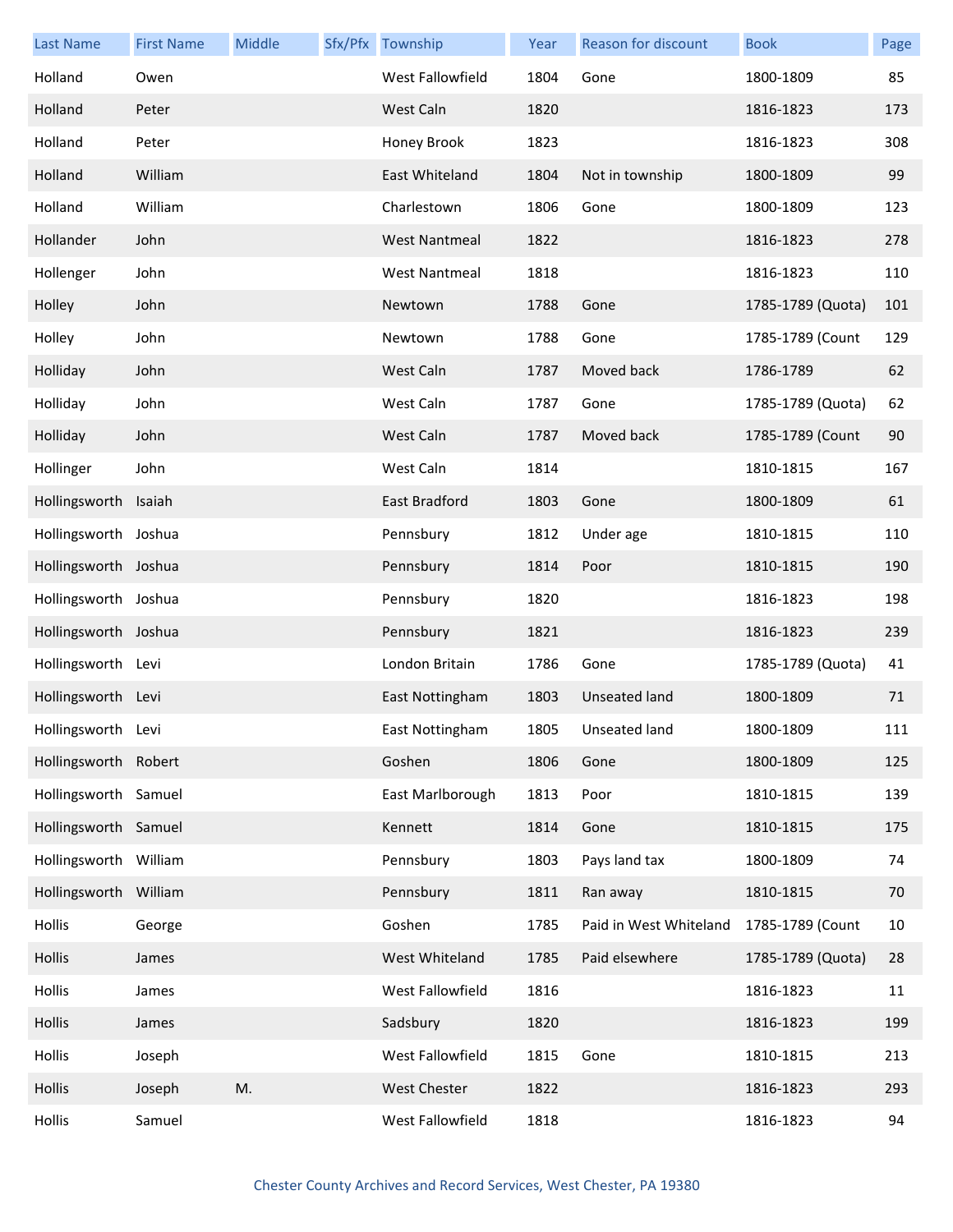| Last Name | First Name | Middle | Sfx/Pfx | Township | Year | Reason for discount | Book | Page |
|---|---|---|---|---|---|---|---|---|
| Holland | Owen | | | West Fallowfield | 1804 | Gone | 1800-1809 | 85 |
| Holland | Peter | | | West Caln | 1820 | | 1816-1823 | 173 |
| Holland | Peter | | | Honey Brook | 1823 | | 1816-1823 | 308 |
| Holland | William | | | East Whiteland | 1804 | Not in township | 1800-1809 | 99 |
| Holland | William | | | Charlestown | 1806 | Gone | 1800-1809 | 123 |
| Hollander | John | | | West Nantmeal | 1822 | | 1816-1823 | 278 |
| Hollenger | John | | | West Nantmeal | 1818 | | 1816-1823 | 110 |
| Holley | John | | | Newtown | 1788 | Gone | 1785-1789 (Quota) | 101 |
| Holley | John | | | Newtown | 1788 | Gone | 1785-1789 (Count | 129 |
| Holliday | John | | | West Caln | 1787 | Moved back | 1786-1789 | 62 |
| Holliday | John | | | West Caln | 1787 | Gone | 1785-1789 (Quota) | 62 |
| Holliday | John | | | West Caln | 1787 | Moved back | 1785-1789 (Count | 90 |
| Hollinger | John | | | West Caln | 1814 | | 1810-1815 | 167 |
| Hollingsworth | Isaiah | | | East Bradford | 1803 | Gone | 1800-1809 | 61 |
| Hollingsworth | Joshua | | | Pennsbury | 1812 | Under age | 1810-1815 | 110 |
| Hollingsworth | Joshua | | | Pennsbury | 1814 | Poor | 1810-1815 | 190 |
| Hollingsworth | Joshua | | | Pennsbury | 1820 | | 1816-1823 | 198 |
| Hollingsworth | Joshua | | | Pennsbury | 1821 | | 1816-1823 | 239 |
| Hollingsworth | Levi | | | London Britain | 1786 | Gone | 1785-1789 (Quota) | 41 |
| Hollingsworth | Levi | | | East Nottingham | 1803 | Unseated land | 1800-1809 | 71 |
| Hollingsworth | Levi | | | East Nottingham | 1805 | Unseated land | 1800-1809 | 111 |
| Hollingsworth | Robert | | | Goshen | 1806 | Gone | 1800-1809 | 125 |
| Hollingsworth | Samuel | | | East Marlborough | 1813 | Poor | 1810-1815 | 139 |
| Hollingsworth | Samuel | | | Kennett | 1814 | Gone | 1810-1815 | 175 |
| Hollingsworth | William | | | Pennsbury | 1803 | Pays land tax | 1800-1809 | 74 |
| Hollingsworth | William | | | Pennsbury | 1811 | Ran away | 1810-1815 | 70 |
| Hollis | George | | | Goshen | 1785 | Paid in West Whiteland | 1785-1789 (Count | 10 |
| Hollis | James | | | West Whiteland | 1785 | Paid elsewhere | 1785-1789 (Quota) | 28 |
| Hollis | James | | | West Fallowfield | 1816 | | 1816-1823 | 11 |
| Hollis | James | | | Sadsbury | 1820 | | 1816-1823 | 199 |
| Hollis | Joseph | | | West Fallowfield | 1815 | Gone | 1810-1815 | 213 |
| Hollis | Joseph | M. | | West Chester | 1822 | | 1816-1823 | 293 |
| Hollis | Samuel | | | West Fallowfield | 1818 | | 1816-1823 | 94 |

Chester County Archives and Record Services, West Chester, PA 19380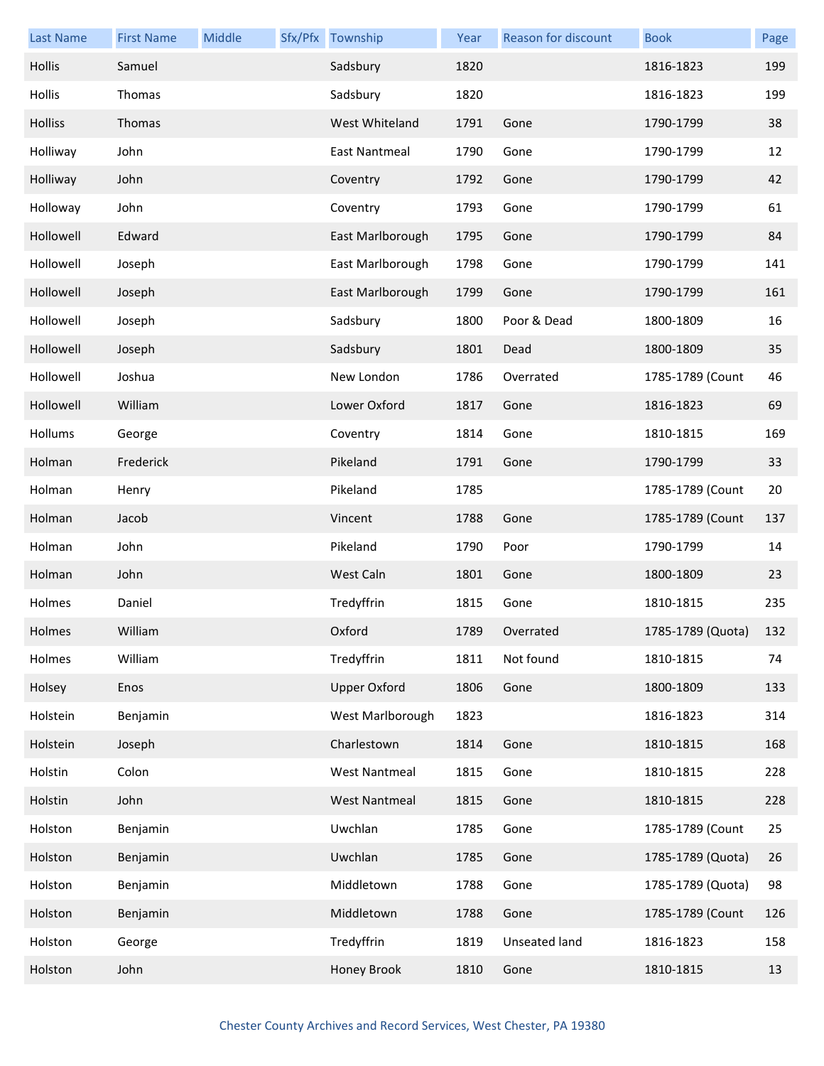| Last Name | First Name | Middle | Sfx/Pfx | Township | Year | Reason for discount | Book | Page |
|---|---|---|---|---|---|---|---|---|
| Hollis | Samuel | | | Sadsbury | 1820 | | 1816-1823 | 199 |
| Hollis | Thomas | | | Sadsbury | 1820 | | 1816-1823 | 199 |
| Holliss | Thomas | | | West Whiteland | 1791 | Gone | 1790-1799 | 38 |
| Holliway | John | | | East Nantmeal | 1790 | Gone | 1790-1799 | 12 |
| Holliway | John | | | Coventry | 1792 | Gone | 1790-1799 | 42 |
| Holloway | John | | | Coventry | 1793 | Gone | 1790-1799 | 61 |
| Hollowell | Edward | | | East Marlborough | 1795 | Gone | 1790-1799 | 84 |
| Hollowell | Joseph | | | East Marlborough | 1798 | Gone | 1790-1799 | 141 |
| Hollowell | Joseph | | | East Marlborough | 1799 | Gone | 1790-1799 | 161 |
| Hollowell | Joseph | | | Sadsbury | 1800 | Poor & Dead | 1800-1809 | 16 |
| Hollowell | Joseph | | | Sadsbury | 1801 | Dead | 1800-1809 | 35 |
| Hollowell | Joshua | | | New London | 1786 | Overrated | 1785-1789 (Count | 46 |
| Hollowell | William | | | Lower Oxford | 1817 | Gone | 1816-1823 | 69 |
| Hollums | George | | | Coventry | 1814 | Gone | 1810-1815 | 169 |
| Holman | Frederick | | | Pikeland | 1791 | Gone | 1790-1799 | 33 |
| Holman | Henry | | | Pikeland | 1785 | | 1785-1789 (Count | 20 |
| Holman | Jacob | | | Vincent | 1788 | Gone | 1785-1789 (Count | 137 |
| Holman | John | | | Pikeland | 1790 | Poor | 1790-1799 | 14 |
| Holman | John | | | West Caln | 1801 | Gone | 1800-1809 | 23 |
| Holmes | Daniel | | | Tredyffrin | 1815 | Gone | 1810-1815 | 235 |
| Holmes | William | | | Oxford | 1789 | Overrated | 1785-1789 (Quota) | 132 |
| Holmes | William | | | Tredyffrin | 1811 | Not found | 1810-1815 | 74 |
| Holsey | Enos | | | Upper Oxford | 1806 | Gone | 1800-1809 | 133 |
| Holstein | Benjamin | | | West Marlborough | 1823 | | 1816-1823 | 314 |
| Holstein | Joseph | | | Charlestown | 1814 | Gone | 1810-1815 | 168 |
| Holstin | Colon | | | West Nantmeal | 1815 | Gone | 1810-1815 | 228 |
| Holstin | John | | | West Nantmeal | 1815 | Gone | 1810-1815 | 228 |
| Holston | Benjamin | | | Uwchlan | 1785 | Gone | 1785-1789 (Count | 25 |
| Holston | Benjamin | | | Uwchlan | 1785 | Gone | 1785-1789 (Quota) | 26 |
| Holston | Benjamin | | | Middletown | 1788 | Gone | 1785-1789 (Quota) | 98 |
| Holston | Benjamin | | | Middletown | 1788 | Gone | 1785-1789 (Count | 126 |
| Holston | George | | | Tredyffrin | 1819 | Unseated land | 1816-1823 | 158 |
| Holston | John | | | Honey Brook | 1810 | Gone | 1810-1815 | 13 |

Chester County Archives and Record Services, West Chester, PA 19380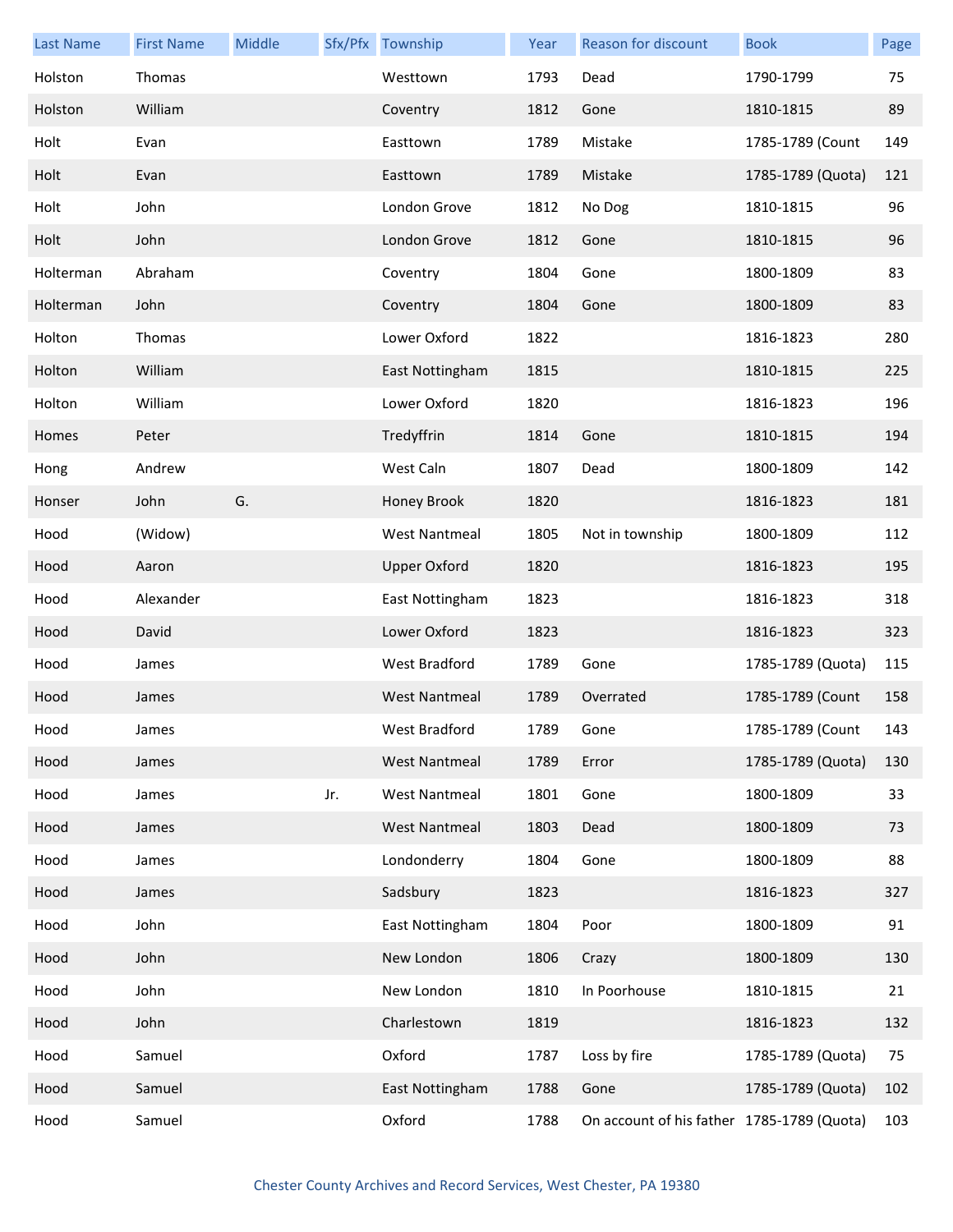| Last Name | First Name | Middle | Sfx/Pfx | Township | Year | Reason for discount | Book | Page |
|---|---|---|---|---|---|---|---|---|
| Holston | Thomas | | | Westtown | 1793 | Dead | 1790-1799 | 75 |
| Holston | William | | | Coventry | 1812 | Gone | 1810-1815 | 89 |
| Holt | Evan | | | Easttown | 1789 | Mistake | 1785-1789 (Count | 149 |
| Holt | Evan | | | Easttown | 1789 | Mistake | 1785-1789 (Quota) | 121 |
| Holt | John | | | London Grove | 1812 | No Dog | 1810-1815 | 96 |
| Holt | John | | | London Grove | 1812 | Gone | 1810-1815 | 96 |
| Holterman | Abraham | | | Coventry | 1804 | Gone | 1800-1809 | 83 |
| Holterman | John | | | Coventry | 1804 | Gone | 1800-1809 | 83 |
| Holton | Thomas | | | Lower Oxford | 1822 | | 1816-1823 | 280 |
| Holton | William | | | East Nottingham | 1815 | | 1810-1815 | 225 |
| Holton | William | | | Lower Oxford | 1820 | | 1816-1823 | 196 |
| Homes | Peter | | | Tredyffrin | 1814 | Gone | 1810-1815 | 194 |
| Hong | Andrew | | | West Caln | 1807 | Dead | 1800-1809 | 142 |
| Honser | John | G. | | Honey Brook | 1820 | | 1816-1823 | 181 |
| Hood | (Widow) | | | West Nantmeal | 1805 | Not in township | 1800-1809 | 112 |
| Hood | Aaron | | | Upper Oxford | 1820 | | 1816-1823 | 195 |
| Hood | Alexander | | | East Nottingham | 1823 | | 1816-1823 | 318 |
| Hood | David | | | Lower Oxford | 1823 | | 1816-1823 | 323 |
| Hood | James | | | West Bradford | 1789 | Gone | 1785-1789 (Quota) | 115 |
| Hood | James | | | West Nantmeal | 1789 | Overrated | 1785-1789 (Count | 158 |
| Hood | James | | | West Bradford | 1789 | Gone | 1785-1789 (Count | 143 |
| Hood | James | | | West Nantmeal | 1789 | Error | 1785-1789 (Quota) | 130 |
| Hood | James | | Jr. | West Nantmeal | 1801 | Gone | 1800-1809 | 33 |
| Hood | James | | | West Nantmeal | 1803 | Dead | 1800-1809 | 73 |
| Hood | James | | | Londonderry | 1804 | Gone | 1800-1809 | 88 |
| Hood | James | | | Sadsbury | 1823 | | 1816-1823 | 327 |
| Hood | John | | | East Nottingham | 1804 | Poor | 1800-1809 | 91 |
| Hood | John | | | New London | 1806 | Crazy | 1800-1809 | 130 |
| Hood | John | | | New London | 1810 | In Poorhouse | 1810-1815 | 21 |
| Hood | John | | | Charlestown | 1819 | | 1816-1823 | 132 |
| Hood | Samuel | | | Oxford | 1787 | Loss by fire | 1785-1789 (Quota) | 75 |
| Hood | Samuel | | | East Nottingham | 1788 | Gone | 1785-1789 (Quota) | 102 |
| Hood | Samuel | | | Oxford | 1788 | On account of his father | 1785-1789 (Quota) | 103 |

Chester County Archives and Record Services, West Chester, PA 19380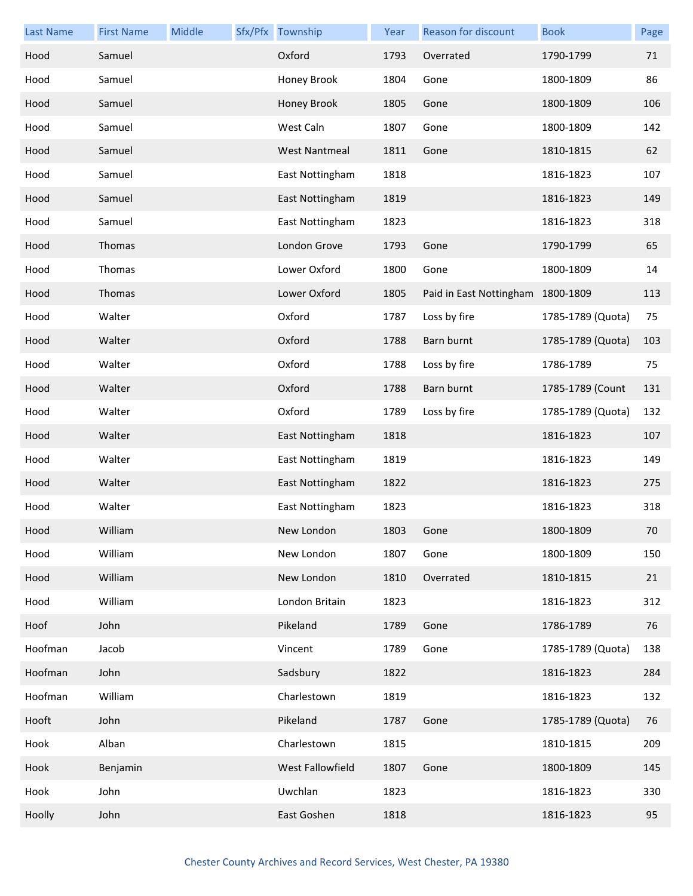| Last Name | First Name | Middle | Sfx/Pfx | Township | Year | Reason for discount | Book | Page |
|---|---|---|---|---|---|---|---|---|
| Hood | Samuel | | | Oxford | 1793 | Overrated | 1790-1799 | 71 |
| Hood | Samuel | | | Honey Brook | 1804 | Gone | 1800-1809 | 86 |
| Hood | Samuel | | | Honey Brook | 1805 | Gone | 1800-1809 | 106 |
| Hood | Samuel | | | West Caln | 1807 | Gone | 1800-1809 | 142 |
| Hood | Samuel | | | West Nantmeal | 1811 | Gone | 1810-1815 | 62 |
| Hood | Samuel | | | East Nottingham | 1818 | | 1816-1823 | 107 |
| Hood | Samuel | | | East Nottingham | 1819 | | 1816-1823 | 149 |
| Hood | Samuel | | | East Nottingham | 1823 | | 1816-1823 | 318 |
| Hood | Thomas | | | London Grove | 1793 | Gone | 1790-1799 | 65 |
| Hood | Thomas | | | Lower Oxford | 1800 | Gone | 1800-1809 | 14 |
| Hood | Thomas | | | Lower Oxford | 1805 | Paid in East Nottingham | 1800-1809 | 113 |
| Hood | Walter | | | Oxford | 1787 | Loss by fire | 1785-1789 (Quota) | 75 |
| Hood | Walter | | | Oxford | 1788 | Barn burnt | 1785-1789 (Quota) | 103 |
| Hood | Walter | | | Oxford | 1788 | Loss by fire | 1786-1789 | 75 |
| Hood | Walter | | | Oxford | 1788 | Barn burnt | 1785-1789 (Count | 131 |
| Hood | Walter | | | Oxford | 1789 | Loss by fire | 1785-1789 (Quota) | 132 |
| Hood | Walter | | | East Nottingham | 1818 | | 1816-1823 | 107 |
| Hood | Walter | | | East Nottingham | 1819 | | 1816-1823 | 149 |
| Hood | Walter | | | East Nottingham | 1822 | | 1816-1823 | 275 |
| Hood | Walter | | | East Nottingham | 1823 | | 1816-1823 | 318 |
| Hood | William | | | New London | 1803 | Gone | 1800-1809 | 70 |
| Hood | William | | | New London | 1807 | Gone | 1800-1809 | 150 |
| Hood | William | | | New London | 1810 | Overrated | 1810-1815 | 21 |
| Hood | William | | | London Britain | 1823 | | 1816-1823 | 312 |
| Hoof | John | | | Pikeland | 1789 | Gone | 1786-1789 | 76 |
| Hoofman | Jacob | | | Vincent | 1789 | Gone | 1785-1789 (Quota) | 138 |
| Hoofman | John | | | Sadsbury | 1822 | | 1816-1823 | 284 |
| Hoofman | William | | | Charlestown | 1819 | | 1816-1823 | 132 |
| Hooft | John | | | Pikeland | 1787 | Gone | 1785-1789 (Quota) | 76 |
| Hook | Alban | | | Charlestown | 1815 | | 1810-1815 | 209 |
| Hook | Benjamin | | | West Fallowfield | 1807 | Gone | 1800-1809 | 145 |
| Hook | John | | | Uwchlan | 1823 | | 1816-1823 | 330 |
| Hoolly | John | | | East Goshen | 1818 | | 1816-1823 | 95 |

Chester County Archives and Record Services, West Chester, PA 19380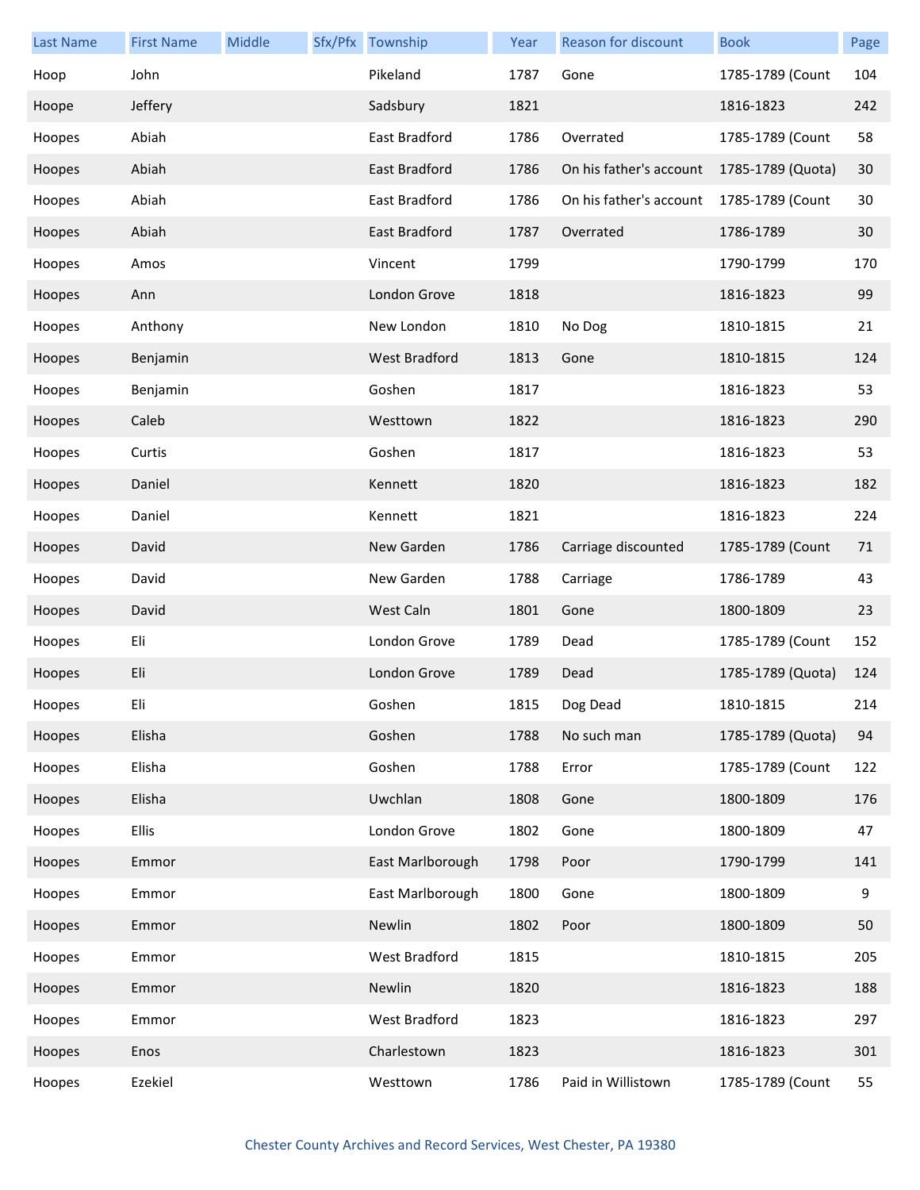| Last Name | First Name | Middle | Sfx/Pfx | Township | Year | Reason for discount | Book | Page |
|---|---|---|---|---|---|---|---|---|
| Hoop | John | | | Pikeland | 1787 | Gone | 1785-1789 (Count | 104 |
| Hoope | Jeffery | | | Sadsbury | 1821 | | 1816-1823 | 242 |
| Hoopes | Abiah | | | East Bradford | 1786 | Overrated | 1785-1789 (Count | 58 |
| Hoopes | Abiah | | | East Bradford | 1786 | On his father's account | 1785-1789 (Quota) | 30 |
| Hoopes | Abiah | | | East Bradford | 1786 | On his father's account | 1785-1789 (Count | 30 |
| Hoopes | Abiah | | | East Bradford | 1787 | Overrated | 1786-1789 | 30 |
| Hoopes | Amos | | | Vincent | 1799 | | 1790-1799 | 170 |
| Hoopes | Ann | | | London Grove | 1818 | | 1816-1823 | 99 |
| Hoopes | Anthony | | | New London | 1810 | No Dog | 1810-1815 | 21 |
| Hoopes | Benjamin | | | West Bradford | 1813 | Gone | 1810-1815 | 124 |
| Hoopes | Benjamin | | | Goshen | 1817 | | 1816-1823 | 53 |
| Hoopes | Caleb | | | Westtown | 1822 | | 1816-1823 | 290 |
| Hoopes | Curtis | | | Goshen | 1817 | | 1816-1823 | 53 |
| Hoopes | Daniel | | | Kennett | 1820 | | 1816-1823 | 182 |
| Hoopes | Daniel | | | Kennett | 1821 | | 1816-1823 | 224 |
| Hoopes | David | | | New Garden | 1786 | Carriage discounted | 1785-1789 (Count | 71 |
| Hoopes | David | | | New Garden | 1788 | Carriage | 1786-1789 | 43 |
| Hoopes | David | | | West Caln | 1801 | Gone | 1800-1809 | 23 |
| Hoopes | Eli | | | London Grove | 1789 | Dead | 1785-1789 (Count | 152 |
| Hoopes | Eli | | | London Grove | 1789 | Dead | 1785-1789 (Quota) | 124 |
| Hoopes | Eli | | | Goshen | 1815 | Dog Dead | 1810-1815 | 214 |
| Hoopes | Elisha | | | Goshen | 1788 | No such man | 1785-1789 (Quota) | 94 |
| Hoopes | Elisha | | | Goshen | 1788 | Error | 1785-1789 (Count | 122 |
| Hoopes | Elisha | | | Uwchlan | 1808 | Gone | 1800-1809 | 176 |
| Hoopes | Ellis | | | London Grove | 1802 | Gone | 1800-1809 | 47 |
| Hoopes | Emmor | | | East Marlborough | 1798 | Poor | 1790-1799 | 141 |
| Hoopes | Emmor | | | East Marlborough | 1800 | Gone | 1800-1809 | 9 |
| Hoopes | Emmor | | | Newlin | 1802 | Poor | 1800-1809 | 50 |
| Hoopes | Emmor | | | West Bradford | 1815 | | 1810-1815 | 205 |
| Hoopes | Emmor | | | Newlin | 1820 | | 1816-1823 | 188 |
| Hoopes | Emmor | | | West Bradford | 1823 | | 1816-1823 | 297 |
| Hoopes | Enos | | | Charlestown | 1823 | | 1816-1823 | 301 |
| Hoopes | Ezekiel | | | Westtown | 1786 | Paid in Willistown | 1785-1789 (Count | 55 |

Chester County Archives and Record Services, West Chester, PA 19380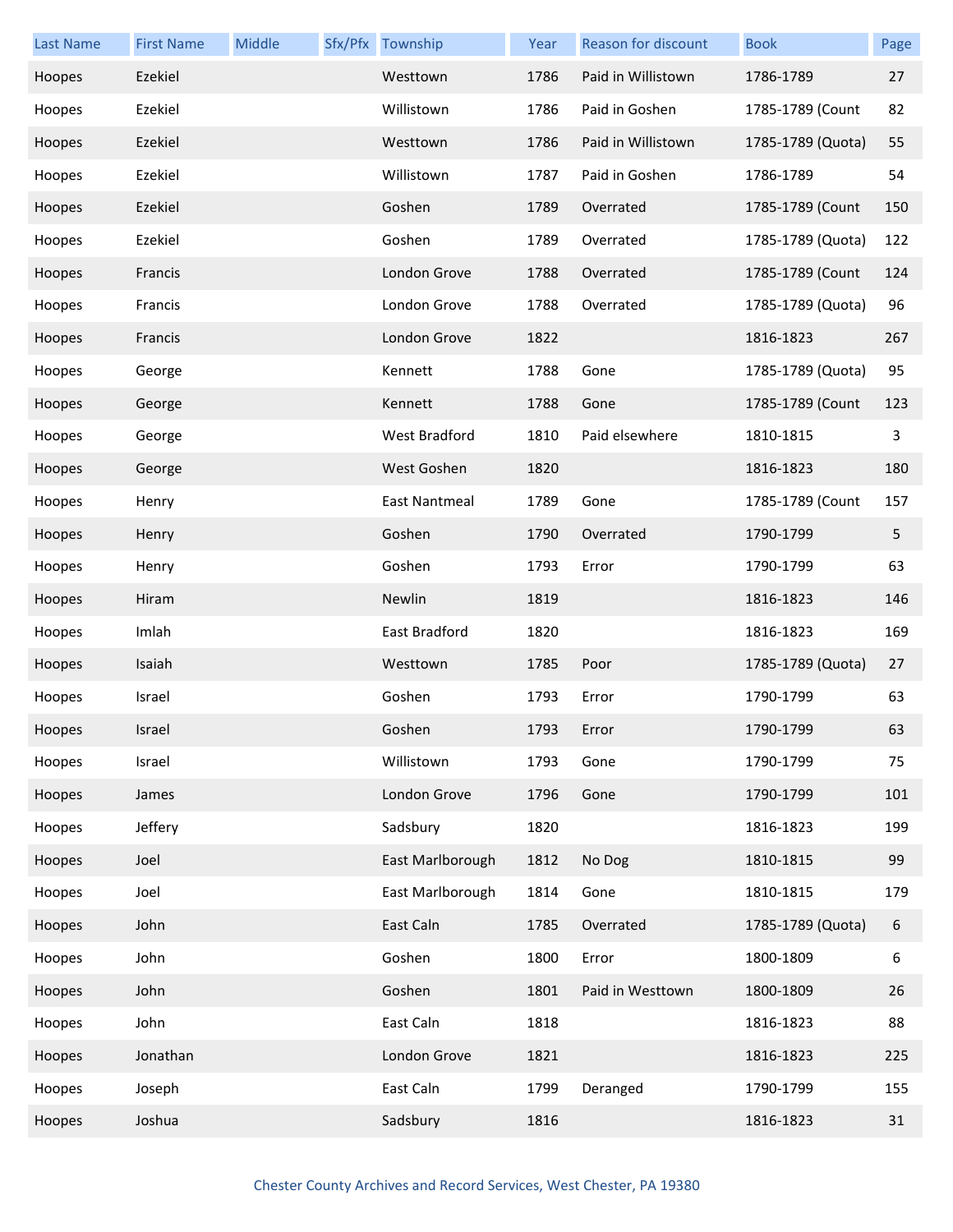| Last Name | First Name | Middle | Sfx/Pfx | Township | Year | Reason for discount | Book | Page |
|---|---|---|---|---|---|---|---|---|
| Hoopes | Ezekiel | | | Westtown | 1786 | Paid in Willistown | 1786-1789 | 27 |
| Hoopes | Ezekiel | | | Willistown | 1786 | Paid in Goshen | 1785-1789 (Count | 82 |
| Hoopes | Ezekiel | | | Westtown | 1786 | Paid in Willistown | 1785-1789 (Quota) | 55 |
| Hoopes | Ezekiel | | | Willistown | 1787 | Paid in Goshen | 1786-1789 | 54 |
| Hoopes | Ezekiel | | | Goshen | 1789 | Overrated | 1785-1789 (Count | 150 |
| Hoopes | Ezekiel | | | Goshen | 1789 | Overrated | 1785-1789 (Quota) | 122 |
| Hoopes | Francis | | | London Grove | 1788 | Overrated | 1785-1789 (Count | 124 |
| Hoopes | Francis | | | London Grove | 1788 | Overrated | 1785-1789 (Quota) | 96 |
| Hoopes | Francis | | | London Grove | 1822 | | 1816-1823 | 267 |
| Hoopes | George | | | Kennett | 1788 | Gone | 1785-1789 (Quota) | 95 |
| Hoopes | George | | | Kennett | 1788 | Gone | 1785-1789 (Count | 123 |
| Hoopes | George | | | West Bradford | 1810 | Paid elsewhere | 1810-1815 | 3 |
| Hoopes | George | | | West Goshen | 1820 | | 1816-1823 | 180 |
| Hoopes | Henry | | | East Nantmeal | 1789 | Gone | 1785-1789 (Count | 157 |
| Hoopes | Henry | | | Goshen | 1790 | Overrated | 1790-1799 | 5 |
| Hoopes | Henry | | | Goshen | 1793 | Error | 1790-1799 | 63 |
| Hoopes | Hiram | | | Newlin | 1819 | | 1816-1823 | 146 |
| Hoopes | Imlah | | | East Bradford | 1820 | | 1816-1823 | 169 |
| Hoopes | Isaiah | | | Westtown | 1785 | Poor | 1785-1789 (Quota) | 27 |
| Hoopes | Israel | | | Goshen | 1793 | Error | 1790-1799 | 63 |
| Hoopes | Israel | | | Goshen | 1793 | Error | 1790-1799 | 63 |
| Hoopes | Israel | | | Willistown | 1793 | Gone | 1790-1799 | 75 |
| Hoopes | James | | | London Grove | 1796 | Gone | 1790-1799 | 101 |
| Hoopes | Jeffery | | | Sadsbury | 1820 | | 1816-1823 | 199 |
| Hoopes | Joel | | | East Marlborough | 1812 | No Dog | 1810-1815 | 99 |
| Hoopes | Joel | | | East Marlborough | 1814 | Gone | 1810-1815 | 179 |
| Hoopes | John | | | East Caln | 1785 | Overrated | 1785-1789 (Quota) | 6 |
| Hoopes | John | | | Goshen | 1800 | Error | 1800-1809 | 6 |
| Hoopes | John | | | Goshen | 1801 | Paid in Westtown | 1800-1809 | 26 |
| Hoopes | John | | | East Caln | 1818 | | 1816-1823 | 88 |
| Hoopes | Jonathan | | | London Grove | 1821 | | 1816-1823 | 225 |
| Hoopes | Joseph | | | East Caln | 1799 | Deranged | 1790-1799 | 155 |
| Hoopes | Joshua | | | Sadsbury | 1816 | | 1816-1823 | 31 |

Chester County Archives and Record Services, West Chester, PA 19380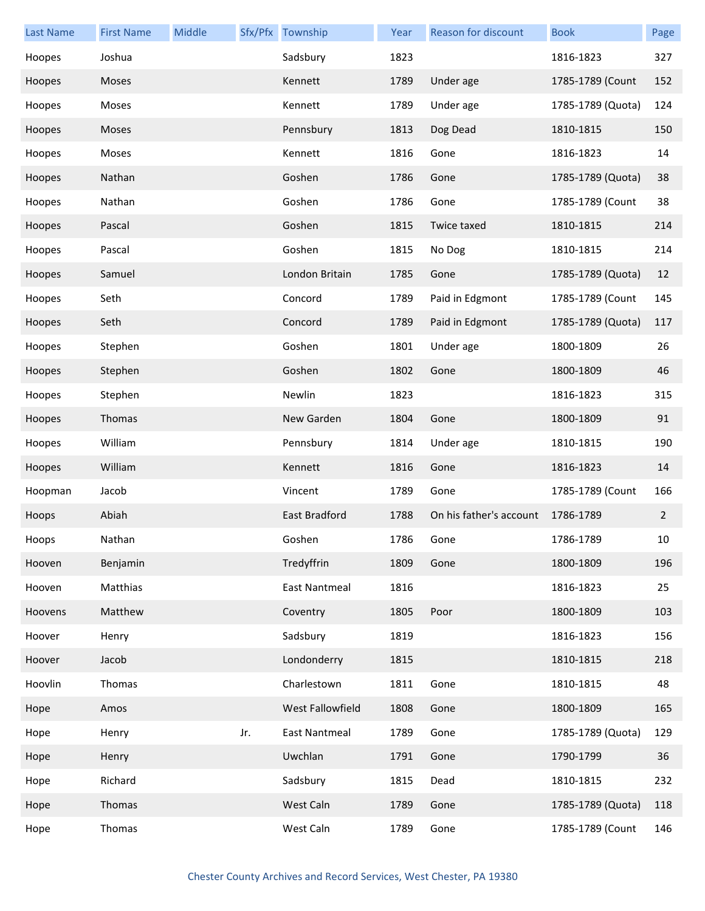| Last Name | First Name | Middle | Sfx/Pfx | Township | Year | Reason for discount | Book | Page |
|---|---|---|---|---|---|---|---|---|
| Hoopes | Joshua | | | Sadsbury | 1823 | | 1816-1823 | 327 |
| Hoopes | Moses | | | Kennett | 1789 | Under age | 1785-1789 (Count | 152 |
| Hoopes | Moses | | | Kennett | 1789 | Under age | 1785-1789 (Quota) | 124 |
| Hoopes | Moses | | | Pennsbury | 1813 | Dog Dead | 1810-1815 | 150 |
| Hoopes | Moses | | | Kennett | 1816 | Gone | 1816-1823 | 14 |
| Hoopes | Nathan | | | Goshen | 1786 | Gone | 1785-1789 (Quota) | 38 |
| Hoopes | Nathan | | | Goshen | 1786 | Gone | 1785-1789 (Count | 38 |
| Hoopes | Pascal | | | Goshen | 1815 | Twice taxed | 1810-1815 | 214 |
| Hoopes | Pascal | | | Goshen | 1815 | No Dog | 1810-1815 | 214 |
| Hoopes | Samuel | | | London Britain | 1785 | Gone | 1785-1789 (Quota) | 12 |
| Hoopes | Seth | | | Concord | 1789 | Paid in Edgmont | 1785-1789 (Count | 145 |
| Hoopes | Seth | | | Concord | 1789 | Paid in Edgmont | 1785-1789 (Quota) | 117 |
| Hoopes | Stephen | | | Goshen | 1801 | Under age | 1800-1809 | 26 |
| Hoopes | Stephen | | | Goshen | 1802 | Gone | 1800-1809 | 46 |
| Hoopes | Stephen | | | Newlin | 1823 | | 1816-1823 | 315 |
| Hoopes | Thomas | | | New Garden | 1804 | Gone | 1800-1809 | 91 |
| Hoopes | William | | | Pennsbury | 1814 | Under age | 1810-1815 | 190 |
| Hoopes | William | | | Kennett | 1816 | Gone | 1816-1823 | 14 |
| Hoopman | Jacob | | | Vincent | 1789 | Gone | 1785-1789 (Count | 166 |
| Hoops | Abiah | | | East Bradford | 1788 | On his father's account | 1786-1789 | 2 |
| Hoops | Nathan | | | Goshen | 1786 | Gone | 1786-1789 | 10 |
| Hooven | Benjamin | | | Tredyffrin | 1809 | Gone | 1800-1809 | 196 |
| Hooven | Matthias | | | East Nantmeal | 1816 | | 1816-1823 | 25 |
| Hoovens | Matthew | | | Coventry | 1805 | Poor | 1800-1809 | 103 |
| Hoover | Henry | | | Sadsbury | 1819 | | 1816-1823 | 156 |
| Hoover | Jacob | | | Londonderry | 1815 | | 1810-1815 | 218 |
| Hoovlin | Thomas | | | Charlestown | 1811 | Gone | 1810-1815 | 48 |
| Hope | Amos | | | West Fallowfield | 1808 | Gone | 1800-1809 | 165 |
| Hope | Henry | | Jr. | East Nantmeal | 1789 | Gone | 1785-1789 (Quota) | 129 |
| Hope | Henry | | | Uwchlan | 1791 | Gone | 1790-1799 | 36 |
| Hope | Richard | | | Sadsbury | 1815 | Dead | 1810-1815 | 232 |
| Hope | Thomas | | | West Caln | 1789 | Gone | 1785-1789 (Quota) | 118 |
| Hope | Thomas | | | West Caln | 1789 | Gone | 1785-1789 (Count | 146 |

Chester County Archives and Record Services, West Chester, PA 19380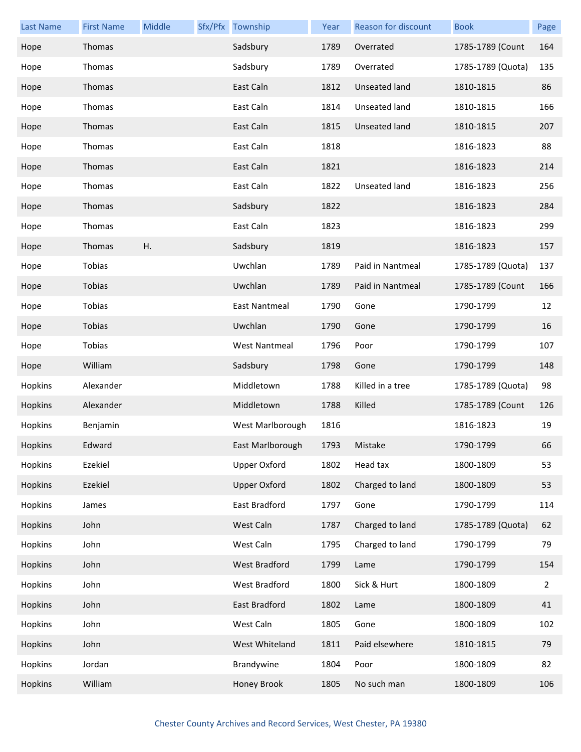| Last Name | First Name | Middle | Sfx/Pfx | Township | Year | Reason for discount | Book | Page |
|---|---|---|---|---|---|---|---|---|
| Hope | Thomas | | | Sadsbury | 1789 | Overrated | 1785-1789 (Count | 164 |
| Hope | Thomas | | | Sadsbury | 1789 | Overrated | 1785-1789 (Quota) | 135 |
| Hope | Thomas | | | East Caln | 1812 | Unseated land | 1810-1815 | 86 |
| Hope | Thomas | | | East Caln | 1814 | Unseated land | 1810-1815 | 166 |
| Hope | Thomas | | | East Caln | 1815 | Unseated land | 1810-1815 | 207 |
| Hope | Thomas | | | East Caln | 1818 | | 1816-1823 | 88 |
| Hope | Thomas | | | East Caln | 1821 | | 1816-1823 | 214 |
| Hope | Thomas | | | East Caln | 1822 | Unseated land | 1816-1823 | 256 |
| Hope | Thomas | | | Sadsbury | 1822 | | 1816-1823 | 284 |
| Hope | Thomas | | | East Caln | 1823 | | 1816-1823 | 299 |
| Hope | Thomas | H. | | Sadsbury | 1819 | | 1816-1823 | 157 |
| Hope | Tobias | | | Uwchlan | 1789 | Paid in Nantmeal | 1785-1789 (Quota) | 137 |
| Hope | Tobias | | | Uwchlan | 1789 | Paid in Nantmeal | 1785-1789 (Count | 166 |
| Hope | Tobias | | | East Nantmeal | 1790 | Gone | 1790-1799 | 12 |
| Hope | Tobias | | | Uwchlan | 1790 | Gone | 1790-1799 | 16 |
| Hope | Tobias | | | West Nantmeal | 1796 | Poor | 1790-1799 | 107 |
| Hope | William | | | Sadsbury | 1798 | Gone | 1790-1799 | 148 |
| Hopkins | Alexander | | | Middletown | 1788 | Killed in a tree | 1785-1789 (Quota) | 98 |
| Hopkins | Alexander | | | Middletown | 1788 | Killed | 1785-1789 (Count | 126 |
| Hopkins | Benjamin | | | West Marlborough | 1816 | | 1816-1823 | 19 |
| Hopkins | Edward | | | East Marlborough | 1793 | Mistake | 1790-1799 | 66 |
| Hopkins | Ezekiel | | | Upper Oxford | 1802 | Head tax | 1800-1809 | 53 |
| Hopkins | Ezekiel | | | Upper Oxford | 1802 | Charged to land | 1800-1809 | 53 |
| Hopkins | James | | | East Bradford | 1797 | Gone | 1790-1799 | 114 |
| Hopkins | John | | | West Caln | 1787 | Charged to land | 1785-1789 (Quota) | 62 |
| Hopkins | John | | | West Caln | 1795 | Charged to land | 1790-1799 | 79 |
| Hopkins | John | | | West Bradford | 1799 | Lame | 1790-1799 | 154 |
| Hopkins | John | | | West Bradford | 1800 | Sick & Hurt | 1800-1809 | 2 |
| Hopkins | John | | | East Bradford | 1802 | Lame | 1800-1809 | 41 |
| Hopkins | John | | | West Caln | 1805 | Gone | 1800-1809 | 102 |
| Hopkins | John | | | West Whiteland | 1811 | Paid elsewhere | 1810-1815 | 79 |
| Hopkins | Jordan | | | Brandywine | 1804 | Poor | 1800-1809 | 82 |
| Hopkins | William | | | Honey Brook | 1805 | No such man | 1800-1809 | 106 |

Chester County Archives and Record Services, West Chester, PA 19380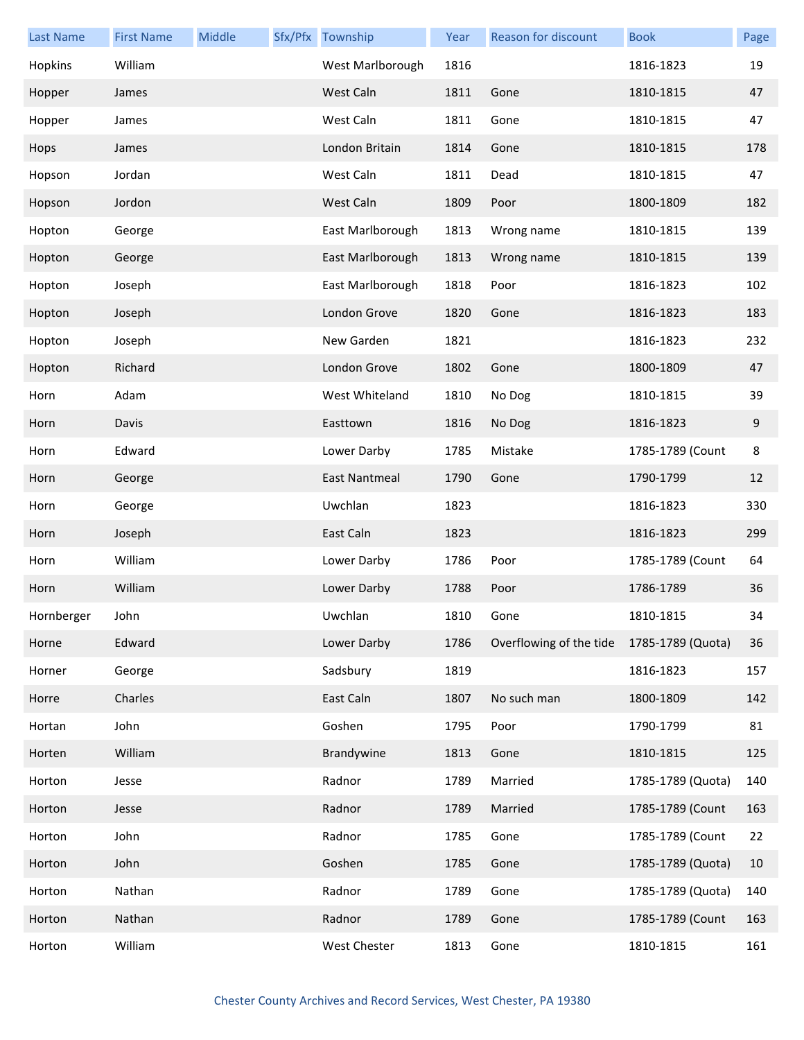| Last Name | First Name | Middle | Sfx/Pfx | Township | Year | Reason for discount | Book | Page |
|---|---|---|---|---|---|---|---|---|
| Hopkins | William | | | West Marlborough | 1816 | | 1816-1823 | 19 |
| Hopper | James | | | West Caln | 1811 | Gone | 1810-1815 | 47 |
| Hopper | James | | | West Caln | 1811 | Gone | 1810-1815 | 47 |
| Hops | James | | | London Britain | 1814 | Gone | 1810-1815 | 178 |
| Hopson | Jordan | | | West Caln | 1811 | Dead | 1810-1815 | 47 |
| Hopson | Jordon | | | West Caln | 1809 | Poor | 1800-1809 | 182 |
| Hopton | George | | | East Marlborough | 1813 | Wrong name | 1810-1815 | 139 |
| Hopton | George | | | East Marlborough | 1813 | Wrong name | 1810-1815 | 139 |
| Hopton | Joseph | | | East Marlborough | 1818 | Poor | 1816-1823 | 102 |
| Hopton | Joseph | | | London Grove | 1820 | Gone | 1816-1823 | 183 |
| Hopton | Joseph | | | New Garden | 1821 | | 1816-1823 | 232 |
| Hopton | Richard | | | London Grove | 1802 | Gone | 1800-1809 | 47 |
| Horn | Adam | | | West Whiteland | 1810 | No Dog | 1810-1815 | 39 |
| Horn | Davis | | | Easttown | 1816 | No Dog | 1816-1823 | 9 |
| Horn | Edward | | | Lower Darby | 1785 | Mistake | 1785-1789 (Count | 8 |
| Horn | George | | | East Nantmeal | 1790 | Gone | 1790-1799 | 12 |
| Horn | George | | | Uwchlan | 1823 | | 1816-1823 | 330 |
| Horn | Joseph | | | East Caln | 1823 | | 1816-1823 | 299 |
| Horn | William | | | Lower Darby | 1786 | Poor | 1785-1789 (Count | 64 |
| Horn | William | | | Lower Darby | 1788 | Poor | 1786-1789 | 36 |
| Hornberger | John | | | Uwchlan | 1810 | Gone | 1810-1815 | 34 |
| Horne | Edward | | | Lower Darby | 1786 | Overflowing of the tide | 1785-1789 (Quota) | 36 |
| Horner | George | | | Sadsbury | 1819 | | 1816-1823 | 157 |
| Horre | Charles | | | East Caln | 1807 | No such man | 1800-1809 | 142 |
| Hortan | John | | | Goshen | 1795 | Poor | 1790-1799 | 81 |
| Horten | William | | | Brandywine | 1813 | Gone | 1810-1815 | 125 |
| Horton | Jesse | | | Radnor | 1789 | Married | 1785-1789 (Quota) | 140 |
| Horton | Jesse | | | Radnor | 1789 | Married | 1785-1789 (Count | 163 |
| Horton | John | | | Radnor | 1785 | Gone | 1785-1789 (Count | 22 |
| Horton | John | | | Goshen | 1785 | Gone | 1785-1789 (Quota) | 10 |
| Horton | Nathan | | | Radnor | 1789 | Gone | 1785-1789 (Quota) | 140 |
| Horton | Nathan | | | Radnor | 1789 | Gone | 1785-1789 (Count | 163 |
| Horton | William | | | West Chester | 1813 | Gone | 1810-1815 | 161 |

Chester County Archives and Record Services, West Chester, PA 19380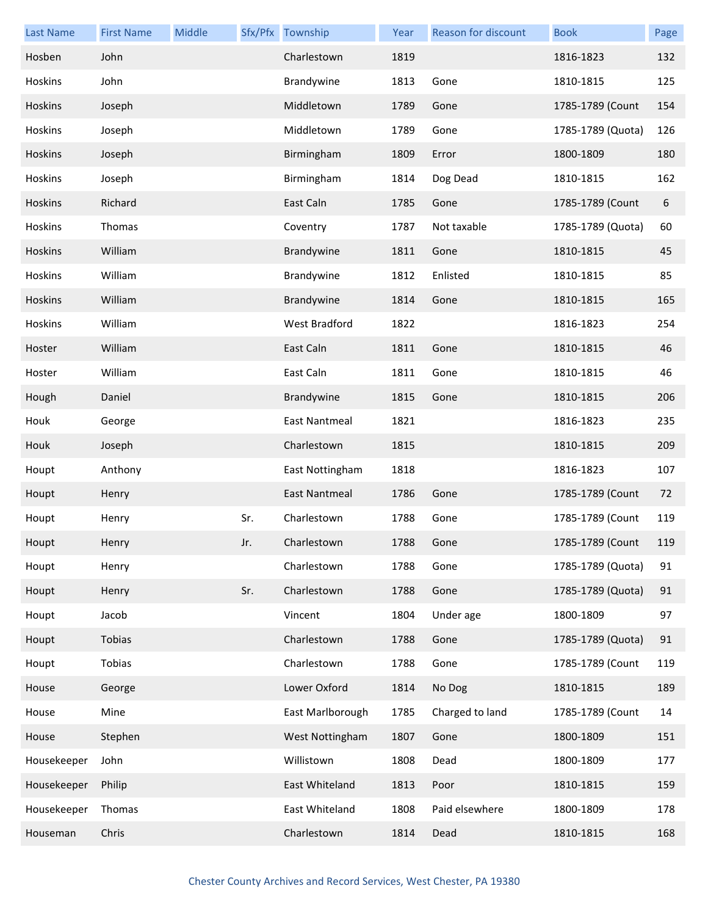| Last Name | First Name | Middle | Sfx/Pfx | Township | Year | Reason for discount | Book | Page |
|---|---|---|---|---|---|---|---|---|
| Hosben | John | | | Charlestown | 1819 | | 1816-1823 | 132 |
| Hoskins | John | | | Brandywine | 1813 | Gone | 1810-1815 | 125 |
| Hoskins | Joseph | | | Middletown | 1789 | Gone | 1785-1789 (Count | 154 |
| Hoskins | Joseph | | | Middletown | 1789 | Gone | 1785-1789 (Quota) | 126 |
| Hoskins | Joseph | | | Birmingham | 1809 | Error | 1800-1809 | 180 |
| Hoskins | Joseph | | | Birmingham | 1814 | Dog Dead | 1810-1815 | 162 |
| Hoskins | Richard | | | East Caln | 1785 | Gone | 1785-1789 (Count | 6 |
| Hoskins | Thomas | | | Coventry | 1787 | Not taxable | 1785-1789 (Quota) | 60 |
| Hoskins | William | | | Brandywine | 1811 | Gone | 1810-1815 | 45 |
| Hoskins | William | | | Brandywine | 1812 | Enlisted | 1810-1815 | 85 |
| Hoskins | William | | | Brandywine | 1814 | Gone | 1810-1815 | 165 |
| Hoskins | William | | | West Bradford | 1822 | | 1816-1823 | 254 |
| Hoster | William | | | East Caln | 1811 | Gone | 1810-1815 | 46 |
| Hoster | William | | | East Caln | 1811 | Gone | 1810-1815 | 46 |
| Hough | Daniel | | | Brandywine | 1815 | Gone | 1810-1815 | 206 |
| Houk | George | | | East Nantmeal | 1821 | | 1816-1823 | 235 |
| Houk | Joseph | | | Charlestown | 1815 | | 1810-1815 | 209 |
| Houpt | Anthony | | | East Nottingham | 1818 | | 1816-1823 | 107 |
| Houpt | Henry | | | East Nantmeal | 1786 | Gone | 1785-1789 (Count | 72 |
| Houpt | Henry | | Sr. | Charlestown | 1788 | Gone | 1785-1789 (Count | 119 |
| Houpt | Henry | | Jr. | Charlestown | 1788 | Gone | 1785-1789 (Count | 119 |
| Houpt | Henry | | | Charlestown | 1788 | Gone | 1785-1789 (Quota) | 91 |
| Houpt | Henry | | Sr. | Charlestown | 1788 | Gone | 1785-1789 (Quota) | 91 |
| Houpt | Jacob | | | Vincent | 1804 | Under age | 1800-1809 | 97 |
| Houpt | Tobias | | | Charlestown | 1788 | Gone | 1785-1789 (Quota) | 91 |
| Houpt | Tobias | | | Charlestown | 1788 | Gone | 1785-1789 (Count | 119 |
| House | George | | | Lower Oxford | 1814 | No Dog | 1810-1815 | 189 |
| House | Mine | | | East Marlborough | 1785 | Charged to land | 1785-1789 (Count | 14 |
| House | Stephen | | | West Nottingham | 1807 | Gone | 1800-1809 | 151 |
| Housekeeper | John | | | Willistown | 1808 | Dead | 1800-1809 | 177 |
| Housekeeper | Philip | | | East Whiteland | 1813 | Poor | 1810-1815 | 159 |
| Housekeeper | Thomas | | | East Whiteland | 1808 | Paid elsewhere | 1800-1809 | 178 |
| Houseman | Chris | | | Charlestown | 1814 | Dead | 1810-1815 | 168 |

Chester County Archives and Record Services, West Chester, PA 19380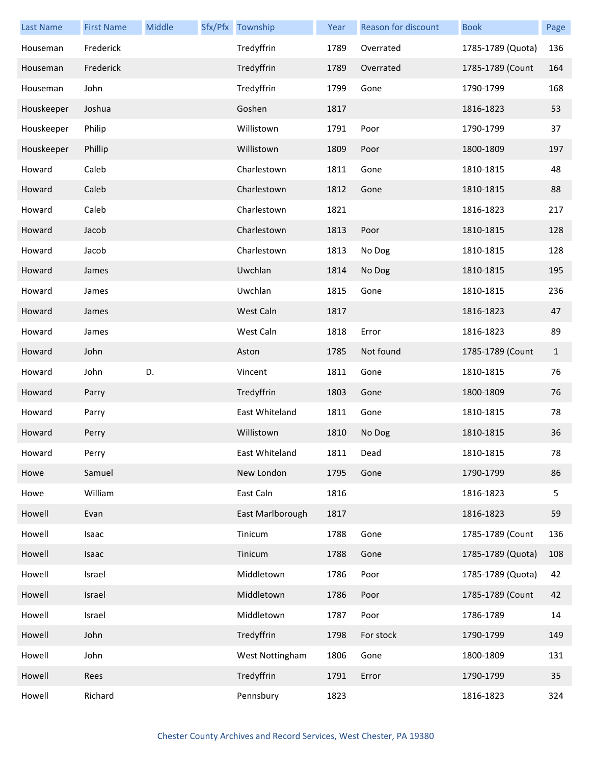| Last Name | First Name | Middle | Sfx/Pfx | Township | Year | Reason for discount | Book | Page |
|---|---|---|---|---|---|---|---|---|
| Houseman | Frederick | | | Tredyffrin | 1789 | Overrated | 1785-1789 (Quota) | 136 |
| Houseman | Frederick | | | Tredyffrin | 1789 | Overrated | 1785-1789 (Count | 164 |
| Houseman | John | | | Tredyffrin | 1799 | Gone | 1790-1799 | 168 |
| Houskeeper | Joshua | | | Goshen | 1817 | | 1816-1823 | 53 |
| Houskeeper | Philip | | | Willistown | 1791 | Poor | 1790-1799 | 37 |
| Houskeeper | Phillip | | | Willistown | 1809 | Poor | 1800-1809 | 197 |
| Howard | Caleb | | | Charlestown | 1811 | Gone | 1810-1815 | 48 |
| Howard | Caleb | | | Charlestown | 1812 | Gone | 1810-1815 | 88 |
| Howard | Caleb | | | Charlestown | 1821 | | 1816-1823 | 217 |
| Howard | Jacob | | | Charlestown | 1813 | Poor | 1810-1815 | 128 |
| Howard | Jacob | | | Charlestown | 1813 | No Dog | 1810-1815 | 128 |
| Howard | James | | | Uwchlan | 1814 | No Dog | 1810-1815 | 195 |
| Howard | James | | | Uwchlan | 1815 | Gone | 1810-1815 | 236 |
| Howard | James | | | West Caln | 1817 | | 1816-1823 | 47 |
| Howard | James | | | West Caln | 1818 | Error | 1816-1823 | 89 |
| Howard | John | | | Aston | 1785 | Not found | 1785-1789 (Count | 1 |
| Howard | John | D. | | Vincent | 1811 | Gone | 1810-1815 | 76 |
| Howard | Parry | | | Tredyffrin | 1803 | Gone | 1800-1809 | 76 |
| Howard | Parry | | | East Whiteland | 1811 | Gone | 1810-1815 | 78 |
| Howard | Perry | | | Willistown | 1810 | No Dog | 1810-1815 | 36 |
| Howard | Perry | | | East Whiteland | 1811 | Dead | 1810-1815 | 78 |
| Howe | Samuel | | | New London | 1795 | Gone | 1790-1799 | 86 |
| Howe | William | | | East Caln | 1816 | | 1816-1823 | 5 |
| Howell | Evan | | | East Marlborough | 1817 | | 1816-1823 | 59 |
| Howell | Isaac | | | Tinicum | 1788 | Gone | 1785-1789 (Count | 136 |
| Howell | Isaac | | | Tinicum | 1788 | Gone | 1785-1789 (Quota) | 108 |
| Howell | Israel | | | Middletown | 1786 | Poor | 1785-1789 (Quota) | 42 |
| Howell | Israel | | | Middletown | 1786 | Poor | 1785-1789 (Count | 42 |
| Howell | Israel | | | Middletown | 1787 | Poor | 1786-1789 | 14 |
| Howell | John | | | Tredyffrin | 1798 | For stock | 1790-1799 | 149 |
| Howell | John | | | West Nottingham | 1806 | Gone | 1800-1809 | 131 |
| Howell | Rees | | | Tredyffrin | 1791 | Error | 1790-1799 | 35 |
| Howell | Richard | | | Pennsbury | 1823 | | 1816-1823 | 324 |

Chester County Archives and Record Services, West Chester, PA 19380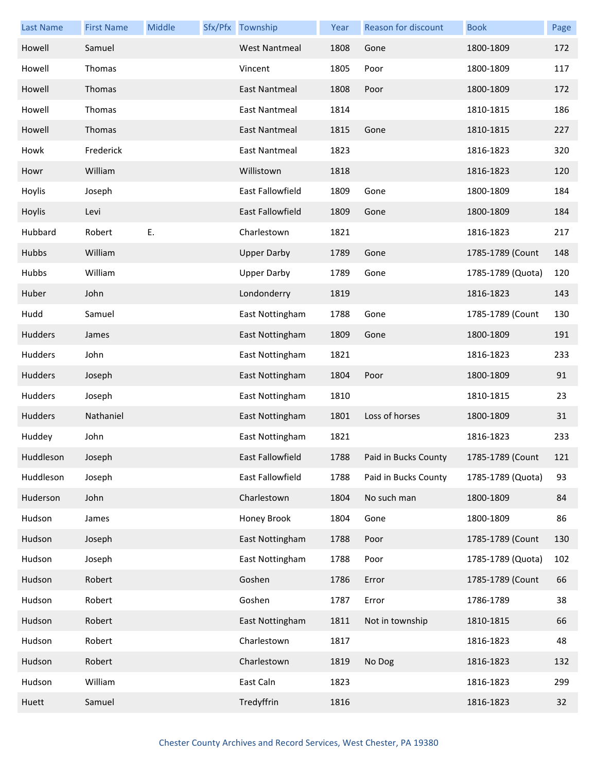| Last Name | First Name | Middle | Sfx/Pfx | Township | Year | Reason for discount | Book | Page |
|---|---|---|---|---|---|---|---|---|
| Howell | Samuel | | | West Nantmeal | 1808 | Gone | 1800-1809 | 172 |
| Howell | Thomas | | | Vincent | 1805 | Poor | 1800-1809 | 117 |
| Howell | Thomas | | | East Nantmeal | 1808 | Poor | 1800-1809 | 172 |
| Howell | Thomas | | | East Nantmeal | 1814 | | 1810-1815 | 186 |
| Howell | Thomas | | | East Nantmeal | 1815 | Gone | 1810-1815 | 227 |
| Howk | Frederick | | | East Nantmeal | 1823 | | 1816-1823 | 320 |
| Howr | William | | | Willistown | 1818 | | 1816-1823 | 120 |
| Hoylis | Joseph | | | East Fallowfield | 1809 | Gone | 1800-1809 | 184 |
| Hoylis | Levi | | | East Fallowfield | 1809 | Gone | 1800-1809 | 184 |
| Hubbard | Robert | E. | | Charlestown | 1821 | | 1816-1823 | 217 |
| Hubbs | William | | | Upper Darby | 1789 | Gone | 1785-1789 (Count | 148 |
| Hubbs | William | | | Upper Darby | 1789 | Gone | 1785-1789 (Quota) | 120 |
| Huber | John | | | Londonderry | 1819 | | 1816-1823 | 143 |
| Hudd | Samuel | | | East Nottingham | 1788 | Gone | 1785-1789 (Count | 130 |
| Hudders | James | | | East Nottingham | 1809 | Gone | 1800-1809 | 191 |
| Hudders | John | | | East Nottingham | 1821 | | 1816-1823 | 233 |
| Hudders | Joseph | | | East Nottingham | 1804 | Poor | 1800-1809 | 91 |
| Hudders | Joseph | | | East Nottingham | 1810 | | 1810-1815 | 23 |
| Hudders | Nathaniel | | | East Nottingham | 1801 | Loss of horses | 1800-1809 | 31 |
| Huddey | John | | | East Nottingham | 1821 | | 1816-1823 | 233 |
| Huddleson | Joseph | | | East Fallowfield | 1788 | Paid in Bucks County | 1785-1789 (Count | 121 |
| Huddleson | Joseph | | | East Fallowfield | 1788 | Paid in Bucks County | 1785-1789 (Quota) | 93 |
| Huderson | John | | | Charlestown | 1804 | No such man | 1800-1809 | 84 |
| Hudson | James | | | Honey Brook | 1804 | Gone | 1800-1809 | 86 |
| Hudson | Joseph | | | East Nottingham | 1788 | Poor | 1785-1789 (Count | 130 |
| Hudson | Joseph | | | East Nottingham | 1788 | Poor | 1785-1789 (Quota) | 102 |
| Hudson | Robert | | | Goshen | 1786 | Error | 1785-1789 (Count | 66 |
| Hudson | Robert | | | Goshen | 1787 | Error | 1786-1789 | 38 |
| Hudson | Robert | | | East Nottingham | 1811 | Not in township | 1810-1815 | 66 |
| Hudson | Robert | | | Charlestown | 1817 | | 1816-1823 | 48 |
| Hudson | Robert | | | Charlestown | 1819 | No Dog | 1816-1823 | 132 |
| Hudson | William | | | East Caln | 1823 | | 1816-1823 | 299 |
| Huett | Samuel | | | Tredyffrin | 1816 | | 1816-1823 | 32 |

Chester County Archives and Record Services, West Chester, PA 19380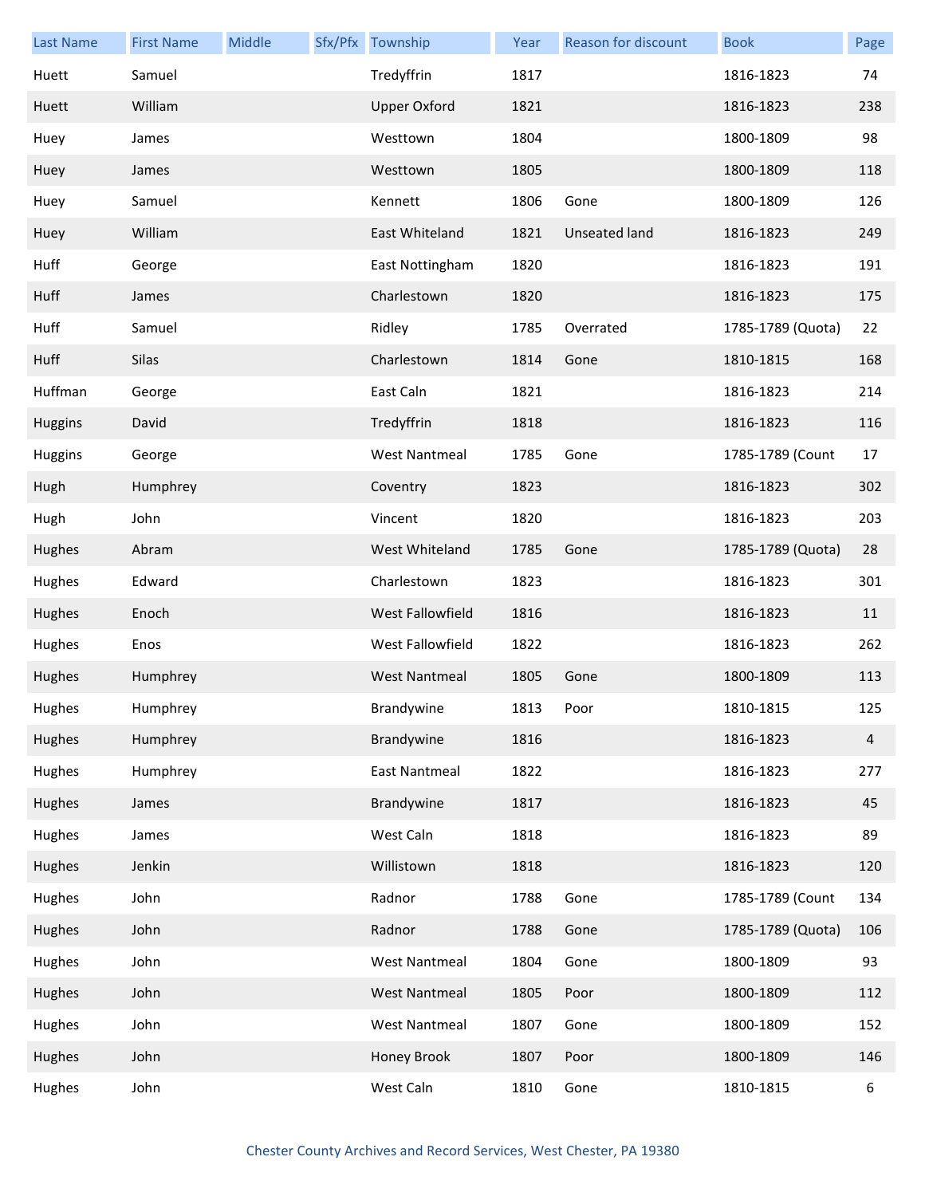| Last Name | First Name | Middle | Sfx/Pfx | Township | Year | Reason for discount | Book | Page |
|---|---|---|---|---|---|---|---|---|
| Huett | Samuel | | | Tredyffrin | 1817 | | 1816-1823 | 74 |
| Huett | William | | | Upper Oxford | 1821 | | 1816-1823 | 238 |
| Huey | James | | | Westtown | 1804 | | 1800-1809 | 98 |
| Huey | James | | | Westtown | 1805 | | 1800-1809 | 118 |
| Huey | Samuel | | | Kennett | 1806 | Gone | 1800-1809 | 126 |
| Huey | William | | | East Whiteland | 1821 | Unseated land | 1816-1823 | 249 |
| Huff | George | | | East Nottingham | 1820 | | 1816-1823 | 191 |
| Huff | James | | | Charlestown | 1820 | | 1816-1823 | 175 |
| Huff | Samuel | | | Ridley | 1785 | Overrated | 1785-1789 (Quota) | 22 |
| Huff | Silas | | | Charlestown | 1814 | Gone | 1810-1815 | 168 |
| Huffman | George | | | East Caln | 1821 | | 1816-1823 | 214 |
| Huggins | David | | | Tredyffrin | 1818 | | 1816-1823 | 116 |
| Huggins | George | | | West Nantmeal | 1785 | Gone | 1785-1789 (Count | 17 |
| Hugh | Humphrey | | | Coventry | 1823 | | 1816-1823 | 302 |
| Hugh | John | | | Vincent | 1820 | | 1816-1823 | 203 |
| Hughes | Abram | | | West Whiteland | 1785 | Gone | 1785-1789 (Quota) | 28 |
| Hughes | Edward | | | Charlestown | 1823 | | 1816-1823 | 301 |
| Hughes | Enoch | | | West Fallowfield | 1816 | | 1816-1823 | 11 |
| Hughes | Enos | | | West Fallowfield | 1822 | | 1816-1823 | 262 |
| Hughes | Humphrey | | | West Nantmeal | 1805 | Gone | 1800-1809 | 113 |
| Hughes | Humphrey | | | Brandywine | 1813 | Poor | 1810-1815 | 125 |
| Hughes | Humphrey | | | Brandywine | 1816 | | 1816-1823 | 4 |
| Hughes | Humphrey | | | East Nantmeal | 1822 | | 1816-1823 | 277 |
| Hughes | James | | | Brandywine | 1817 | | 1816-1823 | 45 |
| Hughes | James | | | West Caln | 1818 | | 1816-1823 | 89 |
| Hughes | Jenkin | | | Willistown | 1818 | | 1816-1823 | 120 |
| Hughes | John | | | Radnor | 1788 | Gone | 1785-1789 (Count | 134 |
| Hughes | John | | | Radnor | 1788 | Gone | 1785-1789 (Quota) | 106 |
| Hughes | John | | | West Nantmeal | 1804 | Gone | 1800-1809 | 93 |
| Hughes | John | | | West Nantmeal | 1805 | Poor | 1800-1809 | 112 |
| Hughes | John | | | West Nantmeal | 1807 | Gone | 1800-1809 | 152 |
| Hughes | John | | | Honey Brook | 1807 | Poor | 1800-1809 | 146 |
| Hughes | John | | | West Caln | 1810 | Gone | 1810-1815 | 6 |

Chester County Archives and Record Services, West Chester, PA 19380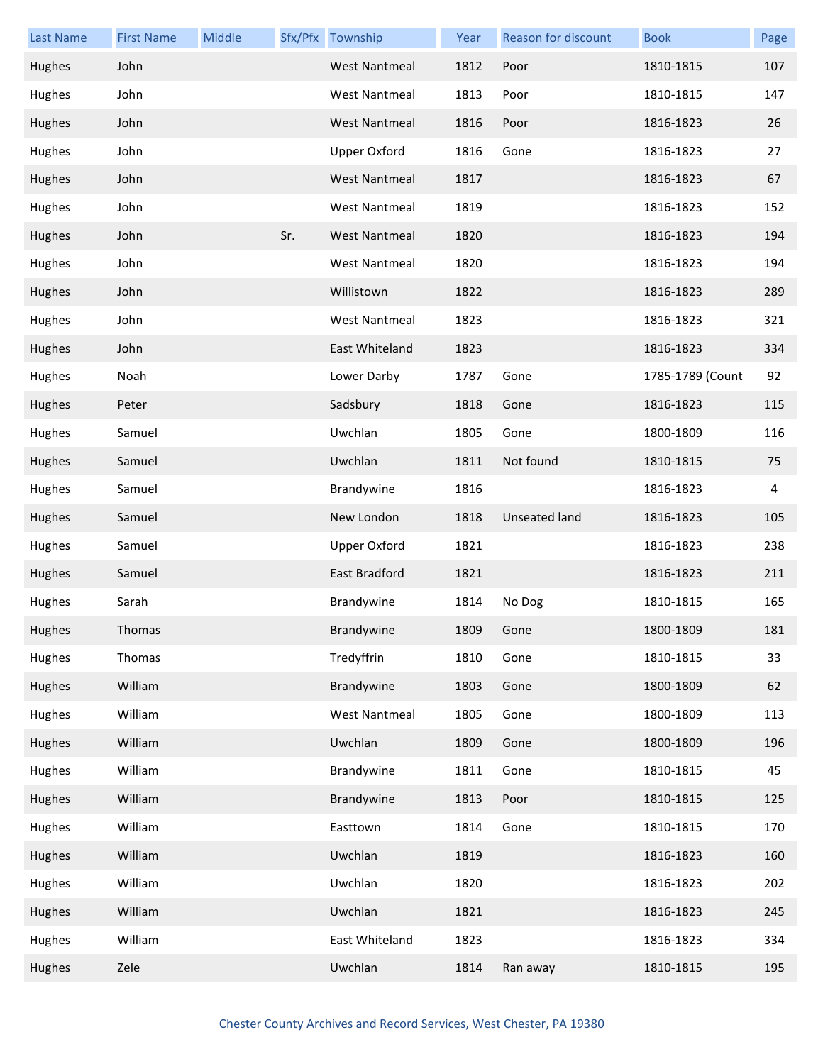| Last Name | First Name | Middle | Sfx/Pfx | Township | Year | Reason for discount | Book | Page |
|---|---|---|---|---|---|---|---|---|
| Hughes | John | | | West Nantmeal | 1812 | Poor | 1810-1815 | 107 |
| Hughes | John | | | West Nantmeal | 1813 | Poor | 1810-1815 | 147 |
| Hughes | John | | | West Nantmeal | 1816 | Poor | 1816-1823 | 26 |
| Hughes | John | | | Upper Oxford | 1816 | Gone | 1816-1823 | 27 |
| Hughes | John | | | West Nantmeal | 1817 | | 1816-1823 | 67 |
| Hughes | John | | | West Nantmeal | 1819 | | 1816-1823 | 152 |
| Hughes | John | | Sr. | West Nantmeal | 1820 | | 1816-1823 | 194 |
| Hughes | John | | | West Nantmeal | 1820 | | 1816-1823 | 194 |
| Hughes | John | | | Willistown | 1822 | | 1816-1823 | 289 |
| Hughes | John | | | West Nantmeal | 1823 | | 1816-1823 | 321 |
| Hughes | John | | | East Whiteland | 1823 | | 1816-1823 | 334 |
| Hughes | Noah | | | Lower Darby | 1787 | Gone | 1785-1789 (Count | 92 |
| Hughes | Peter | | | Sadsbury | 1818 | Gone | 1816-1823 | 115 |
| Hughes | Samuel | | | Uwchlan | 1805 | Gone | 1800-1809 | 116 |
| Hughes | Samuel | | | Uwchlan | 1811 | Not found | 1810-1815 | 75 |
| Hughes | Samuel | | | Brandywine | 1816 | | 1816-1823 | 4 |
| Hughes | Samuel | | | New London | 1818 | Unseated land | 1816-1823 | 105 |
| Hughes | Samuel | | | Upper Oxford | 1821 | | 1816-1823 | 238 |
| Hughes | Samuel | | | East Bradford | 1821 | | 1816-1823 | 211 |
| Hughes | Sarah | | | Brandywine | 1814 | No Dog | 1810-1815 | 165 |
| Hughes | Thomas | | | Brandywine | 1809 | Gone | 1800-1809 | 181 |
| Hughes | Thomas | | | Tredyffrin | 1810 | Gone | 1810-1815 | 33 |
| Hughes | William | | | Brandywine | 1803 | Gone | 1800-1809 | 62 |
| Hughes | William | | | West Nantmeal | 1805 | Gone | 1800-1809 | 113 |
| Hughes | William | | | Uwchlan | 1809 | Gone | 1800-1809 | 196 |
| Hughes | William | | | Brandywine | 1811 | Gone | 1810-1815 | 45 |
| Hughes | William | | | Brandywine | 1813 | Poor | 1810-1815 | 125 |
| Hughes | William | | | Easttown | 1814 | Gone | 1810-1815 | 170 |
| Hughes | William | | | Uwchlan | 1819 | | 1816-1823 | 160 |
| Hughes | William | | | Uwchlan | 1820 | | 1816-1823 | 202 |
| Hughes | William | | | Uwchlan | 1821 | | 1816-1823 | 245 |
| Hughes | William | | | East Whiteland | 1823 | | 1816-1823 | 334 |
| Hughes | Zele | | | Uwchlan | 1814 | Ran away | 1810-1815 | 195 |

Chester County Archives and Record Services, West Chester, PA 19380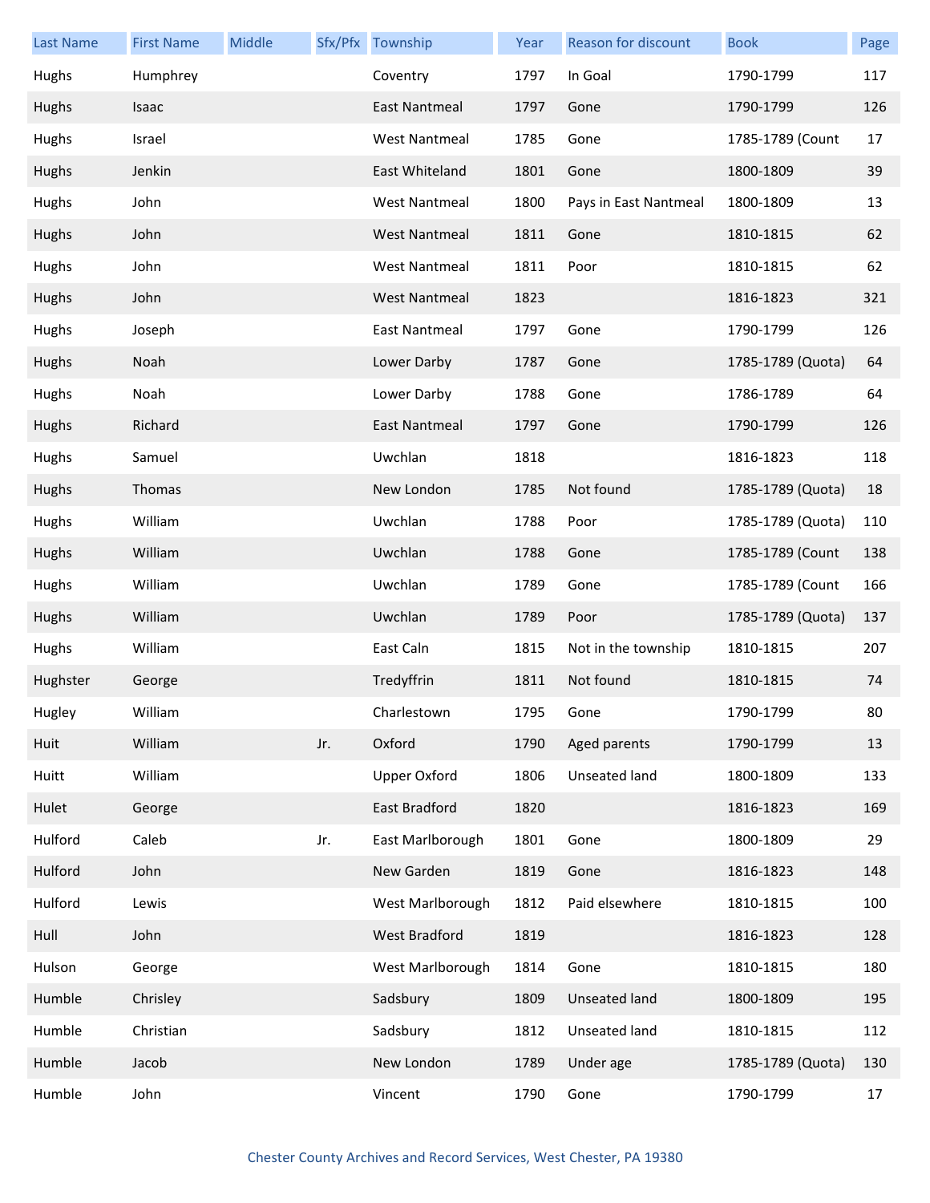| Last Name | First Name | Middle | Sfx/Pfx | Township | Year | Reason for discount | Book | Page |
|---|---|---|---|---|---|---|---|---|
| Hughs | Humphrey | | | Coventry | 1797 | In Goal | 1790-1799 | 117 |
| Hughs | Isaac | | | East Nantmeal | 1797 | Gone | 1790-1799 | 126 |
| Hughs | Israel | | | West Nantmeal | 1785 | Gone | 1785-1789 (Count | 17 |
| Hughs | Jenkin | | | East Whiteland | 1801 | Gone | 1800-1809 | 39 |
| Hughs | John | | | West Nantmeal | 1800 | Pays in East Nantmeal | 1800-1809 | 13 |
| Hughs | John | | | West Nantmeal | 1811 | Gone | 1810-1815 | 62 |
| Hughs | John | | | West Nantmeal | 1811 | Poor | 1810-1815 | 62 |
| Hughs | John | | | West Nantmeal | 1823 | | 1816-1823 | 321 |
| Hughs | Joseph | | | East Nantmeal | 1797 | Gone | 1790-1799 | 126 |
| Hughs | Noah | | | Lower Darby | 1787 | Gone | 1785-1789 (Quota) | 64 |
| Hughs | Noah | | | Lower Darby | 1788 | Gone | 1786-1789 | 64 |
| Hughs | Richard | | | East Nantmeal | 1797 | Gone | 1790-1799 | 126 |
| Hughs | Samuel | | | Uwchlan | 1818 | | 1816-1823 | 118 |
| Hughs | Thomas | | | New London | 1785 | Not found | 1785-1789 (Quota) | 18 |
| Hughs | William | | | Uwchlan | 1788 | Poor | 1785-1789 (Quota) | 110 |
| Hughs | William | | | Uwchlan | 1788 | Gone | 1785-1789 (Count | 138 |
| Hughs | William | | | Uwchlan | 1789 | Gone | 1785-1789 (Count | 166 |
| Hughs | William | | | Uwchlan | 1789 | Poor | 1785-1789 (Quota) | 137 |
| Hughs | William | | | East Caln | 1815 | Not in the township | 1810-1815 | 207 |
| Hughster | George | | | Tredyffrin | 1811 | Not found | 1810-1815 | 74 |
| Hugley | William | | | Charlestown | 1795 | Gone | 1790-1799 | 80 |
| Huit | William | | Jr. | Oxford | 1790 | Aged parents | 1790-1799 | 13 |
| Huitt | William | | | Upper Oxford | 1806 | Unseated land | 1800-1809 | 133 |
| Hulet | George | | | East Bradford | 1820 | | 1816-1823 | 169 |
| Hulford | Caleb | | Jr. | East Marlborough | 1801 | Gone | 1800-1809 | 29 |
| Hulford | John | | | New Garden | 1819 | Gone | 1816-1823 | 148 |
| Hulford | Lewis | | | West Marlborough | 1812 | Paid elsewhere | 1810-1815 | 100 |
| Hull | John | | | West Bradford | 1819 | | 1816-1823 | 128 |
| Hulson | George | | | West Marlborough | 1814 | Gone | 1810-1815 | 180 |
| Humble | Chrisley | | | Sadsbury | 1809 | Unseated land | 1800-1809 | 195 |
| Humble | Christian | | | Sadsbury | 1812 | Unseated land | 1810-1815 | 112 |
| Humble | Jacob | | | New London | 1789 | Under age | 1785-1789 (Quota) | 130 |
| Humble | John | | | Vincent | 1790 | Gone | 1790-1799 | 17 |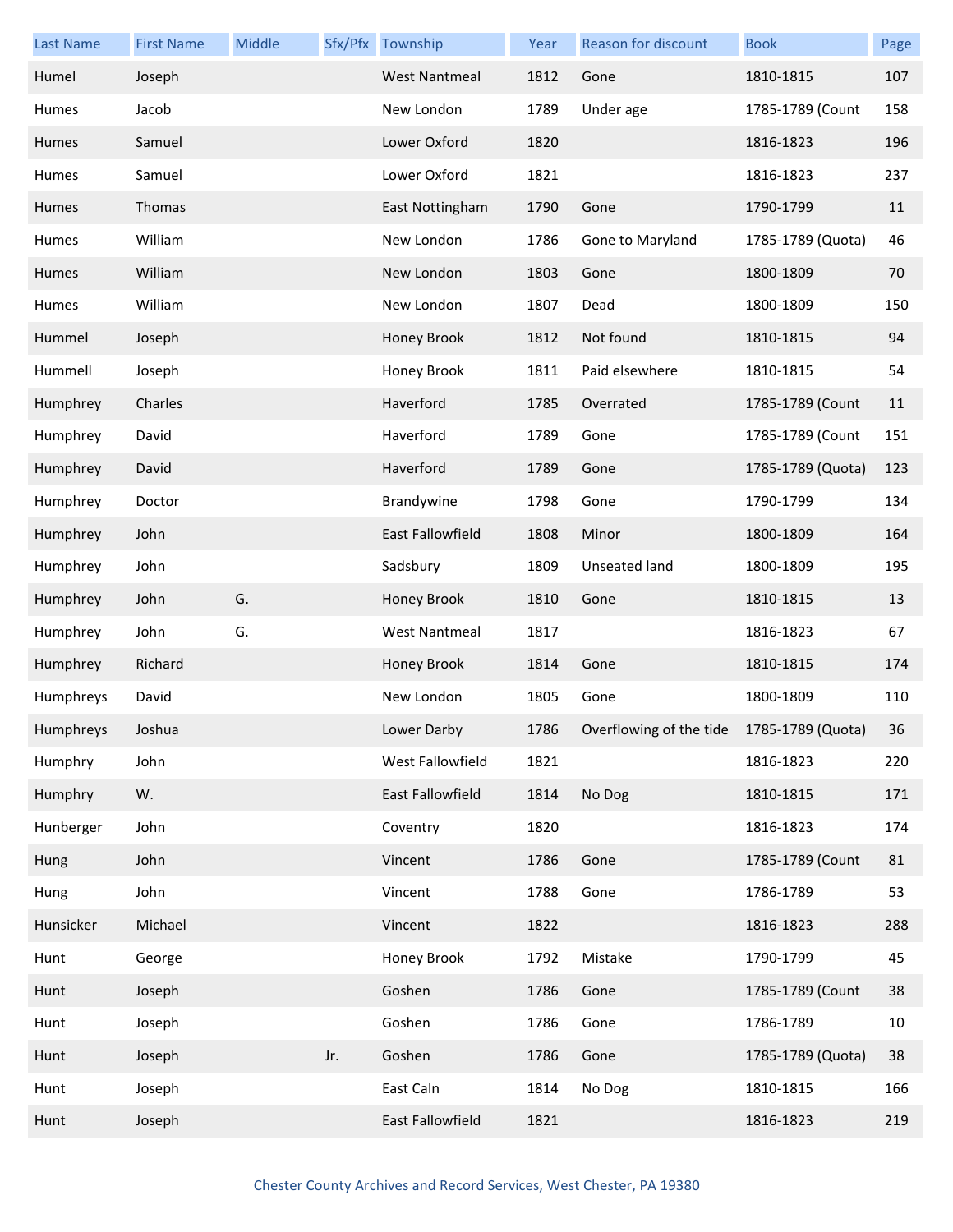| Last Name | First Name | Middle | Sfx/Pfx | Township | Year | Reason for discount | Book | Page |
|---|---|---|---|---|---|---|---|---|
| Humel | Joseph | | | West Nantmeal | 1812 | Gone | 1810-1815 | 107 |
| Humes | Jacob | | | New London | 1789 | Under age | 1785-1789 (Count | 158 |
| Humes | Samuel | | | Lower Oxford | 1820 | | 1816-1823 | 196 |
| Humes | Samuel | | | Lower Oxford | 1821 | | 1816-1823 | 237 |
| Humes | Thomas | | | East Nottingham | 1790 | Gone | 1790-1799 | 11 |
| Humes | William | | | New London | 1786 | Gone to Maryland | 1785-1789 (Quota) | 46 |
| Humes | William | | | New London | 1803 | Gone | 1800-1809 | 70 |
| Humes | William | | | New London | 1807 | Dead | 1800-1809 | 150 |
| Hummel | Joseph | | | Honey Brook | 1812 | Not found | 1810-1815 | 94 |
| Hummell | Joseph | | | Honey Brook | 1811 | Paid elsewhere | 1810-1815 | 54 |
| Humphrey | Charles | | | Haverford | 1785 | Overrated | 1785-1789 (Count | 11 |
| Humphrey | David | | | Haverford | 1789 | Gone | 1785-1789 (Count | 151 |
| Humphrey | David | | | Haverford | 1789 | Gone | 1785-1789 (Quota) | 123 |
| Humphrey | Doctor | | | Brandywine | 1798 | Gone | 1790-1799 | 134 |
| Humphrey | John | | | East Fallowfield | 1808 | Minor | 1800-1809 | 164 |
| Humphrey | John | | | Sadsbury | 1809 | Unseated land | 1800-1809 | 195 |
| Humphrey | John | G. | | Honey Brook | 1810 | Gone | 1810-1815 | 13 |
| Humphrey | John | G. | | West Nantmeal | 1817 | | 1816-1823 | 67 |
| Humphrey | Richard | | | Honey Brook | 1814 | Gone | 1810-1815 | 174 |
| Humphreys | David | | | New London | 1805 | Gone | 1800-1809 | 110 |
| Humphreys | Joshua | | | Lower Darby | 1786 | Overflowing of the tide | 1785-1789 (Quota) | 36 |
| Humphry | John | | | West Fallowfield | 1821 | | 1816-1823 | 220 |
| Humphry | W. | | | East Fallowfield | 1814 | No Dog | 1810-1815 | 171 |
| Hunberger | John | | | Coventry | 1820 | | 1816-1823 | 174 |
| Hung | John | | | Vincent | 1786 | Gone | 1785-1789 (Count | 81 |
| Hung | John | | | Vincent | 1788 | Gone | 1786-1789 | 53 |
| Hunsicker | Michael | | | Vincent | 1822 | | 1816-1823 | 288 |
| Hunt | George | | | Honey Brook | 1792 | Mistake | 1790-1799 | 45 |
| Hunt | Joseph | | | Goshen | 1786 | Gone | 1785-1789 (Count | 38 |
| Hunt | Joseph | | | Goshen | 1786 | Gone | 1786-1789 | 10 |
| Hunt | Joseph | | Jr. | Goshen | 1786 | Gone | 1785-1789 (Quota) | 38 |
| Hunt | Joseph | | | East Caln | 1814 | No Dog | 1810-1815 | 166 |
| Hunt | Joseph | | | East Fallowfield | 1821 | | 1816-1823 | 219 |

Chester County Archives and Record Services, West Chester, PA 19380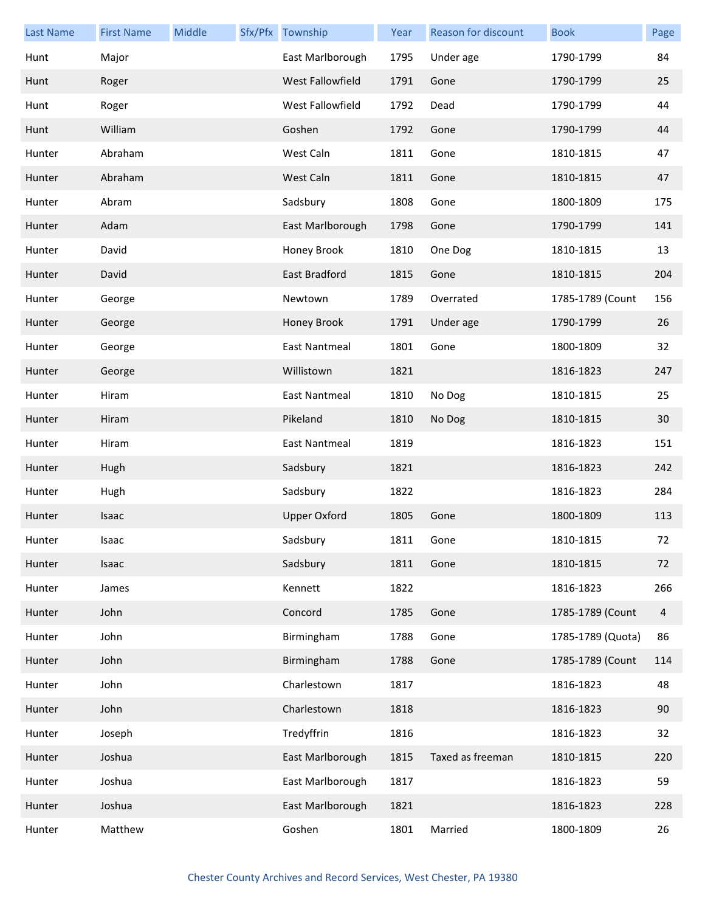| Last Name | First Name | Middle | Sfx/Pfx | Township | Year | Reason for discount | Book | Page |
|---|---|---|---|---|---|---|---|---|
| Hunt | Major | | | East Marlborough | 1795 | Under age | 1790-1799 | 84 |
| Hunt | Roger | | | West Fallowfield | 1791 | Gone | 1790-1799 | 25 |
| Hunt | Roger | | | West Fallowfield | 1792 | Dead | 1790-1799 | 44 |
| Hunt | William | | | Goshen | 1792 | Gone | 1790-1799 | 44 |
| Hunter | Abraham | | | West Caln | 1811 | Gone | 1810-1815 | 47 |
| Hunter | Abraham | | | West Caln | 1811 | Gone | 1810-1815 | 47 |
| Hunter | Abram | | | Sadsbury | 1808 | Gone | 1800-1809 | 175 |
| Hunter | Adam | | | East Marlborough | 1798 | Gone | 1790-1799 | 141 |
| Hunter | David | | | Honey Brook | 1810 | One Dog | 1810-1815 | 13 |
| Hunter | David | | | East Bradford | 1815 | Gone | 1810-1815 | 204 |
| Hunter | George | | | Newtown | 1789 | Overrated | 1785-1789 (Count | 156 |
| Hunter | George | | | Honey Brook | 1791 | Under age | 1790-1799 | 26 |
| Hunter | George | | | East Nantmeal | 1801 | Gone | 1800-1809 | 32 |
| Hunter | George | | | Willistown | 1821 | | 1816-1823 | 247 |
| Hunter | Hiram | | | East Nantmeal | 1810 | No Dog | 1810-1815 | 25 |
| Hunter | Hiram | | | Pikeland | 1810 | No Dog | 1810-1815 | 30 |
| Hunter | Hiram | | | East Nantmeal | 1819 | | 1816-1823 | 151 |
| Hunter | Hugh | | | Sadsbury | 1821 | | 1816-1823 | 242 |
| Hunter | Hugh | | | Sadsbury | 1822 | | 1816-1823 | 284 |
| Hunter | Isaac | | | Upper Oxford | 1805 | Gone | 1800-1809 | 113 |
| Hunter | Isaac | | | Sadsbury | 1811 | Gone | 1810-1815 | 72 |
| Hunter | Isaac | | | Sadsbury | 1811 | Gone | 1810-1815 | 72 |
| Hunter | James | | | Kennett | 1822 | | 1816-1823 | 266 |
| Hunter | John | | | Concord | 1785 | Gone | 1785-1789 (Count | 4 |
| Hunter | John | | | Birmingham | 1788 | Gone | 1785-1789 (Quota) | 86 |
| Hunter | John | | | Birmingham | 1788 | Gone | 1785-1789 (Count | 114 |
| Hunter | John | | | Charlestown | 1817 | | 1816-1823 | 48 |
| Hunter | John | | | Charlestown | 1818 | | 1816-1823 | 90 |
| Hunter | Joseph | | | Tredyffrin | 1816 | | 1816-1823 | 32 |
| Hunter | Joshua | | | East Marlborough | 1815 | Taxed as freeman | 1810-1815 | 220 |
| Hunter | Joshua | | | East Marlborough | 1817 | | 1816-1823 | 59 |
| Hunter | Joshua | | | East Marlborough | 1821 | | 1816-1823 | 228 |
| Hunter | Matthew | | | Goshen | 1801 | Married | 1800-1809 | 26 |

Chester County Archives and Record Services, West Chester, PA 19380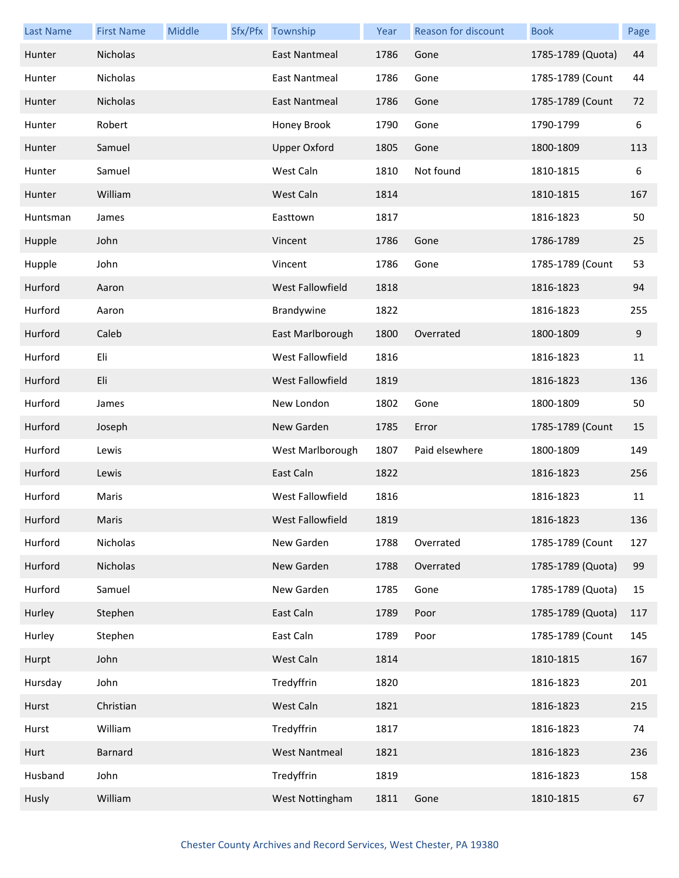| Last Name | First Name | Middle | Sfx/Pfx | Township | Year | Reason for discount | Book | Page |
| --- | --- | --- | --- | --- | --- | --- | --- | --- |
| Hunter | Nicholas | | | East Nantmeal | 1786 | Gone | 1785-1789 (Quota) | 44 |
| Hunter | Nicholas | | | East Nantmeal | 1786 | Gone | 1785-1789 (Count | 44 |
| Hunter | Nicholas | | | East Nantmeal | 1786 | Gone | 1785-1789 (Count | 72 |
| Hunter | Robert | | | Honey Brook | 1790 | Gone | 1790-1799 | 6 |
| Hunter | Samuel | | | Upper Oxford | 1805 | Gone | 1800-1809 | 113 |
| Hunter | Samuel | | | West Caln | 1810 | Not found | 1810-1815 | 6 |
| Hunter | William | | | West Caln | 1814 | | 1810-1815 | 167 |
| Huntsman | James | | | Easttown | 1817 | | 1816-1823 | 50 |
| Hupple | John | | | Vincent | 1786 | Gone | 1786-1789 | 25 |
| Hupple | John | | | Vincent | 1786 | Gone | 1785-1789 (Count | 53 |
| Hurford | Aaron | | | West Fallowfield | 1818 | | 1816-1823 | 94 |
| Hurford | Aaron | | | Brandywine | 1822 | | 1816-1823 | 255 |
| Hurford | Caleb | | | East Marlborough | 1800 | Overrated | 1800-1809 | 9 |
| Hurford | Eli | | | West Fallowfield | 1816 | | 1816-1823 | 11 |
| Hurford | Eli | | | West Fallowfield | 1819 | | 1816-1823 | 136 |
| Hurford | James | | | New London | 1802 | Gone | 1800-1809 | 50 |
| Hurford | Joseph | | | New Garden | 1785 | Error | 1785-1789 (Count | 15 |
| Hurford | Lewis | | | West Marlborough | 1807 | Paid elsewhere | 1800-1809 | 149 |
| Hurford | Lewis | | | East Caln | 1822 | | 1816-1823 | 256 |
| Hurford | Maris | | | West Fallowfield | 1816 | | 1816-1823 | 11 |
| Hurford | Maris | | | West Fallowfield | 1819 | | 1816-1823 | 136 |
| Hurford | Nicholas | | | New Garden | 1788 | Overrated | 1785-1789 (Count | 127 |
| Hurford | Nicholas | | | New Garden | 1788 | Overrated | 1785-1789 (Quota) | 99 |
| Hurford | Samuel | | | New Garden | 1785 | Gone | 1785-1789 (Quota) | 15 |
| Hurley | Stephen | | | East Caln | 1789 | Poor | 1785-1789 (Quota) | 117 |
| Hurley | Stephen | | | East Caln | 1789 | Poor | 1785-1789 (Count | 145 |
| Hurpt | John | | | West Caln | 1814 | | 1810-1815 | 167 |
| Hursday | John | | | Tredyffrin | 1820 | | 1816-1823 | 201 |
| Hurst | Christian | | | West Caln | 1821 | | 1816-1823 | 215 |
| Hurst | William | | | Tredyffrin | 1817 | | 1816-1823 | 74 |
| Hurt | Barnard | | | West Nantmeal | 1821 | | 1816-1823 | 236 |
| Husband | John | | | Tredyffrin | 1819 | | 1816-1823 | 158 |
| Husly | William | | | West Nottingham | 1811 | Gone | 1810-1815 | 67 |

Chester County Archives and Record Services, West Chester, PA 19380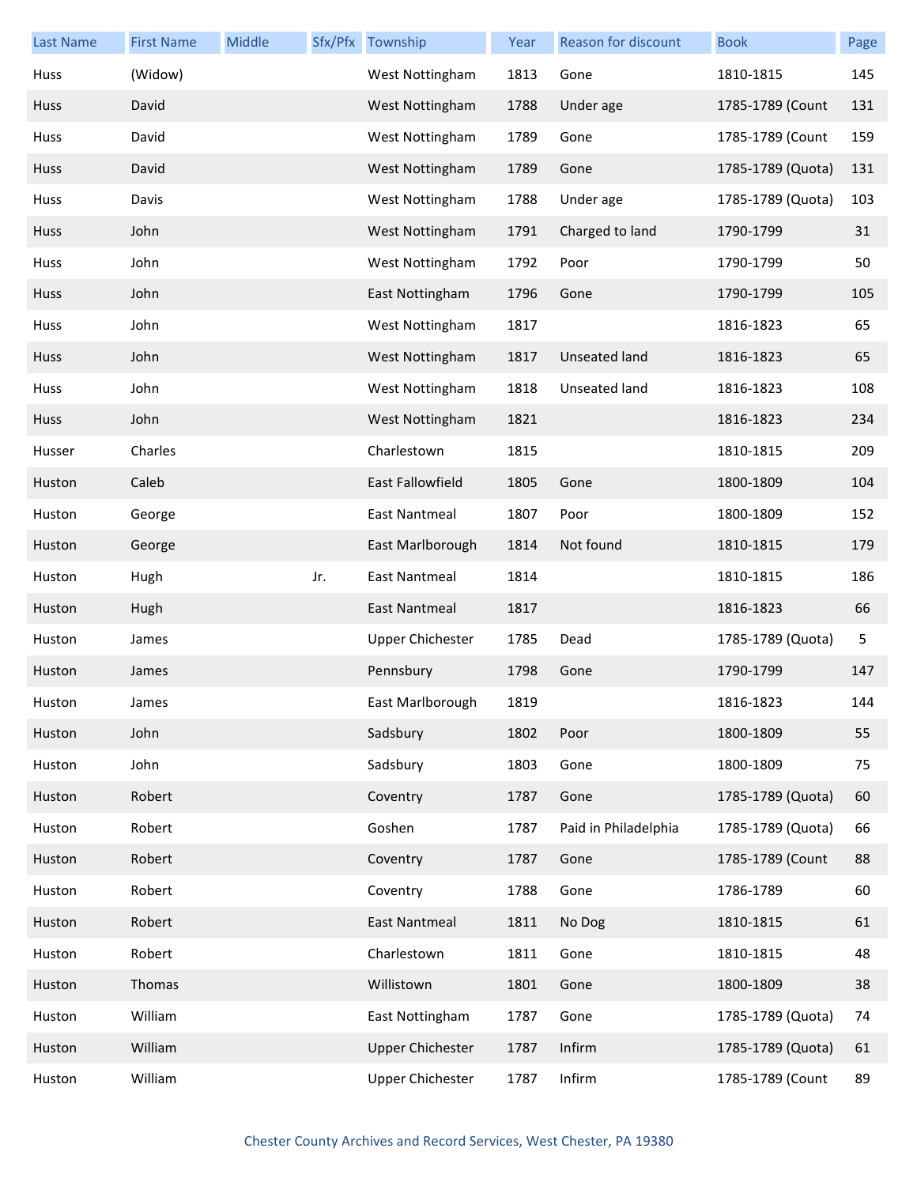| Last Name | First Name | Middle | Sfx/Pfx | Township | Year | Reason for discount | Book | Page |
|---|---|---|---|---|---|---|---|---|
| Huss | (Widow) | | | West Nottingham | 1813 | Gone | 1810-1815 | 145 |
| Huss | David | | | West Nottingham | 1788 | Under age | 1785-1789 (Count | 131 |
| Huss | David | | | West Nottingham | 1789 | Gone | 1785-1789 (Count | 159 |
| Huss | David | | | West Nottingham | 1789 | Gone | 1785-1789 (Quota) | 131 |
| Huss | Davis | | | West Nottingham | 1788 | Under age | 1785-1789 (Quota) | 103 |
| Huss | John | | | West Nottingham | 1791 | Charged to land | 1790-1799 | 31 |
| Huss | John | | | West Nottingham | 1792 | Poor | 1790-1799 | 50 |
| Huss | John | | | East Nottingham | 1796 | Gone | 1790-1799 | 105 |
| Huss | John | | | West Nottingham | 1817 | | 1816-1823 | 65 |
| Huss | John | | | West Nottingham | 1817 | Unseated land | 1816-1823 | 65 |
| Huss | John | | | West Nottingham | 1818 | Unseated land | 1816-1823 | 108 |
| Huss | John | | | West Nottingham | 1821 | | 1816-1823 | 234 |
| Husser | Charles | | | Charlestown | 1815 | | 1810-1815 | 209 |
| Huston | Caleb | | | East Fallowfield | 1805 | Gone | 1800-1809 | 104 |
| Huston | George | | | East Nantmeal | 1807 | Poor | 1800-1809 | 152 |
| Huston | George | | | East Marlborough | 1814 | Not found | 1810-1815 | 179 |
| Huston | Hugh | | Jr. | East Nantmeal | 1814 | | 1810-1815 | 186 |
| Huston | Hugh | | | East Nantmeal | 1817 | | 1816-1823 | 66 |
| Huston | James | | | Upper Chichester | 1785 | Dead | 1785-1789 (Quota) | 5 |
| Huston | James | | | Pennsbury | 1798 | Gone | 1790-1799 | 147 |
| Huston | James | | | East Marlborough | 1819 | | 1816-1823 | 144 |
| Huston | John | | | Sadsbury | 1802 | Poor | 1800-1809 | 55 |
| Huston | John | | | Sadsbury | 1803 | Gone | 1800-1809 | 75 |
| Huston | Robert | | | Coventry | 1787 | Gone | 1785-1789 (Quota) | 60 |
| Huston | Robert | | | Goshen | 1787 | Paid in Philadelphia | 1785-1789 (Quota) | 66 |
| Huston | Robert | | | Coventry | 1787 | Gone | 1785-1789 (Count | 88 |
| Huston | Robert | | | Coventry | 1788 | Gone | 1786-1789 | 60 |
| Huston | Robert | | | East Nantmeal | 1811 | No Dog | 1810-1815 | 61 |
| Huston | Robert | | | Charlestown | 1811 | Gone | 1810-1815 | 48 |
| Huston | Thomas | | | Willistown | 1801 | Gone | 1800-1809 | 38 |
| Huston | William | | | East Nottingham | 1787 | Gone | 1785-1789 (Quota) | 74 |
| Huston | William | | | Upper Chichester | 1787 | Infirm | 1785-1789 (Quota) | 61 |
| Huston | William | | | Upper Chichester | 1787 | Infirm | 1785-1789 (Count | 89 |

Chester County Archives and Record Services, West Chester, PA 19380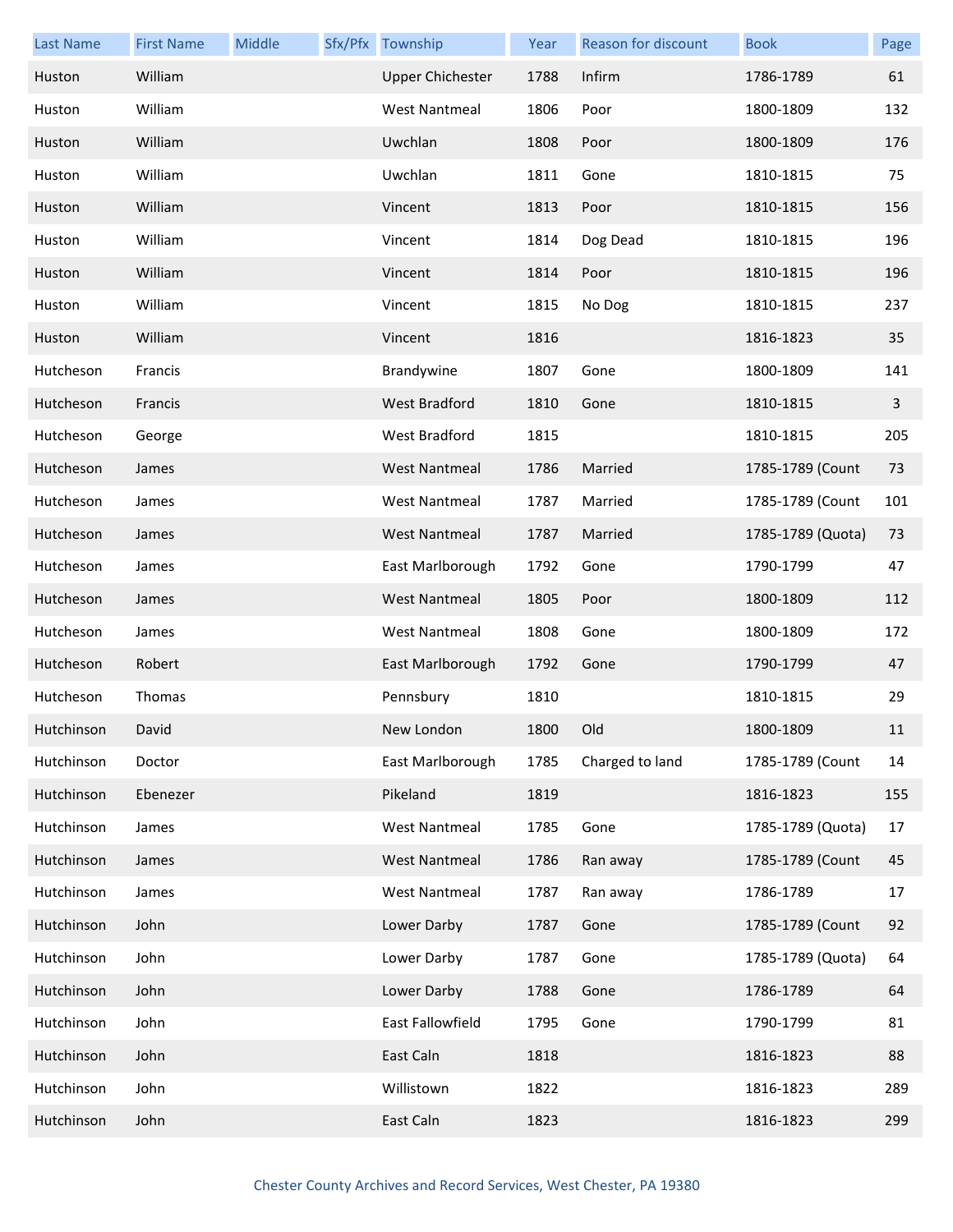| Last Name | First Name | Middle | Sfx/Pfx | Township | Year | Reason for discount | Book | Page |
|---|---|---|---|---|---|---|---|---|
| Huston | William | | | Upper Chichester | 1788 | Infirm | 1786-1789 | 61 |
| Huston | William | | | West Nantmeal | 1806 | Poor | 1800-1809 | 132 |
| Huston | William | | | Uwchlan | 1808 | Poor | 1800-1809 | 176 |
| Huston | William | | | Uwchlan | 1811 | Gone | 1810-1815 | 75 |
| Huston | William | | | Vincent | 1813 | Poor | 1810-1815 | 156 |
| Huston | William | | | Vincent | 1814 | Dog Dead | 1810-1815 | 196 |
| Huston | William | | | Vincent | 1814 | Poor | 1810-1815 | 196 |
| Huston | William | | | Vincent | 1815 | No Dog | 1810-1815 | 237 |
| Huston | William | | | Vincent | 1816 | | 1816-1823 | 35 |
| Hutcheson | Francis | | | Brandywine | 1807 | Gone | 1800-1809 | 141 |
| Hutcheson | Francis | | | West Bradford | 1810 | Gone | 1810-1815 | 3 |
| Hutcheson | George | | | West Bradford | 1815 | | 1810-1815 | 205 |
| Hutcheson | James | | | West Nantmeal | 1786 | Married | 1785-1789 (Count | 73 |
| Hutcheson | James | | | West Nantmeal | 1787 | Married | 1785-1789 (Count | 101 |
| Hutcheson | James | | | West Nantmeal | 1787 | Married | 1785-1789 (Quota) | 73 |
| Hutcheson | James | | | East Marlborough | 1792 | Gone | 1790-1799 | 47 |
| Hutcheson | James | | | West Nantmeal | 1805 | Poor | 1800-1809 | 112 |
| Hutcheson | James | | | West Nantmeal | 1808 | Gone | 1800-1809 | 172 |
| Hutcheson | Robert | | | East Marlborough | 1792 | Gone | 1790-1799 | 47 |
| Hutcheson | Thomas | | | Pennsbury | 1810 | | 1810-1815 | 29 |
| Hutchinson | David | | | New London | 1800 | Old | 1800-1809 | 11 |
| Hutchinson | Doctor | | | East Marlborough | 1785 | Charged to land | 1785-1789 (Count | 14 |
| Hutchinson | Ebenezer | | | Pikeland | 1819 | | 1816-1823 | 155 |
| Hutchinson | James | | | West Nantmeal | 1785 | Gone | 1785-1789 (Quota) | 17 |
| Hutchinson | James | | | West Nantmeal | 1786 | Ran away | 1785-1789 (Count | 45 |
| Hutchinson | James | | | West Nantmeal | 1787 | Ran away | 1786-1789 | 17 |
| Hutchinson | John | | | Lower Darby | 1787 | Gone | 1785-1789 (Count | 92 |
| Hutchinson | John | | | Lower Darby | 1787 | Gone | 1785-1789 (Quota) | 64 |
| Hutchinson | John | | | Lower Darby | 1788 | Gone | 1786-1789 | 64 |
| Hutchinson | John | | | East Fallowfield | 1795 | Gone | 1790-1799 | 81 |
| Hutchinson | John | | | East Caln | 1818 | | 1816-1823 | 88 |
| Hutchinson | John | | | Willistown | 1822 | | 1816-1823 | 289 |
| Hutchinson | John | | | East Caln | 1823 | | 1816-1823 | 299 |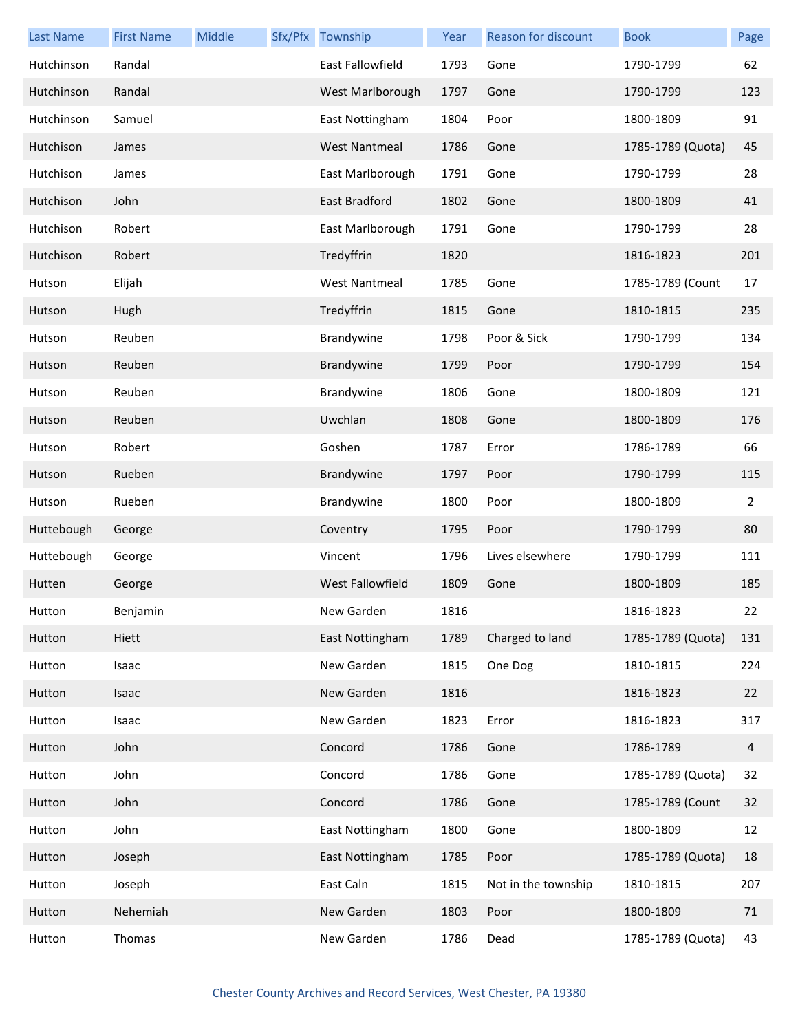| Last Name | First Name | Middle | Sfx/Pfx | Township | Year | Reason for discount | Book | Page |
|---|---|---|---|---|---|---|---|---|
| Hutchinson | Randal | | | East Fallowfield | 1793 | Gone | 1790-1799 | 62 |
| Hutchinson | Randal | | | West Marlborough | 1797 | Gone | 1790-1799 | 123 |
| Hutchinson | Samuel | | | East Nottingham | 1804 | Poor | 1800-1809 | 91 |
| Hutchison | James | | | West Nantmeal | 1786 | Gone | 1785-1789 (Quota) | 45 |
| Hutchison | James | | | East Marlborough | 1791 | Gone | 1790-1799 | 28 |
| Hutchison | John | | | East Bradford | 1802 | Gone | 1800-1809 | 41 |
| Hutchison | Robert | | | East Marlborough | 1791 | Gone | 1790-1799 | 28 |
| Hutchison | Robert | | | Tredyffrin | 1820 | | 1816-1823 | 201 |
| Hutson | Elijah | | | West Nantmeal | 1785 | Gone | 1785-1789 (Count | 17 |
| Hutson | Hugh | | | Tredyffrin | 1815 | Gone | 1810-1815 | 235 |
| Hutson | Reuben | | | Brandywine | 1798 | Poor & Sick | 1790-1799 | 134 |
| Hutson | Reuben | | | Brandywine | 1799 | Poor | 1790-1799 | 154 |
| Hutson | Reuben | | | Brandywine | 1806 | Gone | 1800-1809 | 121 |
| Hutson | Reuben | | | Uwchlan | 1808 | Gone | 1800-1809 | 176 |
| Hutson | Robert | | | Goshen | 1787 | Error | 1786-1789 | 66 |
| Hutson | Rueben | | | Brandywine | 1797 | Poor | 1790-1799 | 115 |
| Hutson | Rueben | | | Brandywine | 1800 | Poor | 1800-1809 | 2 |
| Huttebough | George | | | Coventry | 1795 | Poor | 1790-1799 | 80 |
| Huttebough | George | | | Vincent | 1796 | Lives elsewhere | 1790-1799 | 111 |
| Hutten | George | | | West Fallowfield | 1809 | Gone | 1800-1809 | 185 |
| Hutton | Benjamin | | | New Garden | 1816 | | 1816-1823 | 22 |
| Hutton | Hiett | | | East Nottingham | 1789 | Charged to land | 1785-1789 (Quota) | 131 |
| Hutton | Isaac | | | New Garden | 1815 | One Dog | 1810-1815 | 224 |
| Hutton | Isaac | | | New Garden | 1816 | | 1816-1823 | 22 |
| Hutton | Isaac | | | New Garden | 1823 | Error | 1816-1823 | 317 |
| Hutton | John | | | Concord | 1786 | Gone | 1786-1789 | 4 |
| Hutton | John | | | Concord | 1786 | Gone | 1785-1789 (Quota) | 32 |
| Hutton | John | | | Concord | 1786 | Gone | 1785-1789 (Count | 32 |
| Hutton | John | | | East Nottingham | 1800 | Gone | 1800-1809 | 12 |
| Hutton | Joseph | | | East Nottingham | 1785 | Poor | 1785-1789 (Quota) | 18 |
| Hutton | Joseph | | | East Caln | 1815 | Not in the township | 1810-1815 | 207 |
| Hutton | Nehemiah | | | New Garden | 1803 | Poor | 1800-1809 | 71 |
| Hutton | Thomas | | | New Garden | 1786 | Dead | 1785-1789 (Quota) | 43 |

Chester County Archives and Record Services, West Chester, PA 19380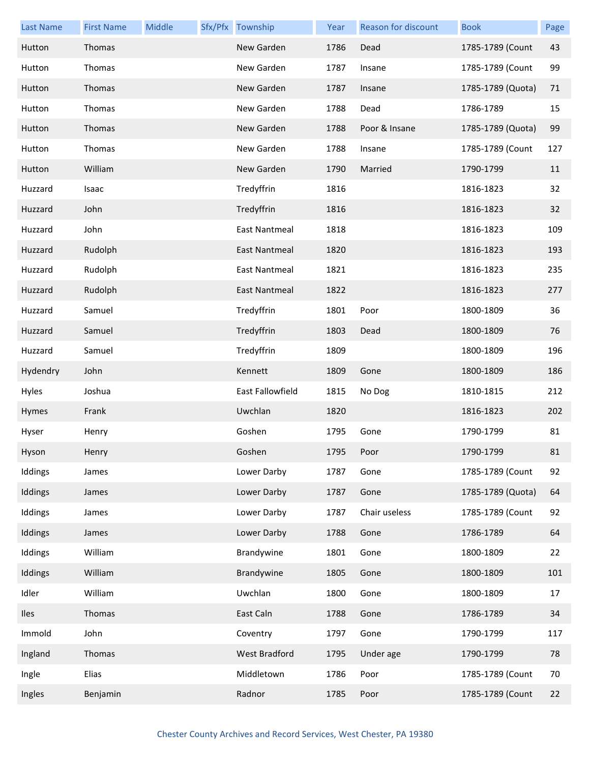| Last Name | First Name | Middle | Sfx/Pfx | Township | Year | Reason for discount | Book | Page |
|---|---|---|---|---|---|---|---|---|
| Hutton | Thomas | | | New Garden | 1786 | Dead | 1785-1789 (Count | 43 |
| Hutton | Thomas | | | New Garden | 1787 | Insane | 1785-1789 (Count | 99 |
| Hutton | Thomas | | | New Garden | 1787 | Insane | 1785-1789 (Quota) | 71 |
| Hutton | Thomas | | | New Garden | 1788 | Dead | 1786-1789 | 15 |
| Hutton | Thomas | | | New Garden | 1788 | Poor & Insane | 1785-1789 (Quota) | 99 |
| Hutton | Thomas | | | New Garden | 1788 | Insane | 1785-1789 (Count | 127 |
| Hutton | William | | | New Garden | 1790 | Married | 1790-1799 | 11 |
| Huzzard | Isaac | | | Tredyffrin | 1816 | | 1816-1823 | 32 |
| Huzzard | John | | | Tredyffrin | 1816 | | 1816-1823 | 32 |
| Huzzard | John | | | East Nantmeal | 1818 | | 1816-1823 | 109 |
| Huzzard | Rudolph | | | East Nantmeal | 1820 | | 1816-1823 | 193 |
| Huzzard | Rudolph | | | East Nantmeal | 1821 | | 1816-1823 | 235 |
| Huzzard | Rudolph | | | East Nantmeal | 1822 | | 1816-1823 | 277 |
| Huzzard | Samuel | | | Tredyffrin | 1801 | Poor | 1800-1809 | 36 |
| Huzzard | Samuel | | | Tredyffrin | 1803 | Dead | 1800-1809 | 76 |
| Huzzard | Samuel | | | Tredyffrin | 1809 | | 1800-1809 | 196 |
| Hydendry | John | | | Kennett | 1809 | Gone | 1800-1809 | 186 |
| Hyles | Joshua | | | East Fallowfield | 1815 | No Dog | 1810-1815 | 212 |
| Hymes | Frank | | | Uwchlan | 1820 | | 1816-1823 | 202 |
| Hyser | Henry | | | Goshen | 1795 | Gone | 1790-1799 | 81 |
| Hyson | Henry | | | Goshen | 1795 | Poor | 1790-1799 | 81 |
| Iddings | James | | | Lower Darby | 1787 | Gone | 1785-1789 (Count | 92 |
| Iddings | James | | | Lower Darby | 1787 | Gone | 1785-1789 (Quota) | 64 |
| Iddings | James | | | Lower Darby | 1787 | Chair useless | 1785-1789 (Count | 92 |
| Iddings | James | | | Lower Darby | 1788 | Gone | 1786-1789 | 64 |
| Iddings | William | | | Brandywine | 1801 | Gone | 1800-1809 | 22 |
| Iddings | William | | | Brandywine | 1805 | Gone | 1800-1809 | 101 |
| Idler | William | | | Uwchlan | 1800 | Gone | 1800-1809 | 17 |
| Iles | Thomas | | | East Caln | 1788 | Gone | 1786-1789 | 34 |
| Immold | John | | | Coventry | 1797 | Gone | 1790-1799 | 117 |
| Ingland | Thomas | | | West Bradford | 1795 | Under age | 1790-1799 | 78 |
| Ingle | Elias | | | Middletown | 1786 | Poor | 1785-1789 (Count | 70 |
| Ingles | Benjamin | | | Radnor | 1785 | Poor | 1785-1789 (Count | 22 |

Chester County Archives and Record Services, West Chester, PA 19380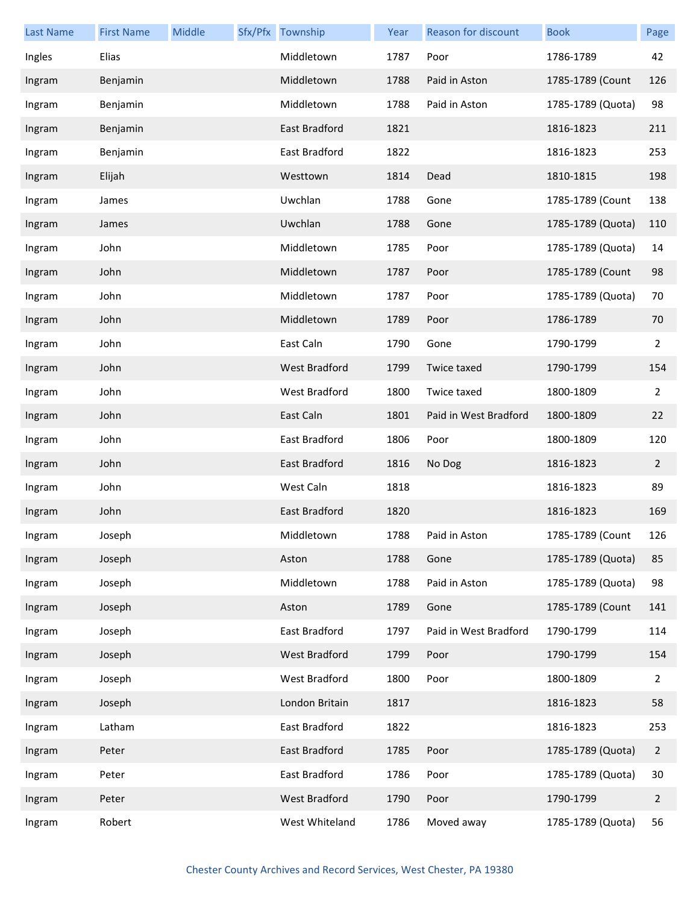| Last Name | First Name | Middle | Sfx/Pfx | Township | Year | Reason for discount | Book | Page |
|---|---|---|---|---|---|---|---|---|
| Ingles | Elias | | | Middletown | 1787 | Poor | 1786-1789 | 42 |
| Ingram | Benjamin | | | Middletown | 1788 | Paid in Aston | 1785-1789 (Count | 126 |
| Ingram | Benjamin | | | Middletown | 1788 | Paid in Aston | 1785-1789 (Quota) | 98 |
| Ingram | Benjamin | | | East Bradford | 1821 | | 1816-1823 | 211 |
| Ingram | Benjamin | | | East Bradford | 1822 | | 1816-1823 | 253 |
| Ingram | Elijah | | | Westtown | 1814 | Dead | 1810-1815 | 198 |
| Ingram | James | | | Uwchlan | 1788 | Gone | 1785-1789 (Count | 138 |
| Ingram | James | | | Uwchlan | 1788 | Gone | 1785-1789 (Quota) | 110 |
| Ingram | John | | | Middletown | 1785 | Poor | 1785-1789 (Quota) | 14 |
| Ingram | John | | | Middletown | 1787 | Poor | 1785-1789 (Count | 98 |
| Ingram | John | | | Middletown | 1787 | Poor | 1785-1789 (Quota) | 70 |
| Ingram | John | | | Middletown | 1789 | Poor | 1786-1789 | 70 |
| Ingram | John | | | East Caln | 1790 | Gone | 1790-1799 | 2 |
| Ingram | John | | | West Bradford | 1799 | Twice taxed | 1790-1799 | 154 |
| Ingram | John | | | West Bradford | 1800 | Twice taxed | 1800-1809 | 2 |
| Ingram | John | | | East Caln | 1801 | Paid in West Bradford | 1800-1809 | 22 |
| Ingram | John | | | East Bradford | 1806 | Poor | 1800-1809 | 120 |
| Ingram | John | | | East Bradford | 1816 | No Dog | 1816-1823 | 2 |
| Ingram | John | | | West Caln | 1818 | | 1816-1823 | 89 |
| Ingram | John | | | East Bradford | 1820 | | 1816-1823 | 169 |
| Ingram | Joseph | | | Middletown | 1788 | Paid in Aston | 1785-1789 (Count | 126 |
| Ingram | Joseph | | | Aston | 1788 | Gone | 1785-1789 (Quota) | 85 |
| Ingram | Joseph | | | Middletown | 1788 | Paid in Aston | 1785-1789 (Quota) | 98 |
| Ingram | Joseph | | | Aston | 1789 | Gone | 1785-1789 (Count | 141 |
| Ingram | Joseph | | | East Bradford | 1797 | Paid in West Bradford | 1790-1799 | 114 |
| Ingram | Joseph | | | West Bradford | 1799 | Poor | 1790-1799 | 154 |
| Ingram | Joseph | | | West Bradford | 1800 | Poor | 1800-1809 | 2 |
| Ingram | Joseph | | | London Britain | 1817 | | 1816-1823 | 58 |
| Ingram | Latham | | | East Bradford | 1822 | | 1816-1823 | 253 |
| Ingram | Peter | | | East Bradford | 1785 | Poor | 1785-1789 (Quota) | 2 |
| Ingram | Peter | | | East Bradford | 1786 | Poor | 1785-1789 (Quota) | 30 |
| Ingram | Peter | | | West Bradford | 1790 | Poor | 1790-1799 | 2 |
| Ingram | Robert | | | West Whiteland | 1786 | Moved away | 1785-1789 (Quota) | 56 |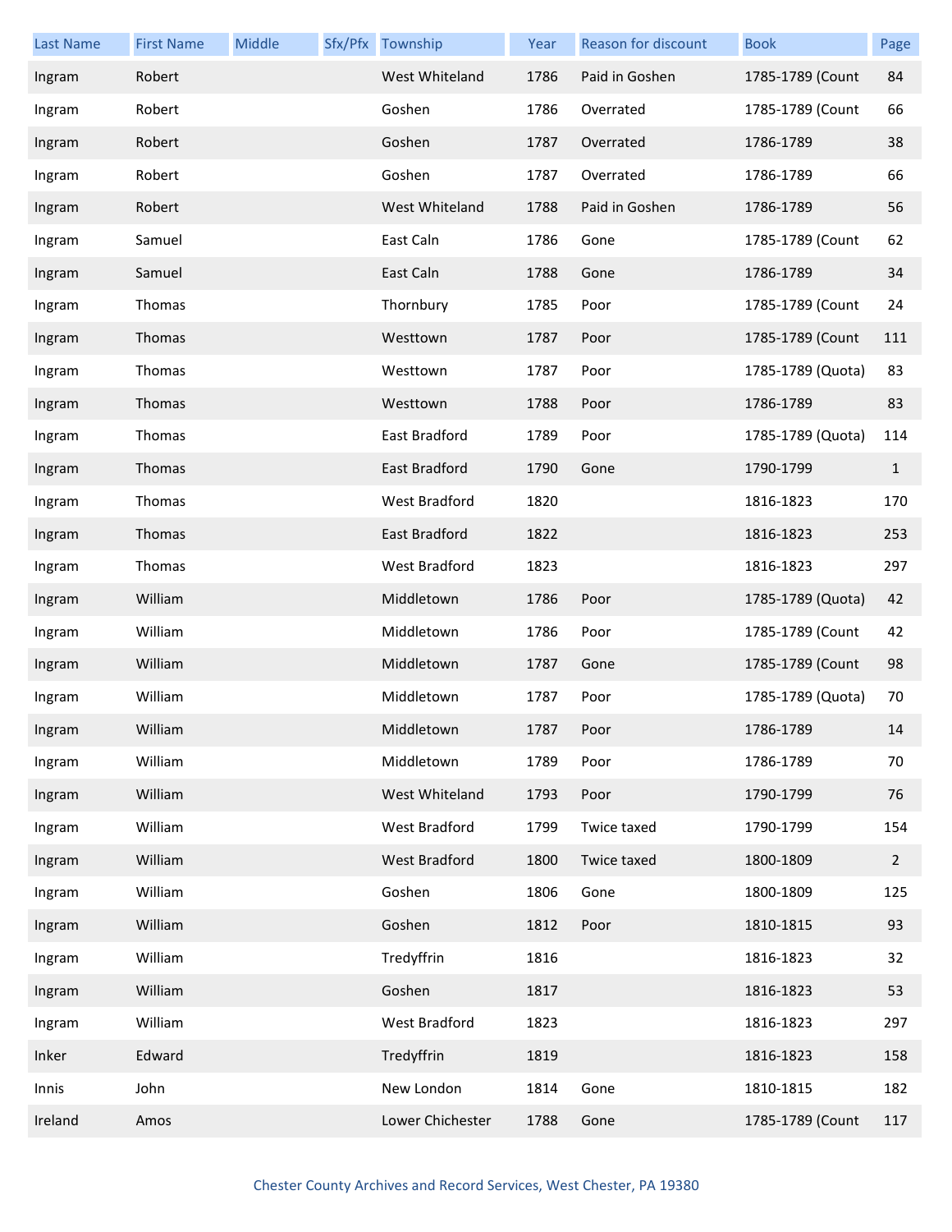| Last Name | First Name | Middle | Sfx/Pfx | Township | Year | Reason for discount | Book | Page |
|---|---|---|---|---|---|---|---|---|
| Ingram | Robert | | | West Whiteland | 1786 | Paid in Goshen | 1785-1789 (Count | 84 |
| Ingram | Robert | | | Goshen | 1786 | Overrated | 1785-1789 (Count | 66 |
| Ingram | Robert | | | Goshen | 1787 | Overrated | 1786-1789 | 38 |
| Ingram | Robert | | | Goshen | 1787 | Overrated | 1786-1789 | 66 |
| Ingram | Robert | | | West Whiteland | 1788 | Paid in Goshen | 1786-1789 | 56 |
| Ingram | Samuel | | | East Caln | 1786 | Gone | 1785-1789 (Count | 62 |
| Ingram | Samuel | | | East Caln | 1788 | Gone | 1786-1789 | 34 |
| Ingram | Thomas | | | Thornbury | 1785 | Poor | 1785-1789 (Count | 24 |
| Ingram | Thomas | | | Westtown | 1787 | Poor | 1785-1789 (Count | 111 |
| Ingram | Thomas | | | Westtown | 1787 | Poor | 1785-1789 (Quota) | 83 |
| Ingram | Thomas | | | Westtown | 1788 | Poor | 1786-1789 | 83 |
| Ingram | Thomas | | | East Bradford | 1789 | Poor | 1785-1789 (Quota) | 114 |
| Ingram | Thomas | | | East Bradford | 1790 | Gone | 1790-1799 | 1 |
| Ingram | Thomas | | | West Bradford | 1820 | | 1816-1823 | 170 |
| Ingram | Thomas | | | East Bradford | 1822 | | 1816-1823 | 253 |
| Ingram | Thomas | | | West Bradford | 1823 | | 1816-1823 | 297 |
| Ingram | William | | | Middletown | 1786 | Poor | 1785-1789 (Quota) | 42 |
| Ingram | William | | | Middletown | 1786 | Poor | 1785-1789 (Count | 42 |
| Ingram | William | | | Middletown | 1787 | Gone | 1785-1789 (Count | 98 |
| Ingram | William | | | Middletown | 1787 | Poor | 1785-1789 (Quota) | 70 |
| Ingram | William | | | Middletown | 1787 | Poor | 1786-1789 | 14 |
| Ingram | William | | | Middletown | 1789 | Poor | 1786-1789 | 70 |
| Ingram | William | | | West Whiteland | 1793 | Poor | 1790-1799 | 76 |
| Ingram | William | | | West Bradford | 1799 | Twice taxed | 1790-1799 | 154 |
| Ingram | William | | | West Bradford | 1800 | Twice taxed | 1800-1809 | 2 |
| Ingram | William | | | Goshen | 1806 | Gone | 1800-1809 | 125 |
| Ingram | William | | | Goshen | 1812 | Poor | 1810-1815 | 93 |
| Ingram | William | | | Tredyffrin | 1816 | | 1816-1823 | 32 |
| Ingram | William | | | Goshen | 1817 | | 1816-1823 | 53 |
| Ingram | William | | | West Bradford | 1823 | | 1816-1823 | 297 |
| Inker | Edward | | | Tredyffrin | 1819 | | 1816-1823 | 158 |
| Innis | John | | | New London | 1814 | Gone | 1810-1815 | 182 |
| Ireland | Amos | | | Lower Chichester | 1788 | Gone | 1785-1789 (Count | 117 |

Chester County Archives and Record Services, West Chester, PA 19380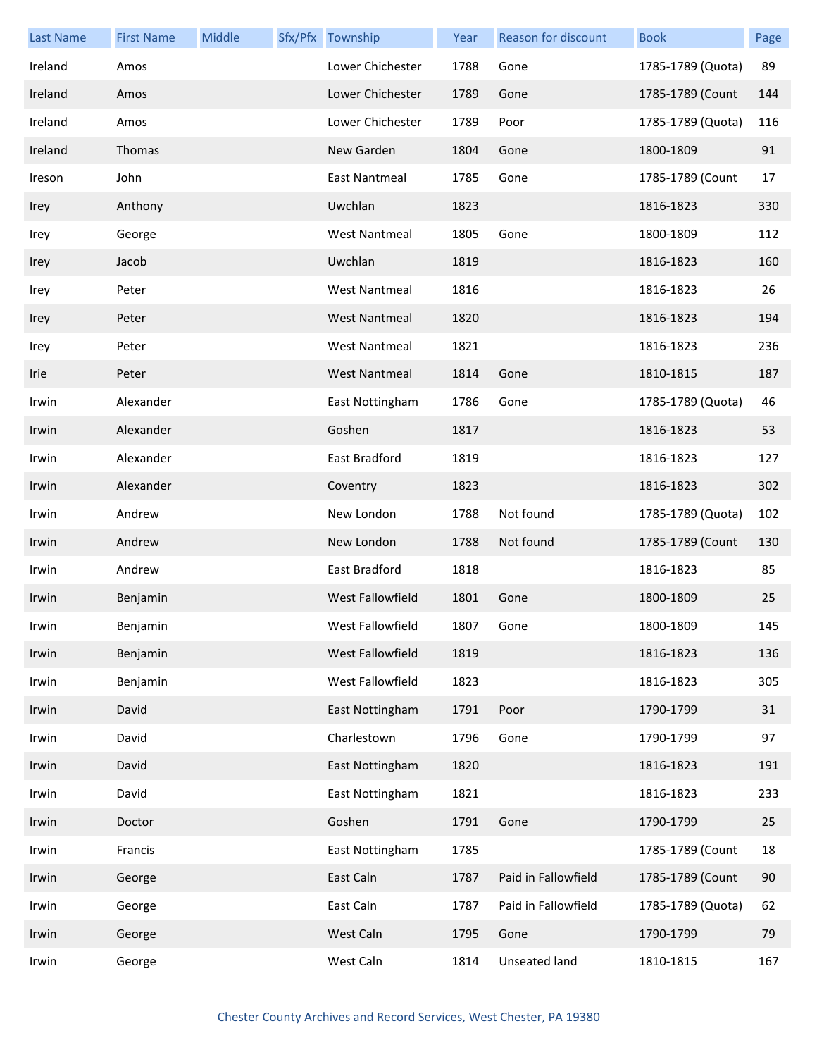| Last Name | First Name | Middle | Sfx/Pfx | Township | Year | Reason for discount | Book | Page |
|---|---|---|---|---|---|---|---|---|
| Ireland | Amos | | | Lower Chichester | 1788 | Gone | 1785-1789 (Quota) | 89 |
| Ireland | Amos | | | Lower Chichester | 1789 | Gone | 1785-1789 (Count | 144 |
| Ireland | Amos | | | Lower Chichester | 1789 | Poor | 1785-1789 (Quota) | 116 |
| Ireland | Thomas | | | New Garden | 1804 | Gone | 1800-1809 | 91 |
| Ireson | John | | | East Nantmeal | 1785 | Gone | 1785-1789 (Count | 17 |
| Irey | Anthony | | | Uwchlan | 1823 | | 1816-1823 | 330 |
| Irey | George | | | West Nantmeal | 1805 | Gone | 1800-1809 | 112 |
| Irey | Jacob | | | Uwchlan | 1819 | | 1816-1823 | 160 |
| Irey | Peter | | | West Nantmeal | 1816 | | 1816-1823 | 26 |
| Irey | Peter | | | West Nantmeal | 1820 | | 1816-1823 | 194 |
| Irey | Peter | | | West Nantmeal | 1821 | | 1816-1823 | 236 |
| Irie | Peter | | | West Nantmeal | 1814 | Gone | 1810-1815 | 187 |
| Irwin | Alexander | | | East Nottingham | 1786 | Gone | 1785-1789 (Quota) | 46 |
| Irwin | Alexander | | | Goshen | 1817 | | 1816-1823 | 53 |
| Irwin | Alexander | | | East Bradford | 1819 | | 1816-1823 | 127 |
| Irwin | Alexander | | | Coventry | 1823 | | 1816-1823 | 302 |
| Irwin | Andrew | | | New London | 1788 | Not found | 1785-1789 (Quota) | 102 |
| Irwin | Andrew | | | New London | 1788 | Not found | 1785-1789 (Count | 130 |
| Irwin | Andrew | | | East Bradford | 1818 | | 1816-1823 | 85 |
| Irwin | Benjamin | | | West Fallowfield | 1801 | Gone | 1800-1809 | 25 |
| Irwin | Benjamin | | | West Fallowfield | 1807 | Gone | 1800-1809 | 145 |
| Irwin | Benjamin | | | West Fallowfield | 1819 | | 1816-1823 | 136 |
| Irwin | Benjamin | | | West Fallowfield | 1823 | | 1816-1823 | 305 |
| Irwin | David | | | East Nottingham | 1791 | Poor | 1790-1799 | 31 |
| Irwin | David | | | Charlestown | 1796 | Gone | 1790-1799 | 97 |
| Irwin | David | | | East Nottingham | 1820 | | 1816-1823 | 191 |
| Irwin | David | | | East Nottingham | 1821 | | 1816-1823 | 233 |
| Irwin | Doctor | | | Goshen | 1791 | Gone | 1790-1799 | 25 |
| Irwin | Francis | | | East Nottingham | 1785 | | 1785-1789 (Count | 18 |
| Irwin | George | | | East Caln | 1787 | Paid in Fallowfield | 1785-1789 (Count | 90 |
| Irwin | George | | | East Caln | 1787 | Paid in Fallowfield | 1785-1789 (Quota) | 62 |
| Irwin | George | | | West Caln | 1795 | Gone | 1790-1799 | 79 |
| Irwin | George | | | West Caln | 1814 | Unseated land | 1810-1815 | 167 |

Chester County Archives and Record Services, West Chester, PA 19380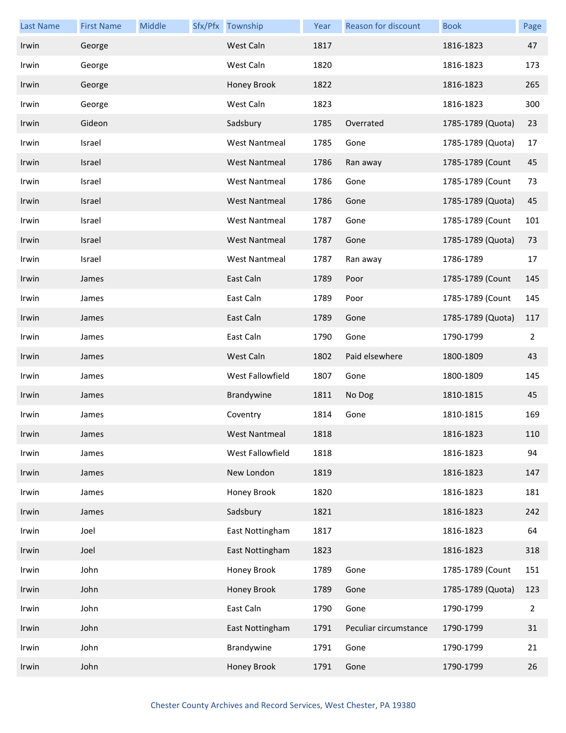| Last Name | First Name | Middle | Sfx/Pfx | Township | Year | Reason for discount | Book | Page |
|---|---|---|---|---|---|---|---|---|
| Irwin | George | | | West Caln | 1817 | | 1816-1823 | 47 |
| Irwin | George | | | West Caln | 1820 | | 1816-1823 | 173 |
| Irwin | George | | | Honey Brook | 1822 | | 1816-1823 | 265 |
| Irwin | George | | | West Caln | 1823 | | 1816-1823 | 300 |
| Irwin | Gideon | | | Sadsbury | 1785 | Overrated | 1785-1789 (Quota) | 23 |
| Irwin | Israel | | | West Nantmeal | 1785 | Gone | 1785-1789 (Quota) | 17 |
| Irwin | Israel | | | West Nantmeal | 1786 | Ran away | 1785-1789 (Count | 45 |
| Irwin | Israel | | | West Nantmeal | 1786 | Gone | 1785-1789 (Count | 73 |
| Irwin | Israel | | | West Nantmeal | 1786 | Gone | 1785-1789 (Quota) | 45 |
| Irwin | Israel | | | West Nantmeal | 1787 | Gone | 1785-1789 (Count | 101 |
| Irwin | Israel | | | West Nantmeal | 1787 | Gone | 1785-1789 (Quota) | 73 |
| Irwin | Israel | | | West Nantmeal | 1787 | Ran away | 1786-1789 | 17 |
| Irwin | James | | | East Caln | 1789 | Poor | 1785-1789 (Count | 145 |
| Irwin | James | | | East Caln | 1789 | Poor | 1785-1789 (Count | 145 |
| Irwin | James | | | East Caln | 1789 | Gone | 1785-1789 (Quota) | 117 |
| Irwin | James | | | East Caln | 1790 | Gone | 1790-1799 | 2 |
| Irwin | James | | | West Caln | 1802 | Paid elsewhere | 1800-1809 | 43 |
| Irwin | James | | | West Fallowfield | 1807 | Gone | 1800-1809 | 145 |
| Irwin | James | | | Brandywine | 1811 | No Dog | 1810-1815 | 45 |
| Irwin | James | | | Coventry | 1814 | Gone | 1810-1815 | 169 |
| Irwin | James | | | West Nantmeal | 1818 | | 1816-1823 | 110 |
| Irwin | James | | | West Fallowfield | 1818 | | 1816-1823 | 94 |
| Irwin | James | | | New London | 1819 | | 1816-1823 | 147 |
| Irwin | James | | | Honey Brook | 1820 | | 1816-1823 | 181 |
| Irwin | James | | | Sadsbury | 1821 | | 1816-1823 | 242 |
| Irwin | Joel | | | East Nottingham | 1817 | | 1816-1823 | 64 |
| Irwin | Joel | | | East Nottingham | 1823 | | 1816-1823 | 318 |
| Irwin | John | | | Honey Brook | 1789 | Gone | 1785-1789 (Count | 151 |
| Irwin | John | | | Honey Brook | 1789 | Gone | 1785-1789 (Quota) | 123 |
| Irwin | John | | | East Caln | 1790 | Gone | 1790-1799 | 2 |
| Irwin | John | | | East Nottingham | 1791 | Peculiar circumstance | 1790-1799 | 31 |
| Irwin | John | | | Brandywine | 1791 | Gone | 1790-1799 | 21 |
| Irwin | John | | | Honey Brook | 1791 | Gone | 1790-1799 | 26 |

Chester County Archives and Record Services, West Chester, PA 19380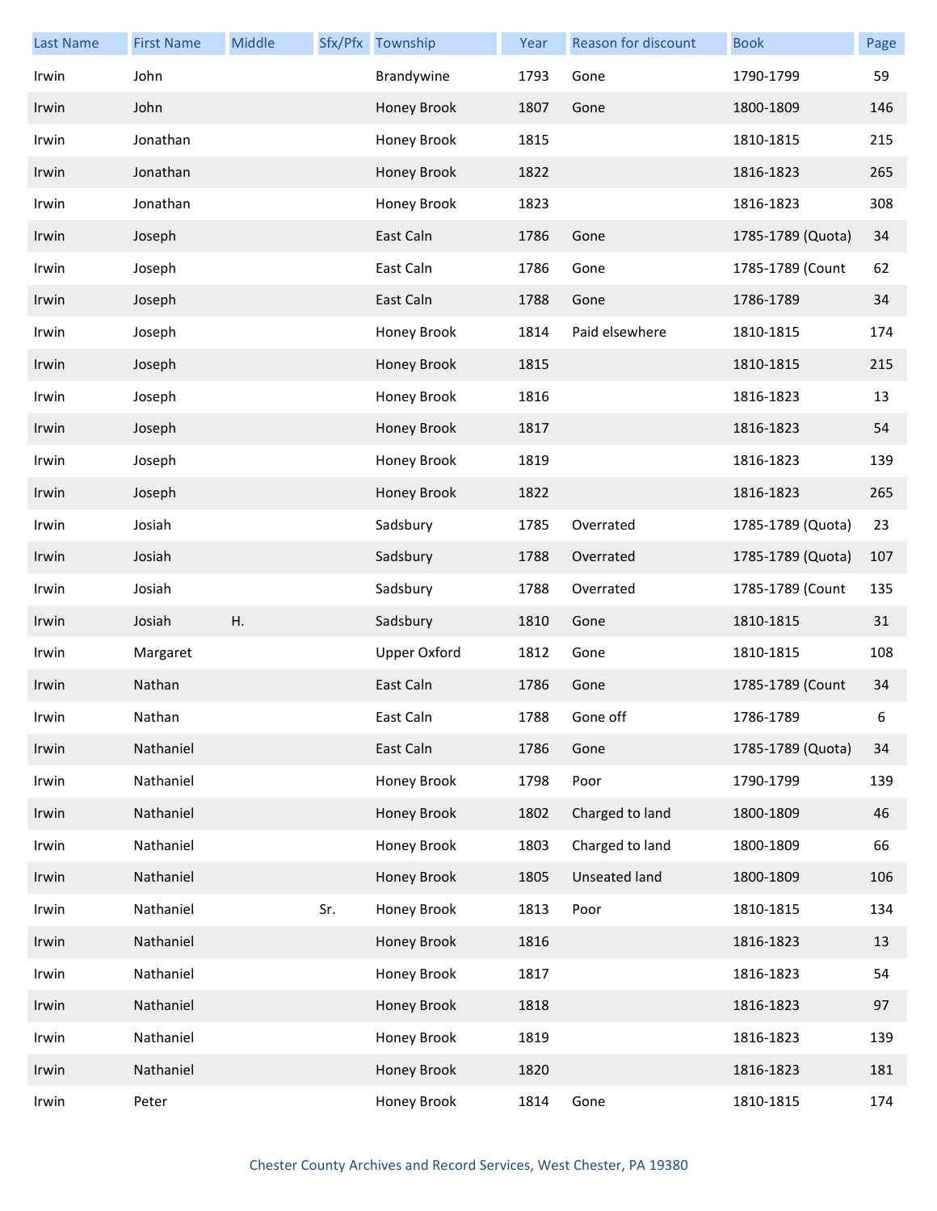| Last Name | First Name | Middle | Sfx/Pfx | Township | Year | Reason for discount | Book | Page |
|---|---|---|---|---|---|---|---|---|
| Irwin | John | | | Brandywine | 1793 | Gone | 1790-1799 | 59 |
| Irwin | John | | | Honey Brook | 1807 | Gone | 1800-1809 | 146 |
| Irwin | Jonathan | | | Honey Brook | 1815 | | 1810-1815 | 215 |
| Irwin | Jonathan | | | Honey Brook | 1822 | | 1816-1823 | 265 |
| Irwin | Jonathan | | | Honey Brook | 1823 | | 1816-1823 | 308 |
| Irwin | Joseph | | | East Caln | 1786 | Gone | 1785-1789 (Quota) | 34 |
| Irwin | Joseph | | | East Caln | 1786 | Gone | 1785-1789 (Count | 62 |
| Irwin | Joseph | | | East Caln | 1788 | Gone | 1786-1789 | 34 |
| Irwin | Joseph | | | Honey Brook | 1814 | Paid elsewhere | 1810-1815 | 174 |
| Irwin | Joseph | | | Honey Brook | 1815 | | 1810-1815 | 215 |
| Irwin | Joseph | | | Honey Brook | 1816 | | 1816-1823 | 13 |
| Irwin | Joseph | | | Honey Brook | 1817 | | 1816-1823 | 54 |
| Irwin | Joseph | | | Honey Brook | 1819 | | 1816-1823 | 139 |
| Irwin | Joseph | | | Honey Brook | 1822 | | 1816-1823 | 265 |
| Irwin | Josiah | | | Sadsbury | 1785 | Overrated | 1785-1789 (Quota) | 23 |
| Irwin | Josiah | | | Sadsbury | 1788 | Overrated | 1785-1789 (Quota) | 107 |
| Irwin | Josiah | | | Sadsbury | 1788 | Overrated | 1785-1789 (Count | 135 |
| Irwin | Josiah | H. | | Sadsbury | 1810 | Gone | 1810-1815 | 31 |
| Irwin | Margaret | | | Upper Oxford | 1812 | Gone | 1810-1815 | 108 |
| Irwin | Nathan | | | East Caln | 1786 | Gone | 1785-1789 (Count | 34 |
| Irwin | Nathan | | | East Caln | 1788 | Gone off | 1786-1789 | 6 |
| Irwin | Nathaniel | | | East Caln | 1786 | Gone | 1785-1789 (Quota) | 34 |
| Irwin | Nathaniel | | | Honey Brook | 1798 | Poor | 1790-1799 | 139 |
| Irwin | Nathaniel | | | Honey Brook | 1802 | Charged to land | 1800-1809 | 46 |
| Irwin | Nathaniel | | | Honey Brook | 1803 | Charged to land | 1800-1809 | 66 |
| Irwin | Nathaniel | | | Honey Brook | 1805 | Unseated land | 1800-1809 | 106 |
| Irwin | Nathaniel | | Sr. | Honey Brook | 1813 | Poor | 1810-1815 | 134 |
| Irwin | Nathaniel | | | Honey Brook | 1816 | | 1816-1823 | 13 |
| Irwin | Nathaniel | | | Honey Brook | 1817 | | 1816-1823 | 54 |
| Irwin | Nathaniel | | | Honey Brook | 1818 | | 1816-1823 | 97 |
| Irwin | Nathaniel | | | Honey Brook | 1819 | | 1816-1823 | 139 |
| Irwin | Nathaniel | | | Honey Brook | 1820 | | 1816-1823 | 181 |
| Irwin | Peter | | | Honey Brook | 1814 | Gone | 1810-1815 | 174 |

Chester County Archives and Record Services, West Chester, PA 19380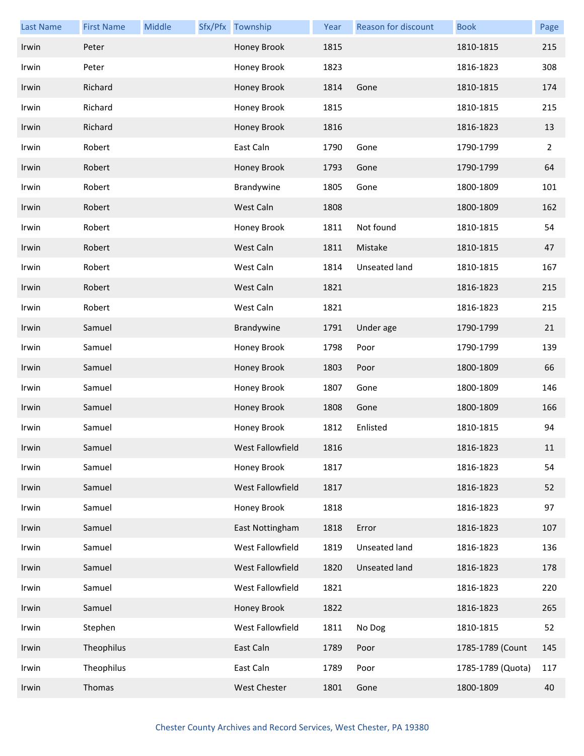| Last Name | First Name | Middle | Sfx/Pfx | Township | Year | Reason for discount | Book | Page |
|---|---|---|---|---|---|---|---|---|
| Irwin | Peter | | | Honey Brook | 1815 | | 1810-1815 | 215 |
| Irwin | Peter | | | Honey Brook | 1823 | | 1816-1823 | 308 |
| Irwin | Richard | | | Honey Brook | 1814 | Gone | 1810-1815 | 174 |
| Irwin | Richard | | | Honey Brook | 1815 | | 1810-1815 | 215 |
| Irwin | Richard | | | Honey Brook | 1816 | | 1816-1823 | 13 |
| Irwin | Robert | | | East Caln | 1790 | Gone | 1790-1799 | 2 |
| Irwin | Robert | | | Honey Brook | 1793 | Gone | 1790-1799 | 64 |
| Irwin | Robert | | | Brandywine | 1805 | Gone | 1800-1809 | 101 |
| Irwin | Robert | | | West Caln | 1808 | | 1800-1809 | 162 |
| Irwin | Robert | | | Honey Brook | 1811 | Not found | 1810-1815 | 54 |
| Irwin | Robert | | | West Caln | 1811 | Mistake | 1810-1815 | 47 |
| Irwin | Robert | | | West Caln | 1814 | Unseated land | 1810-1815 | 167 |
| Irwin | Robert | | | West Caln | 1821 | | 1816-1823 | 215 |
| Irwin | Robert | | | West Caln | 1821 | | 1816-1823 | 215 |
| Irwin | Samuel | | | Brandywine | 1791 | Under age | 1790-1799 | 21 |
| Irwin | Samuel | | | Honey Brook | 1798 | Poor | 1790-1799 | 139 |
| Irwin | Samuel | | | Honey Brook | 1803 | Poor | 1800-1809 | 66 |
| Irwin | Samuel | | | Honey Brook | 1807 | Gone | 1800-1809 | 146 |
| Irwin | Samuel | | | Honey Brook | 1808 | Gone | 1800-1809 | 166 |
| Irwin | Samuel | | | Honey Brook | 1812 | Enlisted | 1810-1815 | 94 |
| Irwin | Samuel | | | West Fallowfield | 1816 | | 1816-1823 | 11 |
| Irwin | Samuel | | | Honey Brook | 1817 | | 1816-1823 | 54 |
| Irwin | Samuel | | | West Fallowfield | 1817 | | 1816-1823 | 52 |
| Irwin | Samuel | | | Honey Brook | 1818 | | 1816-1823 | 97 |
| Irwin | Samuel | | | East Nottingham | 1818 | Error | 1816-1823 | 107 |
| Irwin | Samuel | | | West Fallowfield | 1819 | Unseated land | 1816-1823 | 136 |
| Irwin | Samuel | | | West Fallowfield | 1820 | Unseated land | 1816-1823 | 178 |
| Irwin | Samuel | | | West Fallowfield | 1821 | | 1816-1823 | 220 |
| Irwin | Samuel | | | Honey Brook | 1822 | | 1816-1823 | 265 |
| Irwin | Stephen | | | West Fallowfield | 1811 | No Dog | 1810-1815 | 52 |
| Irwin | Theophilus | | | East Caln | 1789 | Poor | 1785-1789 (Count | 145 |
| Irwin | Theophilus | | | East Caln | 1789 | Poor | 1785-1789 (Quota) | 117 |
| Irwin | Thomas | | | West Chester | 1801 | Gone | 1800-1809 | 40 |

Chester County Archives and Record Services, West Chester, PA 19380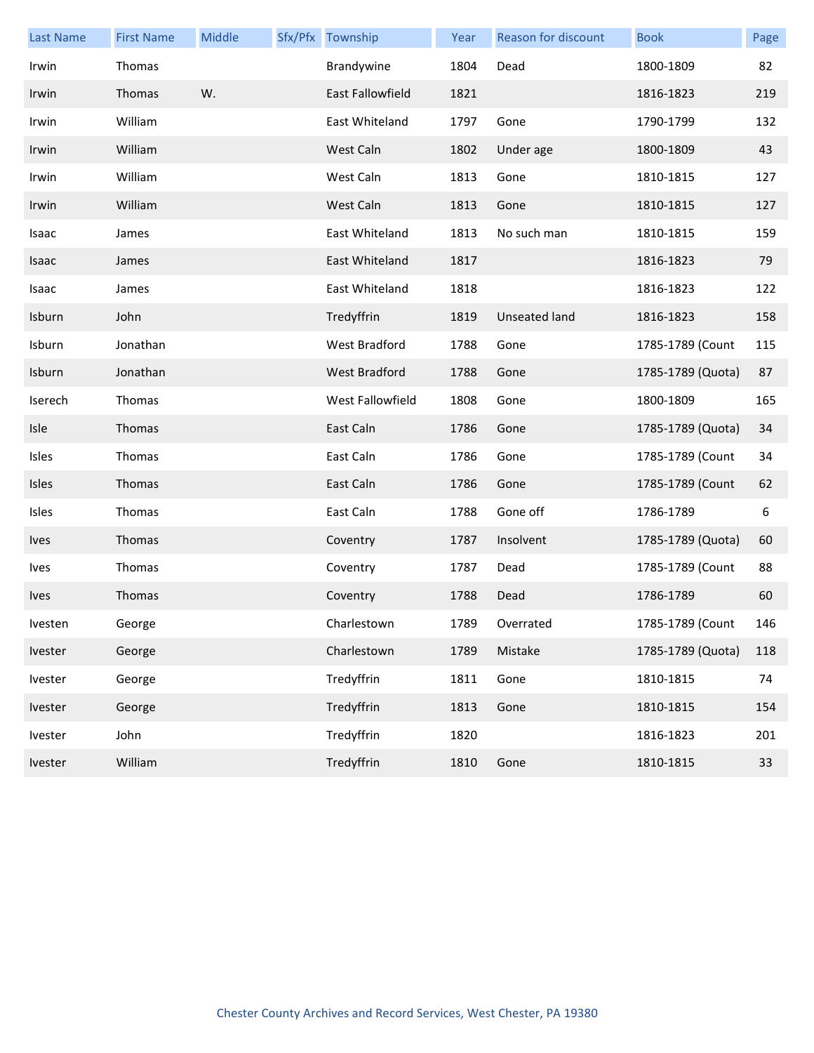| Last Name | First Name | Middle | Sfx/Pfx | Township | Year | Reason for discount | Book | Page |
|---|---|---|---|---|---|---|---|---|
| Irwin | Thomas | | | Brandywine | 1804 | Dead | 1800-1809 | 82 |
| Irwin | Thomas | W. | | East Fallowfield | 1821 | | 1816-1823 | 219 |
| Irwin | William | | | East Whiteland | 1797 | Gone | 1790-1799 | 132 |
| Irwin | William | | | West Caln | 1802 | Under age | 1800-1809 | 43 |
| Irwin | William | | | West Caln | 1813 | Gone | 1810-1815 | 127 |
| Irwin | William | | | West Caln | 1813 | Gone | 1810-1815 | 127 |
| Isaac | James | | | East Whiteland | 1813 | No such man | 1810-1815 | 159 |
| Isaac | James | | | East Whiteland | 1817 | | 1816-1823 | 79 |
| Isaac | James | | | East Whiteland | 1818 | | 1816-1823 | 122 |
| Isburn | John | | | Tredyffrin | 1819 | Unseated land | 1816-1823 | 158 |
| Isburn | Jonathan | | | West Bradford | 1788 | Gone | 1785-1789 (Count | 115 |
| Isburn | Jonathan | | | West Bradford | 1788 | Gone | 1785-1789 (Quota) | 87 |
| Iserech | Thomas | | | West Fallowfield | 1808 | Gone | 1800-1809 | 165 |
| Isle | Thomas | | | East Caln | 1786 | Gone | 1785-1789 (Quota) | 34 |
| Isles | Thomas | | | East Caln | 1786 | Gone | 1785-1789 (Count | 34 |
| Isles | Thomas | | | East Caln | 1786 | Gone | 1785-1789 (Count | 62 |
| Isles | Thomas | | | East Caln | 1788 | Gone off | 1786-1789 | 6 |
| Ives | Thomas | | | Coventry | 1787 | Insolvent | 1785-1789 (Quota) | 60 |
| Ives | Thomas | | | Coventry | 1787 | Dead | 1785-1789 (Count | 88 |
| Ives | Thomas | | | Coventry | 1788 | Dead | 1786-1789 | 60 |
| Ivesten | George | | | Charlestown | 1789 | Overrated | 1785-1789 (Count | 146 |
| Ivester | George | | | Charlestown | 1789 | Mistake | 1785-1789 (Quota) | 118 |
| Ivester | George | | | Tredyffrin | 1811 | Gone | 1810-1815 | 74 |
| Ivester | George | | | Tredyffrin | 1813 | Gone | 1810-1815 | 154 |
| Ivester | John | | | Tredyffrin | 1820 | | 1816-1823 | 201 |
| Ivester | William | | | Tredyffrin | 1810 | Gone | 1810-1815 | 33 |

Chester County Archives and Record Services, West Chester, PA 19380